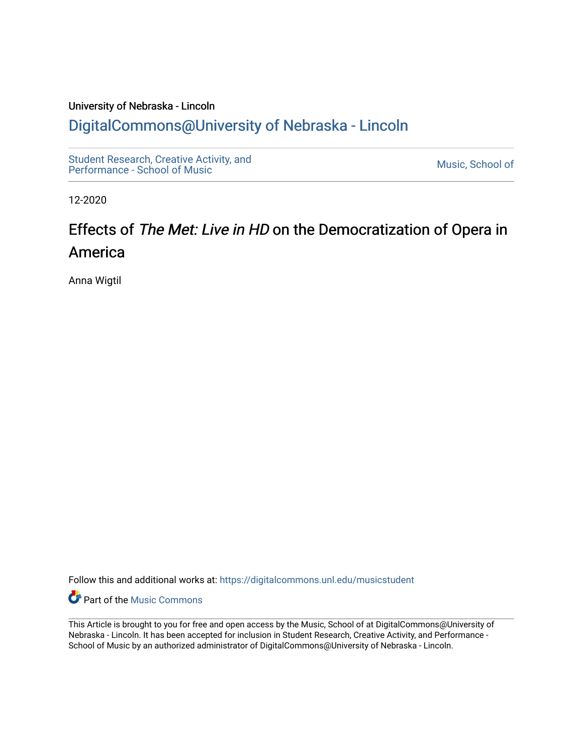University of Nebraska - Lincoln

DigitalCommons@University of Nebraska - Lincoln

Student Research, Creative Activity, and Performance - School of Music

Music, School of

12-2020

# Effects of *The Met: Live in HD* on the Democratization of Opera in America

Anna Wigtil

Follow this and additional works at: https://digitalcommons.unl.edu/musicstudent

Part of the Music Commons

This Article is brought to you for free and open access by the Music, School of at DigitalCommons@University of Nebraska - Lincoln. It has been accepted for inclusion in Student Research, Creative Activity, and Performance - School of Music by an authorized administrator of DigitalCommons@University of Nebraska - Lincoln.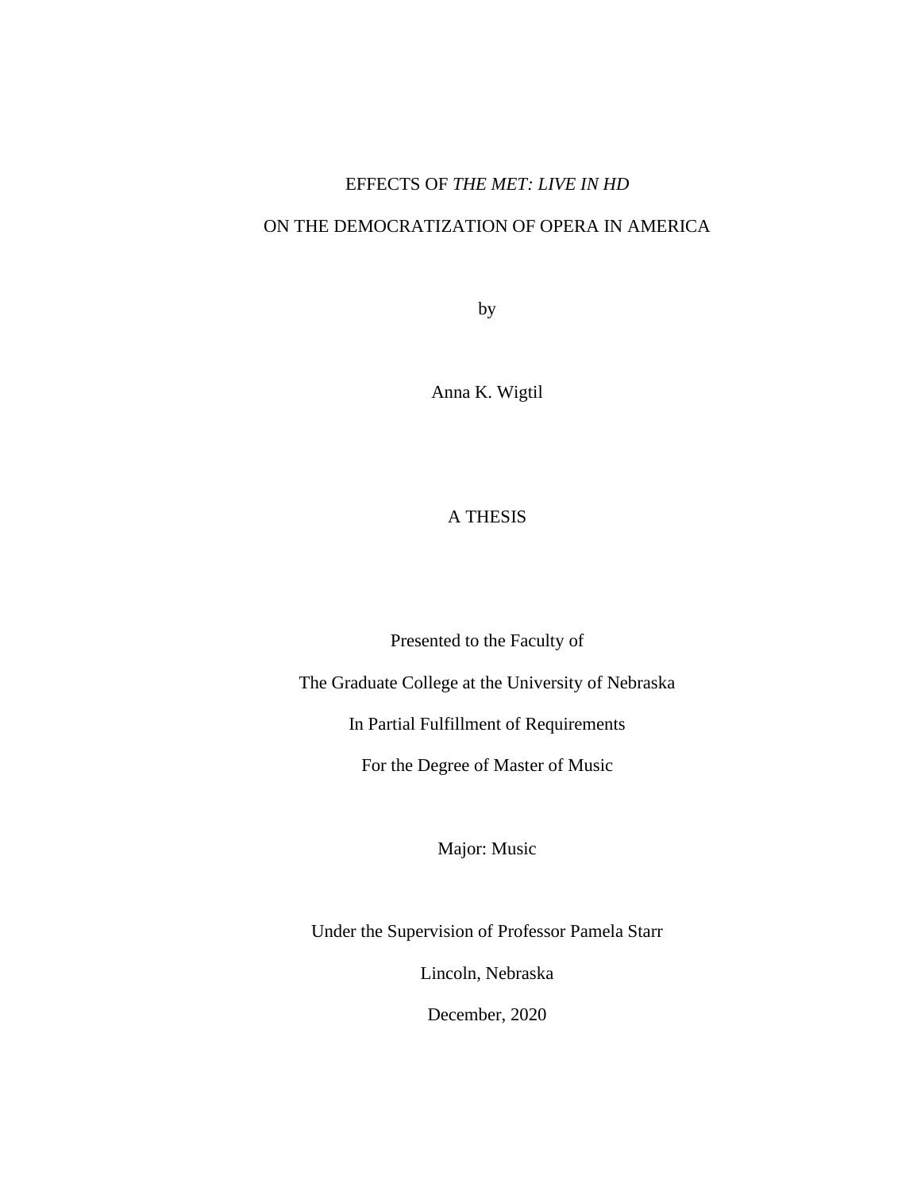EFFECTS OF *THE MET: LIVE IN HD*

ON THE DEMOCRATIZATION OF OPERA IN AMERICA

by

Anna K. Wigtil

A THESIS

Presented to the Faculty of

The Graduate College at the University of Nebraska

In Partial Fulfillment of Requirements

For the Degree of Master of Music

Major: Music

Under the Supervision of Professor Pamela Starr

Lincoln, Nebraska

December, 2020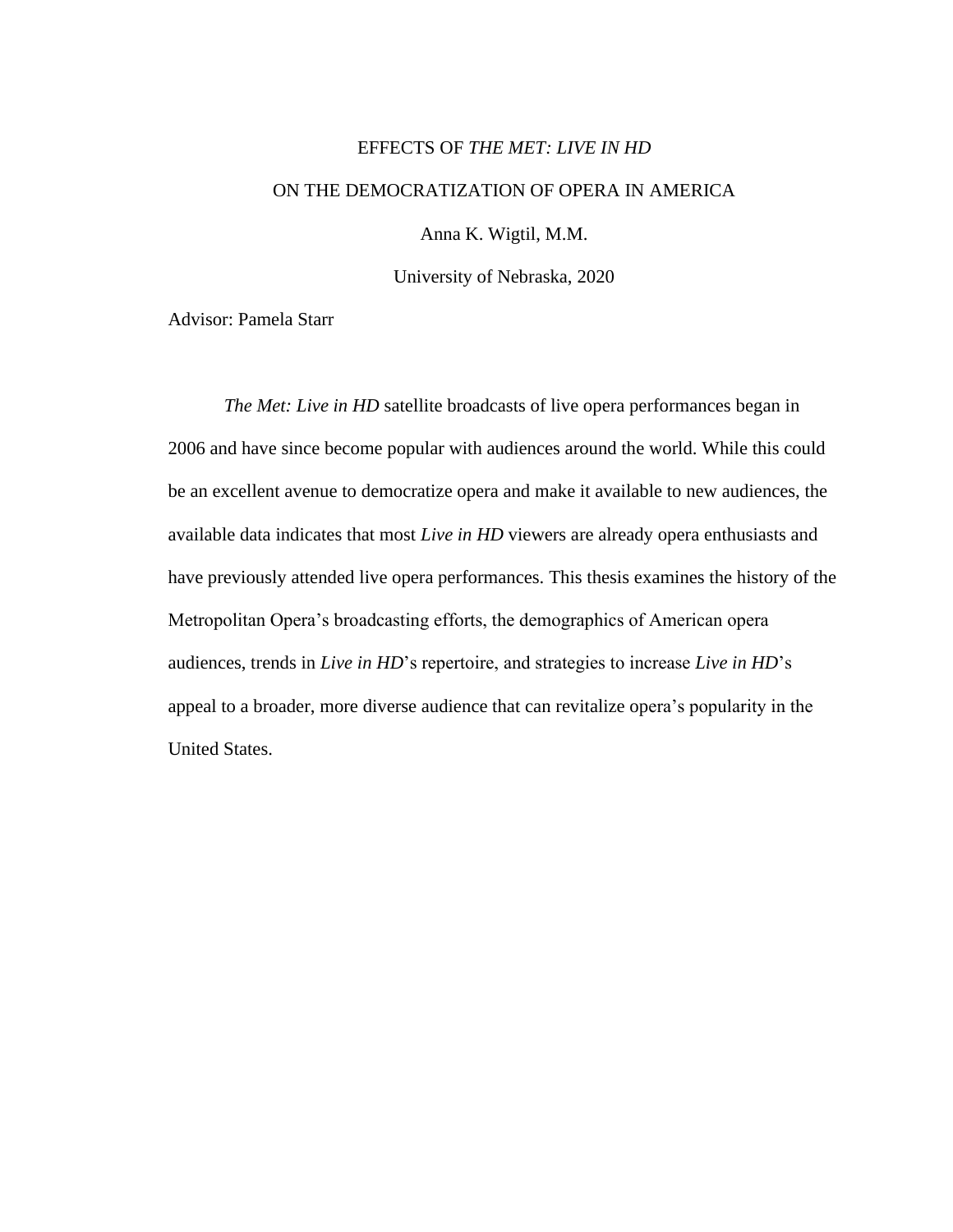EFFECTS OF *THE MET: LIVE IN HD*

ON THE DEMOCRATIZATION OF OPERA IN AMERICA

Anna K. Wigtil, M.M.

University of Nebraska, 2020

Advisor: Pamela Starr

*The Met: Live in HD* satellite broadcasts of live opera performances began in 2006 and have since become popular with audiences around the world. While this could be an excellent avenue to democratize opera and make it available to new audiences, the available data indicates that most *Live in HD* viewers are already opera enthusiasts and have previously attended live opera performances. This thesis examines the history of the Metropolitan Opera's broadcasting efforts, the demographics of American opera audiences, trends in *Live in HD*'s repertoire, and strategies to increase *Live in HD*'s appeal to a broader, more diverse audience that can revitalize opera's popularity in the United States.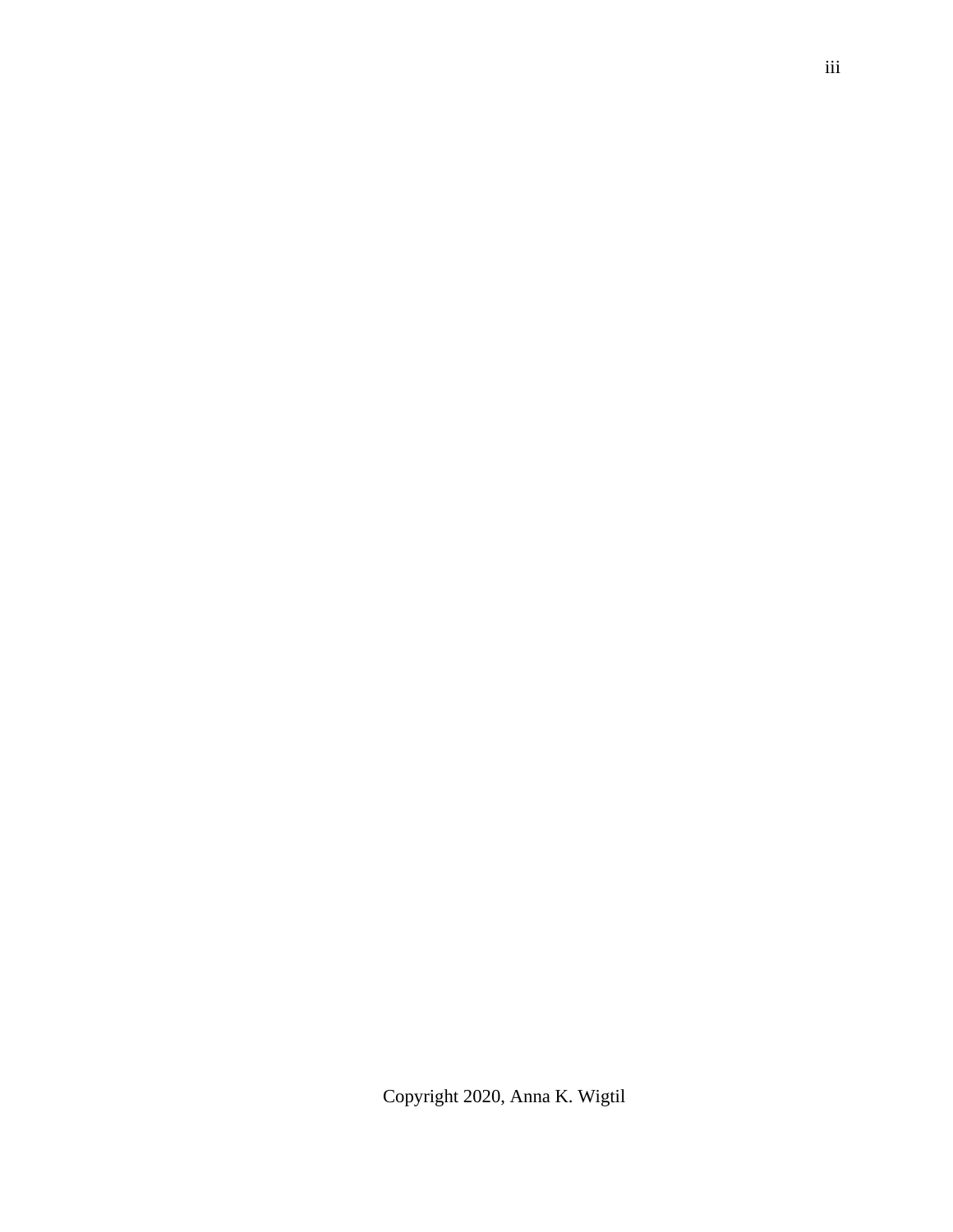Copyright 2020, Anna K. Wigtil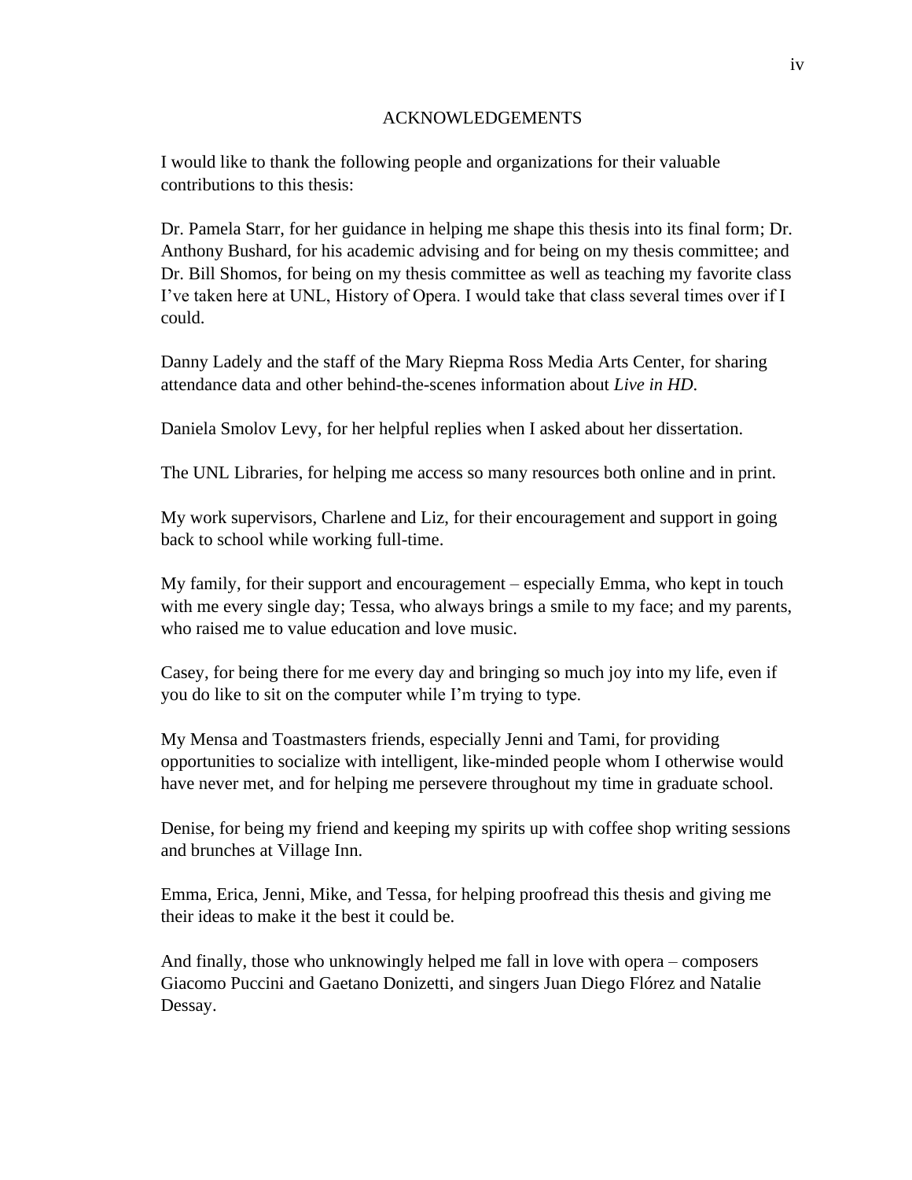# ACKNOWLEDGEMENTS

I would like to thank the following people and organizations for their valuable contributions to this thesis:

Dr. Pamela Starr, for her guidance in helping me shape this thesis into its final form; Dr. Anthony Bushard, for his academic advising and for being on my thesis committee; and Dr. Bill Shomos, for being on my thesis committee as well as teaching my favorite class I've taken here at UNL, History of Opera. I would take that class several times over if I could.

Danny Ladely and the staff of the Mary Riepma Ross Media Arts Center, for sharing attendance data and other behind-the-scenes information about *Live in HD*.

Daniela Smolov Levy, for her helpful replies when I asked about her dissertation.

The UNL Libraries, for helping me access so many resources both online and in print.

My work supervisors, Charlene and Liz, for their encouragement and support in going back to school while working full-time.

My family, for their support and encouragement – especially Emma, who kept in touch with me every single day; Tessa, who always brings a smile to my face; and my parents, who raised me to value education and love music.

Casey, for being there for me every day and bringing so much joy into my life, even if you do like to sit on the computer while I'm trying to type.

My Mensa and Toastmasters friends, especially Jenni and Tami, for providing opportunities to socialize with intelligent, like-minded people whom I otherwise would have never met, and for helping me persevere throughout my time in graduate school.

Denise, for being my friend and keeping my spirits up with coffee shop writing sessions and brunches at Village Inn.

Emma, Erica, Jenni, Mike, and Tessa, for helping proofread this thesis and giving me their ideas to make it the best it could be.

And finally, those who unknowingly helped me fall in love with opera – composers Giacomo Puccini and Gaetano Donizetti, and singers Juan Diego Flórez and Natalie Dessay.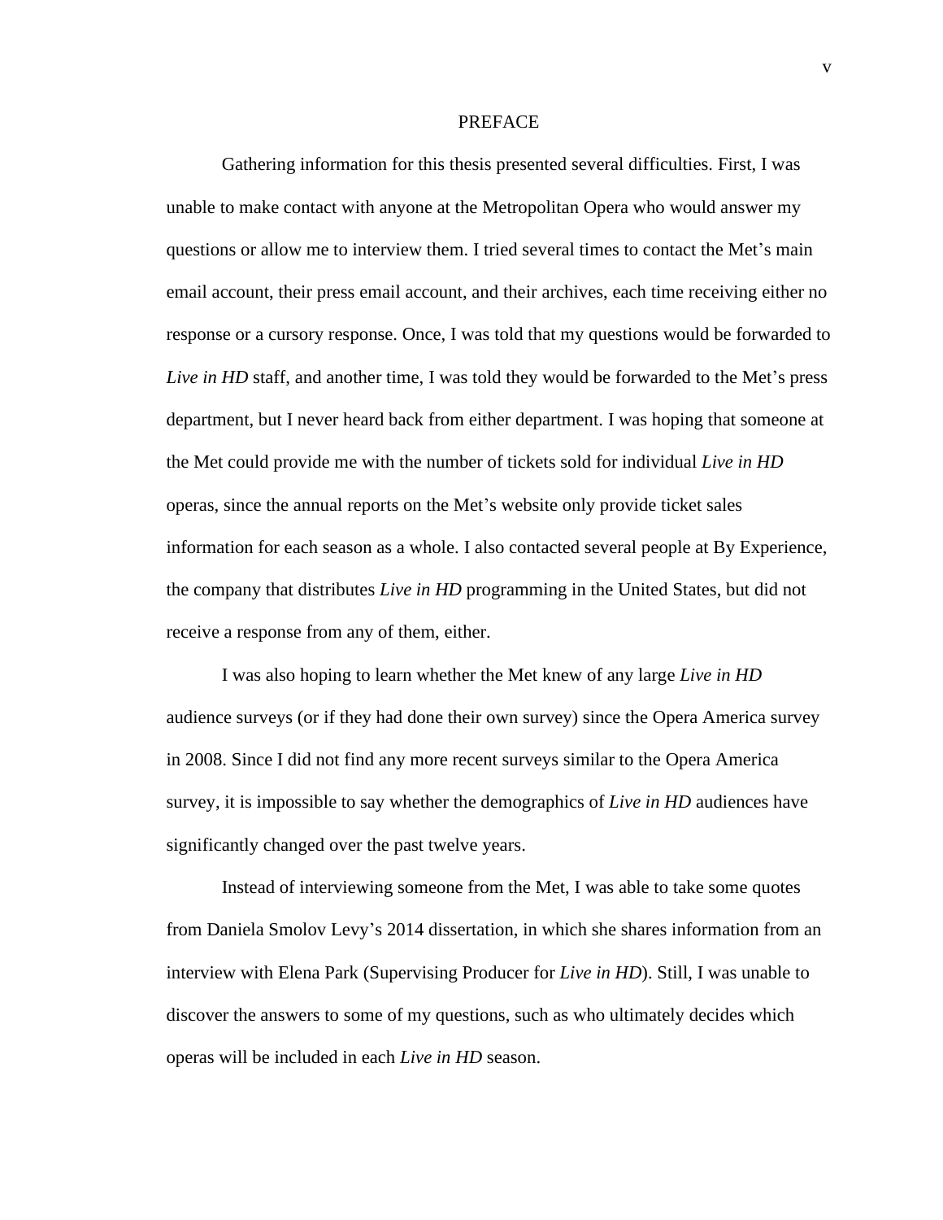# PREFACE

Gathering information for this thesis presented several difficulties. First, I was unable to make contact with anyone at the Metropolitan Opera who would answer my questions or allow me to interview them. I tried several times to contact the Met's main email account, their press email account, and their archives, each time receiving either no response or a cursory response. Once, I was told that my questions would be forwarded to *Live in HD* staff, and another time, I was told they would be forwarded to the Met's press department, but I never heard back from either department. I was hoping that someone at the Met could provide me with the number of tickets sold for individual *Live in HD* operas, since the annual reports on the Met's website only provide ticket sales information for each season as a whole. I also contacted several people at By Experience, the company that distributes *Live in HD* programming in the United States, but did not receive a response from any of them, either.

I was also hoping to learn whether the Met knew of any large *Live in HD* audience surveys (or if they had done their own survey) since the Opera America survey in 2008. Since I did not find any more recent surveys similar to the Opera America survey, it is impossible to say whether the demographics of *Live in HD* audiences have significantly changed over the past twelve years.

Instead of interviewing someone from the Met, I was able to take some quotes from Daniela Smolov Levy's 2014 dissertation, in which she shares information from an interview with Elena Park (Supervising Producer for *Live in HD*). Still, I was unable to discover the answers to some of my questions, such as who ultimately decides which operas will be included in each *Live in HD* season.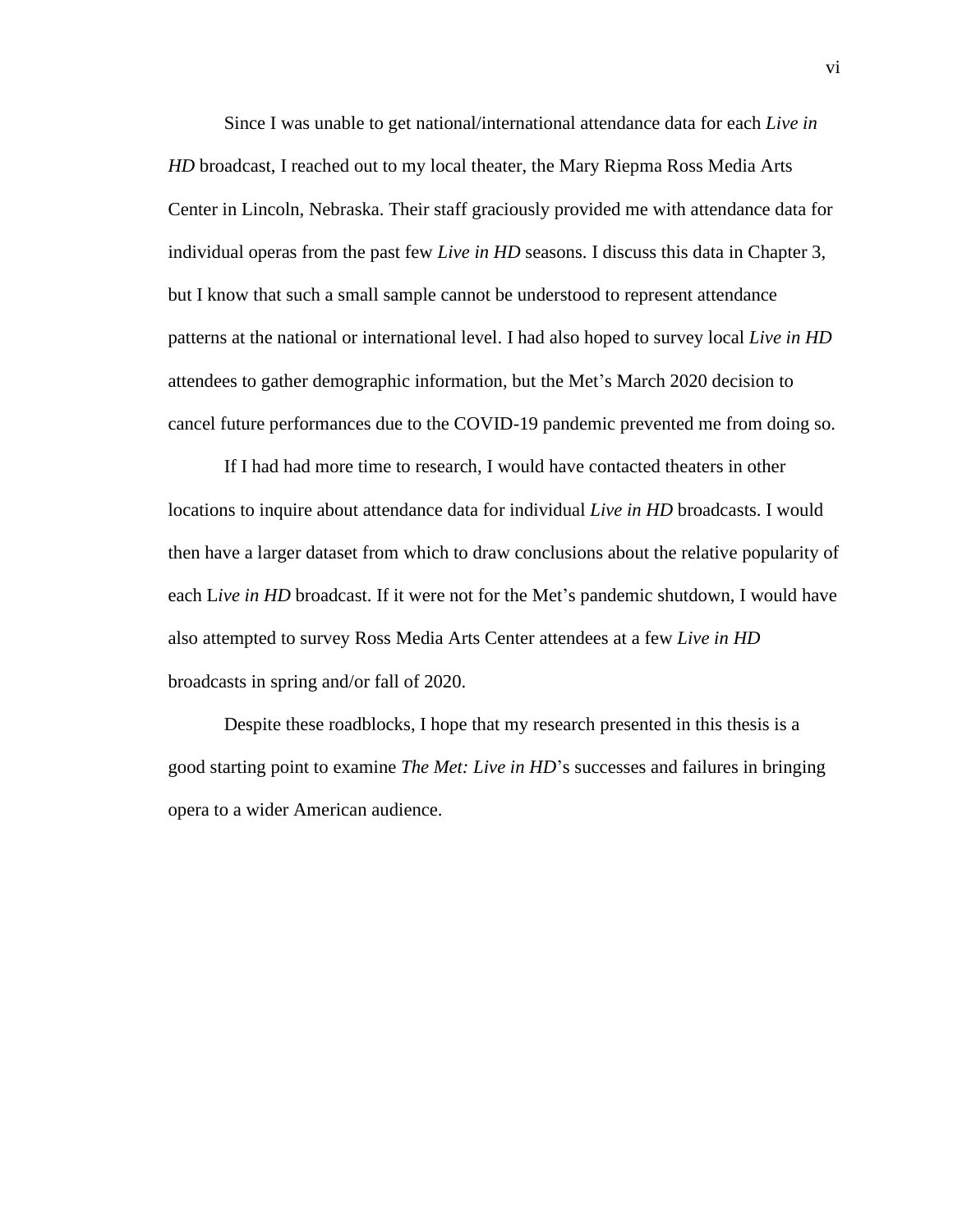Since I was unable to get national/international attendance data for each *Live in HD* broadcast, I reached out to my local theater, the Mary Riepma Ross Media Arts Center in Lincoln, Nebraska. Their staff graciously provided me with attendance data for individual operas from the past few *Live in HD* seasons. I discuss this data in Chapter 3, but I know that such a small sample cannot be understood to represent attendance patterns at the national or international level. I had also hoped to survey local *Live in HD* attendees to gather demographic information, but the Met's March 2020 decision to cancel future performances due to the COVID-19 pandemic prevented me from doing so.

If I had had more time to research, I would have contacted theaters in other locations to inquire about attendance data for individual *Live in HD* broadcasts. I would then have a larger dataset from which to draw conclusions about the relative popularity of each L*ive in HD* broadcast. If it were not for the Met's pandemic shutdown, I would have also attempted to survey Ross Media Arts Center attendees at a few *Live in HD* broadcasts in spring and/or fall of 2020.

Despite these roadblocks, I hope that my research presented in this thesis is a good starting point to examine *The Met: Live in HD*'s successes and failures in bringing opera to a wider American audience.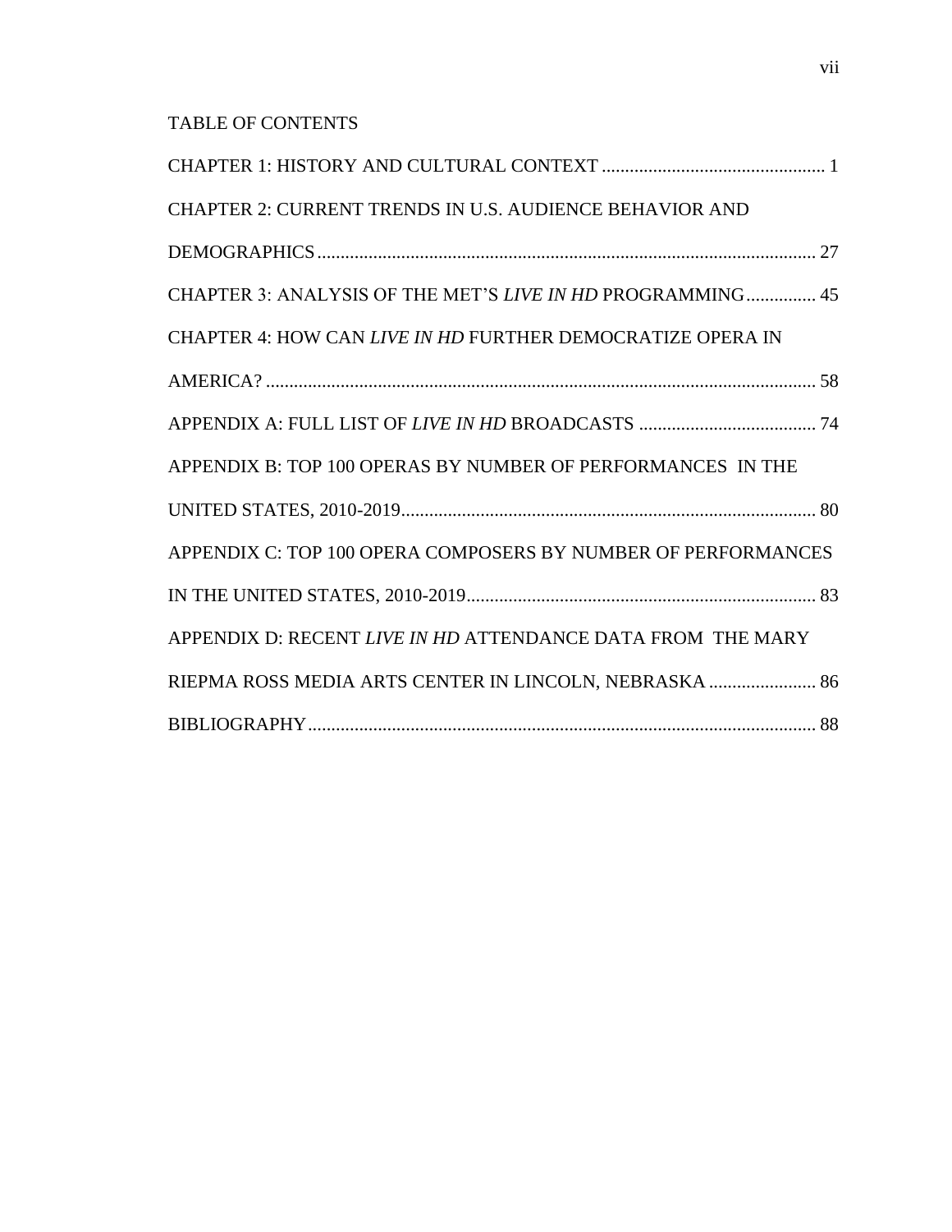# TABLE OF CONTENTS

CHAPTER 1: HISTORY AND CULTURAL CONTEXT ................................................ 1

CHAPTER 2: CURRENT TRENDS IN U.S. AUDIENCE BEHAVIOR AND DEMOGRAPHICS.......................................................................................................... 27

CHAPTER 3: ANALYSIS OF THE MET'S *LIVE IN HD* PROGRAMMING............... 45

CHAPTER 4: HOW CAN *LIVE IN HD* FURTHER DEMOCRATIZE OPERA IN AMERICA? ..................................................................................................................... 58

APPENDIX A: FULL LIST OF *LIVE IN HD* BROADCASTS ...................................... 74

APPENDIX B: TOP 100 OPERAS BY NUMBER OF PERFORMANCES IN THE UNITED STATES, 2010-2019......................................................................................... 80

APPENDIX C: TOP 100 OPERA COMPOSERS BY NUMBER OF PERFORMANCES IN THE UNITED STATES, 2010-2019........................................................................... 83

APPENDIX D: RECENT *LIVE IN HD* ATTENDANCE DATA FROM THE MARY RIEPMA ROSS MEDIA ARTS CENTER IN LINCOLN, NEBRASKA ....................... 86

BIBLIOGRAPHY............................................................................................................ 88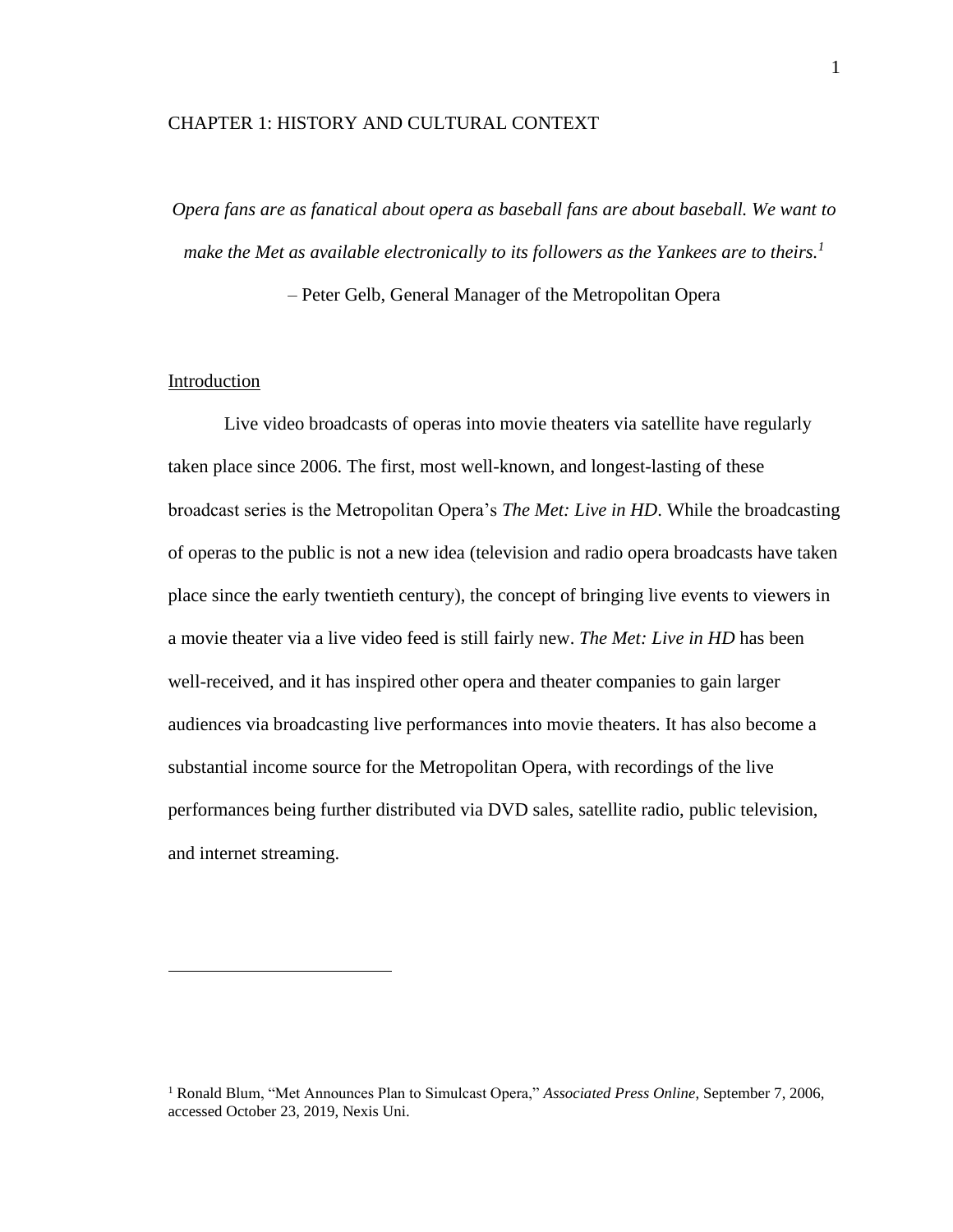# CHAPTER 1: HISTORY AND CULTURAL CONTEXT

*Opera fans are as fanatical about opera as baseball fans are about baseball. We want to make the Met as available electronically to its followers as the Yankees are to theirs.*[1]

– Peter Gelb, General Manager of the Metropolitan Opera

## Introduction

Live video broadcasts of operas into movie theaters via satellite have regularly taken place since 2006. The first, most well-known, and longest-lasting of these broadcast series is the Metropolitan Opera's *The Met: Live in HD*. While the broadcasting of operas to the public is not a new idea (television and radio opera broadcasts have taken place since the early twentieth century), the concept of bringing live events to viewers in a movie theater via a live video feed is still fairly new. *The Met: Live in HD* has been well-received, and it has inspired other opera and theater companies to gain larger audiences via broadcasting live performances into movie theaters. It has also become a substantial income source for the Metropolitan Opera, with recordings of the live performances being further distributed via DVD sales, satellite radio, public television, and internet streaming.

---

[1] Ronald Blum, "Met Announces Plan to Simulcast Opera," *Associated Press Online*, September 7, 2006, accessed October 23, 2019, Nexis Uni.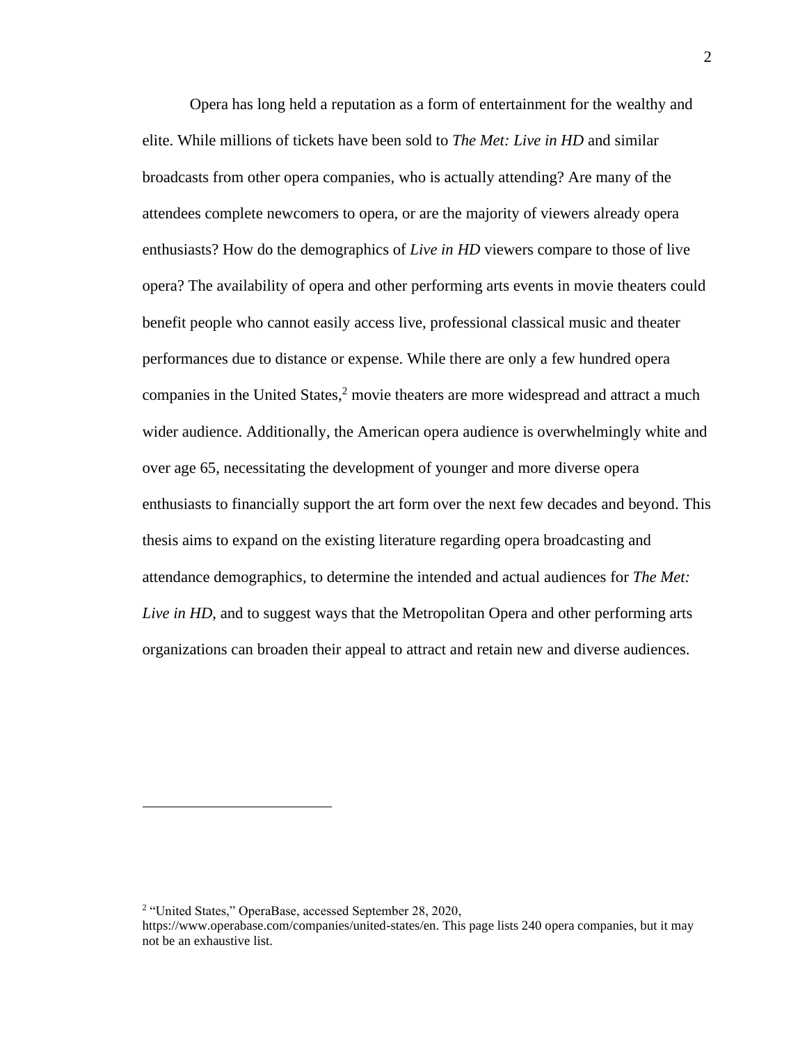Opera has long held a reputation as a form of entertainment for the wealthy and elite. While millions of tickets have been sold to *The Met: Live in HD* and similar broadcasts from other opera companies, who is actually attending? Are many of the attendees complete newcomers to opera, or are the majority of viewers already opera enthusiasts? How do the demographics of *Live in HD* viewers compare to those of live opera? The availability of opera and other performing arts events in movie theaters could benefit people who cannot easily access live, professional classical music and theater performances due to distance or expense. While there are only a few hundred opera companies in the United States,[2] movie theaters are more widespread and attract a much wider audience. Additionally, the American opera audience is overwhelmingly white and over age 65, necessitating the development of younger and more diverse opera enthusiasts to financially support the art form over the next few decades and beyond. This thesis aims to expand on the existing literature regarding opera broadcasting and attendance demographics, to determine the intended and actual audiences for *The Met: Live in HD,* and to suggest ways that the Metropolitan Opera and other performing arts organizations can broaden their appeal to attract and retain new and diverse audiences.

---

[2] "United States," OperaBase, accessed September 28, 2020, https://www.operabase.com/companies/united-states/en. This page lists 240 opera companies, but it may not be an exhaustive list.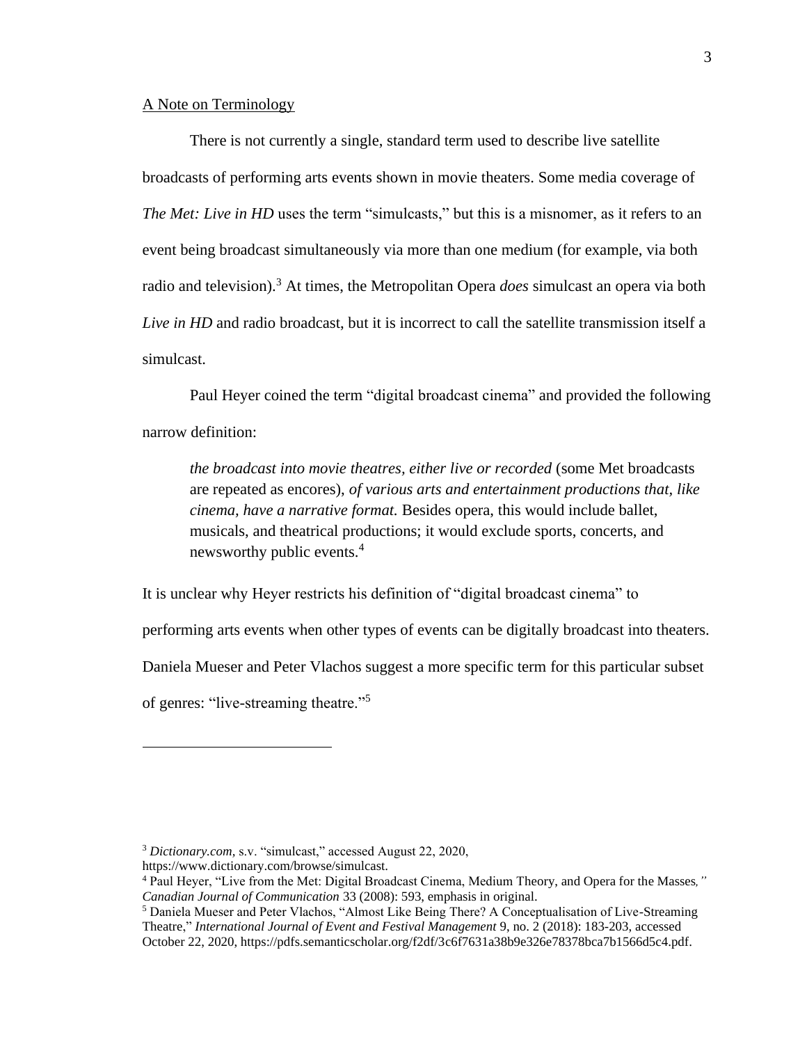A Note on Terminology

There is not currently a single, standard term used to describe live satellite broadcasts of performing arts events shown in movie theaters. Some media coverage of *The Met: Live in HD* uses the term "simulcasts," but this is a misnomer, as it refers to an event being broadcast simultaneously via more than one medium (for example, via both radio and television).[3] At times, the Metropolitan Opera *does* simulcast an opera via both *Live in HD* and radio broadcast, but it is incorrect to call the satellite transmission itself a simulcast.

Paul Heyer coined the term "digital broadcast cinema" and provided the following narrow definition:

> *the broadcast into movie theatres, either live or recorded* (some Met broadcasts are repeated as encores), *of various arts and entertainment productions that, like cinema, have a narrative format.* Besides opera, this would include ballet, musicals, and theatrical productions; it would exclude sports, concerts, and newsworthy public events.[4]

It is unclear why Heyer restricts his definition of "digital broadcast cinema" to performing arts events when other types of events can be digitally broadcast into theaters. Daniela Mueser and Peter Vlachos suggest a more specific term for this particular subset of genres: "live-streaming theatre."[5]

---

[3] *Dictionary.com*, s.v. "simulcast," accessed August 22, 2020, https://www.dictionary.com/browse/simulcast.

[4] Paul Heyer, "Live from the Met: Digital Broadcast Cinema, Medium Theory, and Opera for the Masses*," Canadian Journal of Communication* 33 (2008): 593, emphasis in original.

[5] Daniela Mueser and Peter Vlachos, "Almost Like Being There? A Conceptualisation of Live-Streaming Theatre," *International Journal of Event and Festival Management* 9, no. 2 (2018): 183-203, accessed October 22, 2020, https://pdfs.semanticscholar.org/f2df/3c6f7631a38b9e326e78378bca7b1566d5c4.pdf.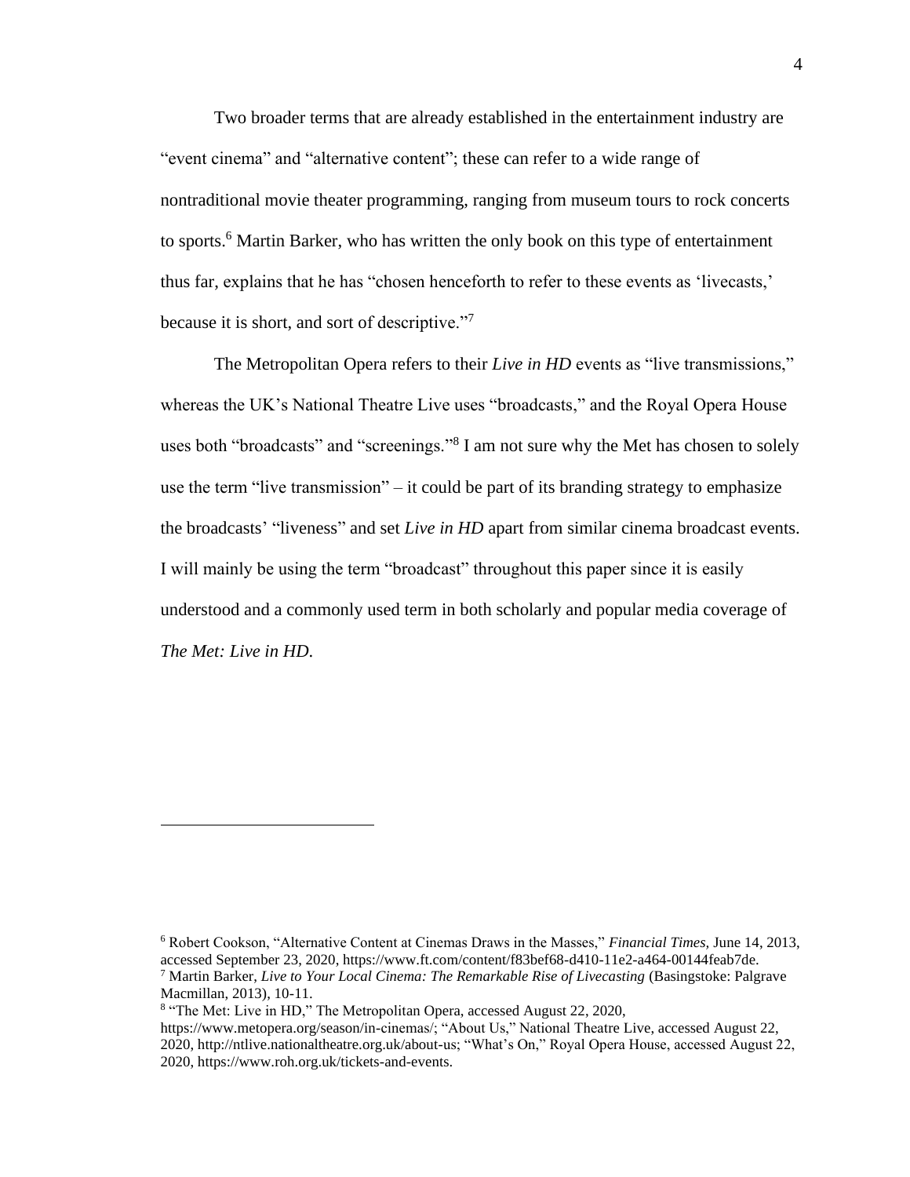Two broader terms that are already established in the entertainment industry are "event cinema" and "alternative content"; these can refer to a wide range of nontraditional movie theater programming, ranging from museum tours to rock concerts to sports.[6] Martin Barker, who has written the only book on this type of entertainment thus far, explains that he has "chosen henceforth to refer to these events as 'livecasts,' because it is short, and sort of descriptive."[7]

The Metropolitan Opera refers to their *Live in HD* events as "live transmissions," whereas the UK's National Theatre Live uses "broadcasts," and the Royal Opera House uses both "broadcasts" and "screenings."[8] I am not sure why the Met has chosen to solely use the term "live transmission" – it could be part of its branding strategy to emphasize the broadcasts' "liveness" and set *Live in HD* apart from similar cinema broadcast events. I will mainly be using the term "broadcast" throughout this paper since it is easily understood and a commonly used term in both scholarly and popular media coverage of *The Met: Live in HD*.

---

[6] Robert Cookson, "Alternative Content at Cinemas Draws in the Masses," *Financial Times,* June 14, 2013, accessed September 23, 2020, https://www.ft.com/content/f83bef68-d410-11e2-a464-00144feab7de.

[7] Martin Barker, *Live to Your Local Cinema: The Remarkable Rise of Livecasting* (Basingstoke: Palgrave Macmillan, 2013), 10-11.

[8] "The Met: Live in HD," The Metropolitan Opera, accessed August 22, 2020, https://www.metopera.org/season/in-cinemas/; "About Us," National Theatre Live, accessed August 22, 2020, http://ntlive.nationaltheatre.org.uk/about-us; "What's On," Royal Opera House, accessed August 22, 2020, https://www.roh.org.uk/tickets-and-events.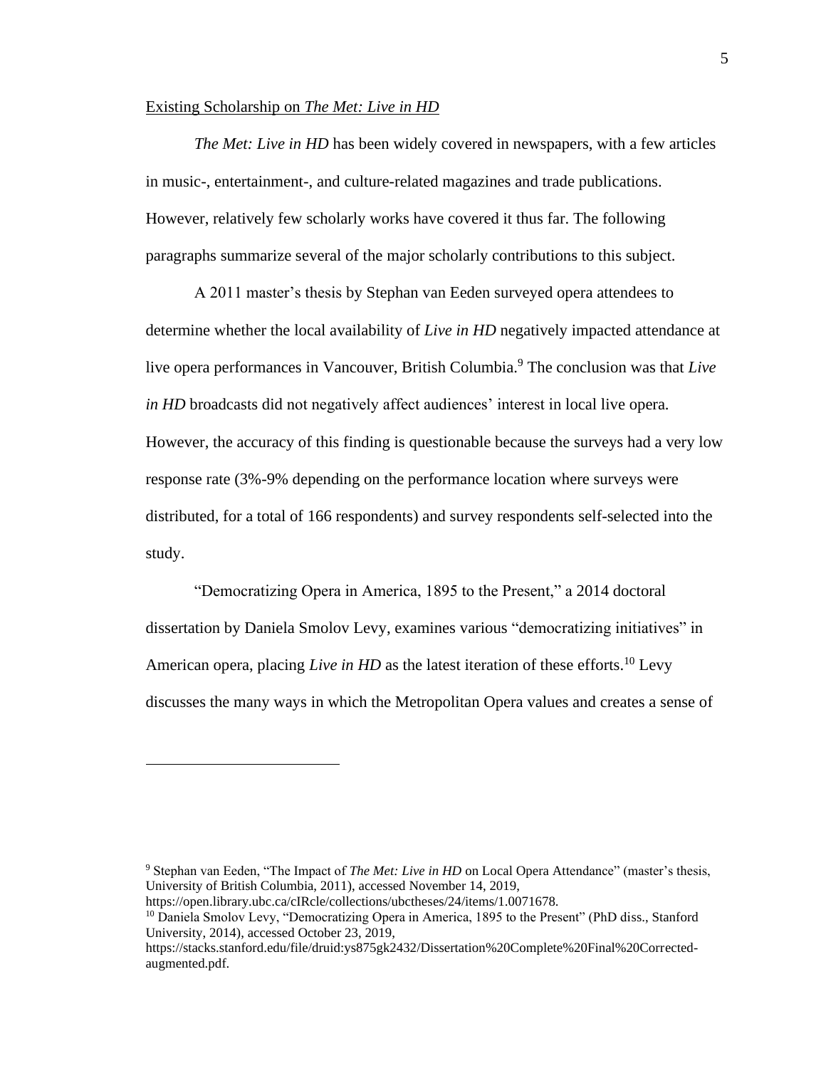Existing Scholarship on *The Met: Live in HD*

*The Met: Live in HD* has been widely covered in newspapers, with a few articles in music-, entertainment-, and culture-related magazines and trade publications. However, relatively few scholarly works have covered it thus far. The following paragraphs summarize several of the major scholarly contributions to this subject.

A 2011 master's thesis by Stephan van Eeden surveyed opera attendees to determine whether the local availability of *Live in HD* negatively impacted attendance at live opera performances in Vancouver, British Columbia.[9] The conclusion was that *Live in HD* broadcasts did not negatively affect audiences' interest in local live opera. However, the accuracy of this finding is questionable because the surveys had a very low response rate (3%-9% depending on the performance location where surveys were distributed, for a total of 166 respondents) and survey respondents self-selected into the study.

"Democratizing Opera in America, 1895 to the Present," a 2014 doctoral dissertation by Daniela Smolov Levy, examines various "democratizing initiatives" in American opera, placing *Live in HD* as the latest iteration of these efforts.[10] Levy discusses the many ways in which the Metropolitan Opera values and creates a sense of

---

[9] Stephan van Eeden, "The Impact of *The Met: Live in HD* on Local Opera Attendance" (master's thesis, University of British Columbia, 2011), accessed November 14, 2019, https://open.library.ubc.ca/cIRcle/collections/ubctheses/24/items/1.0071678.

[10] Daniela Smolov Levy, "Democratizing Opera in America, 1895 to the Present" (PhD diss., Stanford University, 2014), accessed October 23, 2019, https://stacks.stanford.edu/file/druid:ys875gk2432/Dissertation%20Complete%20Final%20Corrected-augmented.pdf.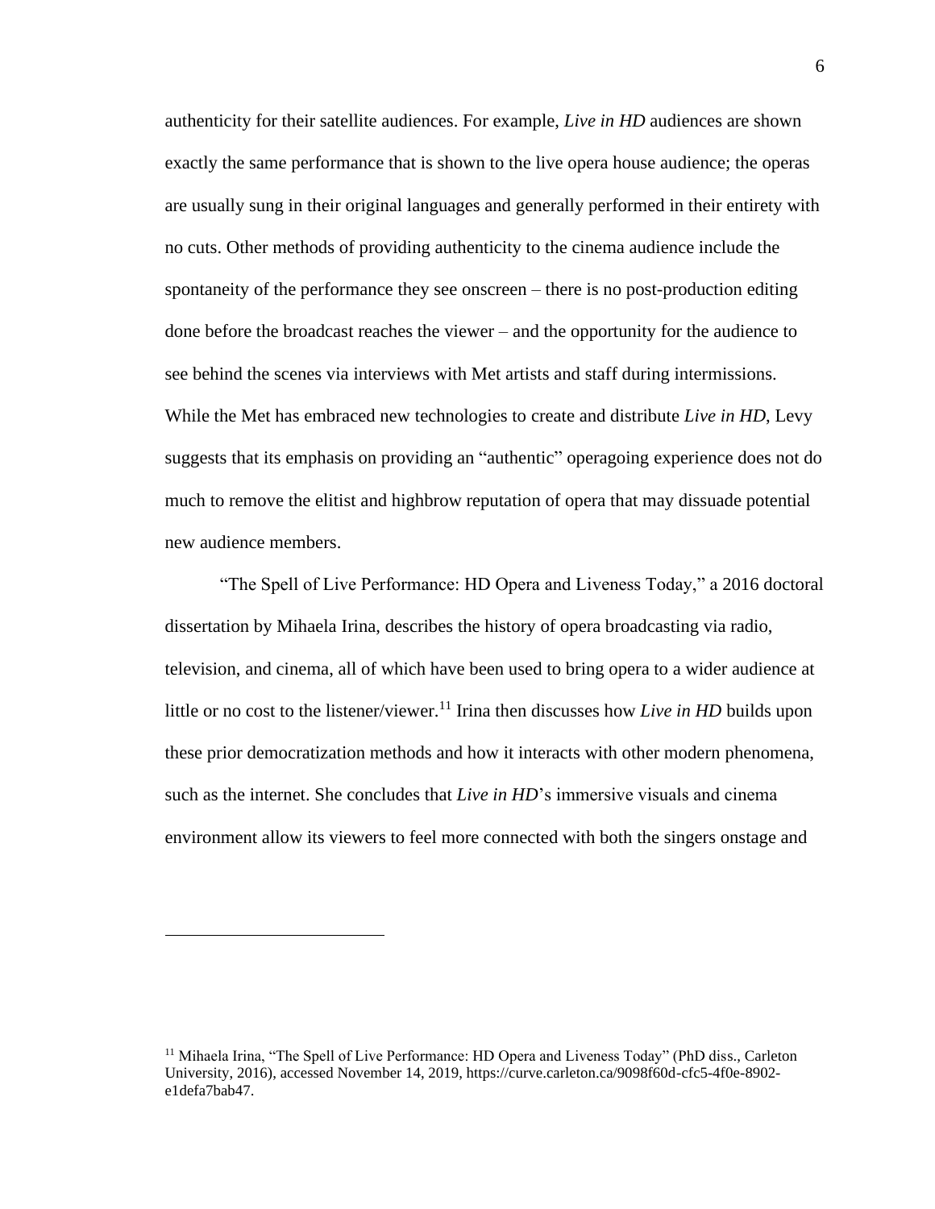authenticity for their satellite audiences. For example, *Live in HD* audiences are shown exactly the same performance that is shown to the live opera house audience; the operas are usually sung in their original languages and generally performed in their entirety with no cuts. Other methods of providing authenticity to the cinema audience include the spontaneity of the performance they see onscreen – there is no post-production editing done before the broadcast reaches the viewer – and the opportunity for the audience to see behind the scenes via interviews with Met artists and staff during intermissions. While the Met has embraced new technologies to create and distribute *Live in HD*, Levy suggests that its emphasis on providing an "authentic" operagoing experience does not do much to remove the elitist and highbrow reputation of opera that may dissuade potential new audience members.

"The Spell of Live Performance: HD Opera and Liveness Today," a 2016 doctoral dissertation by Mihaela Irina, describes the history of opera broadcasting via radio, television, and cinema, all of which have been used to bring opera to a wider audience at little or no cost to the listener/viewer.[11] Irina then discusses how *Live in HD* builds upon these prior democratization methods and how it interacts with other modern phenomena, such as the internet. She concludes that *Live in HD*'s immersive visuals and cinema environment allow its viewers to feel more connected with both the singers onstage and

---

[11] Mihaela Irina, "The Spell of Live Performance: HD Opera and Liveness Today" (PhD diss., Carleton University, 2016), accessed November 14, 2019, https://curve.carleton.ca/9098f60d-cfc5-4f0e-8902-e1defa7bab47.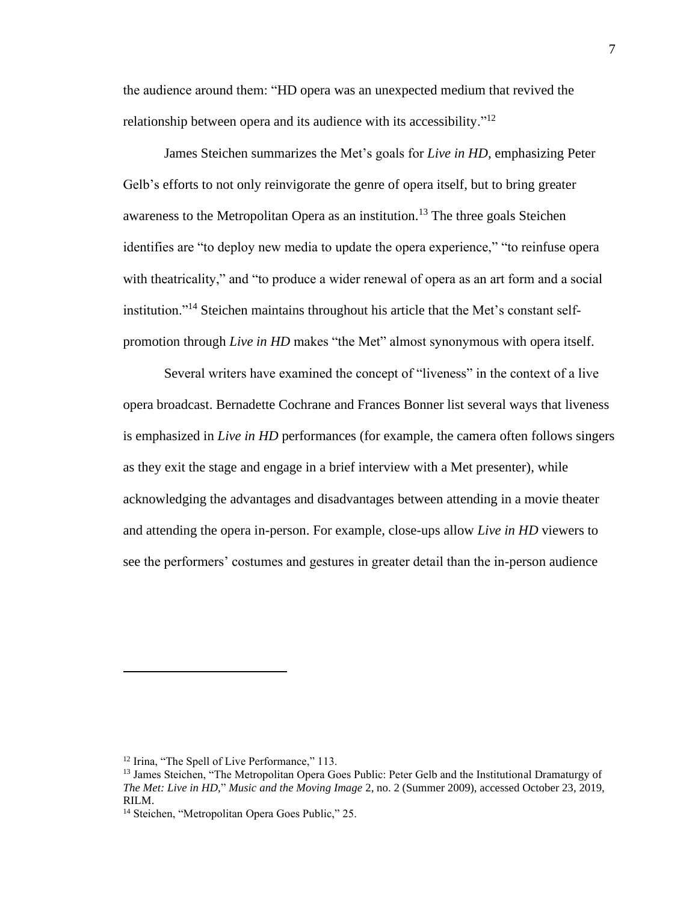the audience around them: "HD opera was an unexpected medium that revived the relationship between opera and its audience with its accessibility."[12]

James Steichen summarizes the Met's goals for *Live in HD*, emphasizing Peter Gelb's efforts to not only reinvigorate the genre of opera itself, but to bring greater awareness to the Metropolitan Opera as an institution.[13] The three goals Steichen identifies are "to deploy new media to update the opera experience," "to reinfuse opera with theatricality," and "to produce a wider renewal of opera as an art form and a social institution."[14] Steichen maintains throughout his article that the Met's constant self-promotion through *Live in HD* makes "the Met" almost synonymous with opera itself.

Several writers have examined the concept of "liveness" in the context of a live opera broadcast. Bernadette Cochrane and Frances Bonner list several ways that liveness is emphasized in *Live in HD* performances (for example, the camera often follows singers as they exit the stage and engage in a brief interview with a Met presenter), while acknowledging the advantages and disadvantages between attending in a movie theater and attending the opera in-person. For example, close-ups allow *Live in HD* viewers to see the performers' costumes and gestures in greater detail than the in-person audience

---

[12] Irina, "The Spell of Live Performance," 113.

[13] James Steichen, "The Metropolitan Opera Goes Public: Peter Gelb and the Institutional Dramaturgy of *The Met: Live in HD*," *Music and the Moving Image* 2, no. 2 (Summer 2009), accessed October 23, 2019, RILM.

[14] Steichen, "Metropolitan Opera Goes Public," 25.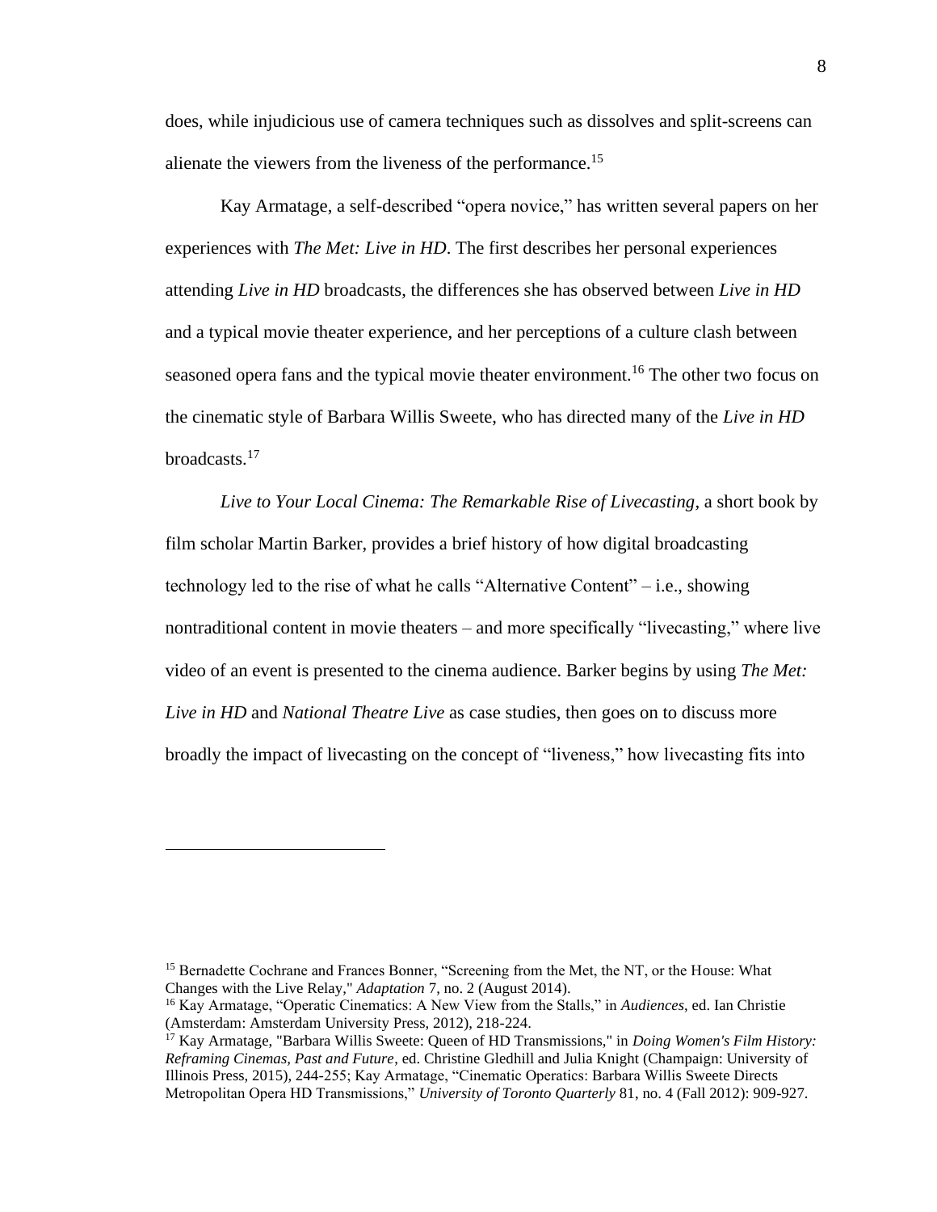does, while injudicious use of camera techniques such as dissolves and split-screens can alienate the viewers from the liveness of the performance.[15]

Kay Armatage, a self-described "opera novice," has written several papers on her experiences with *The Met: Live in HD*. The first describes her personal experiences attending *Live in HD* broadcasts, the differences she has observed between *Live in HD* and a typical movie theater experience, and her perceptions of a culture clash between seasoned opera fans and the typical movie theater environment.[16] The other two focus on the cinematic style of Barbara Willis Sweete, who has directed many of the *Live in HD* broadcasts.[17]

*Live to Your Local Cinema: The Remarkable Rise of Livecasting*, a short book by film scholar Martin Barker, provides a brief history of how digital broadcasting technology led to the rise of what he calls "Alternative Content" – i.e., showing nontraditional content in movie theaters – and more specifically "livecasting," where live video of an event is presented to the cinema audience. Barker begins by using *The Met: Live in HD* and *National Theatre Live* as case studies, then goes on to discuss more broadly the impact of livecasting on the concept of "liveness," how livecasting fits into

---

[15] Bernadette Cochrane and Frances Bonner, "Screening from the Met, the NT, or the House: What Changes with the Live Relay," *Adaptation* 7, no. 2 (August 2014).

[16] Kay Armatage, "Operatic Cinematics: A New View from the Stalls," in *Audiences*, ed. Ian Christie (Amsterdam: Amsterdam University Press, 2012), 218-224.

[17] Kay Armatage, "Barbara Willis Sweete: Queen of HD Transmissions," in *Doing Women's Film History: Reframing Cinemas, Past and Future*, ed. Christine Gledhill and Julia Knight (Champaign: University of Illinois Press, 2015), 244-255; Kay Armatage, "Cinematic Operatics: Barbara Willis Sweete Directs Metropolitan Opera HD Transmissions," *University of Toronto Quarterly* 81, no. 4 (Fall 2012): 909-927.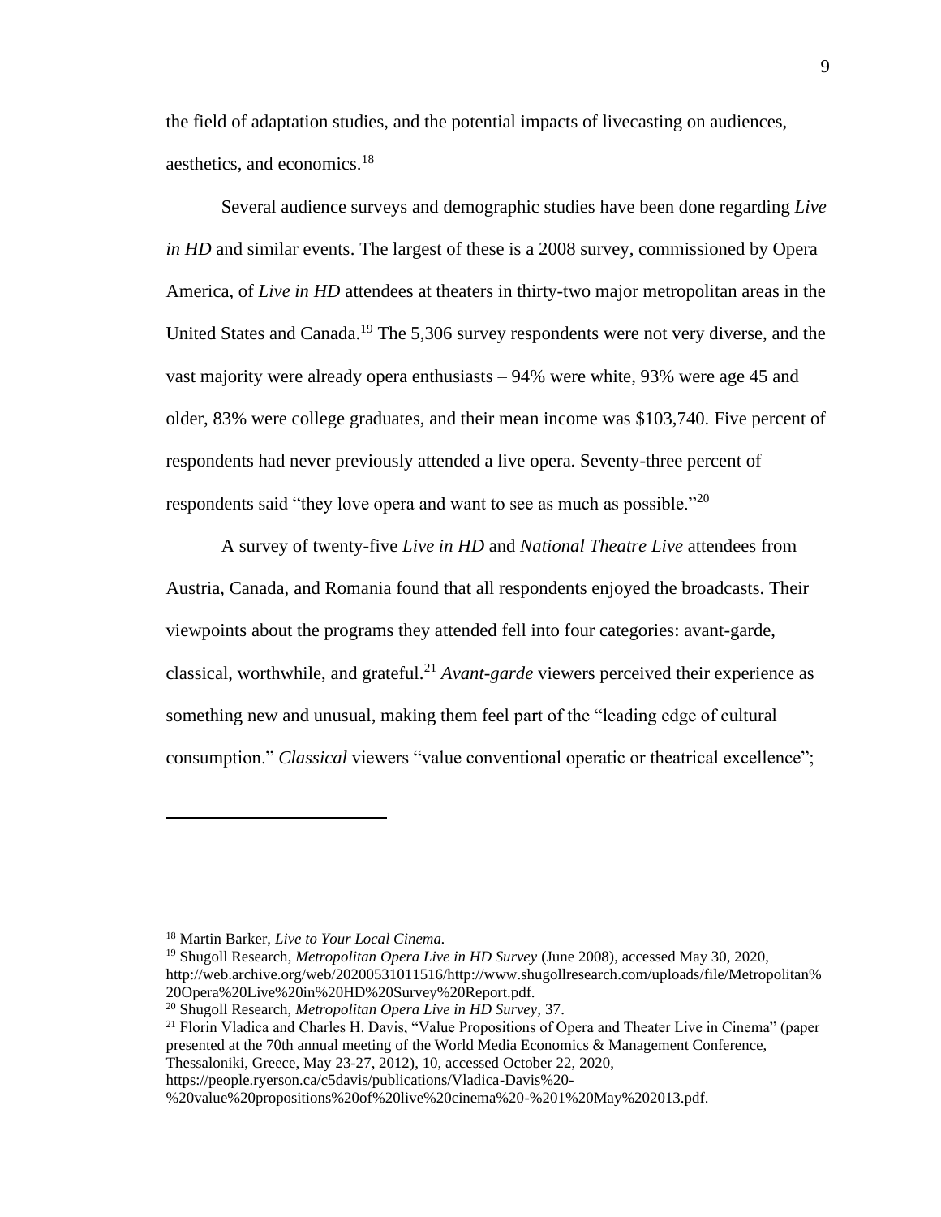the field of adaptation studies, and the potential impacts of livecasting on audiences, aesthetics, and economics.[18]

Several audience surveys and demographic studies have been done regarding *Live in HD* and similar events. The largest of these is a 2008 survey, commissioned by Opera America, of *Live in HD* attendees at theaters in thirty-two major metropolitan areas in the United States and Canada.[19] The 5,306 survey respondents were not very diverse, and the vast majority were already opera enthusiasts – 94% were white, 93% were age 45 and older, 83% were college graduates, and their mean income was $103,740. Five percent of respondents had never previously attended a live opera. Seventy-three percent of respondents said "they love opera and want to see as much as possible."[20]

A survey of twenty-five *Live in HD* and *National Theatre Live* attendees from Austria, Canada, and Romania found that all respondents enjoyed the broadcasts. Their viewpoints about the programs they attended fell into four categories: avant-garde, classical, worthwhile, and grateful.[21] *Avant-garde* viewers perceived their experience as something new and unusual, making them feel part of the "leading edge of cultural consumption." *Classical* viewers "value conventional operatic or theatrical excellence";

---

[18] Martin Barker, *Live to Your Local Cinema.*

[19] Shugoll Research, *Metropolitan Opera Live in HD Survey* (June 2008), accessed May 30, 2020, http://web.archive.org/web/20200531011516/http://www.shugollresearch.com/uploads/file/Metropolitan%20Opera%20Live%20in%20HD%20Survey%20Report.pdf.

[20] Shugoll Research, *Metropolitan Opera Live in HD Survey*, 37.

[21] Florin Vladica and Charles H. Davis, "Value Propositions of Opera and Theater Live in Cinema" (paper presented at the 70th annual meeting of the World Media Economics & Management Conference, Thessaloniki, Greece, May 23-27, 2012), 10, accessed October 22, 2020, https://people.ryerson.ca/c5davis/publications/Vladica-Davis%20-%20value%20propositions%20of%20live%20cinema%20-%201%20May%202013.pdf.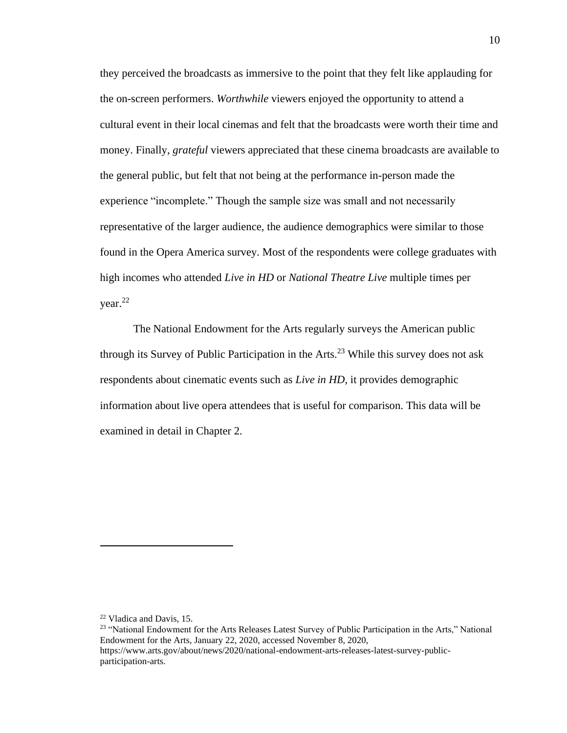they perceived the broadcasts as immersive to the point that they felt like applauding for the on-screen performers. *Worthwhile* viewers enjoyed the opportunity to attend a cultural event in their local cinemas and felt that the broadcasts were worth their time and money. Finally, *grateful* viewers appreciated that these cinema broadcasts are available to the general public, but felt that not being at the performance in-person made the experience "incomplete." Though the sample size was small and not necessarily representative of the larger audience, the audience demographics were similar to those found in the Opera America survey. Most of the respondents were college graduates with high incomes who attended *Live in HD* or *National Theatre Live* multiple times per year.[22]

The National Endowment for the Arts regularly surveys the American public through its Survey of Public Participation in the Arts.[23] While this survey does not ask respondents about cinematic events such as *Live in HD,* it provides demographic information about live opera attendees that is useful for comparison. This data will be examined in detail in Chapter 2.

---

[22] Vladica and Davis, 15.

[23] "National Endowment for the Arts Releases Latest Survey of Public Participation in the Arts," National Endowment for the Arts, January 22, 2020, accessed November 8, 2020, https://www.arts.gov/about/news/2020/national-endowment-arts-releases-latest-survey-public-participation-arts.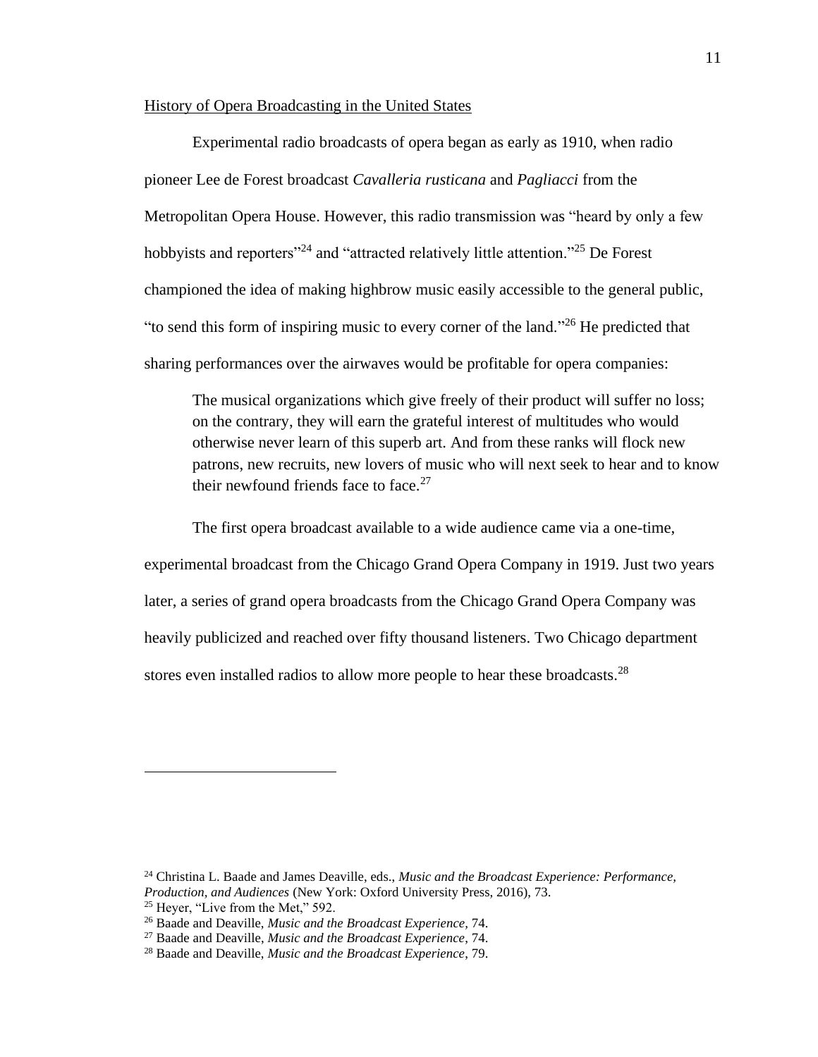History of Opera Broadcasting in the United States

Experimental radio broadcasts of opera began as early as 1910, when radio pioneer Lee de Forest broadcast *Cavalleria rusticana* and *Pagliacci* from the Metropolitan Opera House. However, this radio transmission was "heard by only a few hobbyists and reporters"[24] and "attracted relatively little attention."[25] De Forest championed the idea of making highbrow music easily accessible to the general public, "to send this form of inspiring music to every corner of the land."[26] He predicted that sharing performances over the airwaves would be profitable for opera companies:

> The musical organizations which give freely of their product will suffer no loss; on the contrary, they will earn the grateful interest of multitudes who would otherwise never learn of this superb art. And from these ranks will flock new patrons, new recruits, new lovers of music who will next seek to hear and to know their newfound friends face to face.[27]

The first opera broadcast available to a wide audience came via a one-time, experimental broadcast from the Chicago Grand Opera Company in 1919. Just two years later, a series of grand opera broadcasts from the Chicago Grand Opera Company was heavily publicized and reached over fifty thousand listeners. Two Chicago department stores even installed radios to allow more people to hear these broadcasts.[28]

---

[24] Christina L. Baade and James Deaville, eds., *Music and the Broadcast Experience: Performance, Production, and Audiences* (New York: Oxford University Press, 2016), 73.

[25] Heyer, "Live from the Met," 592.

[26] Baade and Deaville, *Music and the Broadcast Experience*, 74.

[27] Baade and Deaville, *Music and the Broadcast Experience*, 74.

[28] Baade and Deaville, *Music and the Broadcast Experience*, 79.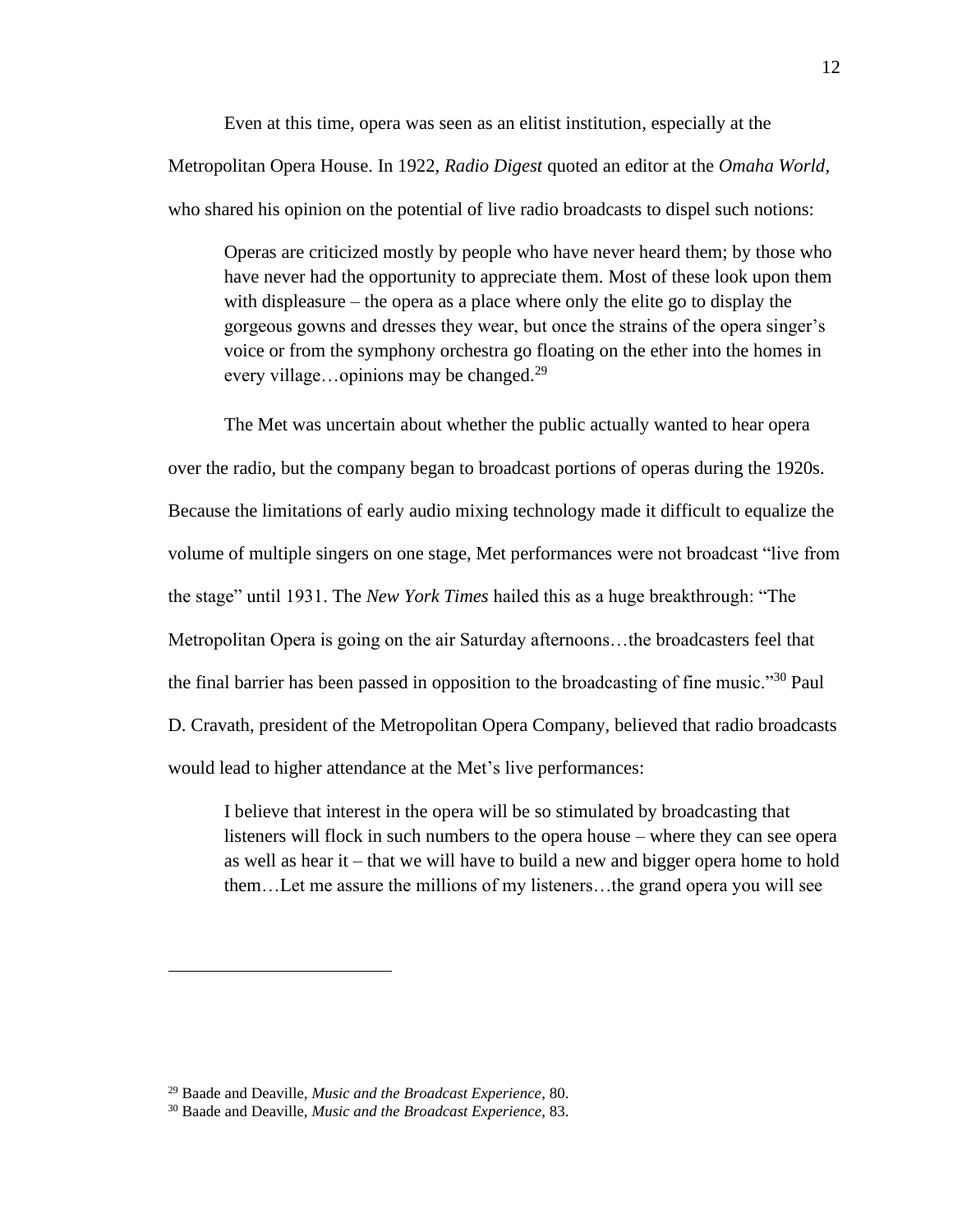Even at this time, opera was seen as an elitist institution, especially at the Metropolitan Opera House. In 1922, *Radio Digest* quoted an editor at the *Omaha World*, who shared his opinion on the potential of live radio broadcasts to dispel such notions:

> Operas are criticized mostly by people who have never heard them; by those who have never had the opportunity to appreciate them. Most of these look upon them with displeasure – the opera as a place where only the elite go to display the gorgeous gowns and dresses they wear, but once the strains of the opera singer's voice or from the symphony orchestra go floating on the ether into the homes in every village…opinions may be changed.[29]

The Met was uncertain about whether the public actually wanted to hear opera over the radio, but the company began to broadcast portions of operas during the 1920s. Because the limitations of early audio mixing technology made it difficult to equalize the volume of multiple singers on one stage, Met performances were not broadcast "live from the stage" until 1931. The *New York Times* hailed this as a huge breakthrough: "The Metropolitan Opera is going on the air Saturday afternoons…the broadcasters feel that the final barrier has been passed in opposition to the broadcasting of fine music."[30] Paul D. Cravath, president of the Metropolitan Opera Company, believed that radio broadcasts would lead to higher attendance at the Met's live performances:

> I believe that interest in the opera will be so stimulated by broadcasting that listeners will flock in such numbers to the opera house – where they can see opera as well as hear it – that we will have to build a new and bigger opera home to hold them…Let me assure the millions of my listeners…the grand opera you will see

---

[29] Baade and Deaville, *Music and the Broadcast Experience*, 80.

[30] Baade and Deaville, *Music and the Broadcast Experience*, 83.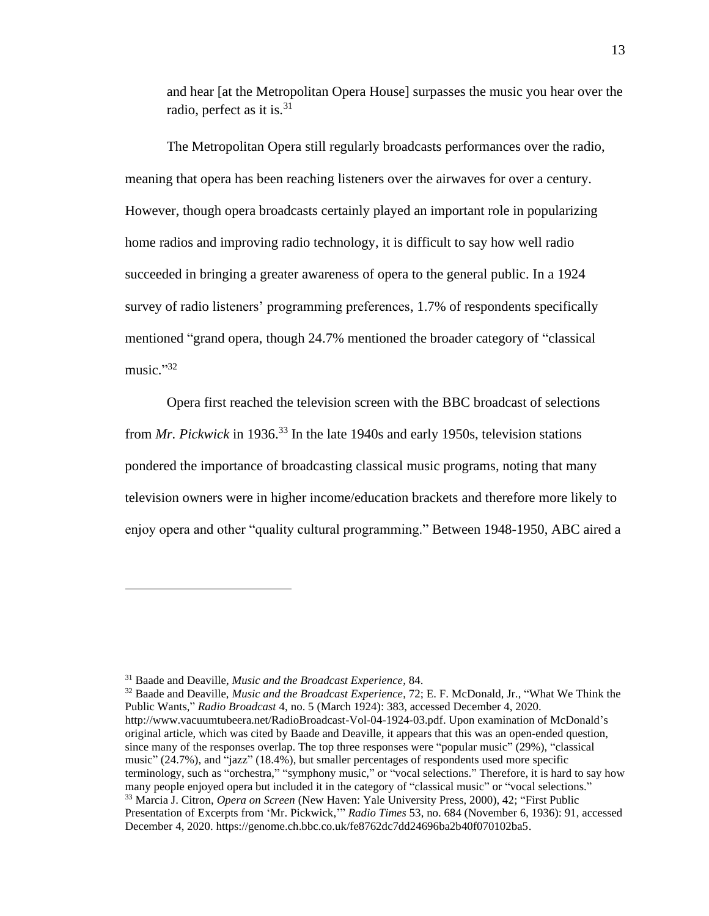and hear [at the Metropolitan Opera House] surpasses the music you hear over the radio, perfect as it is.[31]

The Metropolitan Opera still regularly broadcasts performances over the radio, meaning that opera has been reaching listeners over the airwaves for over a century. However, though opera broadcasts certainly played an important role in popularizing home radios and improving radio technology, it is difficult to say how well radio succeeded in bringing a greater awareness of opera to the general public. In a 1924 survey of radio listeners' programming preferences, 1.7% of respondents specifically mentioned "grand opera, though 24.7% mentioned the broader category of "classical music."[32]

Opera first reached the television screen with the BBC broadcast of selections from *Mr. Pickwick* in 1936.[33] In the late 1940s and early 1950s, television stations pondered the importance of broadcasting classical music programs, noting that many television owners were in higher income/education brackets and therefore more likely to enjoy opera and other "quality cultural programming." Between 1948-1950, ABC aired a

---

[31] Baade and Deaville, *Music and the Broadcast Experience*, 84.

[32] Baade and Deaville, *Music and the Broadcast Experience*, 72; E. F. McDonald, Jr., "What We Think the Public Wants," *Radio Broadcast* 4, no. 5 (March 1924): 383, accessed December 4, 2020. http://www.vacuumtubeera.net/RadioBroadcast-Vol-04-1924-03.pdf. Upon examination of McDonald's original article, which was cited by Baade and Deaville, it appears that this was an open-ended question, since many of the responses overlap. The top three responses were "popular music" (29%), "classical music" (24.7%), and "jazz" (18.4%), but smaller percentages of respondents used more specific terminology, such as "orchestra," "symphony music," or "vocal selections." Therefore, it is hard to say how many people enjoyed opera but included it in the category of "classical music" or "vocal selections."

[33] Marcia J. Citron, *Opera on Screen* (New Haven: Yale University Press, 2000), 42; "First Public Presentation of Excerpts from 'Mr. Pickwick,'" *Radio Times* 53, no. 684 (November 6, 1936): 91, accessed December 4, 2020. https://genome.ch.bbc.co.uk/fe8762dc7dd24696ba2b40f070102ba5.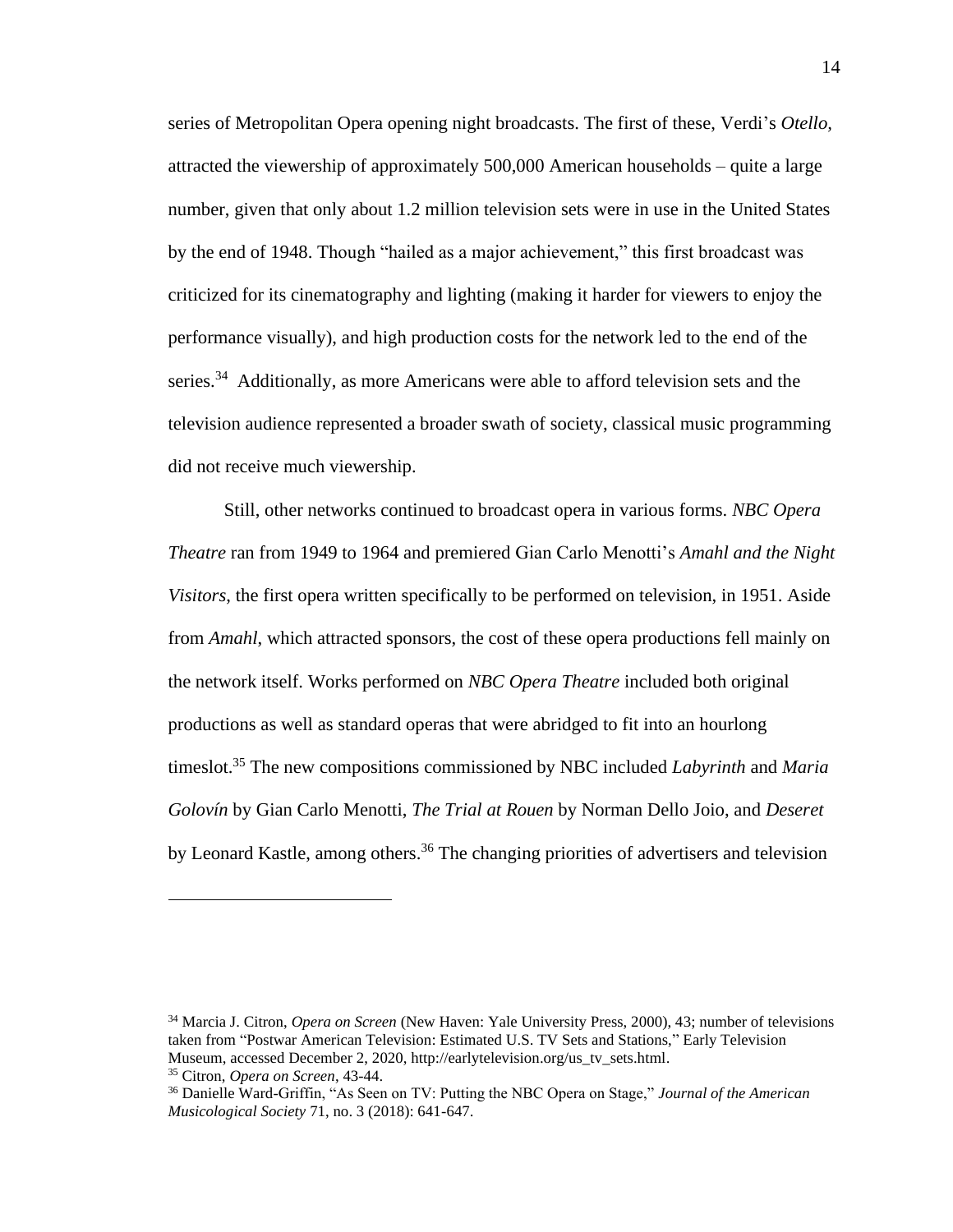series of Metropolitan Opera opening night broadcasts. The first of these, Verdi's *Otello*, attracted the viewership of approximately 500,000 American households – quite a large number, given that only about 1.2 million television sets were in use in the United States by the end of 1948. Though "hailed as a major achievement," this first broadcast was criticized for its cinematography and lighting (making it harder for viewers to enjoy the performance visually), and high production costs for the network led to the end of the series.[34] Additionally, as more Americans were able to afford television sets and the television audience represented a broader swath of society, classical music programming did not receive much viewership.

Still, other networks continued to broadcast opera in various forms. *NBC Opera Theatre* ran from 1949 to 1964 and premiered Gian Carlo Menotti's *Amahl and the Night Visitors*, the first opera written specifically to be performed on television, in 1951. Aside from *Amahl*, which attracted sponsors, the cost of these opera productions fell mainly on the network itself. Works performed on *NBC Opera Theatre* included both original productions as well as standard operas that were abridged to fit into an hourlong timeslot.[35] The new compositions commissioned by NBC included *Labyrinth* and *Maria Golovín* by Gian Carlo Menotti, *The Trial at Rouen* by Norman Dello Joio, and *Deseret* by Leonard Kastle, among others.[36] The changing priorities of advertisers and television

---

[34] Marcia J. Citron, *Opera on Screen* (New Haven: Yale University Press, 2000), 43; number of televisions taken from "Postwar American Television: Estimated U.S. TV Sets and Stations," Early Television Museum, accessed December 2, 2020, http://earlytelevision.org/us_tv_sets.html.

[35] Citron, *Opera on Screen*, 43-44.

[36] Danielle Ward-Griffin, "As Seen on TV: Putting the NBC Opera on Stage," *Journal of the American Musicological Society* 71, no. 3 (2018): 641-647.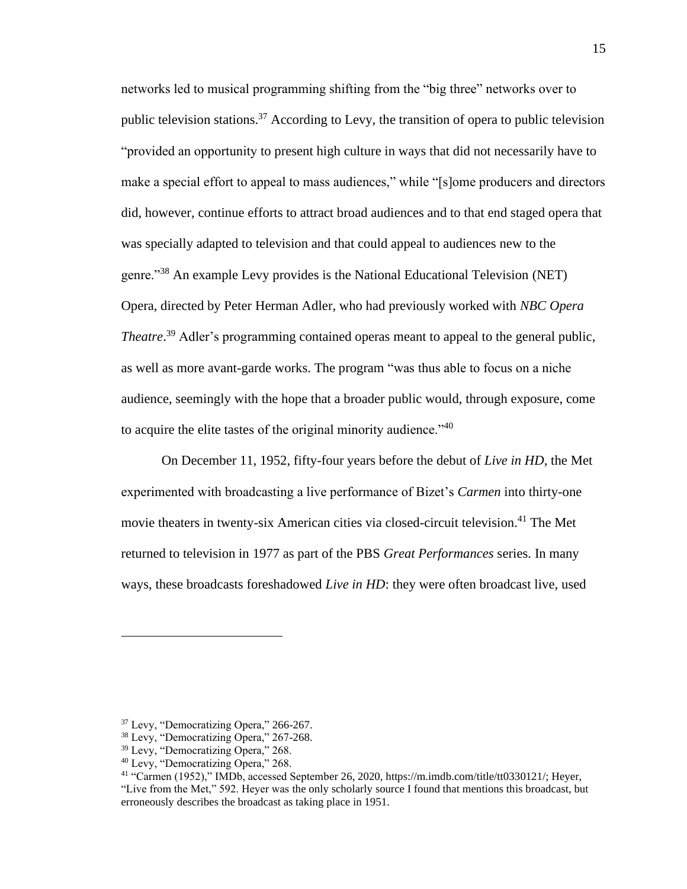networks led to musical programming shifting from the "big three" networks over to public television stations.[37] According to Levy, the transition of opera to public television "provided an opportunity to present high culture in ways that did not necessarily have to make a special effort to appeal to mass audiences," while "[s]ome producers and directors did, however, continue efforts to attract broad audiences and to that end staged opera that was specially adapted to television and that could appeal to audiences new to the genre."[38] An example Levy provides is the National Educational Television (NET) Opera, directed by Peter Herman Adler, who had previously worked with *NBC Opera Theatre*.[39] Adler's programming contained operas meant to appeal to the general public, as well as more avant-garde works. The program "was thus able to focus on a niche audience, seemingly with the hope that a broader public would, through exposure, come to acquire the elite tastes of the original minority audience."[40]

On December 11, 1952, fifty-four years before the debut of *Live in HD*, the Met experimented with broadcasting a live performance of Bizet's *Carmen* into thirty-one movie theaters in twenty-six American cities via closed-circuit television.[41] The Met returned to television in 1977 as part of the PBS *Great Performances* series. In many ways, these broadcasts foreshadowed *Live in HD*: they were often broadcast live, used

---

[37] Levy, "Democratizing Opera," 266-267.

[38] Levy, "Democratizing Opera," 267-268.

[39] Levy, "Democratizing Opera," 268.

[40] Levy, "Democratizing Opera," 268.

[41] "Carmen (1952)," IMDb, accessed September 26, 2020, https://m.imdb.com/title/tt0330121/; Heyer, "Live from the Met," 592. Heyer was the only scholarly source I found that mentions this broadcast, but erroneously describes the broadcast as taking place in 1951.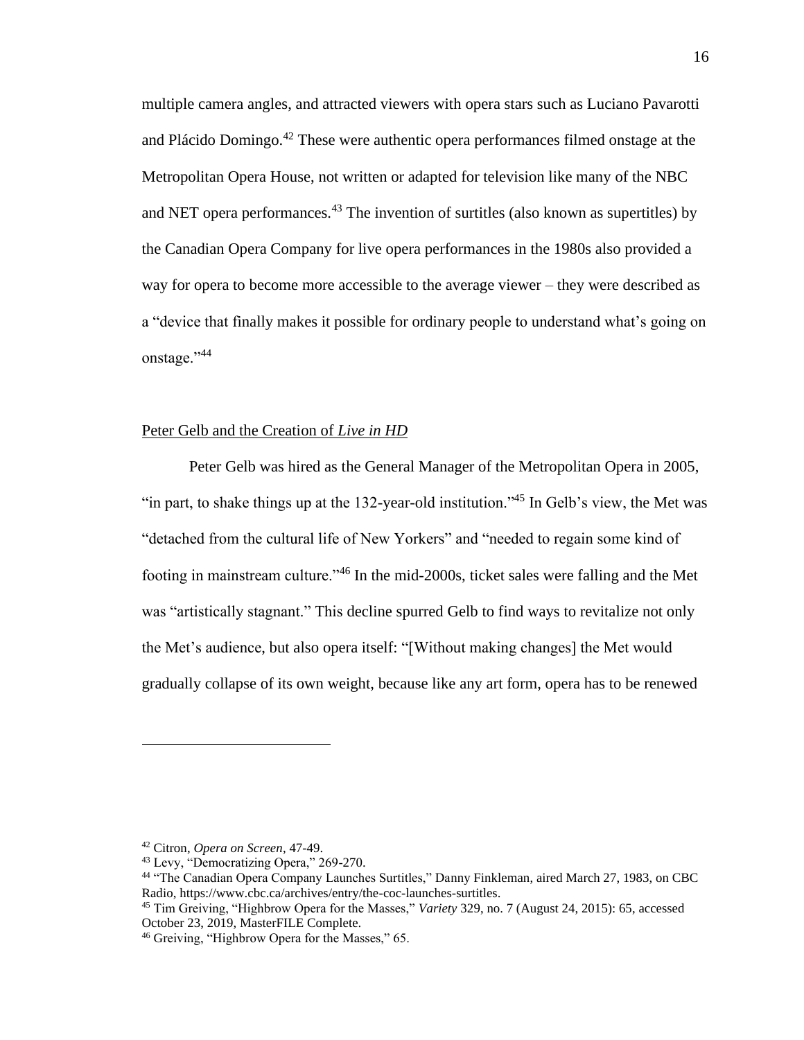multiple camera angles, and attracted viewers with opera stars such as Luciano Pavarotti and Plácido Domingo.[42] These were authentic opera performances filmed onstage at the Metropolitan Opera House, not written or adapted for television like many of the NBC and NET opera performances.[43] The invention of surtitles (also known as supertitles) by the Canadian Opera Company for live opera performances in the 1980s also provided a way for opera to become more accessible to the average viewer – they were described as a "device that finally makes it possible for ordinary people to understand what's going on onstage."[44]

## Peter Gelb and the Creation of *Live in HD*

Peter Gelb was hired as the General Manager of the Metropolitan Opera in 2005, "in part, to shake things up at the 132-year-old institution."[45] In Gelb's view, the Met was "detached from the cultural life of New Yorkers" and "needed to regain some kind of footing in mainstream culture."[46] In the mid-2000s, ticket sales were falling and the Met was "artistically stagnant." This decline spurred Gelb to find ways to revitalize not only the Met's audience, but also opera itself: "[Without making changes] the Met would gradually collapse of its own weight, because like any art form, opera has to be renewed

---

[42] Citron, *Opera on Screen*, 47-49.

[43] Levy, "Democratizing Opera," 269-270.

[44] "The Canadian Opera Company Launches Surtitles," Danny Finkleman, aired March 27, 1983, on CBC Radio, https://www.cbc.ca/archives/entry/the-coc-launches-surtitles.

[45] Tim Greiving, "Highbrow Opera for the Masses," *Variety* 329, no. 7 (August 24, 2015): 65, accessed October 23, 2019, MasterFILE Complete.

[46] Greiving, "Highbrow Opera for the Masses," 65.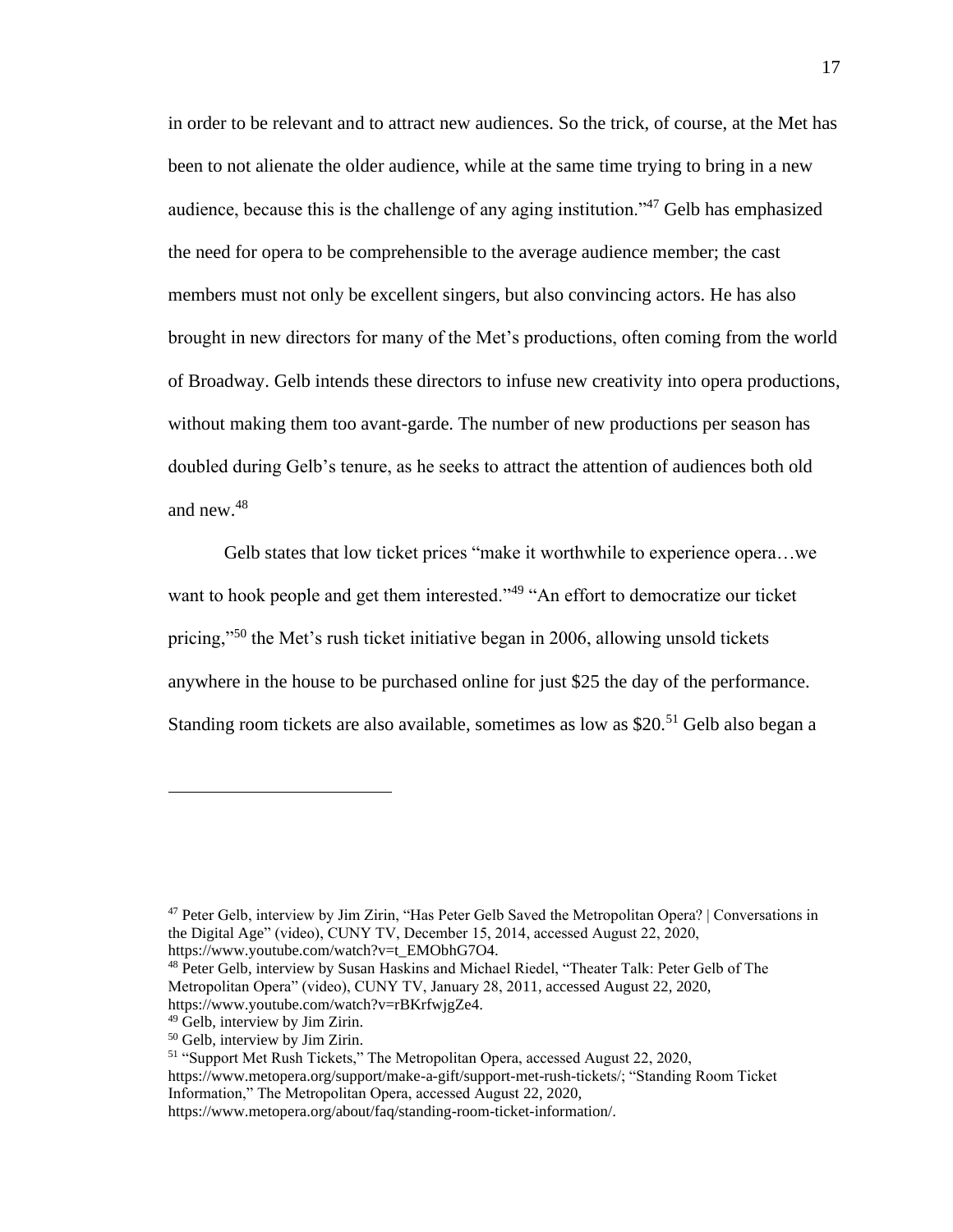in order to be relevant and to attract new audiences. So the trick, of course, at the Met has been to not alienate the older audience, while at the same time trying to bring in a new audience, because this is the challenge of any aging institution."[47] Gelb has emphasized the need for opera to be comprehensible to the average audience member; the cast members must not only be excellent singers, but also convincing actors. He has also brought in new directors for many of the Met's productions, often coming from the world of Broadway. Gelb intends these directors to infuse new creativity into opera productions, without making them too avant-garde. The number of new productions per season has doubled during Gelb's tenure, as he seeks to attract the attention of audiences both old and new.[48]

Gelb states that low ticket prices "make it worthwhile to experience opera…we want to hook people and get them interested."[49] "An effort to democratize our ticket pricing,"[50] the Met's rush ticket initiative began in 2006, allowing unsold tickets anywhere in the house to be purchased online for just $25 the day of the performance. Standing room tickets are also available, sometimes as low as $20.[51] Gelb also began a

---

[47] Peter Gelb, interview by Jim Zirin, "Has Peter Gelb Saved the Metropolitan Opera? | Conversations in the Digital Age" (video), CUNY TV, December 15, 2014, accessed August 22, 2020, https://www.youtube.com/watch?v=t_EMObhG7O4.

[48] Peter Gelb, interview by Susan Haskins and Michael Riedel, "Theater Talk: Peter Gelb of The Metropolitan Opera" (video), CUNY TV, January 28, 2011, accessed August 22, 2020, https://www.youtube.com/watch?v=rBKrfwjgZe4.

[49] Gelb, interview by Jim Zirin.

[50] Gelb, interview by Jim Zirin.

[51] "Support Met Rush Tickets," The Metropolitan Opera, accessed August 22, 2020, https://www.metopera.org/support/make-a-gift/support-met-rush-tickets/; "Standing Room Ticket Information," The Metropolitan Opera, accessed August 22, 2020, https://www.metopera.org/about/faq/standing-room-ticket-information/.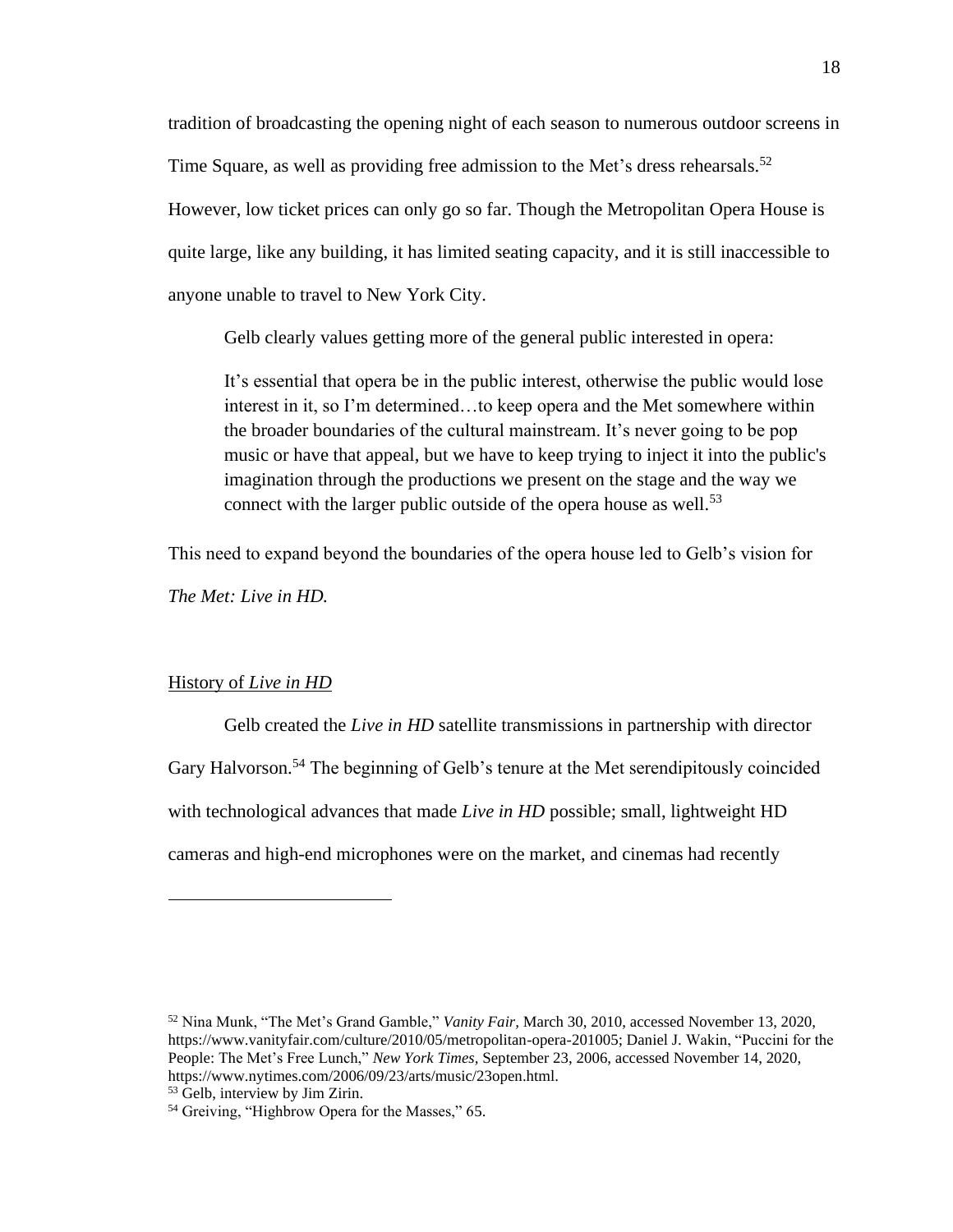tradition of broadcasting the opening night of each season to numerous outdoor screens in Time Square, as well as providing free admission to the Met's dress rehearsals.[52] However, low ticket prices can only go so far. Though the Metropolitan Opera House is quite large, like any building, it has limited seating capacity, and it is still inaccessible to anyone unable to travel to New York City.

Gelb clearly values getting more of the general public interested in opera:

> It's essential that opera be in the public interest, otherwise the public would lose interest in it, so I'm determined…to keep opera and the Met somewhere within the broader boundaries of the cultural mainstream. It's never going to be pop music or have that appeal, but we have to keep trying to inject it into the public's imagination through the productions we present on the stage and the way we connect with the larger public outside of the opera house as well.[53]

This need to expand beyond the boundaries of the opera house led to Gelb's vision for *The Met: Live in HD.*

## History of *Live in HD*

Gelb created the *Live in HD* satellite transmissions in partnership with director Gary Halvorson.[54] The beginning of Gelb's tenure at the Met serendipitously coincided with technological advances that made *Live in HD* possible; small, lightweight HD cameras and high-end microphones were on the market, and cinemas had recently

---

[52] Nina Munk, "The Met's Grand Gamble," *Vanity Fair,* March 30, 2010, accessed November 13, 2020, https://www.vanityfair.com/culture/2010/05/metropolitan-opera-201005; Daniel J. Wakin, "Puccini for the People: The Met's Free Lunch," *New York Times,* September 23, 2006, accessed November 14, 2020, https://www.nytimes.com/2006/09/23/arts/music/23open.html.

[53] Gelb, interview by Jim Zirin.

[54] Greiving, "Highbrow Opera for the Masses," 65.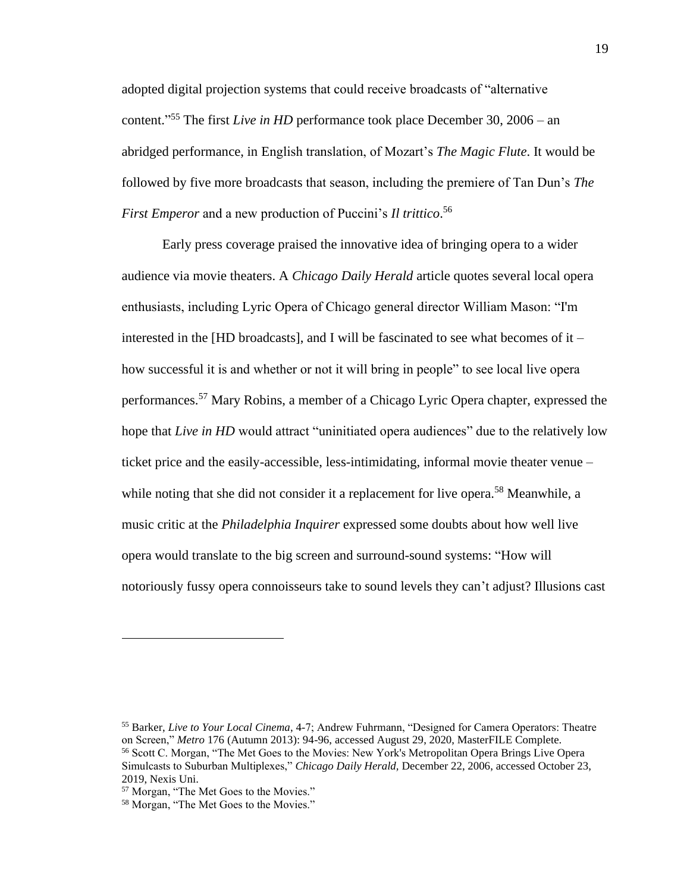adopted digital projection systems that could receive broadcasts of "alternative content."[55] The first *Live in HD* performance took place December 30, 2006 – an abridged performance, in English translation, of Mozart's *The Magic Flute*. It would be followed by five more broadcasts that season, including the premiere of Tan Dun's *The First Emperor* and a new production of Puccini's *Il trittico*.[56]

Early press coverage praised the innovative idea of bringing opera to a wider audience via movie theaters. A *Chicago Daily Herald* article quotes several local opera enthusiasts, including Lyric Opera of Chicago general director William Mason: "I'm interested in the [HD broadcasts], and I will be fascinated to see what becomes of it – how successful it is and whether or not it will bring in people" to see local live opera performances.[57] Mary Robins, a member of a Chicago Lyric Opera chapter, expressed the hope that *Live in HD* would attract "uninitiated opera audiences" due to the relatively low ticket price and the easily-accessible, less-intimidating, informal movie theater venue – while noting that she did not consider it a replacement for live opera.[58] Meanwhile, a music critic at the *Philadelphia Inquirer* expressed some doubts about how well live opera would translate to the big screen and surround-sound systems: "How will notoriously fussy opera connoisseurs take to sound levels they can't adjust? Illusions cast

---

[55] Barker, *Live to Your Local Cinema*, 4-7; Andrew Fuhrmann, "Designed for Camera Operators: Theatre on Screen," *Metro* 176 (Autumn 2013): 94-96, accessed August 29, 2020, MasterFILE Complete.

[56] Scott C. Morgan, "The Met Goes to the Movies: New York's Metropolitan Opera Brings Live Opera Simulcasts to Suburban Multiplexes," *Chicago Daily Herald,* December 22, 2006, accessed October 23, 2019, Nexis Uni.

[57] Morgan, "The Met Goes to the Movies."

[58] Morgan, "The Met Goes to the Movies."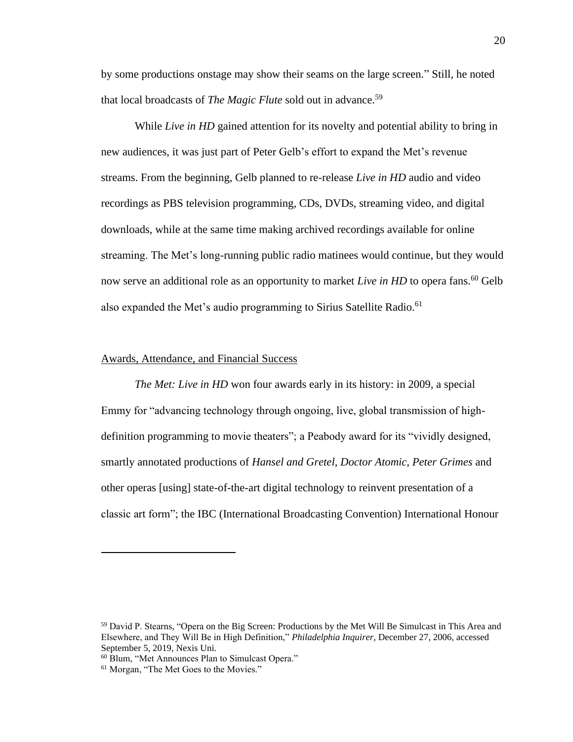by some productions onstage may show their seams on the large screen." Still, he noted that local broadcasts of *The Magic Flute* sold out in advance.[59]

While *Live in HD* gained attention for its novelty and potential ability to bring in new audiences, it was just part of Peter Gelb's effort to expand the Met's revenue streams. From the beginning, Gelb planned to re-release *Live in HD* audio and video recordings as PBS television programming, CDs, DVDs, streaming video, and digital downloads, while at the same time making archived recordings available for online streaming. The Met's long-running public radio matinees would continue, but they would now serve an additional role as an opportunity to market *Live in HD* to opera fans.[60] Gelb also expanded the Met's audio programming to Sirius Satellite Radio.[61]

## Awards, Attendance, and Financial Success

*The Met: Live in HD* won four awards early in its history: in 2009, a special Emmy for "advancing technology through ongoing, live, global transmission of high-definition programming to movie theaters"; a Peabody award for its "vividly designed, smartly annotated productions of *Hansel and Gretel, Doctor Atomic, Peter Grimes* and other operas [using] state-of-the-art digital technology to reinvent presentation of a classic art form"; the IBC (International Broadcasting Convention) International Honour

---

[59] David P. Stearns, "Opera on the Big Screen: Productions by the Met Will Be Simulcast in This Area and Elsewhere, and They Will Be in High Definition," *Philadelphia Inquirer,* December 27, 2006, accessed September 5, 2019, Nexis Uni.

[60] Blum, "Met Announces Plan to Simulcast Opera."

[61] Morgan, "The Met Goes to the Movies."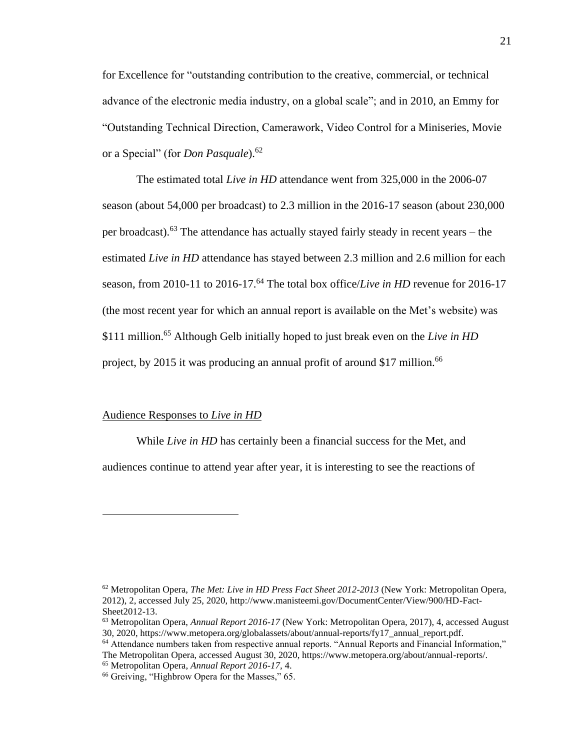for Excellence for "outstanding contribution to the creative, commercial, or technical advance of the electronic media industry, on a global scale"; and in 2010, an Emmy for "Outstanding Technical Direction, Camerawork, Video Control for a Miniseries, Movie or a Special" (for *Don Pasquale*).[62]

The estimated total *Live in HD* attendance went from 325,000 in the 2006-07 season (about 54,000 per broadcast) to 2.3 million in the 2016-17 season (about 230,000 per broadcast).[63] The attendance has actually stayed fairly steady in recent years – the estimated *Live in HD* attendance has stayed between 2.3 million and 2.6 million for each season, from 2010-11 to 2016-17.[64] The total box office/*Live in HD* revenue for 2016-17 (the most recent year for which an annual report is available on the Met's website) was \$111 million.[65] Although Gelb initially hoped to just break even on the *Live in HD* project, by 2015 it was producing an annual profit of around \$17 million.[66]

## Audience Responses to *Live in HD*

While *Live in HD* has certainly been a financial success for the Met, and audiences continue to attend year after year, it is interesting to see the reactions of

---

[62] Metropolitan Opera, *The Met: Live in HD Press Fact Sheet 2012-2013* (New York: Metropolitan Opera, 2012), 2, accessed July 25, 2020, http://www.manisteemi.gov/DocumentCenter/View/900/HD-Fact-Sheet2012-13.

[63] Metropolitan Opera, *Annual Report 2016-17* (New York: Metropolitan Opera, 2017), 4, accessed August 30, 2020, https://www.metopera.org/globalassets/about/annual-reports/fy17_annual_report.pdf.

[64] Attendance numbers taken from respective annual reports. "Annual Reports and Financial Information," The Metropolitan Opera, accessed August 30, 2020, https://www.metopera.org/about/annual-reports/.

[65] Metropolitan Opera, *Annual Report 2016-17*, 4.

[66] Greiving, "Highbrow Opera for the Masses," 65.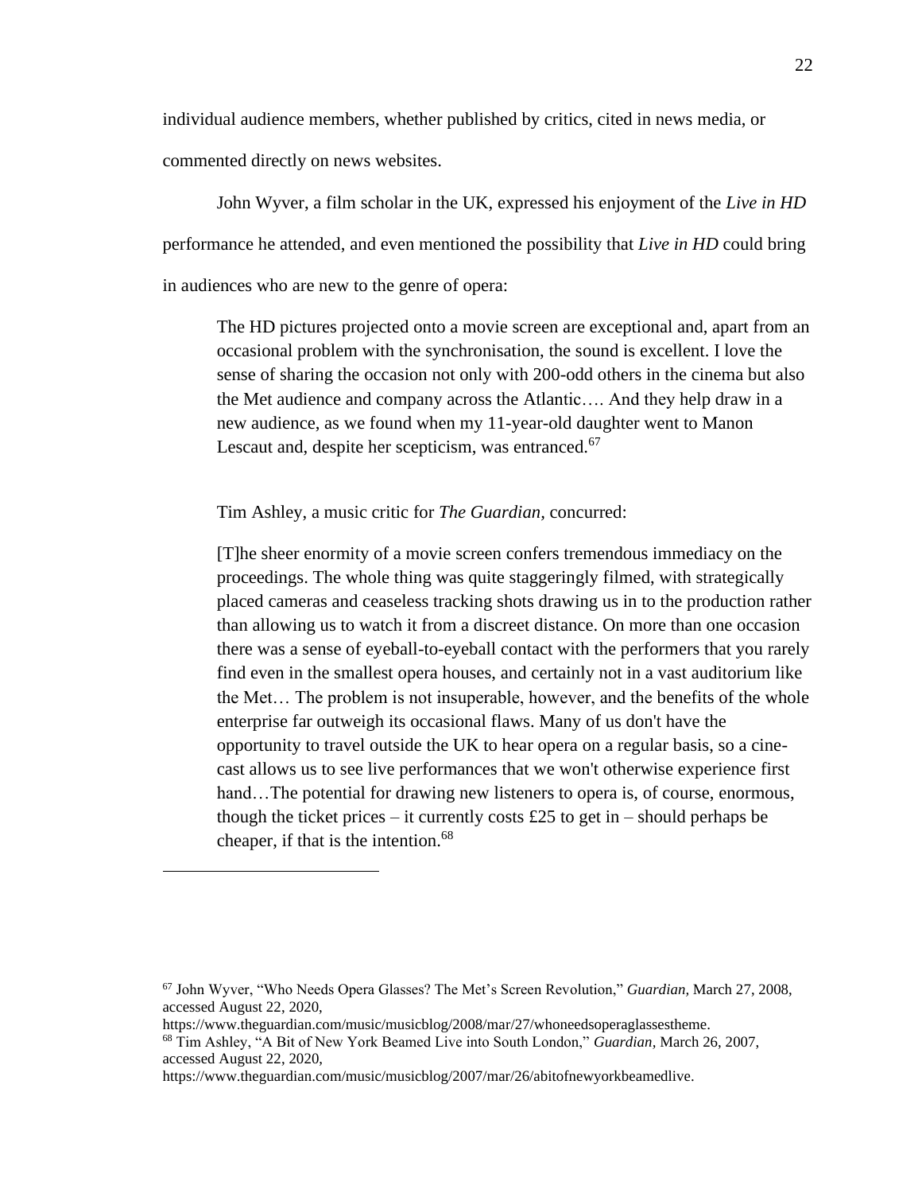individual audience members, whether published by critics, cited in news media, or commented directly on news websites.

John Wyver, a film scholar in the UK, expressed his enjoyment of the *Live in HD* performance he attended, and even mentioned the possibility that *Live in HD* could bring in audiences who are new to the genre of opera:

> The HD pictures projected onto a movie screen are exceptional and, apart from an occasional problem with the synchronisation, the sound is excellent. I love the sense of sharing the occasion not only with 200-odd others in the cinema but also the Met audience and company across the Atlantic…. And they help draw in a new audience, as we found when my 11-year-old daughter went to Manon Lescaut and, despite her scepticism, was entranced.[67]

Tim Ashley, a music critic for *The Guardian*, concurred:

> [T]he sheer enormity of a movie screen confers tremendous immediacy on the proceedings. The whole thing was quite staggeringly filmed, with strategically placed cameras and ceaseless tracking shots drawing us in to the production rather than allowing us to watch it from a discreet distance. On more than one occasion there was a sense of eyeball-to-eyeball contact with the performers that you rarely find even in the smallest opera houses, and certainly not in a vast auditorium like the Met… The problem is not insuperable, however, and the benefits of the whole enterprise far outweigh its occasional flaws. Many of us don't have the opportunity to travel outside the UK to hear opera on a regular basis, so a cine-cast allows us to see live performances that we won't otherwise experience first hand…The potential for drawing new listeners to opera is, of course, enormous, though the ticket prices – it currently costs £25 to get in – should perhaps be cheaper, if that is the intention.[68]

---

[67] John Wyver, "Who Needs Opera Glasses? The Met's Screen Revolution," *Guardian*, March 27, 2008, accessed August 22, 2020, https://www.theguardian.com/music/musicblog/2008/mar/27/whoneedsoperaglassestheme.

[68] Tim Ashley, "A Bit of New York Beamed Live into South London," *Guardian*, March 26, 2007, accessed August 22, 2020, https://www.theguardian.com/music/musicblog/2007/mar/26/abitofnewyorkbeamedlive.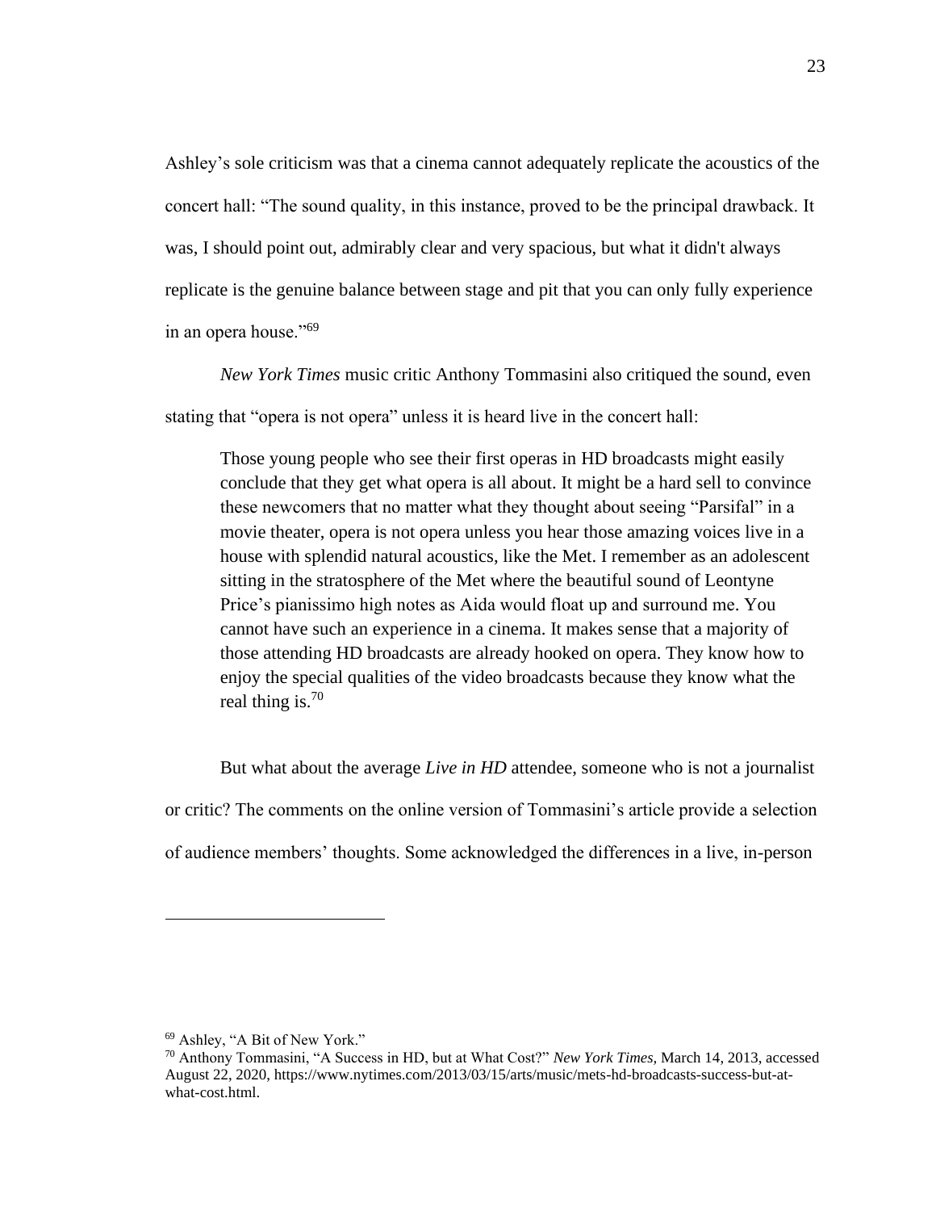Ashley's sole criticism was that a cinema cannot adequately replicate the acoustics of the concert hall: "The sound quality, in this instance, proved to be the principal drawback. It was, I should point out, admirably clear and very spacious, but what it didn't always replicate is the genuine balance between stage and pit that you can only fully experience in an opera house."[69]

*New York Times* music critic Anthony Tommasini also critiqued the sound, even stating that "opera is not opera" unless it is heard live in the concert hall:

> Those young people who see their first operas in HD broadcasts might easily conclude that they get what opera is all about. It might be a hard sell to convince these newcomers that no matter what they thought about seeing "Parsifal" in a movie theater, opera is not opera unless you hear those amazing voices live in a house with splendid natural acoustics, like the Met. I remember as an adolescent sitting in the stratosphere of the Met where the beautiful sound of Leontyne Price's pianissimo high notes as Aida would float up and surround me. You cannot have such an experience in a cinema. It makes sense that a majority of those attending HD broadcasts are already hooked on opera. They know how to enjoy the special qualities of the video broadcasts because they know what the real thing is.[70]

But what about the average *Live in HD* attendee, someone who is not a journalist or critic? The comments on the online version of Tommasini's article provide a selection of audience members' thoughts. Some acknowledged the differences in a live, in-person

---

[69] Ashley, "A Bit of New York."

[70] Anthony Tommasini, "A Success in HD, but at What Cost?" *New York Times*, March 14, 2013, accessed August 22, 2020, https://www.nytimes.com/2013/03/15/arts/music/mets-hd-broadcasts-success-but-at-what-cost.html.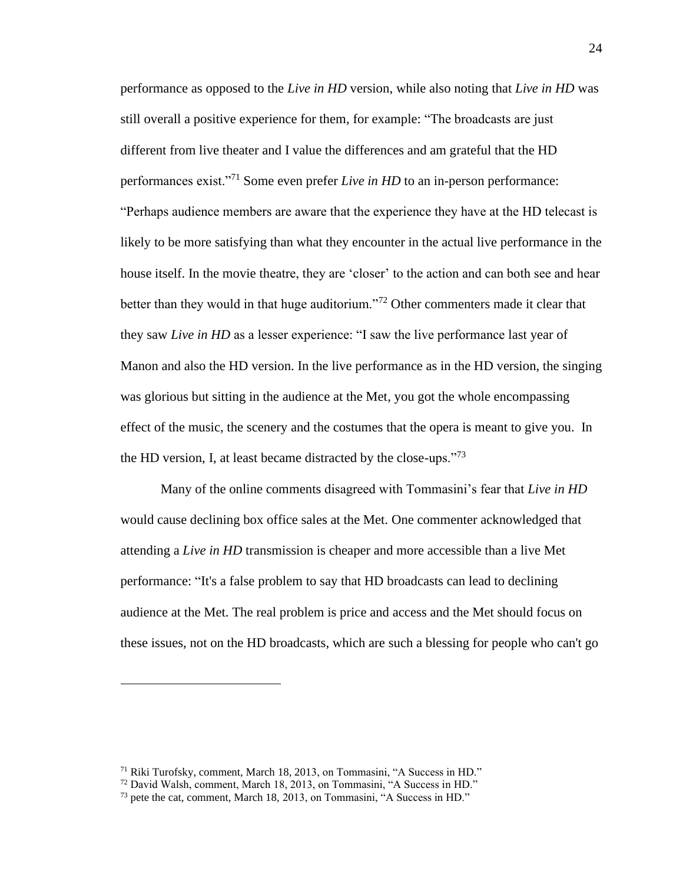performance as opposed to the *Live in HD* version, while also noting that *Live in HD* was still overall a positive experience for them, for example: “The broadcasts are just different from live theater and I value the differences and am grateful that the HD performances exist.”[71] Some even prefer *Live in HD* to an in-person performance: “Perhaps audience members are aware that the experience they have at the HD telecast is likely to be more satisfying than what they encounter in the actual live performance in the house itself. In the movie theatre, they are ‘closer’ to the action and can both see and hear better than they would in that huge auditorium.”[72] Other commenters made it clear that they saw *Live in HD* as a lesser experience: “I saw the live performance last year of Manon and also the HD version. In the live performance as in the HD version, the singing was glorious but sitting in the audience at the Met, you got the whole encompassing effect of the music, the scenery and the costumes that the opera is meant to give you. In the HD version, I, at least became distracted by the close-ups.”[73]

Many of the online comments disagreed with Tommasini’s fear that *Live in HD* would cause declining box office sales at the Met. One commenter acknowledged that attending a *Live in HD* transmission is cheaper and more accessible than a live Met performance: “It's a false problem to say that HD broadcasts can lead to declining audience at the Met. The real problem is price and access and the Met should focus on these issues, not on the HD broadcasts, which are such a blessing for people who can't go

---

[71] Riki Turofsky, comment, March 18, 2013, on Tommasini, “A Success in HD.”
[72] David Walsh, comment, March 18, 2013, on Tommasini, “A Success in HD.”
[73] pete the cat, comment, March 18, 2013, on Tommasini, “A Success in HD.”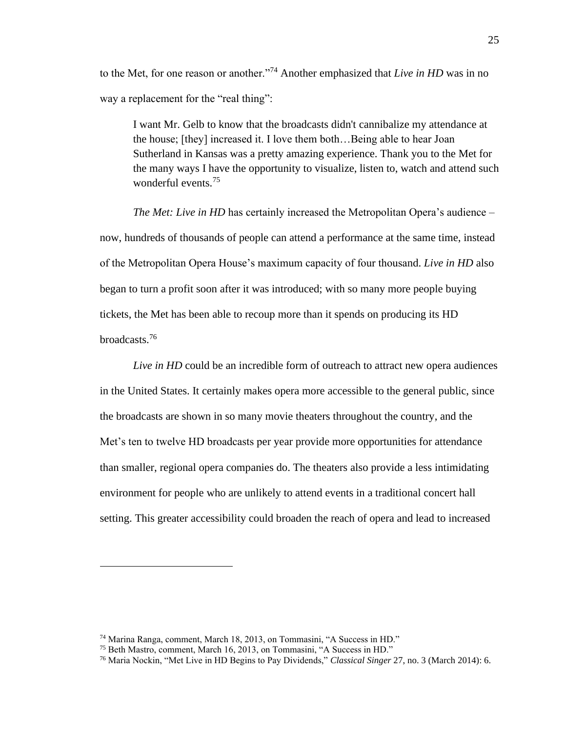to the Met, for one reason or another."[74] Another emphasized that *Live in HD* was in no way a replacement for the "real thing":

> I want Mr. Gelb to know that the broadcasts didn't cannibalize my attendance at the house; [they] increased it. I love them both…Being able to hear Joan Sutherland in Kansas was a pretty amazing experience. Thank you to the Met for the many ways I have the opportunity to visualize, listen to, watch and attend such wonderful events.[75]

*The Met: Live in HD* has certainly increased the Metropolitan Opera's audience – now, hundreds of thousands of people can attend a performance at the same time, instead of the Metropolitan Opera House's maximum capacity of four thousand. *Live in HD* also began to turn a profit soon after it was introduced; with so many more people buying tickets, the Met has been able to recoup more than it spends on producing its HD broadcasts.[76]

*Live in HD* could be an incredible form of outreach to attract new opera audiences in the United States. It certainly makes opera more accessible to the general public, since the broadcasts are shown in so many movie theaters throughout the country, and the Met's ten to twelve HD broadcasts per year provide more opportunities for attendance than smaller, regional opera companies do. The theaters also provide a less intimidating environment for people who are unlikely to attend events in a traditional concert hall setting. This greater accessibility could broaden the reach of opera and lead to increased

---

[74] Marina Ranga, comment, March 18, 2013, on Tommasini, "A Success in HD."

[75] Beth Mastro, comment, March 16, 2013, on Tommasini, "A Success in HD."

[76] Maria Nockin, "Met Live in HD Begins to Pay Dividends," *Classical Singer* 27, no. 3 (March 2014): 6.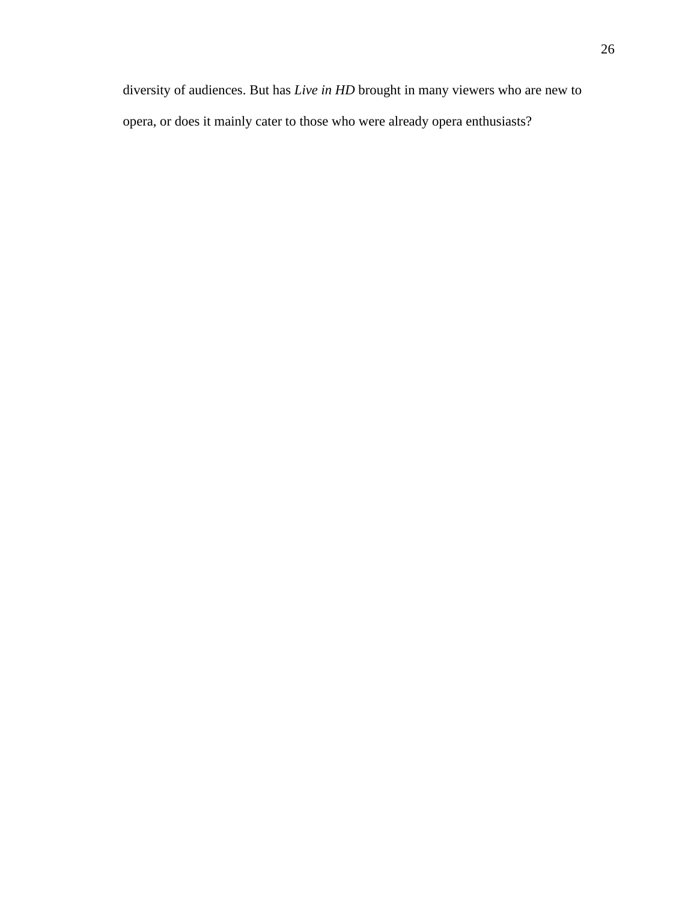diversity of audiences. But has *Live in HD* brought in many viewers who are new to opera, or does it mainly cater to those who were already opera enthusiasts?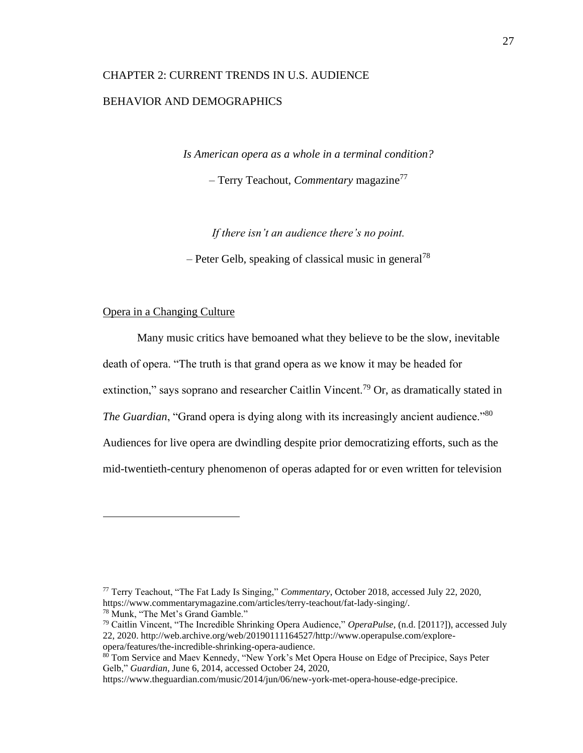# CHAPTER 2: CURRENT TRENDS IN U.S. AUDIENCE BEHAVIOR AND DEMOGRAPHICS

*Is American opera as a whole in a terminal condition?*

– Terry Teachout, *Commentary* magazine[77]

*If there isn't an audience there's no point.*

– Peter Gelb, speaking of classical music in general[78]

## Opera in a Changing Culture

Many music critics have bemoaned what they believe to be the slow, inevitable death of opera. "The truth is that grand opera as we know it may be headed for extinction," says soprano and researcher Caitlin Vincent.[79] Or, as dramatically stated in *The Guardian*, "Grand opera is dying along with its increasingly ancient audience."[80] Audiences for live opera are dwindling despite prior democratizing efforts, such as the mid-twentieth-century phenomenon of operas adapted for or even written for television

---

[77] Terry Teachout, "The Fat Lady Is Singing," *Commentary*, October 2018, accessed July 22, 2020, https://www.commentarymagazine.com/articles/terry-teachout/fat-lady-singing/.

[78] Munk, "The Met's Grand Gamble."

[79] Caitlin Vincent, "The Incredible Shrinking Opera Audience," *OperaPulse*, (n.d. [2011?]), accessed July 22, 2020. http://web.archive.org/web/20190111164527/http://www.operapulse.com/explore-opera/features/the-incredible-shrinking-opera-audience.

[80] Tom Service and Maev Kennedy, "New York's Met Opera House on Edge of Precipice, Says Peter Gelb," *Guardian*, June 6, 2014, accessed October 24, 2020, https://www.theguardian.com/music/2014/jun/06/new-york-met-opera-house-edge-precipice.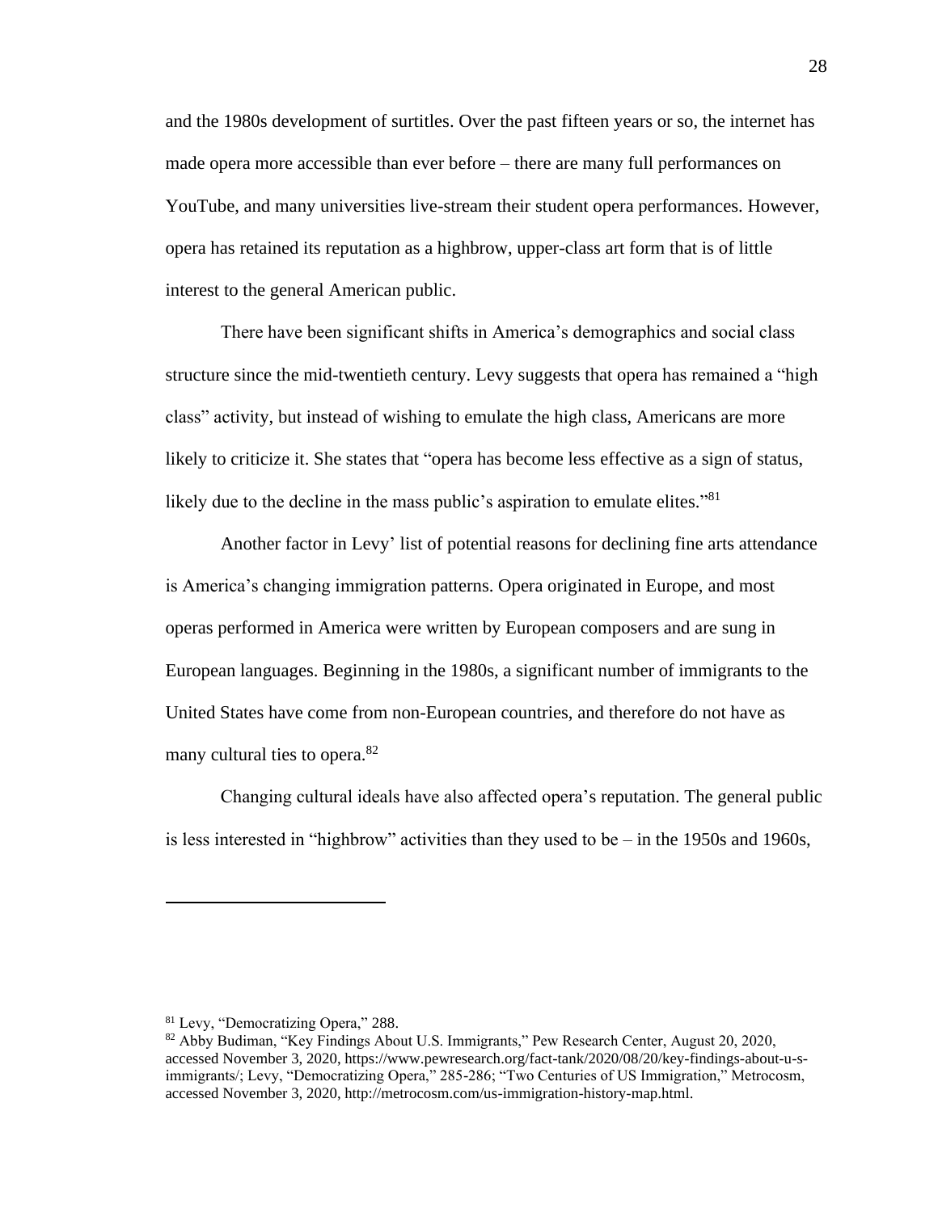and the 1980s development of surtitles. Over the past fifteen years or so, the internet has made opera more accessible than ever before – there are many full performances on YouTube, and many universities live-stream their student opera performances. However, opera has retained its reputation as a highbrow, upper-class art form that is of little interest to the general American public.

There have been significant shifts in America's demographics and social class structure since the mid-twentieth century. Levy suggests that opera has remained a "high class" activity, but instead of wishing to emulate the high class, Americans are more likely to criticize it. She states that "opera has become less effective as a sign of status, likely due to the decline in the mass public's aspiration to emulate elites."[81]

Another factor in Levy' list of potential reasons for declining fine arts attendance is America's changing immigration patterns. Opera originated in Europe, and most operas performed in America were written by European composers and are sung in European languages. Beginning in the 1980s, a significant number of immigrants to the United States have come from non-European countries, and therefore do not have as many cultural ties to opera.[82]

Changing cultural ideals have also affected opera's reputation. The general public is less interested in "highbrow" activities than they used to be – in the 1950s and 1960s,

---

[81] Levy, "Democratizing Opera," 288.

[82] Abby Budiman, "Key Findings About U.S. Immigrants," Pew Research Center, August 20, 2020, accessed November 3, 2020, https://www.pewresearch.org/fact-tank/2020/08/20/key-findings-about-u-s-immigrants/; Levy, "Democratizing Opera," 285-286; "Two Centuries of US Immigration," Metrocosm, accessed November 3, 2020, http://metrocosm.com/us-immigration-history-map.html.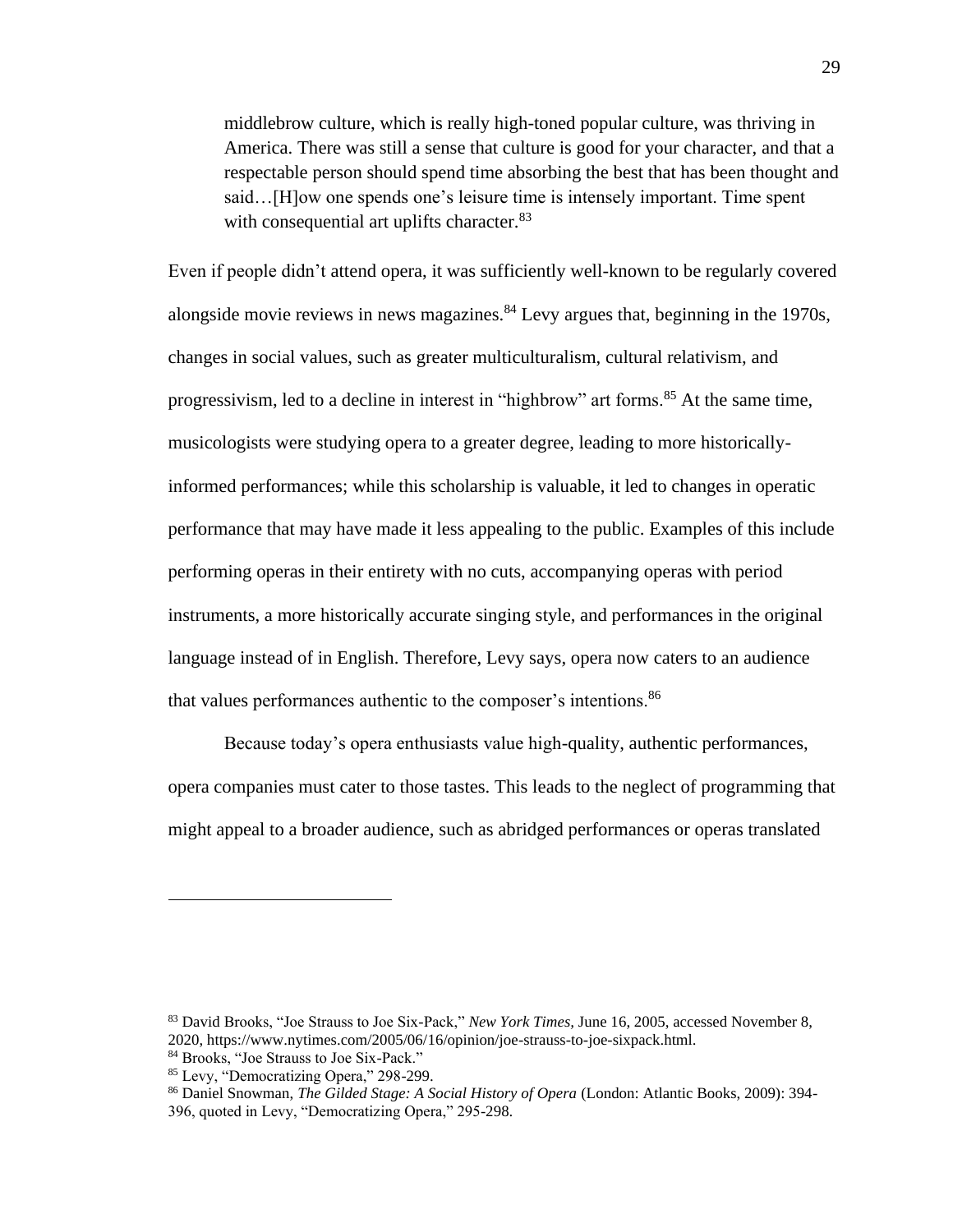> middlebrow culture, which is really high-toned popular culture, was thriving in America. There was still a sense that culture is good for your character, and that a respectable person should spend time absorbing the best that has been thought and said…[H]ow one spends one's leisure time is intensely important. Time spent with consequential art uplifts character.[83]

Even if people didn't attend opera, it was sufficiently well-known to be regularly covered alongside movie reviews in news magazines.[84] Levy argues that, beginning in the 1970s, changes in social values, such as greater multiculturalism, cultural relativism, and progressivism, led to a decline in interest in "highbrow" art forms.[85] At the same time, musicologists were studying opera to a greater degree, leading to more historically-informed performances; while this scholarship is valuable, it led to changes in operatic performance that may have made it less appealing to the public. Examples of this include performing operas in their entirety with no cuts, accompanying operas with period instruments, a more historically accurate singing style, and performances in the original language instead of in English. Therefore, Levy says, opera now caters to an audience that values performances authentic to the composer's intentions.[86]

Because today's opera enthusiasts value high-quality, authentic performances, opera companies must cater to those tastes. This leads to the neglect of programming that might appeal to a broader audience, such as abridged performances or operas translated

---

[83] David Brooks, "Joe Strauss to Joe Six-Pack," *New York Times*, June 16, 2005, accessed November 8, 2020, https://www.nytimes.com/2005/06/16/opinion/joe-strauss-to-joe-sixpack.html.

[84] Brooks, "Joe Strauss to Joe Six-Pack."

[85] Levy, "Democratizing Opera," 298-299.

[86] Daniel Snowman, *The Gilded Stage: A Social History of Opera* (London: Atlantic Books, 2009): 394-396, quoted in Levy, "Democratizing Opera," 295-298.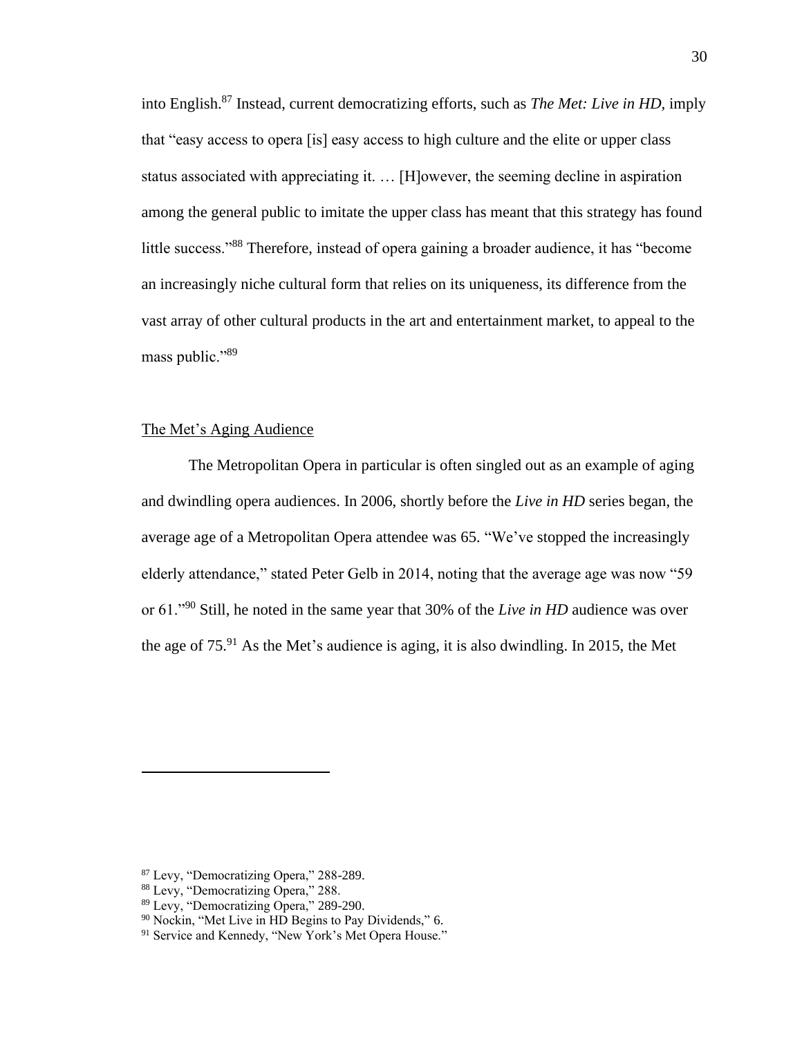into English.[87] Instead, current democratizing efforts, such as *The Met: Live in HD,* imply that "easy access to opera [is] easy access to high culture and the elite or upper class status associated with appreciating it. … [H]owever, the seeming decline in aspiration among the general public to imitate the upper class has meant that this strategy has found little success."[88] Therefore, instead of opera gaining a broader audience, it has "become an increasingly niche cultural form that relies on its uniqueness, its difference from the vast array of other cultural products in the art and entertainment market, to appeal to the mass public."[89]

## The Met's Aging Audience

The Metropolitan Opera in particular is often singled out as an example of aging and dwindling opera audiences. In 2006, shortly before the *Live in HD* series began, the average age of a Metropolitan Opera attendee was 65. "We've stopped the increasingly elderly attendance," stated Peter Gelb in 2014, noting that the average age was now "59 or 61."[90] Still, he noted in the same year that 30% of the *Live in HD* audience was over the age of 75.[91] As the Met's audience is aging, it is also dwindling. In 2015, the Met

---

[87] Levy, "Democratizing Opera," 288-289.
[88] Levy, "Democratizing Opera," 288.
[89] Levy, "Democratizing Opera," 289-290.
[90] Nockin, "Met Live in HD Begins to Pay Dividends," 6.
[91] Service and Kennedy, "New York's Met Opera House."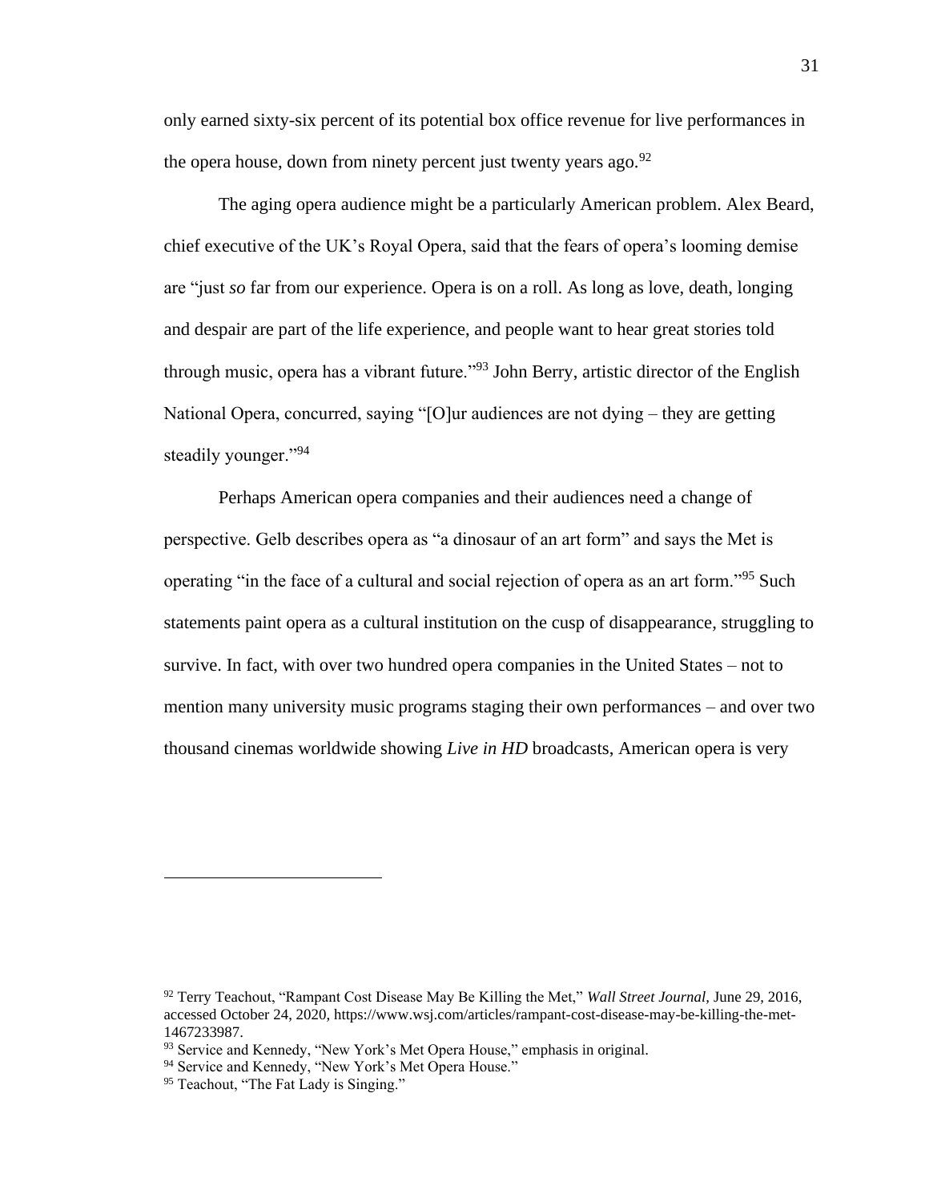only earned sixty-six percent of its potential box office revenue for live performances in the opera house, down from ninety percent just twenty years ago.[92]

The aging opera audience might be a particularly American problem. Alex Beard, chief executive of the UK's Royal Opera, said that the fears of opera's looming demise are "just *so* far from our experience. Opera is on a roll. As long as love, death, longing and despair are part of the life experience, and people want to hear great stories told through music, opera has a vibrant future."[93] John Berry, artistic director of the English National Opera, concurred, saying "[O]ur audiences are not dying – they are getting steadily younger."[94]

Perhaps American opera companies and their audiences need a change of perspective. Gelb describes opera as "a dinosaur of an art form" and says the Met is operating "in the face of a cultural and social rejection of opera as an art form."[95] Such statements paint opera as a cultural institution on the cusp of disappearance, struggling to survive. In fact, with over two hundred opera companies in the United States – not to mention many university music programs staging their own performances – and over two thousand cinemas worldwide showing *Live in HD* broadcasts, American opera is very

---

[92] Terry Teachout, "Rampant Cost Disease May Be Killing the Met," *Wall Street Journal*, June 29, 2016, accessed October 24, 2020, https://www.wsj.com/articles/rampant-cost-disease-may-be-killing-the-met-1467233987.

[93] Service and Kennedy, "New York's Met Opera House," emphasis in original.

[94] Service and Kennedy, "New York's Met Opera House."

[95] Teachout, "The Fat Lady is Singing."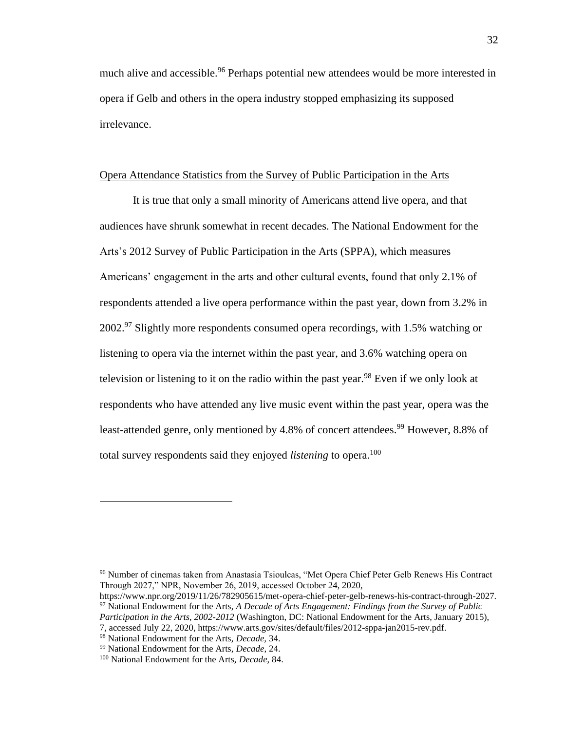much alive and accessible.[96] Perhaps potential new attendees would be more interested in opera if Gelb and others in the opera industry stopped emphasizing its supposed irrelevance.

## Opera Attendance Statistics from the Survey of Public Participation in the Arts

It is true that only a small minority of Americans attend live opera, and that audiences have shrunk somewhat in recent decades. The National Endowment for the Arts's 2012 Survey of Public Participation in the Arts (SPPA), which measures Americans' engagement in the arts and other cultural events, found that only 2.1% of respondents attended a live opera performance within the past year, down from 3.2% in 2002.[97] Slightly more respondents consumed opera recordings, with 1.5% watching or listening to opera via the internet within the past year, and 3.6% watching opera on television or listening to it on the radio within the past year.[98] Even if we only look at respondents who have attended any live music event within the past year, opera was the least-attended genre, only mentioned by 4.8% of concert attendees.[99] However, 8.8% of total survey respondents said they enjoyed *listening* to opera.[100]

---

[96] Number of cinemas taken from Anastasia Tsioulcas, "Met Opera Chief Peter Gelb Renews His Contract Through 2027," NPR, November 26, 2019, accessed October 24, 2020, https://www.npr.org/2019/11/26/782905615/met-opera-chief-peter-gelb-renews-his-contract-through-2027.

[97] National Endowment for the Arts, *A Decade of Arts Engagement: Findings from the Survey of Public Participation in the Arts, 2002-2012* (Washington, DC: National Endowment for the Arts, January 2015), 7, accessed July 22, 2020, https://www.arts.gov/sites/default/files/2012-sppa-jan2015-rev.pdf.

[98] National Endowment for the Arts, *Decade*, 34.

[99] National Endowment for the Arts, *Decade*, 24.

[100] National Endowment for the Arts, *Decade*, 84.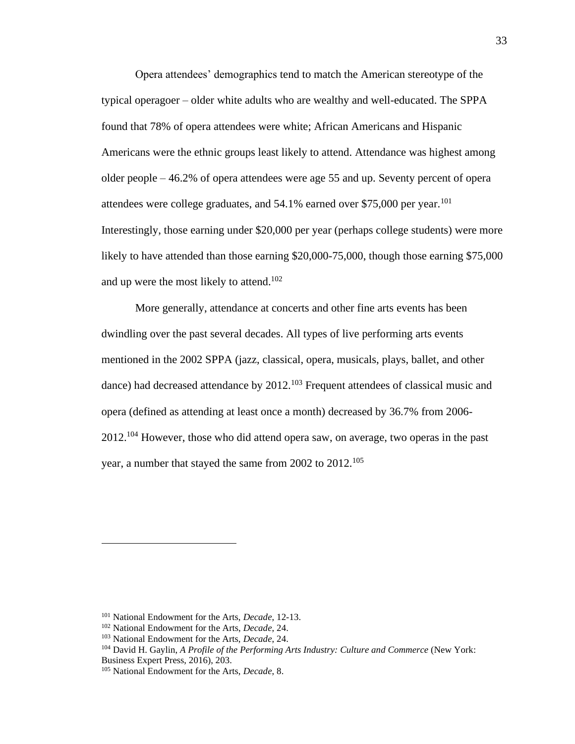Opera attendees' demographics tend to match the American stereotype of the typical operagoer – older white adults who are wealthy and well-educated. The SPPA found that 78% of opera attendees were white; African Americans and Hispanic Americans were the ethnic groups least likely to attend. Attendance was highest among older people – 46.2% of opera attendees were age 55 and up. Seventy percent of opera attendees were college graduates, and 54.1% earned over $75,000 per year.[101] Interestingly, those earning under $20,000 per year (perhaps college students) were more likely to have attended than those earning $20,000-75,000, though those earning $75,000 and up were the most likely to attend.[102]

More generally, attendance at concerts and other fine arts events has been dwindling over the past several decades. All types of live performing arts events mentioned in the 2002 SPPA (jazz, classical, opera, musicals, plays, ballet, and other dance) had decreased attendance by 2012.[103] Frequent attendees of classical music and opera (defined as attending at least once a month) decreased by 36.7% from 2006-2012.[104] However, those who did attend opera saw, on average, two operas in the past year, a number that stayed the same from 2002 to 2012.[105]

---

[101] National Endowment for the Arts, *Decade*, 12-13.

[102] National Endowment for the Arts, *Decade*, 24.

[103] National Endowment for the Arts, *Decade*, 24.

[104] David H. Gaylin, *A Profile of the Performing Arts Industry: Culture and Commerce* (New York: Business Expert Press, 2016), 203.

[105] National Endowment for the Arts, *Decade*, 8.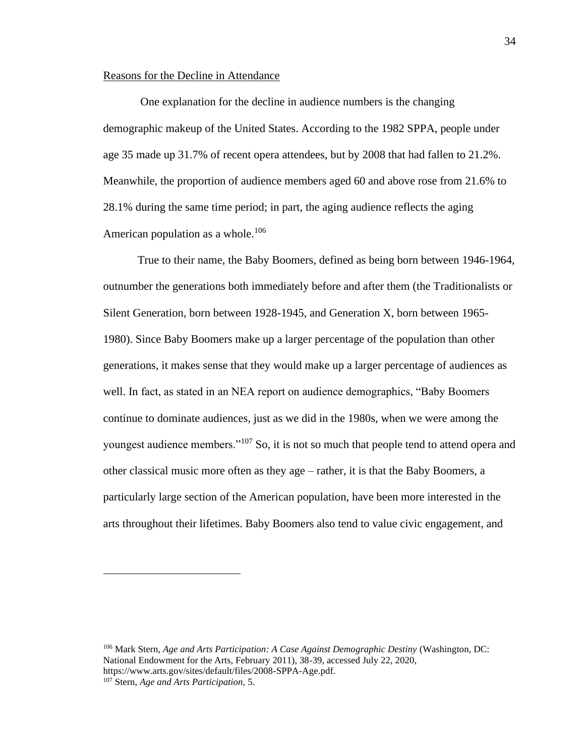Reasons for the Decline in Attendance

One explanation for the decline in audience numbers is the changing demographic makeup of the United States. According to the 1982 SPPA, people under age 35 made up 31.7% of recent opera attendees, but by 2008 that had fallen to 21.2%. Meanwhile, the proportion of audience members aged 60 and above rose from 21.6% to 28.1% during the same time period; in part, the aging audience reflects the aging American population as a whole.[106]

True to their name, the Baby Boomers, defined as being born between 1946-1964, outnumber the generations both immediately before and after them (the Traditionalists or Silent Generation, born between 1928-1945, and Generation X, born between 1965-1980). Since Baby Boomers make up a larger percentage of the population than other generations, it makes sense that they would make up a larger percentage of audiences as well. In fact, as stated in an NEA report on audience demographics, "Baby Boomers continue to dominate audiences, just as we did in the 1980s, when we were among the youngest audience members."[107] So, it is not so much that people tend to attend opera and other classical music more often as they age – rather, it is that the Baby Boomers, a particularly large section of the American population, have been more interested in the arts throughout their lifetimes. Baby Boomers also tend to value civic engagement, and

---

[106] Mark Stern, *Age and Arts Participation: A Case Against Demographic Destiny* (Washington, DC: National Endowment for the Arts, February 2011), 38-39, accessed July 22, 2020, https://www.arts.gov/sites/default/files/2008-SPPA-Age.pdf.

[107] Stern, *Age and Arts Participation,* 5.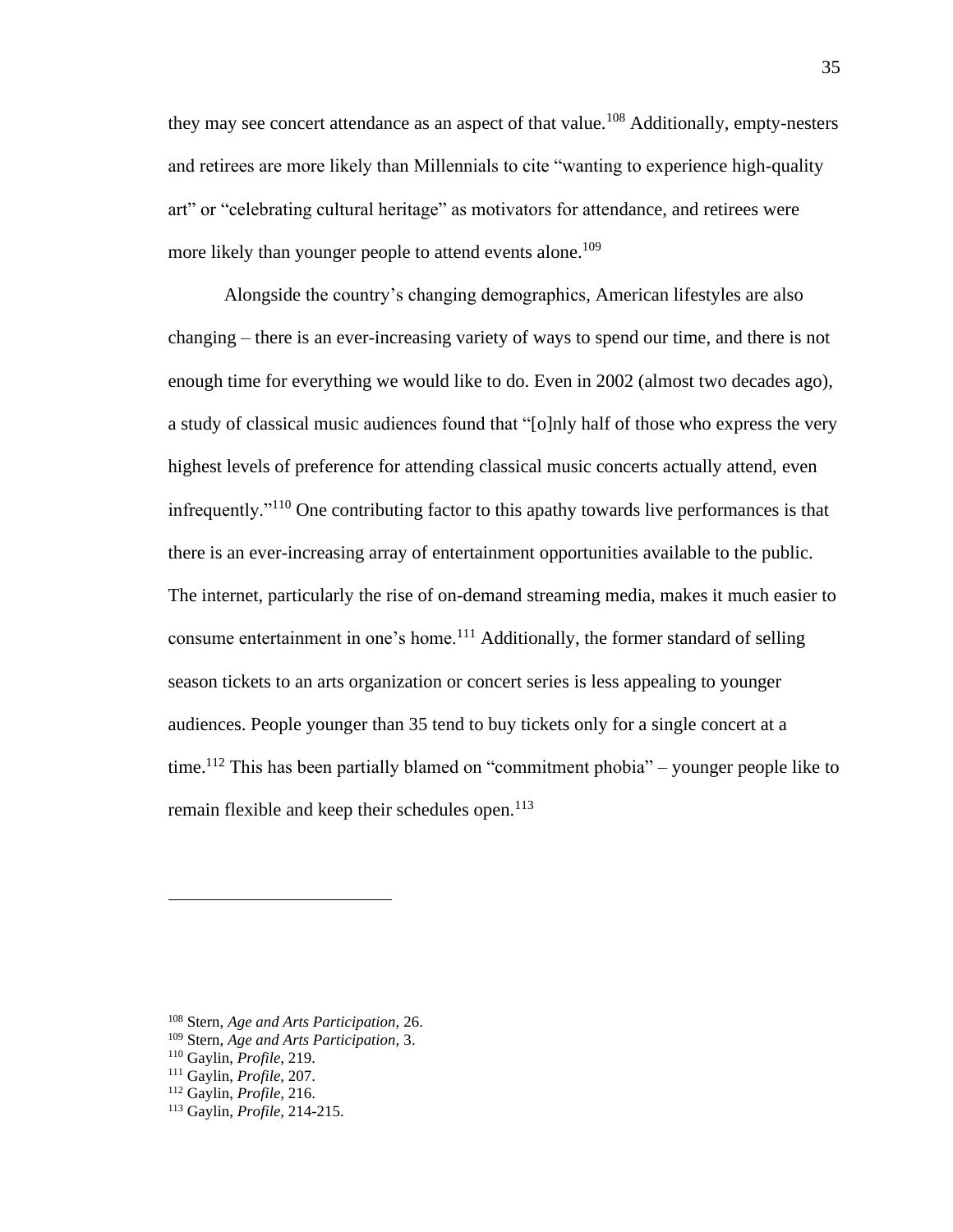they may see concert attendance as an aspect of that value.[108] Additionally, empty-nesters and retirees are more likely than Millennials to cite "wanting to experience high-quality art" or "celebrating cultural heritage" as motivators for attendance, and retirees were more likely than younger people to attend events alone.[109]

Alongside the country's changing demographics, American lifestyles are also changing – there is an ever-increasing variety of ways to spend our time, and there is not enough time for everything we would like to do. Even in 2002 (almost two decades ago), a study of classical music audiences found that "[o]nly half of those who express the very highest levels of preference for attending classical music concerts actually attend, even infrequently."[110] One contributing factor to this apathy towards live performances is that there is an ever-increasing array of entertainment opportunities available to the public. The internet, particularly the rise of on-demand streaming media, makes it much easier to consume entertainment in one's home.[111] Additionally, the former standard of selling season tickets to an arts organization or concert series is less appealing to younger audiences. People younger than 35 tend to buy tickets only for a single concert at a time.[112] This has been partially blamed on "commitment phobia" – younger people like to remain flexible and keep their schedules open.[113]

---

[108] Stern, *Age and Arts Participation,* 26.
[109] Stern, *Age and Arts Participation,* 3.
[110] Gaylin, *Profile*, 219.
[111] Gaylin, *Profile*, 207.
[112] Gaylin, *Profile*, 216.
[113] Gaylin, *Profile*, 214-215.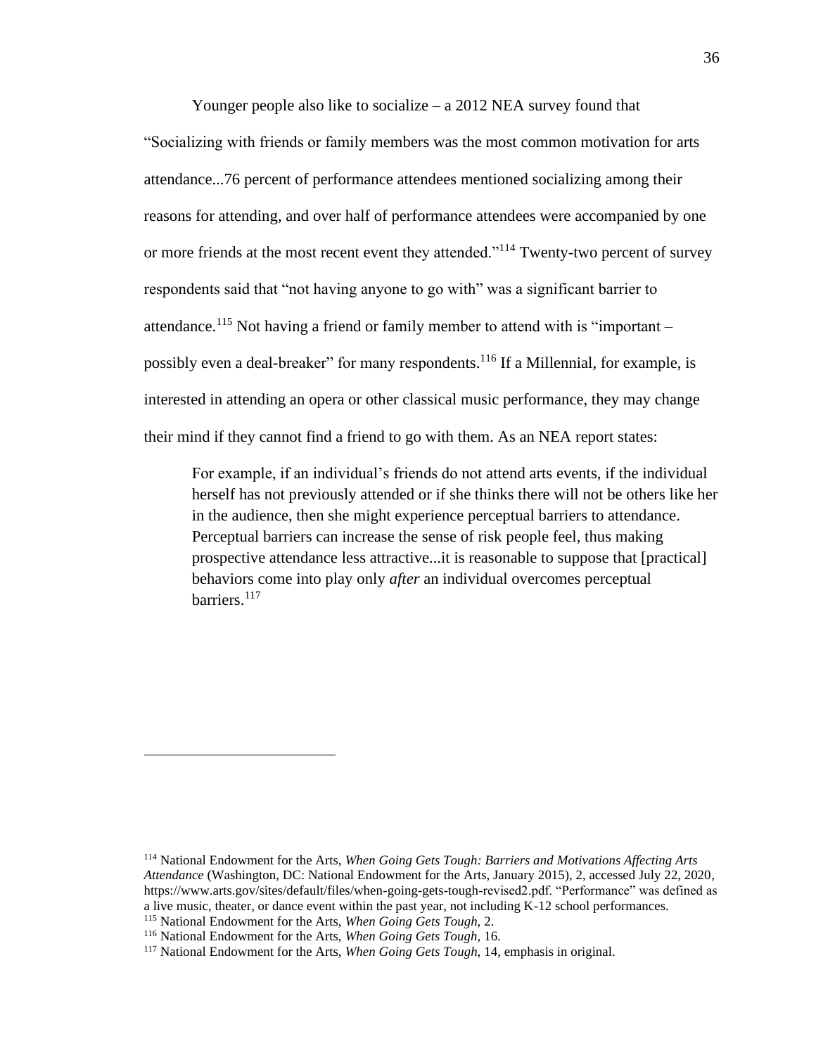Younger people also like to socialize – a 2012 NEA survey found that "Socializing with friends or family members was the most common motivation for arts attendance...76 percent of performance attendees mentioned socializing among their reasons for attending, and over half of performance attendees were accompanied by one or more friends at the most recent event they attended."[114] Twenty-two percent of survey respondents said that "not having anyone to go with" was a significant barrier to attendance.[115] Not having a friend or family member to attend with is "important – possibly even a deal-breaker" for many respondents.[116] If a Millennial, for example, is interested in attending an opera or other classical music performance, they may change their mind if they cannot find a friend to go with them. As an NEA report states:

> For example, if an individual's friends do not attend arts events, if the individual herself has not previously attended or if she thinks there will not be others like her in the audience, then she might experience perceptual barriers to attendance. Perceptual barriers can increase the sense of risk people feel, thus making prospective attendance less attractive...it is reasonable to suppose that [practical] behaviors come into play only *after* an individual overcomes perceptual barriers.[117]

---

[114] National Endowment for the Arts, *When Going Gets Tough: Barriers and Motivations Affecting Arts Attendance* (Washington, DC: National Endowment for the Arts, January 2015), 2, accessed July 22, 2020, https://www.arts.gov/sites/default/files/when-going-gets-tough-revised2.pdf. "Performance" was defined as a live music, theater, or dance event within the past year, not including K-12 school performances.

[115] National Endowment for the Arts, *When Going Gets Tough,* 2.

[116] National Endowment for the Arts, *When Going Gets Tough,* 16.

[117] National Endowment for the Arts, *When Going Gets Tough,* 14, emphasis in original.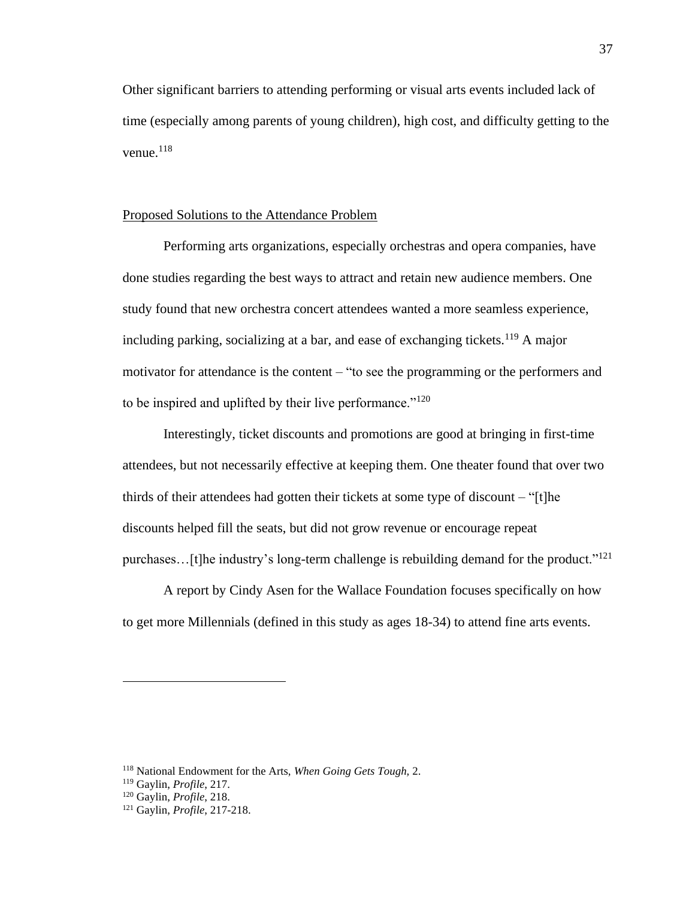Other significant barriers to attending performing or visual arts events included lack of time (especially among parents of young children), high cost, and difficulty getting to the venue.[118]

## Proposed Solutions to the Attendance Problem

Performing arts organizations, especially orchestras and opera companies, have done studies regarding the best ways to attract and retain new audience members. One study found that new orchestra concert attendees wanted a more seamless experience, including parking, socializing at a bar, and ease of exchanging tickets.[119] A major motivator for attendance is the content – "to see the programming or the performers and to be inspired and uplifted by their live performance."[120]

Interestingly, ticket discounts and promotions are good at bringing in first-time attendees, but not necessarily effective at keeping them. One theater found that over two thirds of their attendees had gotten their tickets at some type of discount – "[t]he discounts helped fill the seats, but did not grow revenue or encourage repeat purchases…[t]he industry's long-term challenge is rebuilding demand for the product."[121]

A report by Cindy Asen for the Wallace Foundation focuses specifically on how to get more Millennials (defined in this study as ages 18-34) to attend fine arts events.

---

[118] National Endowment for the Arts, *When Going Gets Tough,* 2.
[119] Gaylin, *Profile*, 217.
[120] Gaylin, *Profile*, 218.
[121] Gaylin, *Profile*, 217-218.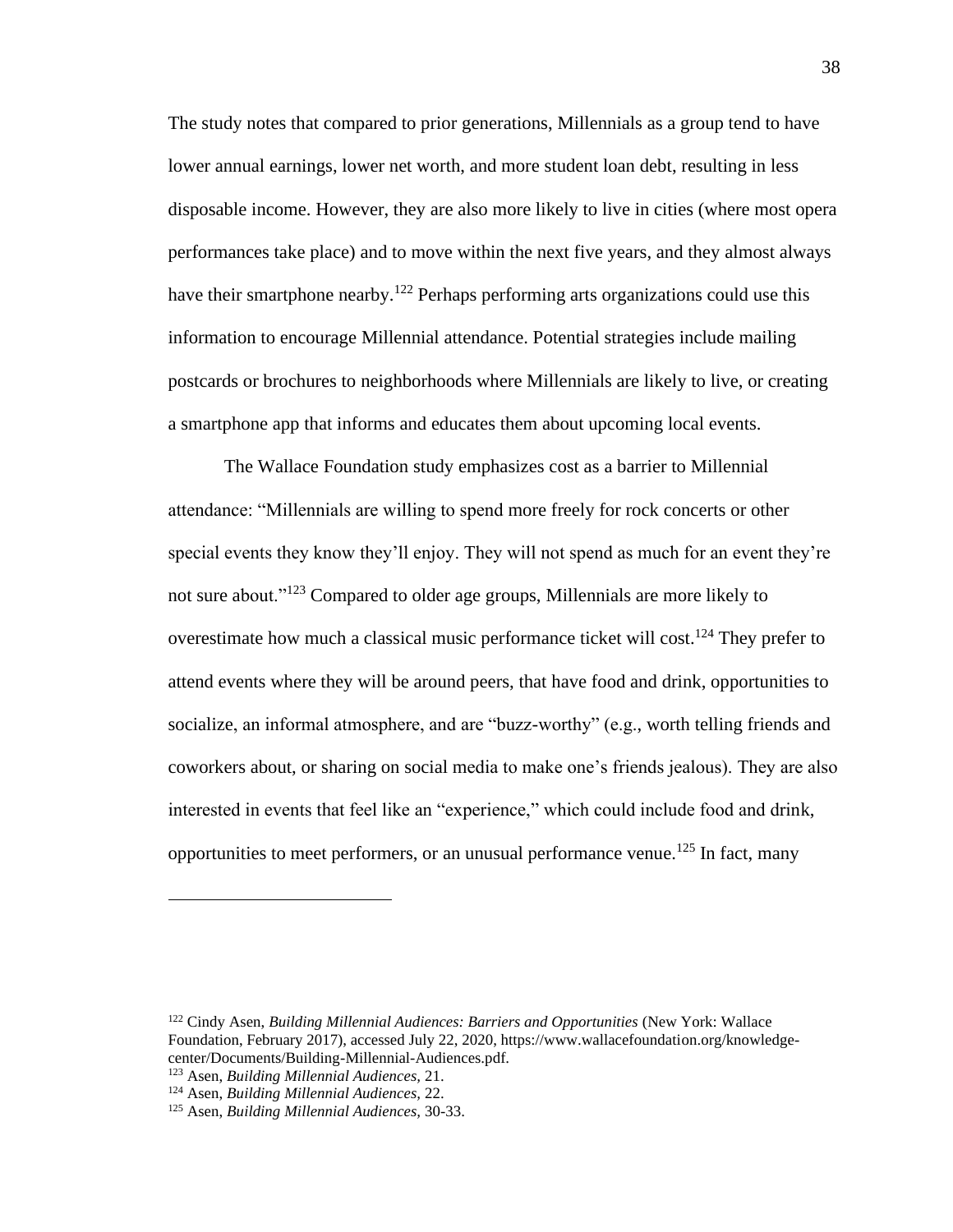The study notes that compared to prior generations, Millennials as a group tend to have lower annual earnings, lower net worth, and more student loan debt, resulting in less disposable income. However, they are also more likely to live in cities (where most opera performances take place) and to move within the next five years, and they almost always have their smartphone nearby.[122] Perhaps performing arts organizations could use this information to encourage Millennial attendance. Potential strategies include mailing postcards or brochures to neighborhoods where Millennials are likely to live, or creating a smartphone app that informs and educates them about upcoming local events.

The Wallace Foundation study emphasizes cost as a barrier to Millennial attendance: "Millennials are willing to spend more freely for rock concerts or other special events they know they'll enjoy. They will not spend as much for an event they're not sure about."[123] Compared to older age groups, Millennials are more likely to overestimate how much a classical music performance ticket will cost.[124] They prefer to attend events where they will be around peers, that have food and drink, opportunities to socialize, an informal atmosphere, and are "buzz-worthy" (e.g., worth telling friends and coworkers about, or sharing on social media to make one's friends jealous). They are also interested in events that feel like an "experience," which could include food and drink, opportunities to meet performers, or an unusual performance venue.[125] In fact, many

---

[122] Cindy Asen, *Building Millennial Audiences: Barriers and Opportunities* (New York: Wallace Foundation, February 2017), accessed July 22, 2020, https://www.wallacefoundation.org/knowledge-center/Documents/Building-Millennial-Audiences.pdf.

[123] Asen, *Building Millennial Audiences,* 21.

[124] Asen, *Building Millennial Audiences,* 22.

[125] Asen, *Building Millennial Audiences,* 30-33.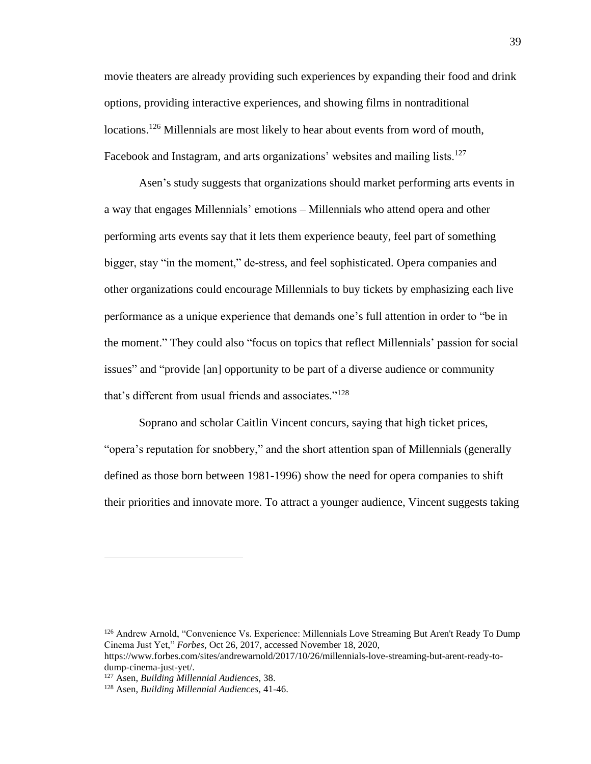movie theaters are already providing such experiences by expanding their food and drink options, providing interactive experiences, and showing films in nontraditional locations.[126] Millennials are most likely to hear about events from word of mouth, Facebook and Instagram, and arts organizations' websites and mailing lists.[127]

Asen's study suggests that organizations should market performing arts events in a way that engages Millennials' emotions – Millennials who attend opera and other performing arts events say that it lets them experience beauty, feel part of something bigger, stay "in the moment," de-stress, and feel sophisticated. Opera companies and other organizations could encourage Millennials to buy tickets by emphasizing each live performance as a unique experience that demands one's full attention in order to "be in the moment." They could also "focus on topics that reflect Millennials' passion for social issues" and "provide [an] opportunity to be part of a diverse audience or community that's different from usual friends and associates."[128]

Soprano and scholar Caitlin Vincent concurs, saying that high ticket prices, "opera's reputation for snobbery," and the short attention span of Millennials (generally defined as those born between 1981-1996) show the need for opera companies to shift their priorities and innovate more. To attract a younger audience, Vincent suggests taking

---

[126] Andrew Arnold, "Convenience Vs. Experience: Millennials Love Streaming But Aren't Ready To Dump Cinema Just Yet," *Forbes,* Oct 26, 2017, accessed November 18, 2020, https://www.forbes.com/sites/andrewarnold/2017/10/26/millennials-love-streaming-but-arent-ready-to-dump-cinema-just-yet/.

[127] Asen, *Building Millennial Audiences,* 38.

[128] Asen, *Building Millennial Audiences,* 41-46.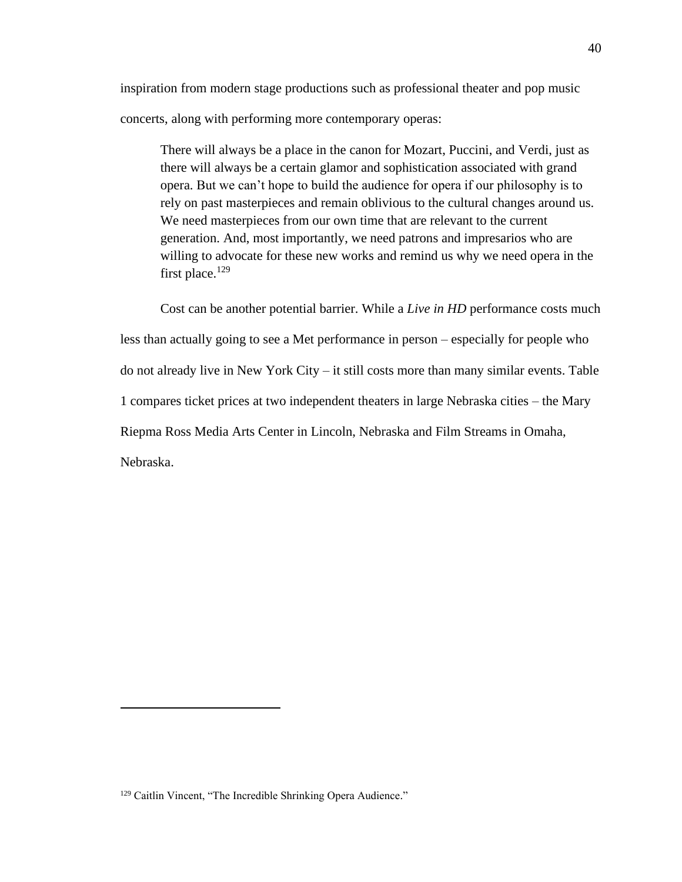inspiration from modern stage productions such as professional theater and pop music concerts, along with performing more contemporary operas:

> There will always be a place in the canon for Mozart, Puccini, and Verdi, just as there will always be a certain glamor and sophistication associated with grand opera. But we can't hope to build the audience for opera if our philosophy is to rely on past masterpieces and remain oblivious to the cultural changes around us. We need masterpieces from our own time that are relevant to the current generation. And, most importantly, we need patrons and impresarios who are willing to advocate for these new works and remind us why we need opera in the first place.[129]

Cost can be another potential barrier. While a *Live in HD* performance costs much less than actually going to see a Met performance in person – especially for people who do not already live in New York City – it still costs more than many similar events. Table 1 compares ticket prices at two independent theaters in large Nebraska cities – the Mary Riepma Ross Media Arts Center in Lincoln, Nebraska and Film Streams in Omaha, Nebraska.

---

[129] Caitlin Vincent, "The Incredible Shrinking Opera Audience."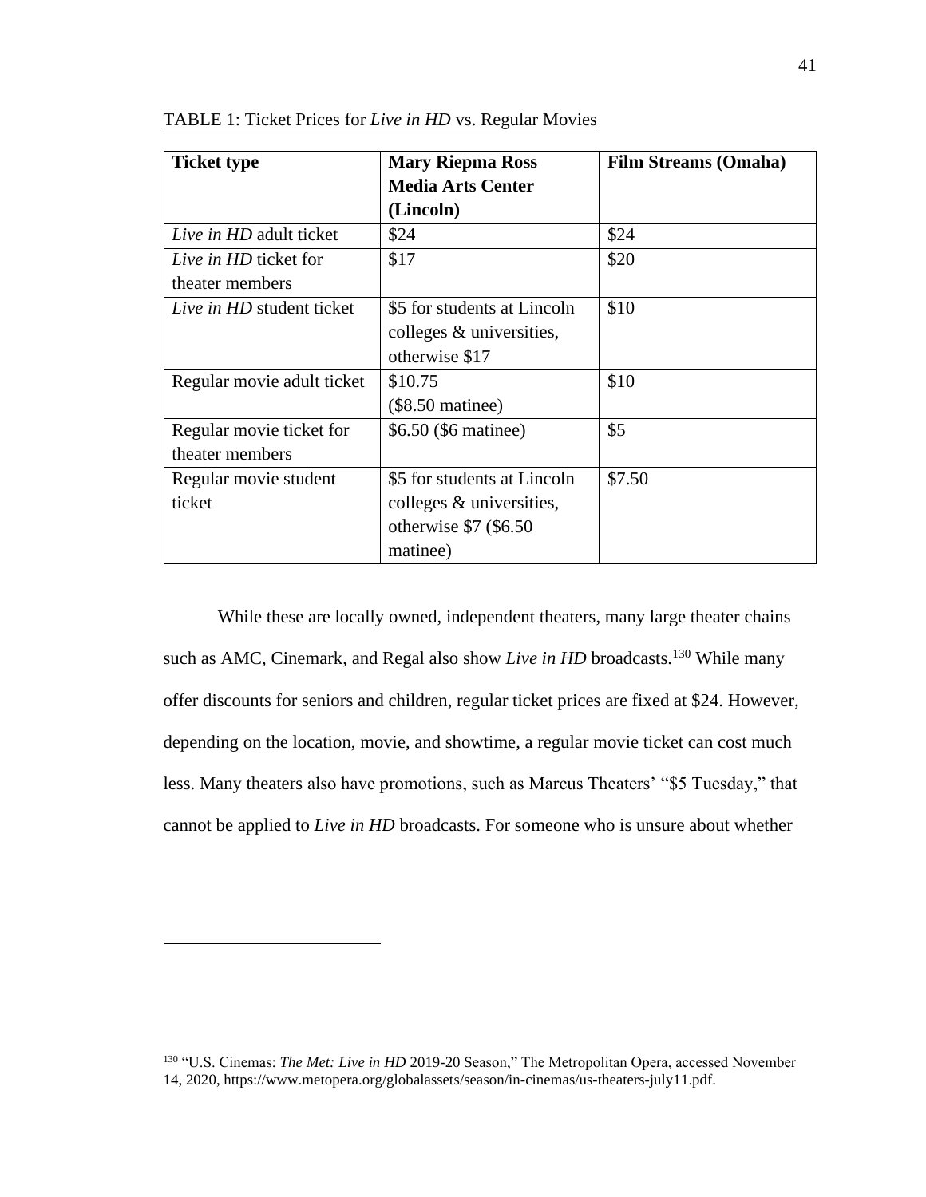TABLE 1: Ticket Prices for *Live in HD* vs. Regular Movies

| Ticket type | Mary Riepma Ross Media Arts Center (Lincoln) | Film Streams (Omaha) |
|---|---|---|
| *Live in HD* adult ticket | $24 | $24 |
| *Live in HD* ticket for theater members | $17 | $20 |
| *Live in HD* student ticket | $5 for students at Lincoln colleges & universities, otherwise $17 | $10 |
| Regular movie adult ticket | $10.75 ($8.50 matinee) | $10 |
| Regular movie ticket for theater members | $6.50 ($6 matinee) | $5 |
| Regular movie student ticket | $5 for students at Lincoln colleges & universities, otherwise $7 ($6.50 matinee) | $7.50 |

While these are locally owned, independent theaters, many large theater chains such as AMC, Cinemark, and Regal also show *Live in HD* broadcasts.[130] While many offer discounts for seniors and children, regular ticket prices are fixed at $24. However, depending on the location, movie, and showtime, a regular movie ticket can cost much less. Many theaters also have promotions, such as Marcus Theaters' "$5 Tuesday," that cannot be applied to *Live in HD* broadcasts. For someone who is unsure about whether

---

[130] "U.S. Cinemas: *The Met: Live in HD* 2019-20 Season," The Metropolitan Opera, accessed November 14, 2020, https://www.metopera.org/globalassets/season/in-cinemas/us-theaters-july11.pdf.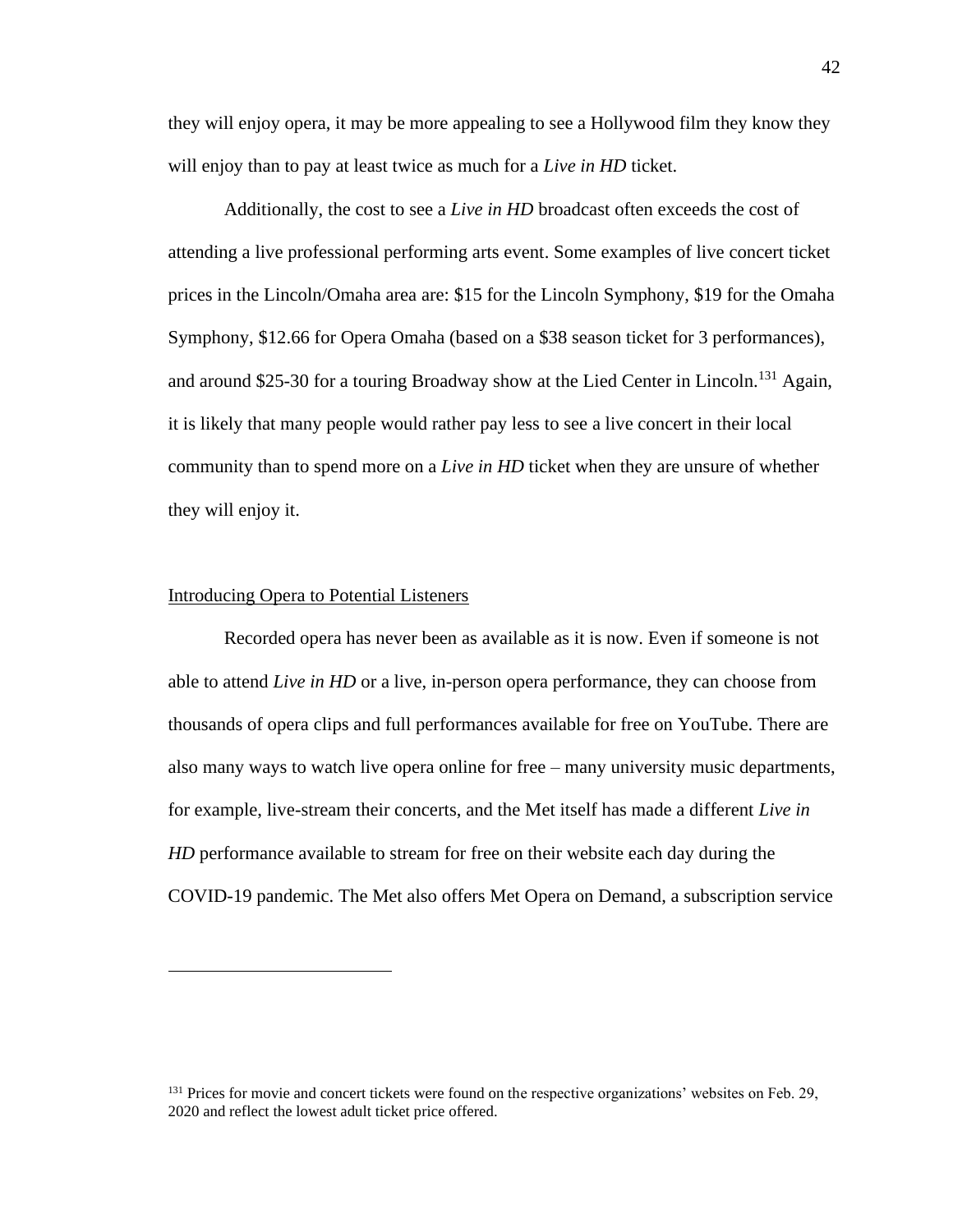they will enjoy opera, it may be more appealing to see a Hollywood film they know they will enjoy than to pay at least twice as much for a *Live in HD* ticket.

Additionally, the cost to see a *Live in HD* broadcast often exceeds the cost of attending a live professional performing arts event. Some examples of live concert ticket prices in the Lincoln/Omaha area are: $15 for the Lincoln Symphony, $19 for the Omaha Symphony, $12.66 for Opera Omaha (based on a $38 season ticket for 3 performances), and around $25-30 for a touring Broadway show at the Lied Center in Lincoln.[131] Again, it is likely that many people would rather pay less to see a live concert in their local community than to spend more on a *Live in HD* ticket when they are unsure of whether they will enjoy it.

## Introducing Opera to Potential Listeners

Recorded opera has never been as available as it is now. Even if someone is not able to attend *Live in HD* or a live, in-person opera performance, they can choose from thousands of opera clips and full performances available for free on YouTube. There are also many ways to watch live opera online for free – many university music departments, for example, live-stream their concerts, and the Met itself has made a different *Live in HD* performance available to stream for free on their website each day during the COVID-19 pandemic. The Met also offers Met Opera on Demand, a subscription service

[131] Prices for movie and concert tickets were found on the respective organizations' websites on Feb. 29, 2020 and reflect the lowest adult ticket price offered.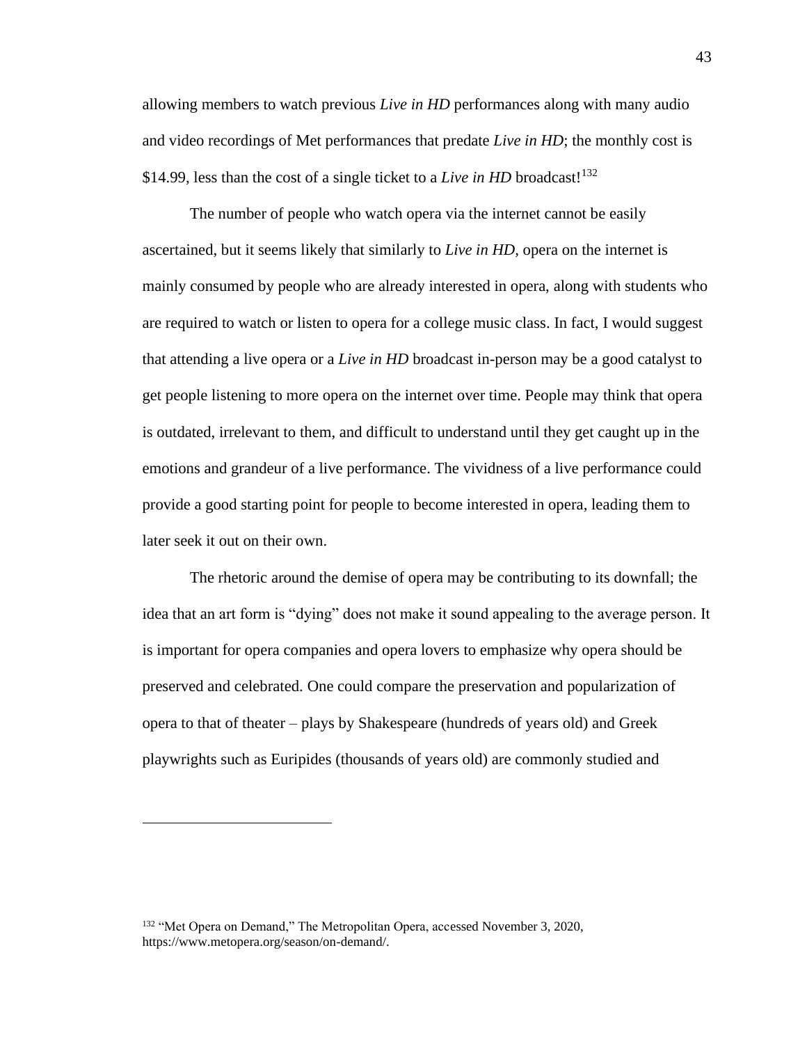allowing members to watch previous *Live in HD* performances along with many audio and video recordings of Met performances that predate *Live in HD*; the monthly cost is $14.99, less than the cost of a single ticket to a *Live in HD* broadcast![132]

The number of people who watch opera via the internet cannot be easily ascertained, but it seems likely that similarly to *Live in HD*, opera on the internet is mainly consumed by people who are already interested in opera, along with students who are required to watch or listen to opera for a college music class. In fact, I would suggest that attending a live opera or a *Live in HD* broadcast in-person may be a good catalyst to get people listening to more opera on the internet over time. People may think that opera is outdated, irrelevant to them, and difficult to understand until they get caught up in the emotions and grandeur of a live performance. The vividness of a live performance could provide a good starting point for people to become interested in opera, leading them to later seek it out on their own.

The rhetoric around the demise of opera may be contributing to its downfall; the idea that an art form is "dying" does not make it sound appealing to the average person. It is important for opera companies and opera lovers to emphasize why opera should be preserved and celebrated. One could compare the preservation and popularization of opera to that of theater – plays by Shakespeare (hundreds of years old) and Greek playwrights such as Euripides (thousands of years old) are commonly studied and

---

[132] "Met Opera on Demand," The Metropolitan Opera, accessed November 3, 2020, https://www.metopera.org/season/on-demand/.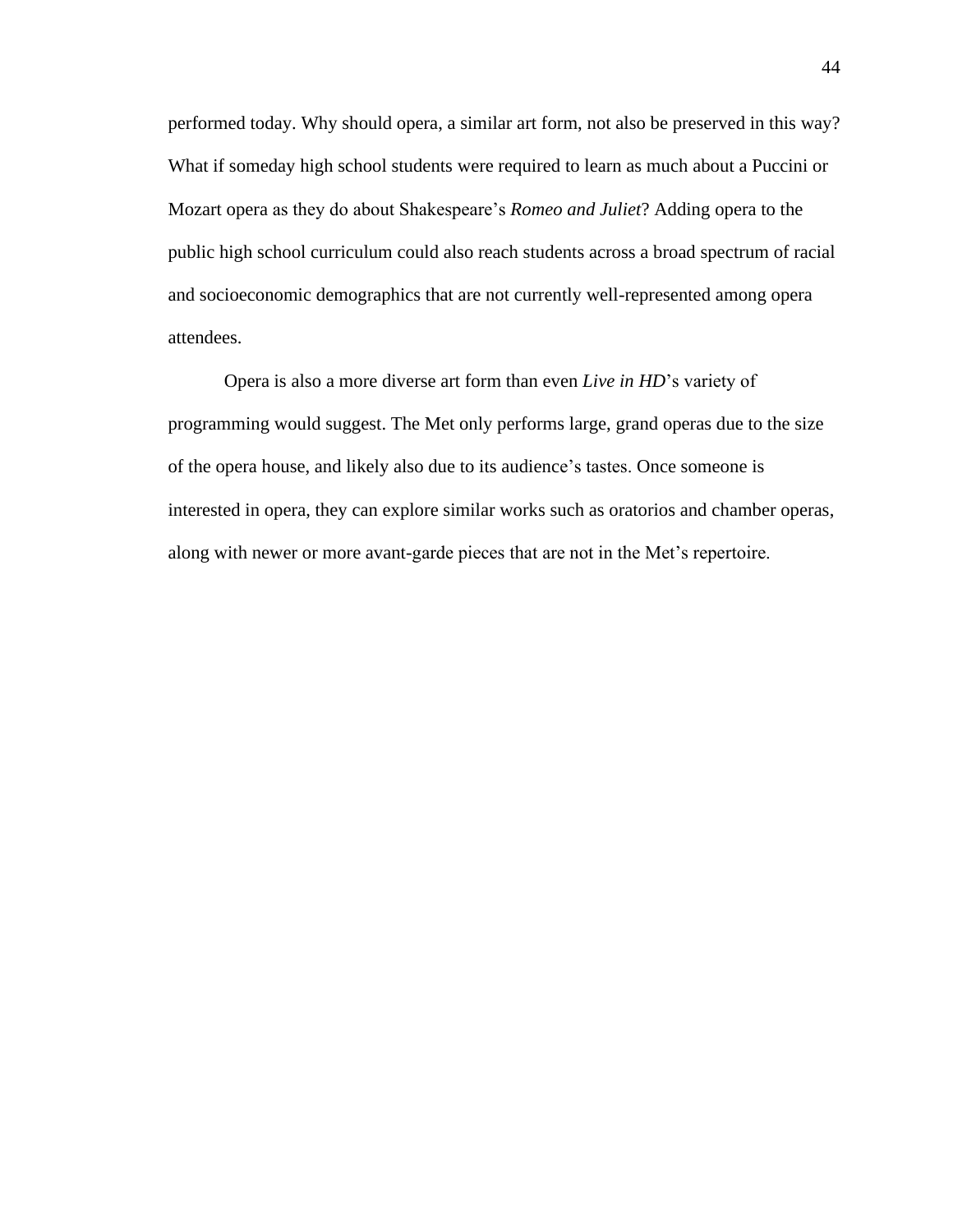performed today. Why should opera, a similar art form, not also be preserved in this way? What if someday high school students were required to learn as much about a Puccini or Mozart opera as they do about Shakespeare's *Romeo and Juliet*? Adding opera to the public high school curriculum could also reach students across a broad spectrum of racial and socioeconomic demographics that are not currently well-represented among opera attendees.

Opera is also a more diverse art form than even *Live in HD*'s variety of programming would suggest. The Met only performs large, grand operas due to the size of the opera house, and likely also due to its audience's tastes. Once someone is interested in opera, they can explore similar works such as oratorios and chamber operas, along with newer or more avant-garde pieces that are not in the Met's repertoire.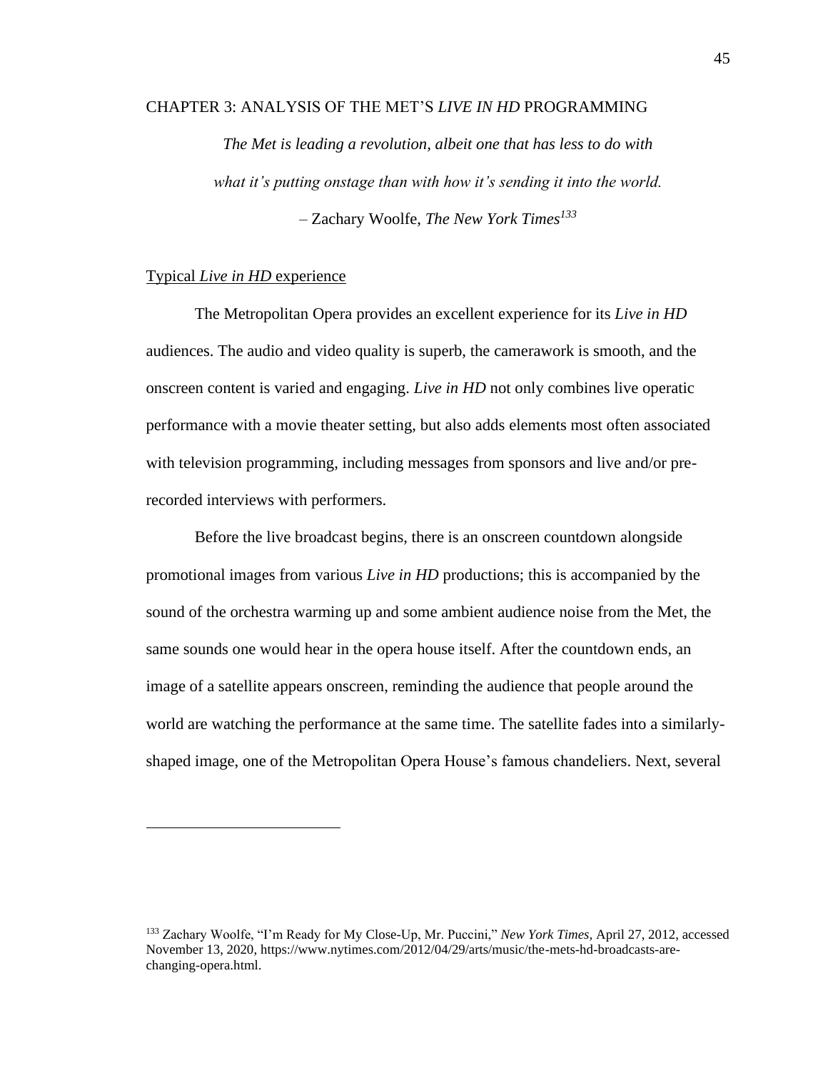# CHAPTER 3: ANALYSIS OF THE MET'S *LIVE IN HD* PROGRAMMING

> *The Met is leading a revolution, albeit one that has less to do with what it's putting onstage than with how it's sending it into the world.*
>
> – Zachary Woolfe, *The New York Times*[133]

## Typical *Live in HD* experience

The Metropolitan Opera provides an excellent experience for its *Live in HD* audiences. The audio and video quality is superb, the camerawork is smooth, and the onscreen content is varied and engaging. *Live in HD* not only combines live operatic performance with a movie theater setting, but also adds elements most often associated with television programming, including messages from sponsors and live and/or pre-recorded interviews with performers.

Before the live broadcast begins, there is an onscreen countdown alongside promotional images from various *Live in HD* productions; this is accompanied by the sound of the orchestra warming up and some ambient audience noise from the Met, the same sounds one would hear in the opera house itself. After the countdown ends, an image of a satellite appears onscreen, reminding the audience that people around the world are watching the performance at the same time. The satellite fades into a similarly-shaped image, one of the Metropolitan Opera House's famous chandeliers. Next, several

---

[133] Zachary Woolfe, "I'm Ready for My Close-Up, Mr. Puccini," *New York Times*, April 27, 2012, accessed November 13, 2020, https://www.nytimes.com/2012/04/29/arts/music/the-mets-hd-broadcasts-are-changing-opera.html.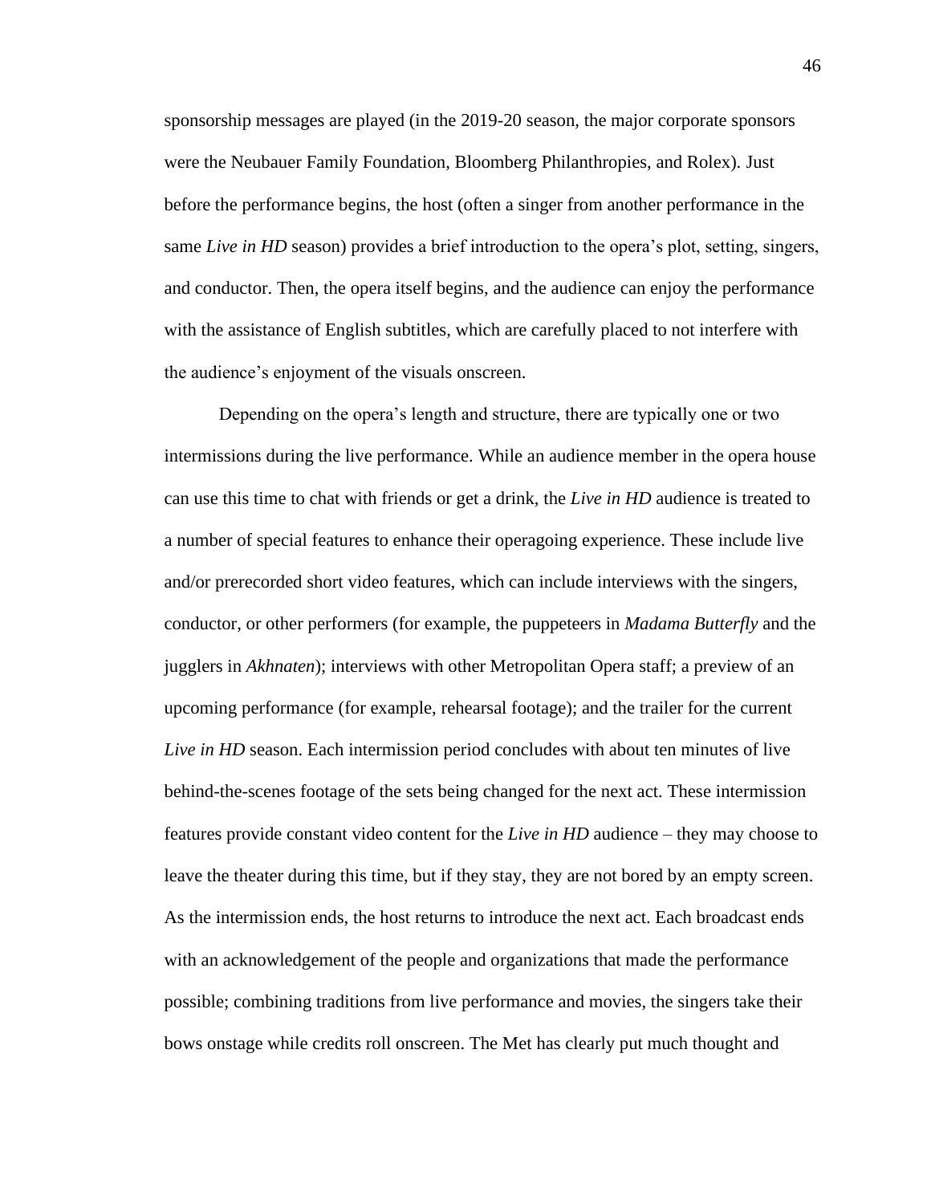sponsorship messages are played (in the 2019-20 season, the major corporate sponsors were the Neubauer Family Foundation, Bloomberg Philanthropies, and Rolex). Just before the performance begins, the host (often a singer from another performance in the same *Live in HD* season) provides a brief introduction to the opera's plot, setting, singers, and conductor. Then, the opera itself begins, and the audience can enjoy the performance with the assistance of English subtitles, which are carefully placed to not interfere with the audience's enjoyment of the visuals onscreen.

Depending on the opera's length and structure, there are typically one or two intermissions during the live performance. While an audience member in the opera house can use this time to chat with friends or get a drink, the *Live in HD* audience is treated to a number of special features to enhance their operagoing experience. These include live and/or prerecorded short video features, which can include interviews with the singers, conductor, or other performers (for example, the puppeteers in *Madama Butterfly* and the jugglers in *Akhnaten*); interviews with other Metropolitan Opera staff; a preview of an upcoming performance (for example, rehearsal footage); and the trailer for the current *Live in HD* season. Each intermission period concludes with about ten minutes of live behind-the-scenes footage of the sets being changed for the next act. These intermission features provide constant video content for the *Live in HD* audience – they may choose to leave the theater during this time, but if they stay, they are not bored by an empty screen. As the intermission ends, the host returns to introduce the next act. Each broadcast ends with an acknowledgement of the people and organizations that made the performance possible; combining traditions from live performance and movies, the singers take their bows onstage while credits roll onscreen. The Met has clearly put much thought and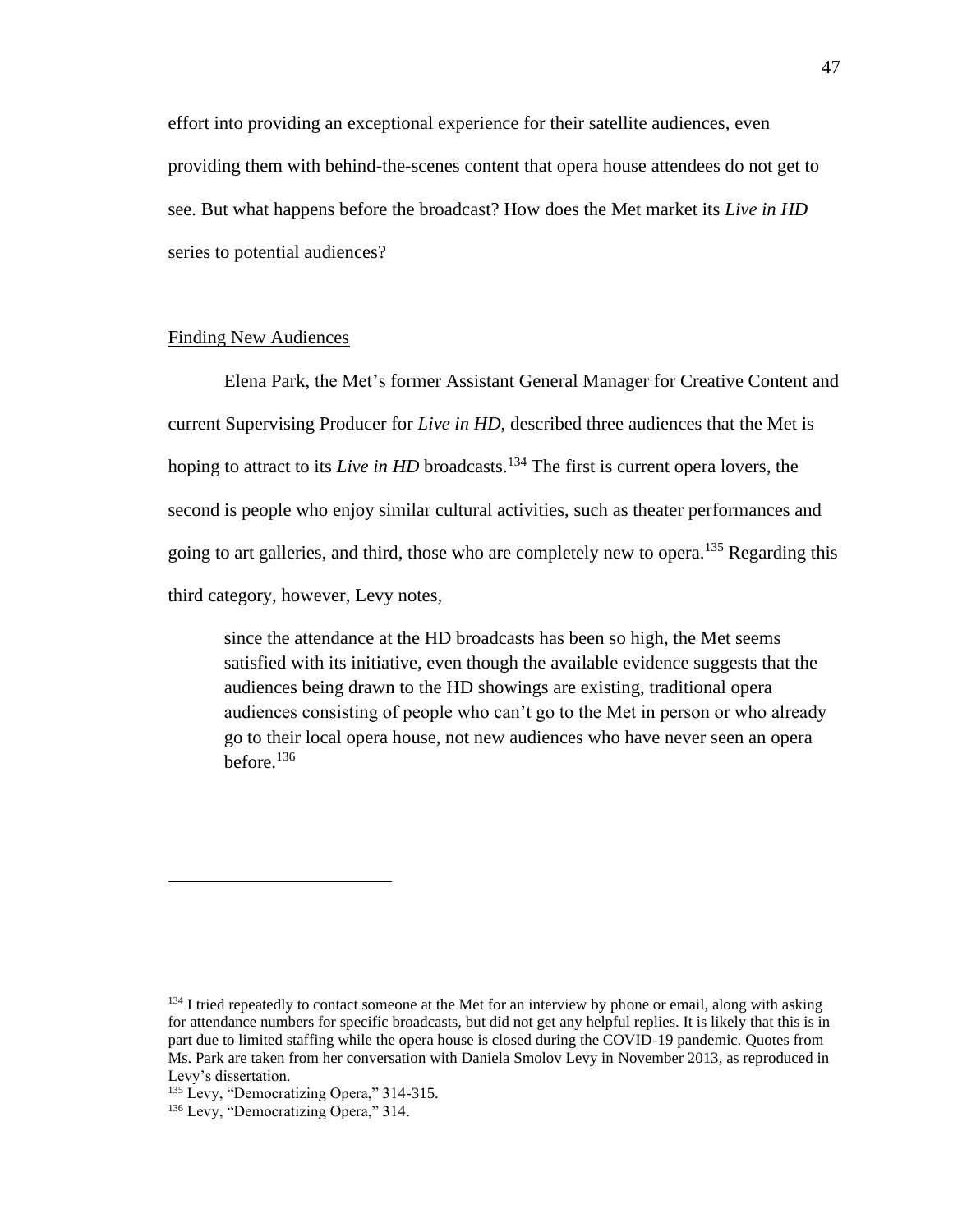effort into providing an exceptional experience for their satellite audiences, even providing them with behind-the-scenes content that opera house attendees do not get to see. But what happens before the broadcast? How does the Met market its *Live in HD* series to potential audiences?

## Finding New Audiences

Elena Park, the Met's former Assistant General Manager for Creative Content and current Supervising Producer for *Live in HD*, described three audiences that the Met is hoping to attract to its *Live in HD* broadcasts.[134] The first is current opera lovers, the second is people who enjoy similar cultural activities, such as theater performances and going to art galleries, and third, those who are completely new to opera.[135] Regarding this third category, however, Levy notes,

> since the attendance at the HD broadcasts has been so high, the Met seems satisfied with its initiative, even though the available evidence suggests that the audiences being drawn to the HD showings are existing, traditional opera audiences consisting of people who can't go to the Met in person or who already go to their local opera house, not new audiences who have never seen an opera before.[136]

---

[134] I tried repeatedly to contact someone at the Met for an interview by phone or email, along with asking for attendance numbers for specific broadcasts, but did not get any helpful replies. It is likely that this is in part due to limited staffing while the opera house is closed during the COVID-19 pandemic. Quotes from Ms. Park are taken from her conversation with Daniela Smolov Levy in November 2013, as reproduced in Levy's dissertation.

[135] Levy, "Democratizing Opera," 314-315.

[136] Levy, "Democratizing Opera," 314.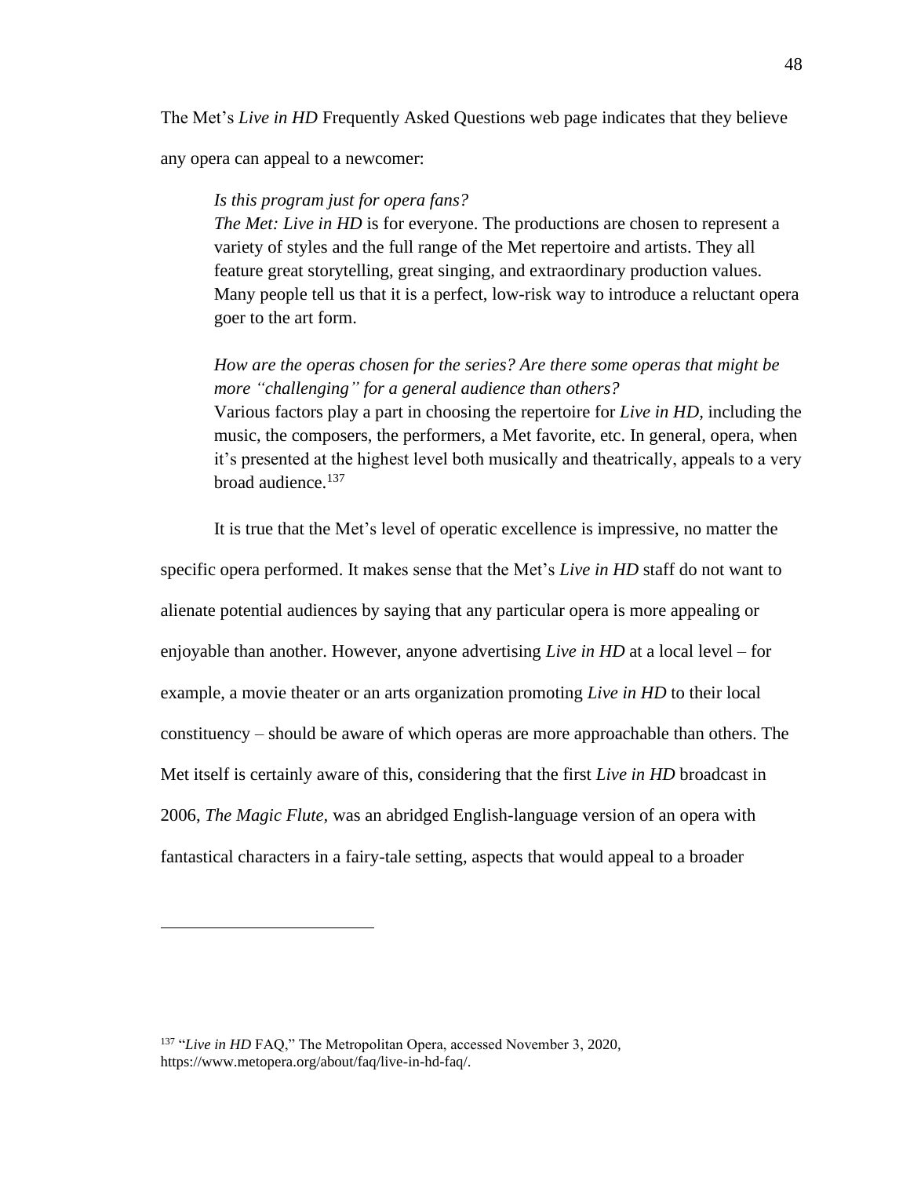The Met's *Live in HD* Frequently Asked Questions web page indicates that they believe any opera can appeal to a newcomer:

> *Is this program just for opera fans?*
> *The Met: Live in HD* is for everyone. The productions are chosen to represent a variety of styles and the full range of the Met repertoire and artists. They all feature great storytelling, great singing, and extraordinary production values. Many people tell us that it is a perfect, low-risk way to introduce a reluctant opera goer to the art form.
>
> *How are the operas chosen for the series? Are there some operas that might be more "challenging" for a general audience than others?*
> Various factors play a part in choosing the repertoire for *Live in HD,* including the music, the composers, the performers, a Met favorite, etc. In general, opera, when it's presented at the highest level both musically and theatrically, appeals to a very broad audience.[137]

It is true that the Met's level of operatic excellence is impressive, no matter the specific opera performed. It makes sense that the Met's *Live in HD* staff do not want to alienate potential audiences by saying that any particular opera is more appealing or enjoyable than another. However, anyone advertising *Live in HD* at a local level – for example, a movie theater or an arts organization promoting *Live in HD* to their local constituency – should be aware of which operas are more approachable than others. The Met itself is certainly aware of this, considering that the first *Live in HD* broadcast in 2006, *The Magic Flute,* was an abridged English-language version of an opera with fantastical characters in a fairy-tale setting, aspects that would appeal to a broader

---

[137] "*Live in HD* FAQ," The Metropolitan Opera, accessed November 3, 2020, https://www.metopera.org/about/faq/live-in-hd-faq/.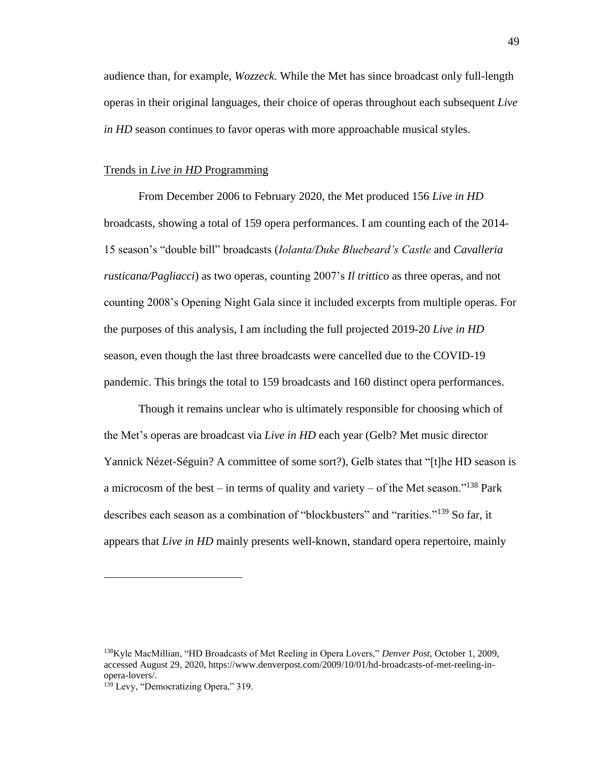audience than, for example, *Wozzeck*. While the Met has since broadcast only full-length operas in their original languages, their choice of operas throughout each subsequent *Live in HD* season continues to favor operas with more approachable musical styles.

## Trends in *Live in HD* Programming

From December 2006 to February 2020, the Met produced 156 *Live in HD* broadcasts, showing a total of 159 opera performances. I am counting each of the 2014-15 season's "double bill" broadcasts (*Iolanta/Duke Bluebeard's Castle* and *Cavalleria rusticana/Pagliacci*) as two operas, counting 2007's *Il trittico* as three operas, and not counting 2008's Opening Night Gala since it included excerpts from multiple operas. For the purposes of this analysis, I am including the full projected 2019-20 *Live in HD* season, even though the last three broadcasts were cancelled due to the COVID-19 pandemic. This brings the total to 159 broadcasts and 160 distinct opera performances.

Though it remains unclear who is ultimately responsible for choosing which of the Met's operas are broadcast via *Live in HD* each year (Gelb? Met music director Yannick Nézet-Séguin? A committee of some sort?), Gelb states that "[t]he HD season is a microcosm of the best – in terms of quality and variety – of the Met season."[138] Park describes each season as a combination of "blockbusters" and "rarities."[139] So far, it appears that *Live in HD* mainly presents well-known, standard opera repertoire, mainly

---

[138] Kyle MacMillian, "HD Broadcasts of Met Reeling in Opera Lovers," *Denver Post*, October 1, 2009, accessed August 29, 2020, https://www.denverpost.com/2009/10/01/hd-broadcasts-of-met-reeling-in-opera-lovers/.

[139] Levy, "Democratizing Opera," 319.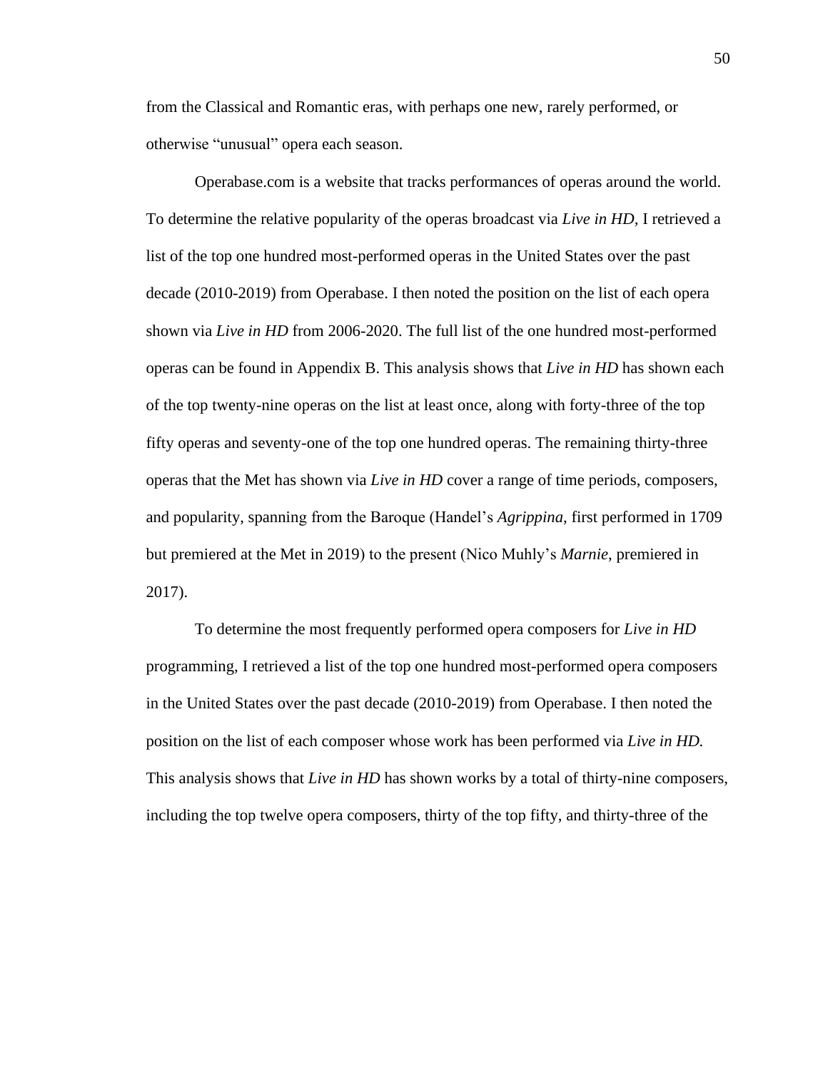from the Classical and Romantic eras, with perhaps one new, rarely performed, or otherwise “unusual” opera each season.

Operabase.com is a website that tracks performances of operas around the world. To determine the relative popularity of the operas broadcast via *Live in HD,* I retrieved a list of the top one hundred most-performed operas in the United States over the past decade (2010-2019) from Operabase. I then noted the position on the list of each opera shown via *Live in HD* from 2006-2020. The full list of the one hundred most-performed operas can be found in Appendix B. This analysis shows that *Live in HD* has shown each of the top twenty-nine operas on the list at least once, along with forty-three of the top fifty operas and seventy-one of the top one hundred operas. The remaining thirty-three operas that the Met has shown via *Live in HD* cover a range of time periods, composers, and popularity, spanning from the Baroque (Handel’s *Agrippina*, first performed in 1709 but premiered at the Met in 2019) to the present (Nico Muhly’s *Marnie*, premiered in 2017).

To determine the most frequently performed opera composers for *Live in HD* programming, I retrieved a list of the top one hundred most-performed opera composers in the United States over the past decade (2010-2019) from Operabase. I then noted the position on the list of each composer whose work has been performed via *Live in HD.* This analysis shows that *Live in HD* has shown works by a total of thirty-nine composers, including the top twelve opera composers, thirty of the top fifty, and thirty-three of the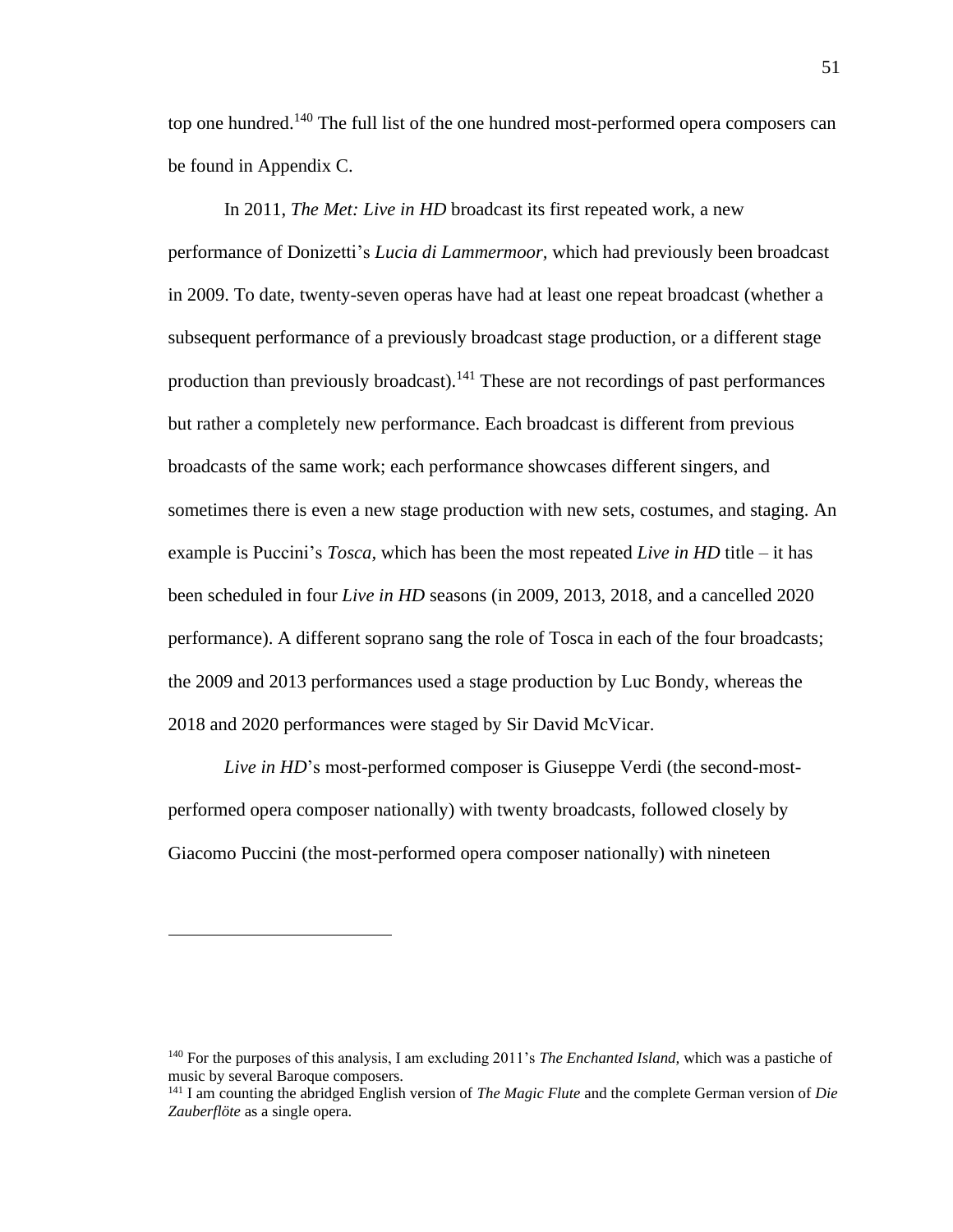top one hundred.[140] The full list of the one hundred most-performed opera composers can be found in Appendix C.

In 2011, *The Met: Live in HD* broadcast its first repeated work, a new performance of Donizetti's *Lucia di Lammermoor,* which had previously been broadcast in 2009. To date, twenty-seven operas have had at least one repeat broadcast (whether a subsequent performance of a previously broadcast stage production, or a different stage production than previously broadcast).[141] These are not recordings of past performances but rather a completely new performance. Each broadcast is different from previous broadcasts of the same work; each performance showcases different singers, and sometimes there is even a new stage production with new sets, costumes, and staging. An example is Puccini's *Tosca,* which has been the most repeated *Live in HD* title – it has been scheduled in four *Live in HD* seasons (in 2009, 2013, 2018, and a cancelled 2020 performance). A different soprano sang the role of Tosca in each of the four broadcasts; the 2009 and 2013 performances used a stage production by Luc Bondy, whereas the 2018 and 2020 performances were staged by Sir David McVicar.

*Live in HD*'s most-performed composer is Giuseppe Verdi (the second-most-performed opera composer nationally) with twenty broadcasts, followed closely by Giacomo Puccini (the most-performed opera composer nationally) with nineteen

---

[140] For the purposes of this analysis, I am excluding 2011's *The Enchanted Island,* which was a pastiche of music by several Baroque composers.

[141] I am counting the abridged English version of *The Magic Flute* and the complete German version of *Die Zauberflöte* as a single opera.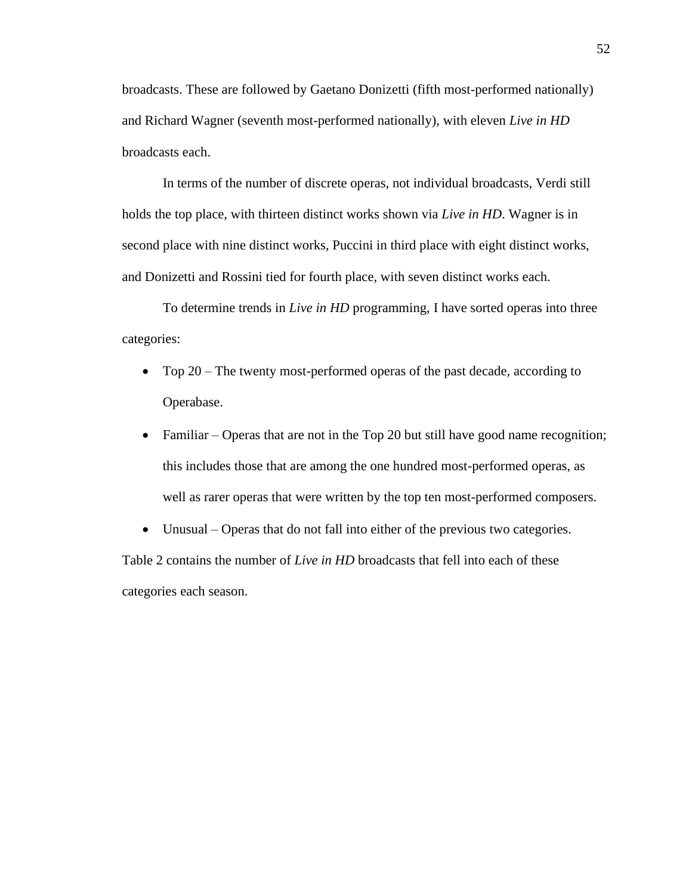broadcasts. These are followed by Gaetano Donizetti (fifth most-performed nationally) and Richard Wagner (seventh most-performed nationally), with eleven *Live in HD* broadcasts each.

In terms of the number of discrete operas, not individual broadcasts, Verdi still holds the top place, with thirteen distinct works shown via *Live in HD*. Wagner is in second place with nine distinct works, Puccini in third place with eight distinct works, and Donizetti and Rossini tied for fourth place, with seven distinct works each.

To determine trends in *Live in HD* programming, I have sorted operas into three categories:

- Top 20 – The twenty most-performed operas of the past decade, according to Operabase.
- Familiar – Operas that are not in the Top 20 but still have good name recognition; this includes those that are among the one hundred most-performed operas, as well as rarer operas that were written by the top ten most-performed composers.
- Unusual – Operas that do not fall into either of the previous two categories.

Table 2 contains the number of *Live in HD* broadcasts that fell into each of these categories each season.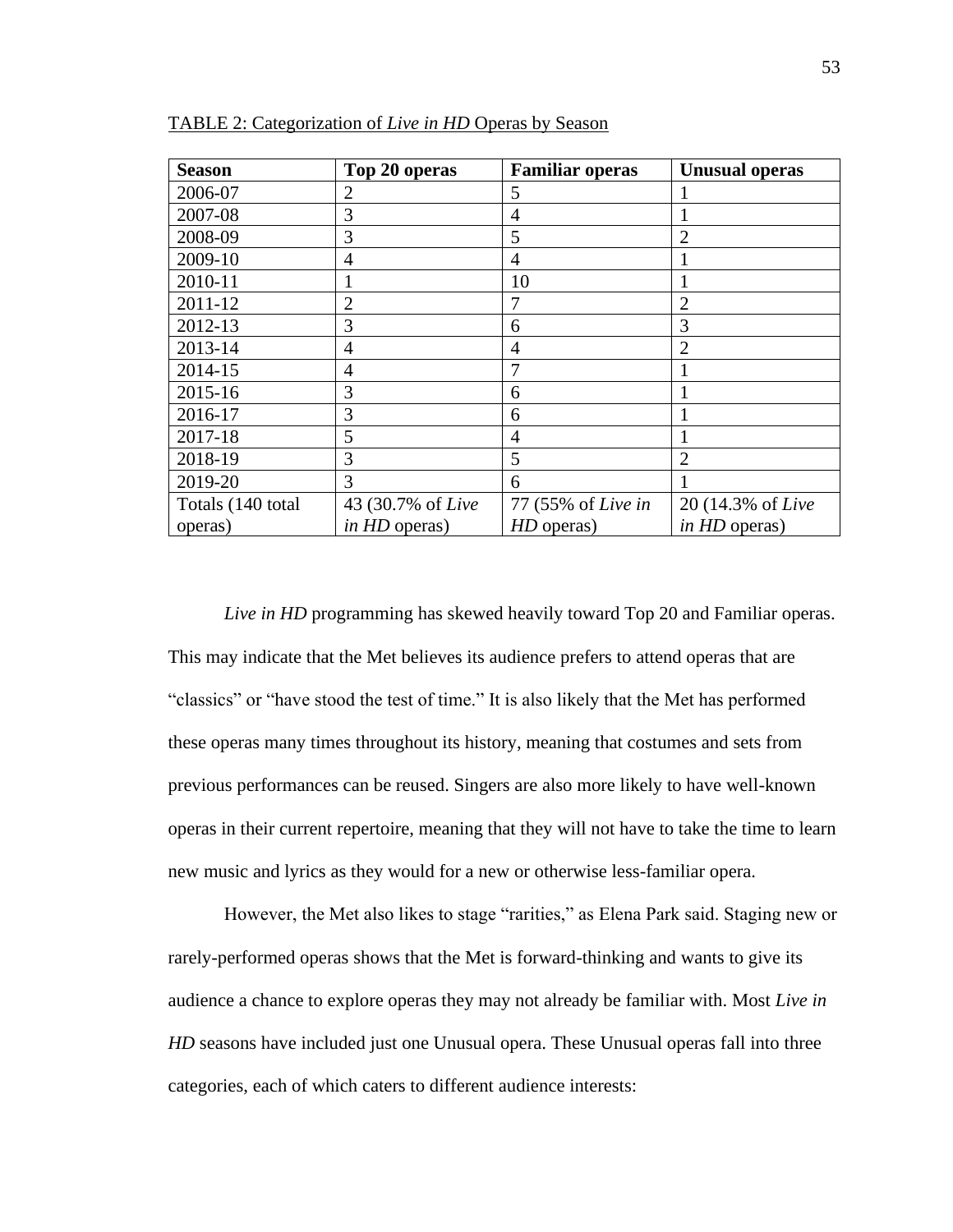TABLE 2: Categorization of *Live in HD* Operas by Season

| Season | Top 20 operas | Familiar operas | Unusual operas |
|---|---|---|---|
| 2006-07 | 2 | 5 | 1 |
| 2007-08 | 3 | 4 | 1 |
| 2008-09 | 3 | 5 | 2 |
| 2009-10 | 4 | 4 | 1 |
| 2010-11 | 1 | 10 | 1 |
| 2011-12 | 2 | 7 | 2 |
| 2012-13 | 3 | 6 | 3 |
| 2013-14 | 4 | 4 | 2 |
| 2014-15 | 4 | 7 | 1 |
| 2015-16 | 3 | 6 | 1 |
| 2016-17 | 3 | 6 | 1 |
| 2017-18 | 5 | 4 | 1 |
| 2018-19 | 3 | 5 | 2 |
| 2019-20 | 3 | 6 | 1 |
| Totals (140 total operas) | 43 (30.7% of *Live in HD* operas) | 77 (55% of *Live in HD* operas) | 20 (14.3% of *Live in HD* operas) |

*Live in HD* programming has skewed heavily toward Top 20 and Familiar operas. This may indicate that the Met believes its audience prefers to attend operas that are "classics" or "have stood the test of time." It is also likely that the Met has performed these operas many times throughout its history, meaning that costumes and sets from previous performances can be reused. Singers are also more likely to have well-known operas in their current repertoire, meaning that they will not have to take the time to learn new music and lyrics as they would for a new or otherwise less-familiar opera.

However, the Met also likes to stage "rarities," as Elena Park said. Staging new or rarely-performed operas shows that the Met is forward-thinking and wants to give its audience a chance to explore operas they may not already be familiar with. Most *Live in HD* seasons have included just one Unusual opera. These Unusual operas fall into three categories, each of which caters to different audience interests: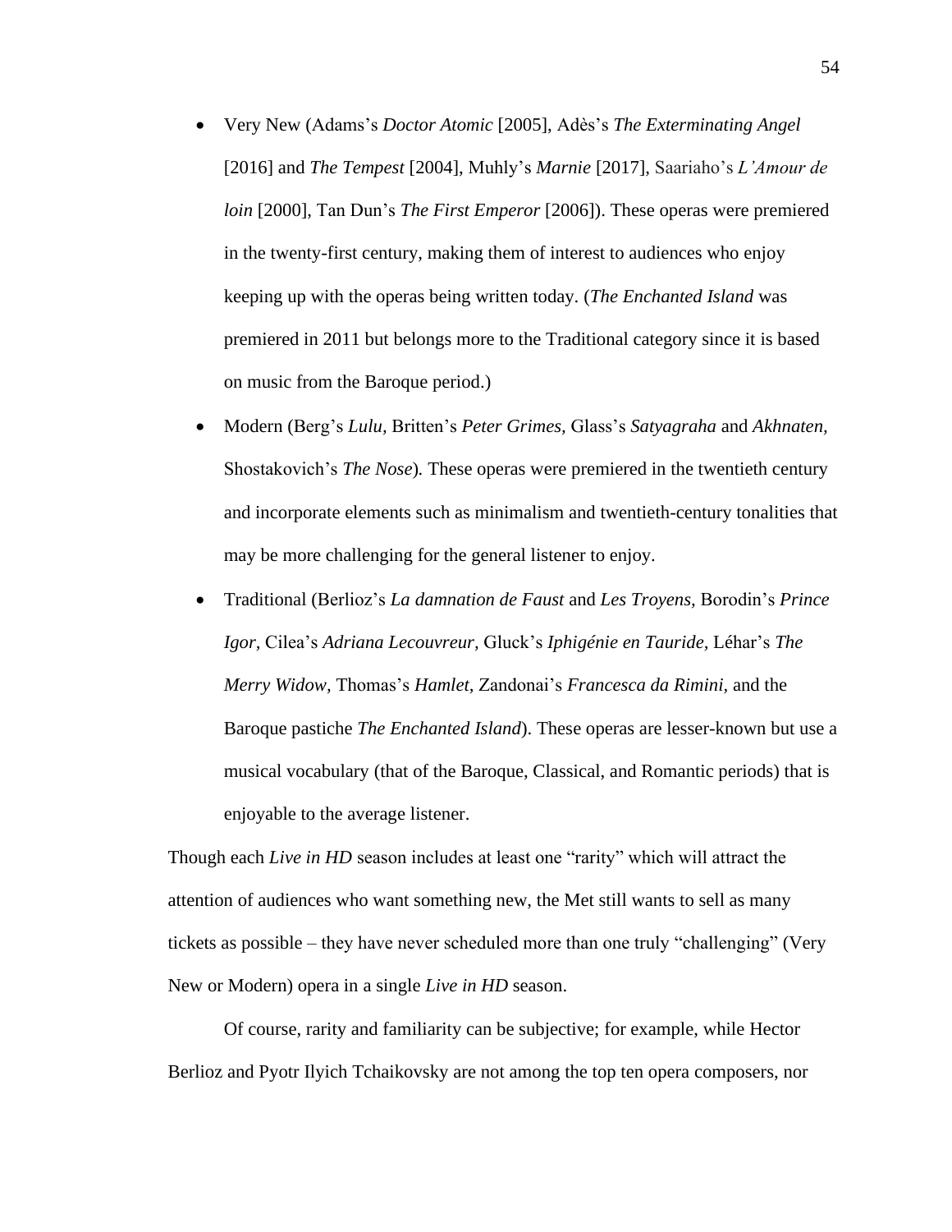- Very New (Adams's *Doctor Atomic* [2005], Adès's *The Exterminating Angel* [2016] and *The Tempest* [2004], Muhly's *Marnie* [2017], Saariaho's *L'Amour de loin* [2000], Tan Dun's *The First Emperor* [2006]). These operas were premiered in the twenty-first century, making them of interest to audiences who enjoy keeping up with the operas being written today. (*The Enchanted Island* was premiered in 2011 but belongs more to the Traditional category since it is based on music from the Baroque period.)
- Modern (Berg's *Lulu,* Britten's *Peter Grimes,* Glass's *Satyagraha* and *Akhnaten,* Shostakovich's *The Nose*)*.* These operas were premiered in the twentieth century and incorporate elements such as minimalism and twentieth-century tonalities that may be more challenging for the general listener to enjoy.
- Traditional (Berlioz's *La damnation de Faust* and *Les Troyens,* Borodin's *Prince Igor,* Cilea's *Adriana Lecouvreur,* Gluck's *Iphigénie en Tauride,* Léhar's *The Merry Widow,* Thomas's *Hamlet,* Zandonai's *Francesca da Rimini,* and the Baroque pastiche *The Enchanted Island*). These operas are lesser-known but use a musical vocabulary (that of the Baroque, Classical, and Romantic periods) that is enjoyable to the average listener.

Though each *Live in HD* season includes at least one "rarity" which will attract the attention of audiences who want something new, the Met still wants to sell as many tickets as possible – they have never scheduled more than one truly "challenging" (Very New or Modern) opera in a single *Live in HD* season.

Of course, rarity and familiarity can be subjective; for example, while Hector Berlioz and Pyotr Ilyich Tchaikovsky are not among the top ten opera composers, nor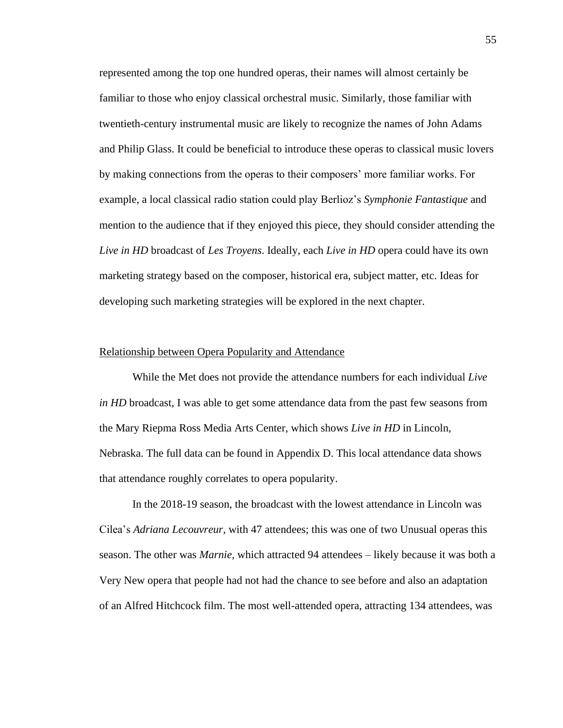represented among the top one hundred operas, their names will almost certainly be familiar to those who enjoy classical orchestral music. Similarly, those familiar with twentieth-century instrumental music are likely to recognize the names of John Adams and Philip Glass. It could be beneficial to introduce these operas to classical music lovers by making connections from the operas to their composers' more familiar works. For example, a local classical radio station could play Berlioz's *Symphonie Fantastique* and mention to the audience that if they enjoyed this piece, they should consider attending the *Live in HD* broadcast of *Les Troyens*. Ideally, each *Live in HD* opera could have its own marketing strategy based on the composer, historical era, subject matter, etc. Ideas for developing such marketing strategies will be explored in the next chapter.

## Relationship between Opera Popularity and Attendance

While the Met does not provide the attendance numbers for each individual *Live in HD* broadcast, I was able to get some attendance data from the past few seasons from the Mary Riepma Ross Media Arts Center, which shows *Live in HD* in Lincoln, Nebraska. The full data can be found in Appendix D. This local attendance data shows that attendance roughly correlates to opera popularity.

In the 2018-19 season, the broadcast with the lowest attendance in Lincoln was Cilea's *Adriana Lecouvreur*, with 47 attendees; this was one of two Unusual operas this season. The other was *Marnie*, which attracted 94 attendees – likely because it was both a Very New opera that people had not had the chance to see before and also an adaptation of an Alfred Hitchcock film. The most well-attended opera, attracting 134 attendees, was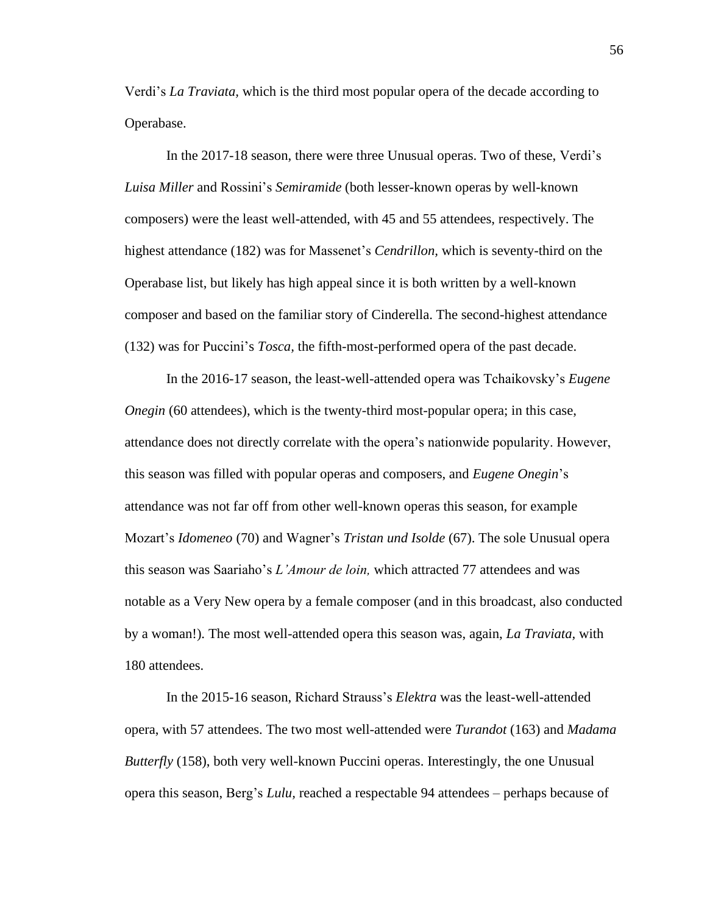Verdi's *La Traviata,* which is the third most popular opera of the decade according to Operabase.

In the 2017-18 season, there were three Unusual operas. Two of these, Verdi's *Luisa Miller* and Rossini's *Semiramide* (both lesser-known operas by well-known composers) were the least well-attended, with 45 and 55 attendees, respectively. The highest attendance (182) was for Massenet's *Cendrillon,* which is seventy-third on the Operabase list, but likely has high appeal since it is both written by a well-known composer and based on the familiar story of Cinderella. The second-highest attendance (132) was for Puccini's *Tosca,* the fifth-most-performed opera of the past decade.

In the 2016-17 season, the least-well-attended opera was Tchaikovsky's *Eugene Onegin* (60 attendees), which is the twenty-third most-popular opera; in this case, attendance does not directly correlate with the opera's nationwide popularity. However, this season was filled with popular operas and composers, and *Eugene Onegin*'s attendance was not far off from other well-known operas this season, for example Mozart's *Idomeneo* (70) and Wagner's *Tristan und Isolde* (67). The sole Unusual opera this season was Saariaho's *L'Amour de loin,* which attracted 77 attendees and was notable as a Very New opera by a female composer (and in this broadcast, also conducted by a woman!). The most well-attended opera this season was, again, *La Traviata,* with 180 attendees.

In the 2015-16 season, Richard Strauss's *Elektra* was the least-well-attended opera, with 57 attendees. The two most well-attended were *Turandot* (163) and *Madama Butterfly* (158), both very well-known Puccini operas. Interestingly, the one Unusual opera this season, Berg's *Lulu,* reached a respectable 94 attendees – perhaps because of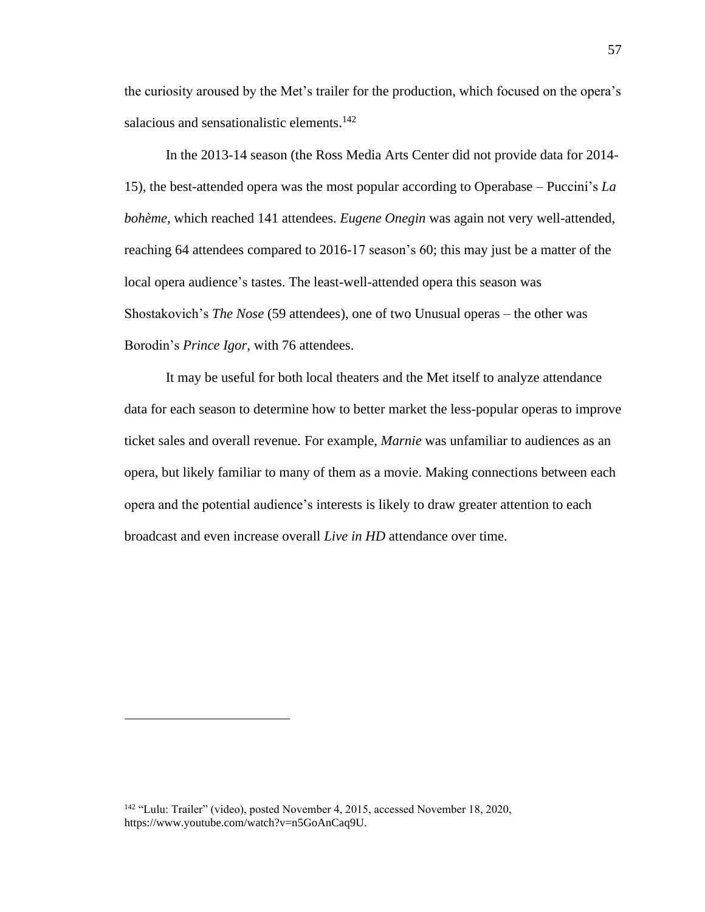the curiosity aroused by the Met's trailer for the production, which focused on the opera's salacious and sensationalistic elements.[142]

In the 2013-14 season (the Ross Media Arts Center did not provide data for 2014-15), the best-attended opera was the most popular according to Operabase – Puccini's *La bohème,* which reached 141 attendees. *Eugene Onegin* was again not very well-attended, reaching 64 attendees compared to 2016-17 season's 60; this may just be a matter of the local opera audience's tastes. The least-well-attended opera this season was Shostakovich's *The Nose* (59 attendees), one of two Unusual operas – the other was Borodin's *Prince Igor,* with 76 attendees.

It may be useful for both local theaters and the Met itself to analyze attendance data for each season to determine how to better market the less-popular operas to improve ticket sales and overall revenue. For example, *Marnie* was unfamiliar to audiences as an opera, but likely familiar to many of them as a movie. Making connections between each opera and the potential audience's interests is likely to draw greater attention to each broadcast and even increase overall *Live in HD* attendance over time.

---

[142] "Lulu: Trailer" (video), posted November 4, 2015, accessed November 18, 2020, https://www.youtube.com/watch?v=n5GoAnCaq9U.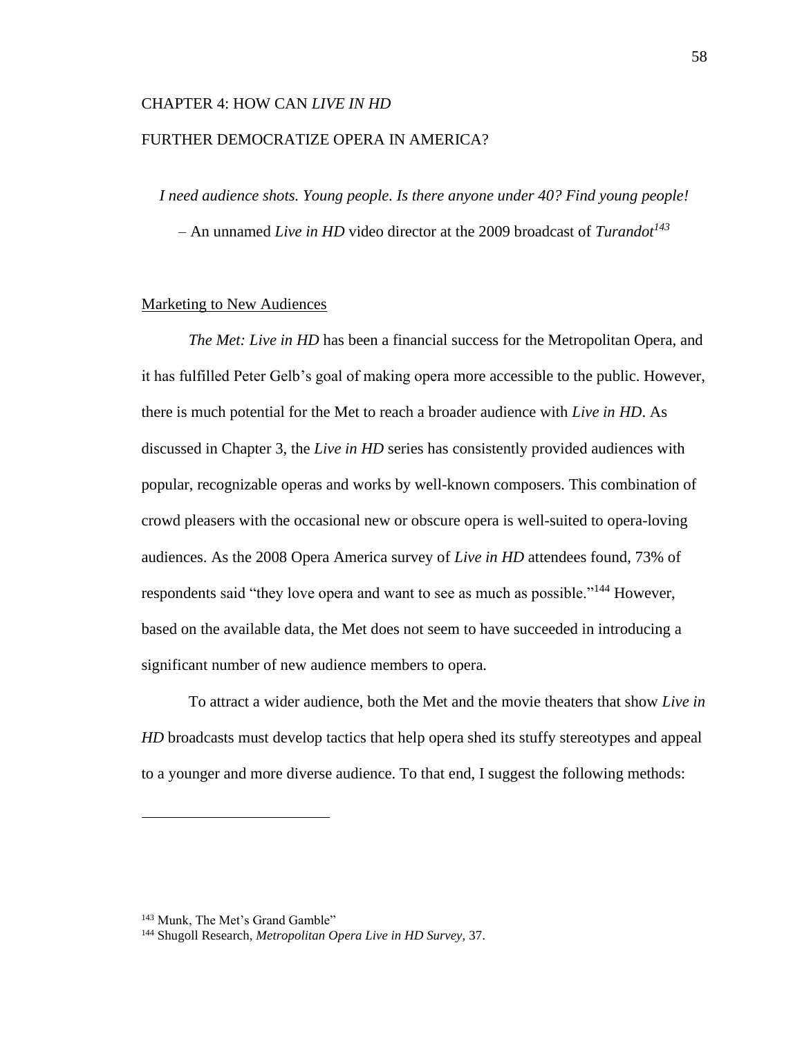# CHAPTER 4: HOW CAN *LIVE IN HD* FURTHER DEMOCRATIZE OPERA IN AMERICA?

*I need audience shots. Young people. Is there anyone under 40? Find young people!*
– An unnamed *Live in HD* video director at the 2009 broadcast of *Turandot*[143]

## Marketing to New Audiences

*The Met: Live in HD* has been a financial success for the Metropolitan Opera, and it has fulfilled Peter Gelb's goal of making opera more accessible to the public. However, there is much potential for the Met to reach a broader audience with *Live in HD*. As discussed in Chapter 3, the *Live in HD* series has consistently provided audiences with popular, recognizable operas and works by well-known composers. This combination of crowd pleasers with the occasional new or obscure opera is well-suited to opera-loving audiences. As the 2008 Opera America survey of *Live in HD* attendees found, 73% of respondents said "they love opera and want to see as much as possible."[144] However, based on the available data, the Met does not seem to have succeeded in introducing a significant number of new audience members to opera.

To attract a wider audience, both the Met and the movie theaters that show *Live in HD* broadcasts must develop tactics that help opera shed its stuffy stereotypes and appeal to a younger and more diverse audience. To that end, I suggest the following methods:

---

[143] Munk, The Met's Grand Gamble"
[144] Shugoll Research, *Metropolitan Opera Live in HD Survey*, 37.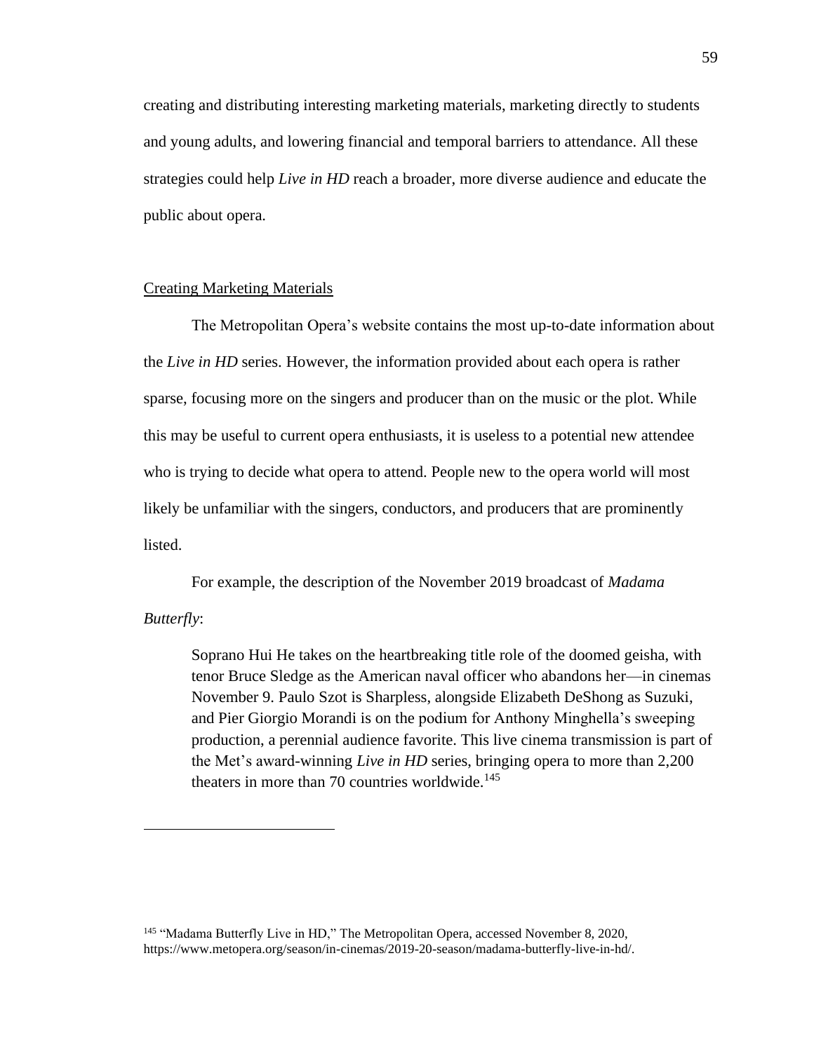creating and distributing interesting marketing materials, marketing directly to students and young adults, and lowering financial and temporal barriers to attendance. All these strategies could help *Live in HD* reach a broader, more diverse audience and educate the public about opera.

<u>Creating Marketing Materials</u>

The Metropolitan Opera's website contains the most up-to-date information about the *Live in HD* series. However, the information provided about each opera is rather sparse, focusing more on the singers and producer than on the music or the plot. While this may be useful to current opera enthusiasts, it is useless to a potential new attendee who is trying to decide what opera to attend. People new to the opera world will most likely be unfamiliar with the singers, conductors, and producers that are prominently listed.

For example, the description of the November 2019 broadcast of *Madama Butterfly*:

> Soprano Hui He takes on the heartbreaking title role of the doomed geisha, with tenor Bruce Sledge as the American naval officer who abandons her—in cinemas November 9. Paulo Szot is Sharpless, alongside Elizabeth DeShong as Suzuki, and Pier Giorgio Morandi is on the podium for Anthony Minghella's sweeping production, a perennial audience favorite. This live cinema transmission is part of the Met's award-winning *Live in HD* series, bringing opera to more than 2,200 theaters in more than 70 countries worldwide.[145]

[145] "Madama Butterfly Live in HD," The Metropolitan Opera, accessed November 8, 2020, https://www.metopera.org/season/in-cinemas/2019-20-season/madama-butterfly-live-in-hd/.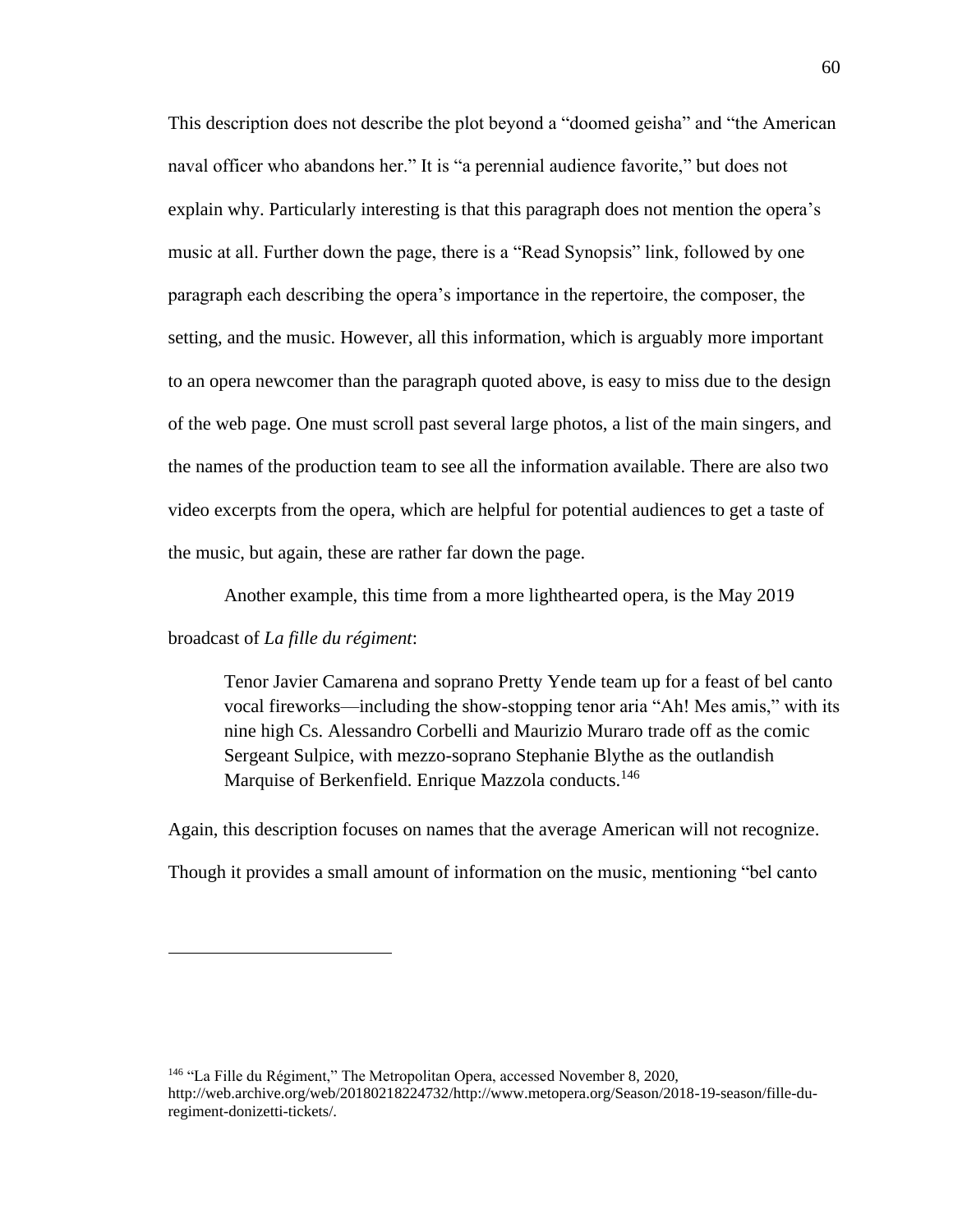This description does not describe the plot beyond a "doomed geisha" and "the American naval officer who abandons her." It is "a perennial audience favorite," but does not explain why. Particularly interesting is that this paragraph does not mention the opera's music at all. Further down the page, there is a "Read Synopsis" link, followed by one paragraph each describing the opera's importance in the repertoire, the composer, the setting, and the music. However, all this information, which is arguably more important to an opera newcomer than the paragraph quoted above, is easy to miss due to the design of the web page. One must scroll past several large photos, a list of the main singers, and the names of the production team to see all the information available. There are also two video excerpts from the opera, which are helpful for potential audiences to get a taste of the music, but again, these are rather far down the page.

Another example, this time from a more lighthearted opera, is the May 2019 broadcast of *La fille du régiment*:

> Tenor Javier Camarena and soprano Pretty Yende team up for a feast of bel canto vocal fireworks—including the show-stopping tenor aria "Ah! Mes amis," with its nine high Cs. Alessandro Corbelli and Maurizio Muraro trade off as the comic Sergeant Sulpice, with mezzo-soprano Stephanie Blythe as the outlandish Marquise of Berkenfield. Enrique Mazzola conducts.[146]

Again, this description focuses on names that the average American will not recognize. Though it provides a small amount of information on the music, mentioning "bel canto

---

[146] "La Fille du Régiment," The Metropolitan Opera, accessed November 8, 2020, http://web.archive.org/web/20180218224732/http://www.metopera.org/Season/2018-19-season/fille-du-regiment-donizetti-tickets/.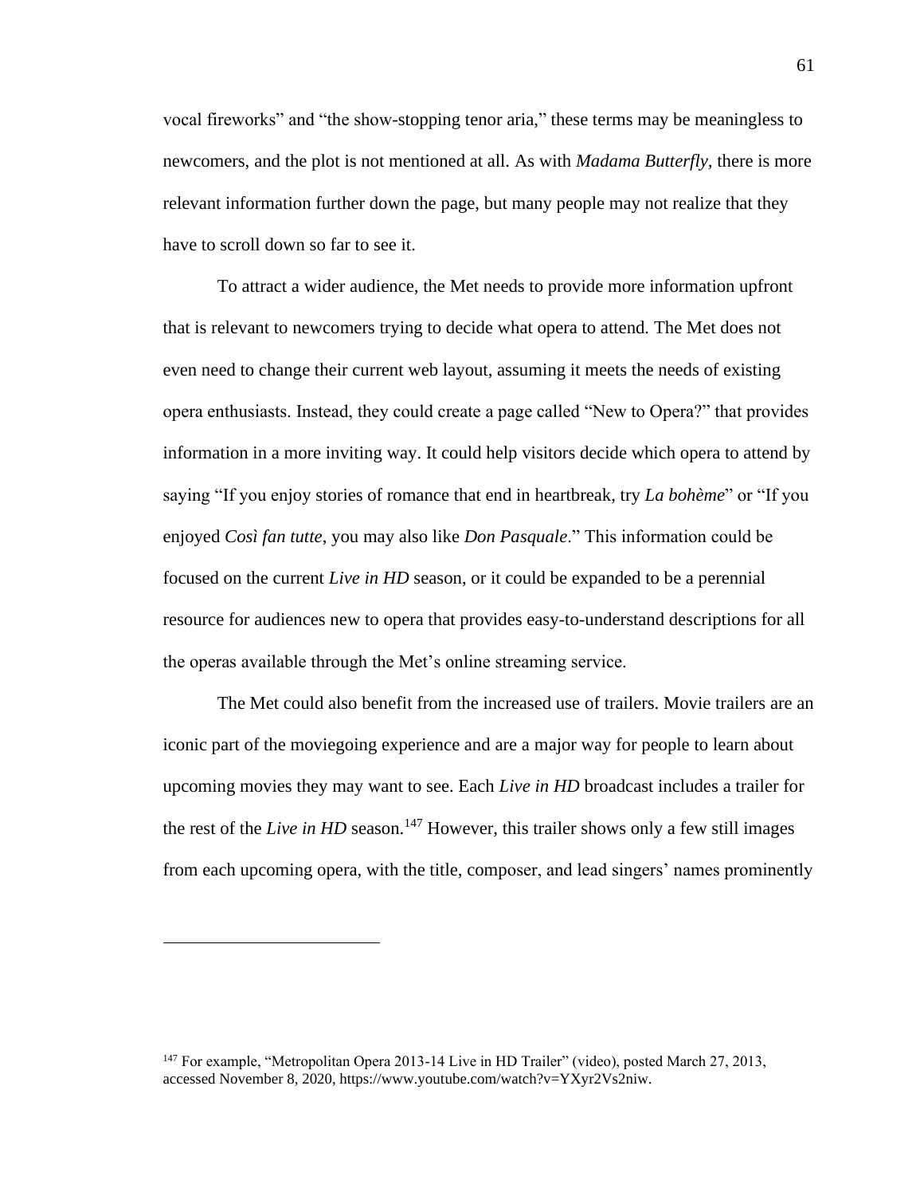vocal fireworks" and "the show-stopping tenor aria," these terms may be meaningless to newcomers, and the plot is not mentioned at all. As with *Madama Butterfly,* there is more relevant information further down the page, but many people may not realize that they have to scroll down so far to see it.

To attract a wider audience, the Met needs to provide more information upfront that is relevant to newcomers trying to decide what opera to attend. The Met does not even need to change their current web layout, assuming it meets the needs of existing opera enthusiasts. Instead, they could create a page called "New to Opera?" that provides information in a more inviting way. It could help visitors decide which opera to attend by saying "If you enjoy stories of romance that end in heartbreak, try *La bohème*" or "If you enjoyed *Così fan tutte*, you may also like *Don Pasquale*." This information could be focused on the current *Live in HD* season, or it could be expanded to be a perennial resource for audiences new to opera that provides easy-to-understand descriptions for all the operas available through the Met's online streaming service.

The Met could also benefit from the increased use of trailers. Movie trailers are an iconic part of the moviegoing experience and are a major way for people to learn about upcoming movies they may want to see. Each *Live in HD* broadcast includes a trailer for the rest of the *Live in HD* season.[147] However, this trailer shows only a few still images from each upcoming opera, with the title, composer, and lead singers' names prominently

---

[147] For example, "Metropolitan Opera 2013-14 Live in HD Trailer" (video), posted March 27, 2013, accessed November 8, 2020, https://www.youtube.com/watch?v=YXyr2Vs2niw.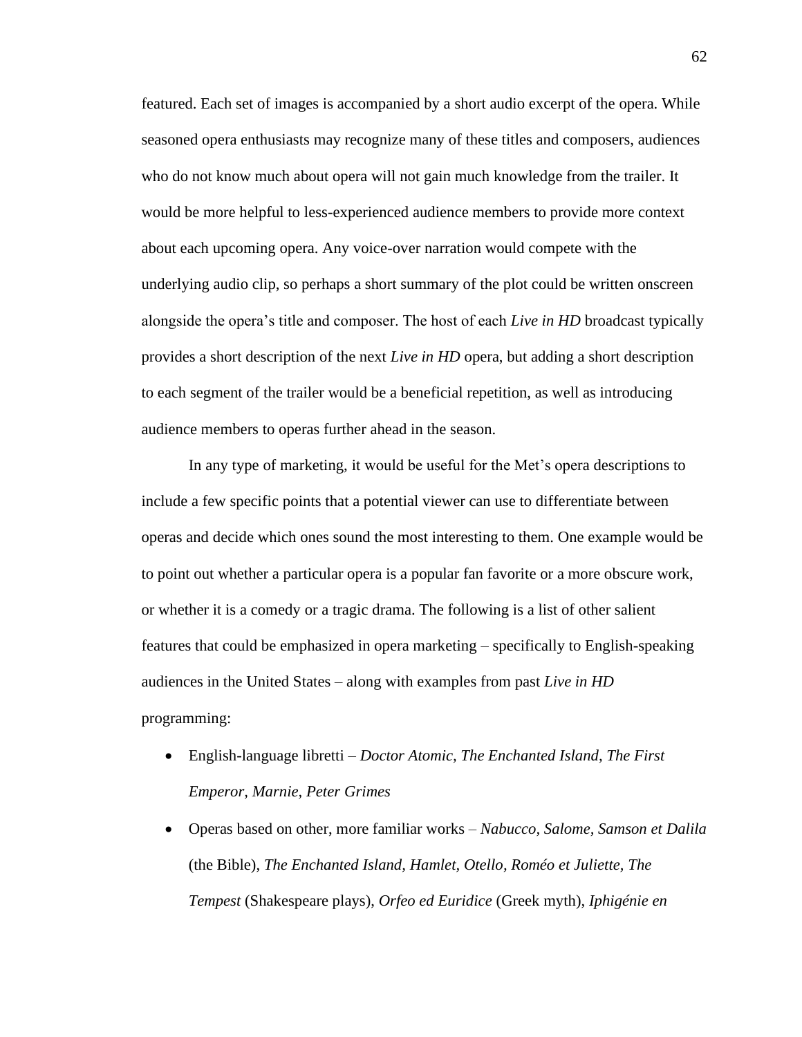featured. Each set of images is accompanied by a short audio excerpt of the opera. While seasoned opera enthusiasts may recognize many of these titles and composers, audiences who do not know much about opera will not gain much knowledge from the trailer. It would be more helpful to less-experienced audience members to provide more context about each upcoming opera. Any voice-over narration would compete with the underlying audio clip, so perhaps a short summary of the plot could be written onscreen alongside the opera's title and composer. The host of each *Live in HD* broadcast typically provides a short description of the next *Live in HD* opera, but adding a short description to each segment of the trailer would be a beneficial repetition, as well as introducing audience members to operas further ahead in the season.

In any type of marketing, it would be useful for the Met's opera descriptions to include a few specific points that a potential viewer can use to differentiate between operas and decide which ones sound the most interesting to them. One example would be to point out whether a particular opera is a popular fan favorite or a more obscure work, or whether it is a comedy or a tragic drama. The following is a list of other salient features that could be emphasized in opera marketing – specifically to English-speaking audiences in the United States – along with examples from past *Live in HD* programming:

- English-language libretti – *Doctor Atomic, The Enchanted Island, The First Emperor, Marnie, Peter Grimes*
- Operas based on other, more familiar works – *Nabucco, Salome, Samson et Dalila* (the Bible), *The Enchanted Island, Hamlet, Otello, Roméo et Juliette, The Tempest* (Shakespeare plays), *Orfeo ed Euridice* (Greek myth), *Iphigénie en*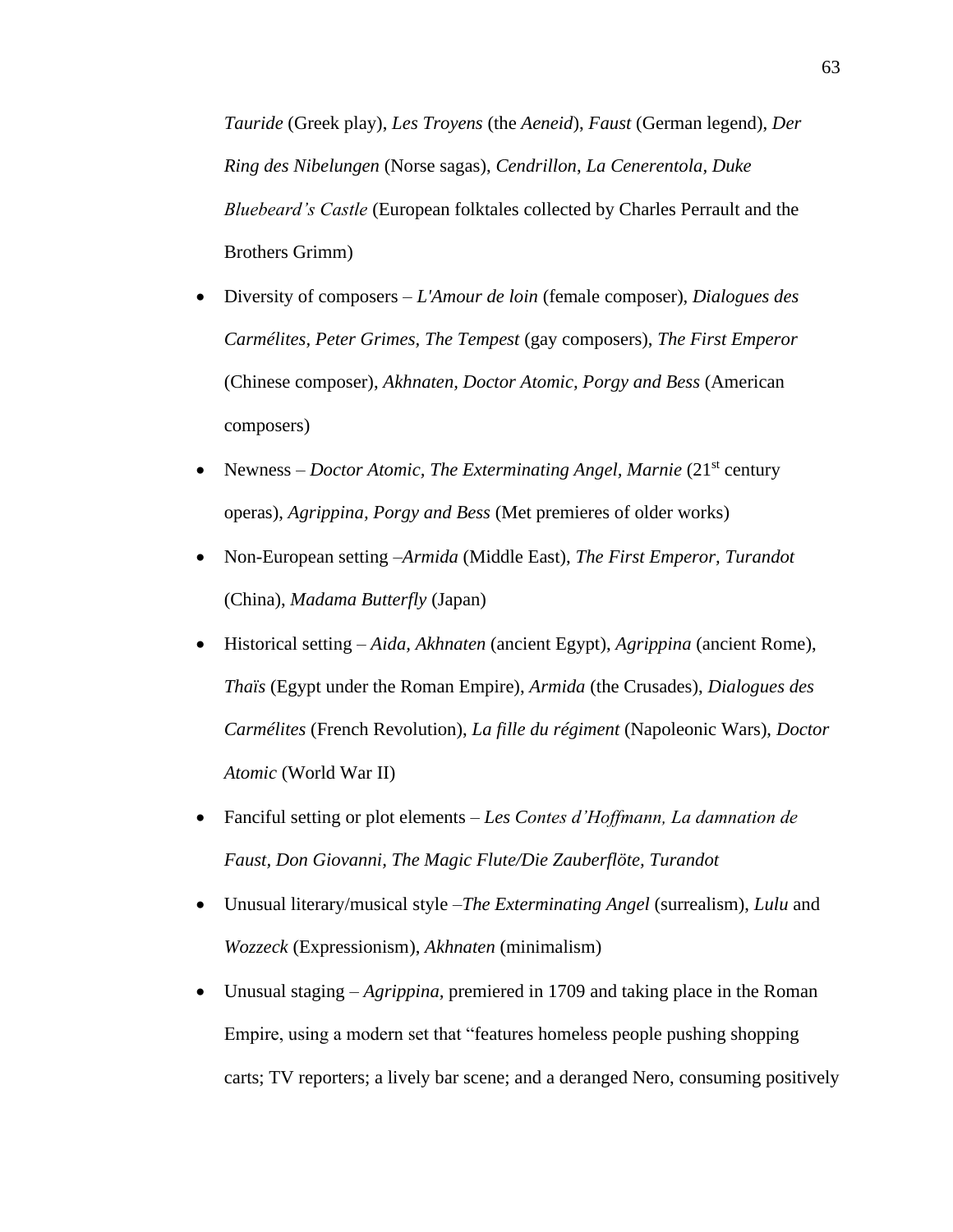*Tauride* (Greek play), *Les Troyens* (the *Aeneid*), *Faust* (German legend), *Der Ring des Nibelungen* (Norse sagas), *Cendrillon*, *La Cenerentola*, *Duke Bluebeard's Castle* (European folktales collected by Charles Perrault and the Brothers Grimm)

- Diversity of composers – *L'Amour de loin* (female composer), *Dialogues des Carmélites, Peter Grimes, The Tempest* (gay composers), *The First Emperor* (Chinese composer), *Akhnaten, Doctor Atomic, Porgy and Bess* (American composers)
- Newness – *Doctor Atomic, The Exterminating Angel, Marnie* (21st century operas), *Agrippina, Porgy and Bess* (Met premieres of older works)
- Non-European setting –*Armida* (Middle East), *The First Emperor, Turandot* (China), *Madama Butterfly* (Japan)
- Historical setting – *Aida, Akhnaten* (ancient Egypt), *Agrippina* (ancient Rome), *Thaïs* (Egypt under the Roman Empire), *Armida* (the Crusades), *Dialogues des Carmélites* (French Revolution), *La fille du régiment* (Napoleonic Wars), *Doctor Atomic* (World War II)
- Fanciful setting or plot elements – *Les Contes d'Hoffmann, La damnation de Faust, Don Giovanni, The Magic Flute/Die Zauberflöte, Turandot*
- Unusual literary/musical style –*The Exterminating Angel* (surrealism), *Lulu* and *Wozzeck* (Expressionism), *Akhnaten* (minimalism)
- Unusual staging – *Agrippina*, premiered in 1709 and taking place in the Roman Empire, using a modern set that "features homeless people pushing shopping carts; TV reporters; a lively bar scene; and a deranged Nero, consuming positively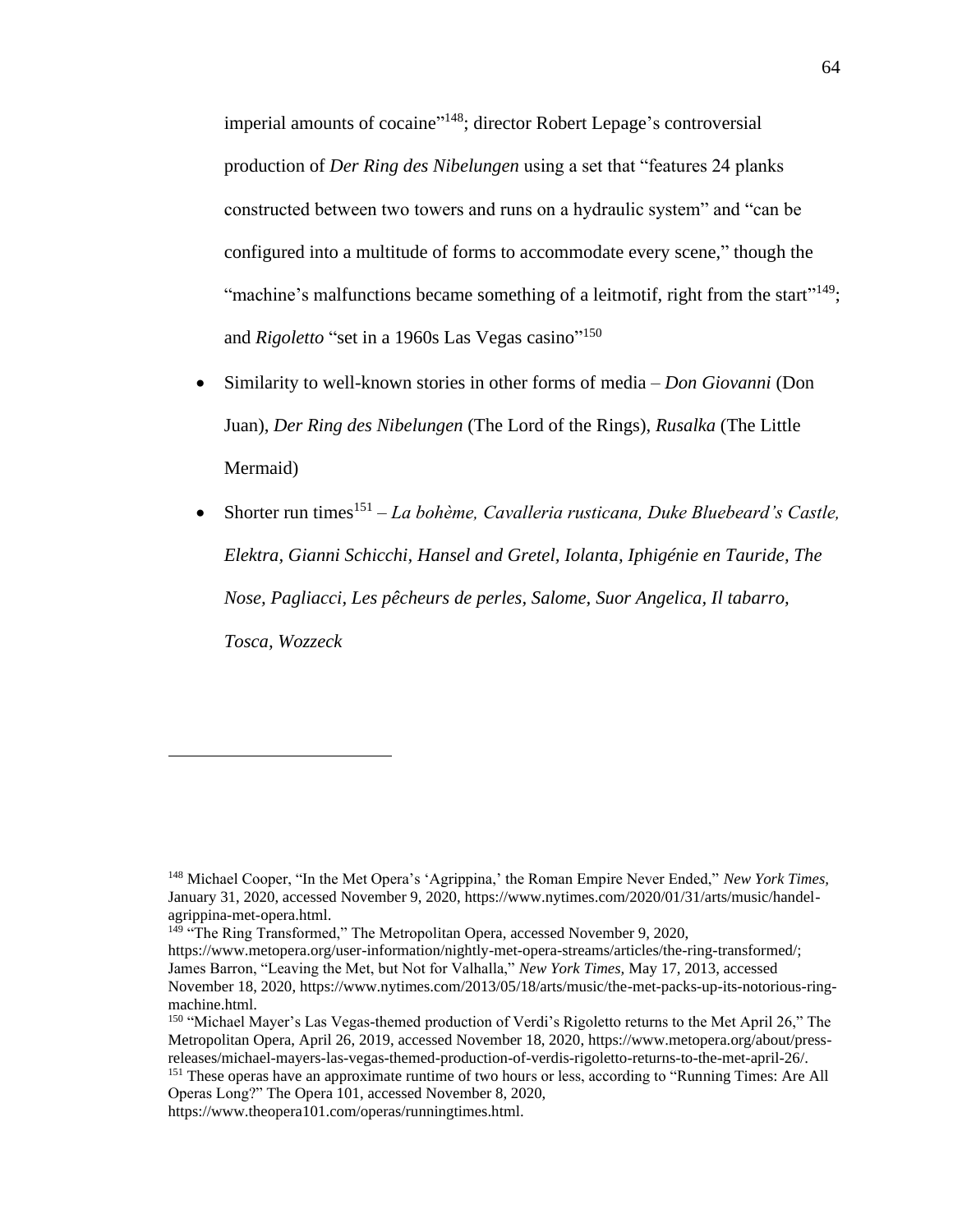imperial amounts of cocaine"[148]; director Robert Lepage's controversial production of *Der Ring des Nibelungen* using a set that "features 24 planks constructed between two towers and runs on a hydraulic system" and "can be configured into a multitude of forms to accommodate every scene," though the "machine's malfunctions became something of a leitmotif, right from the start"[149]; and *Rigoletto* "set in a 1960s Las Vegas casino"[150]

- Similarity to well-known stories in other forms of media – *Don Giovanni* (Don Juan), *Der Ring des Nibelungen* (The Lord of the Rings), *Rusalka* (The Little Mermaid)
- Shorter run times[151] – *La bohème, Cavalleria rusticana, Duke Bluebeard's Castle, Elektra, Gianni Schicchi, Hansel and Gretel, Iolanta, Iphigénie en Tauride, The Nose, Pagliacci, Les pêcheurs de perles, Salome, Suor Angelica, Il tabarro, Tosca, Wozzeck*

---

[148] Michael Cooper, "In the Met Opera's 'Agrippina,' the Roman Empire Never Ended," *New York Times*, January 31, 2020, accessed November 9, 2020, https://www.nytimes.com/2020/01/31/arts/music/handel-agrippina-met-opera.html.

[149] "The Ring Transformed," The Metropolitan Opera, accessed November 9, 2020, https://www.metopera.org/user-information/nightly-met-opera-streams/articles/the-ring-transformed/; James Barron, "Leaving the Met, but Not for Valhalla," *New York Times*, May 17, 2013, accessed November 18, 2020, https://www.nytimes.com/2013/05/18/arts/music/the-met-packs-up-its-notorious-ring-machine.html.

[150] "Michael Mayer's Las Vegas-themed production of Verdi's Rigoletto returns to the Met April 26," The Metropolitan Opera, April 26, 2019, accessed November 18, 2020, https://www.metopera.org/about/press-releases/michael-mayers-las-vegas-themed-production-of-verdis-rigoletto-returns-to-the-met-april-26/.

[151] These operas have an approximate runtime of two hours or less, according to "Running Times: Are All Operas Long?" The Opera 101, accessed November 8, 2020, https://www.theopera101.com/operas/runningtimes.html.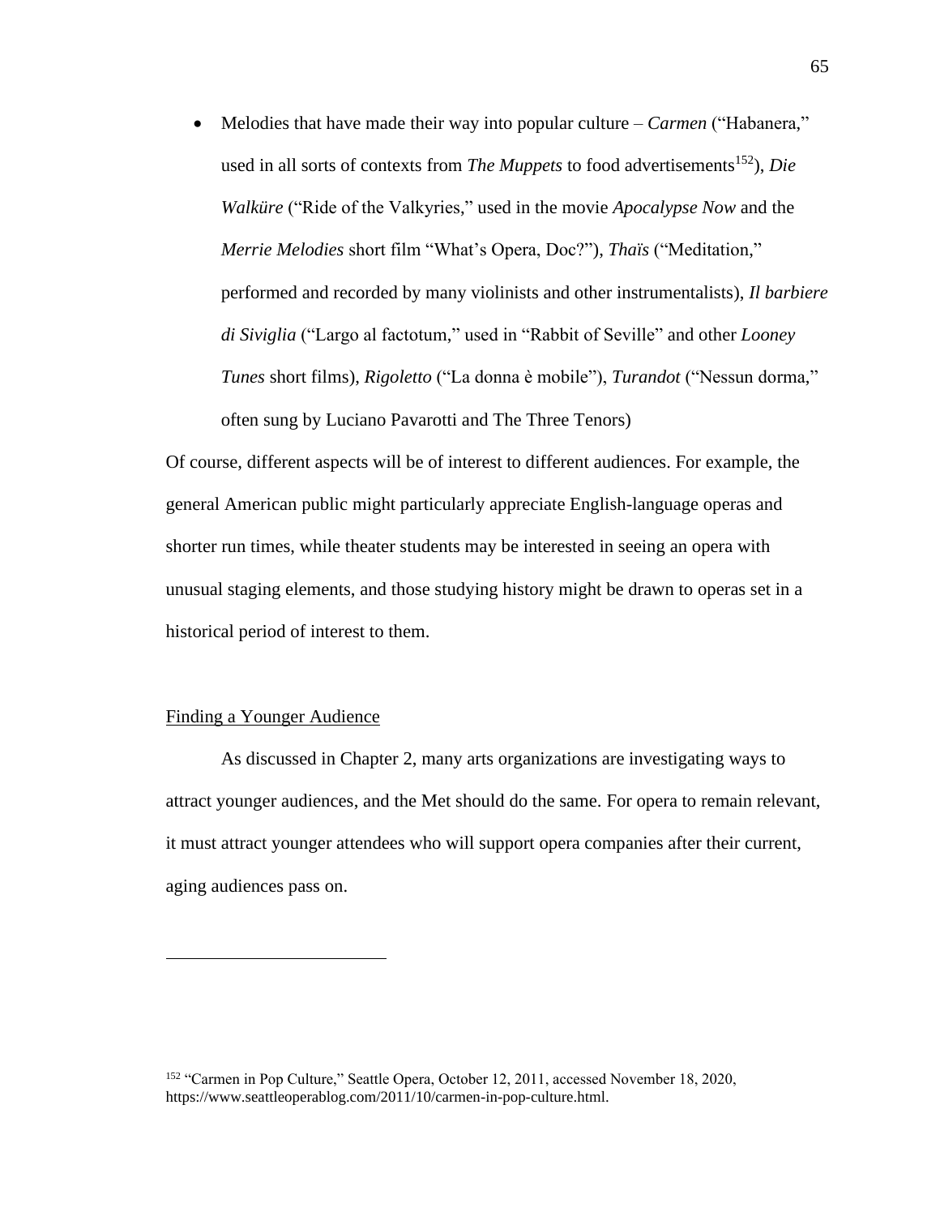- Melodies that have made their way into popular culture – *Carmen* ("Habanera," used in all sorts of contexts from *The Muppets* to food advertisements[152]), *Die Walküre* ("Ride of the Valkyries," used in the movie *Apocalypse Now* and the *Merrie Melodies* short film "What's Opera, Doc?"), *Thaïs* ("Meditation," performed and recorded by many violinists and other instrumentalists), *Il barbiere di Siviglia* ("Largo al factotum," used in "Rabbit of Seville" and other *Looney Tunes* short films), *Rigoletto* ("La donna è mobile"), *Turandot* ("Nessun dorma," often sung by Luciano Pavarotti and The Three Tenors)

Of course, different aspects will be of interest to different audiences. For example, the general American public might particularly appreciate English-language operas and shorter run times, while theater students may be interested in seeing an opera with unusual staging elements, and those studying history might be drawn to operas set in a historical period of interest to them.

### Finding a Younger Audience

As discussed in Chapter 2, many arts organizations are investigating ways to attract younger audiences, and the Met should do the same. For opera to remain relevant, it must attract younger attendees who will support opera companies after their current, aging audiences pass on.

---

[152] "Carmen in Pop Culture," Seattle Opera, October 12, 2011, accessed November 18, 2020, https://www.seattleoperablog.com/2011/10/carmen-in-pop-culture.html.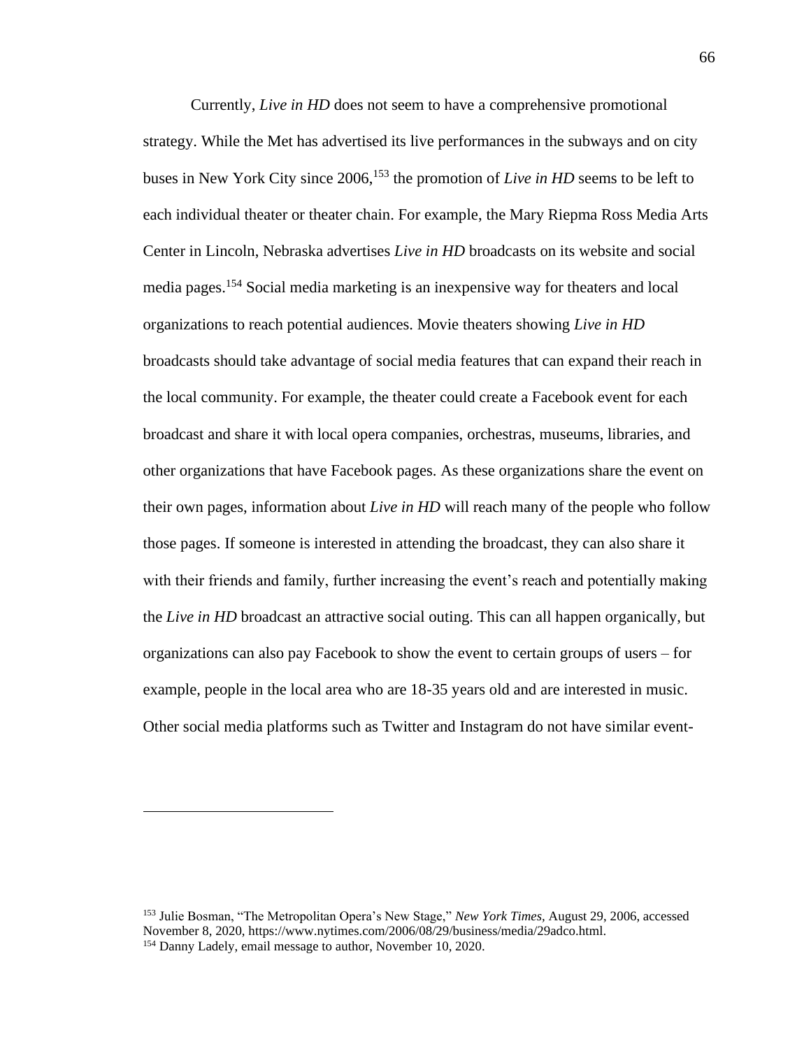Currently, *Live in HD* does not seem to have a comprehensive promotional strategy. While the Met has advertised its live performances in the subways and on city buses in New York City since 2006,[153] the promotion of *Live in HD* seems to be left to each individual theater or theater chain. For example, the Mary Riepma Ross Media Arts Center in Lincoln, Nebraska advertises *Live in HD* broadcasts on its website and social media pages.[154] Social media marketing is an inexpensive way for theaters and local organizations to reach potential audiences. Movie theaters showing *Live in HD* broadcasts should take advantage of social media features that can expand their reach in the local community. For example, the theater could create a Facebook event for each broadcast and share it with local opera companies, orchestras, museums, libraries, and other organizations that have Facebook pages. As these organizations share the event on their own pages, information about *Live in HD* will reach many of the people who follow those pages. If someone is interested in attending the broadcast, they can also share it with their friends and family, further increasing the event's reach and potentially making the *Live in HD* broadcast an attractive social outing. This can all happen organically, but organizations can also pay Facebook to show the event to certain groups of users – for example, people in the local area who are 18-35 years old and are interested in music. Other social media platforms such as Twitter and Instagram do not have similar event-

---

[153] Julie Bosman, "The Metropolitan Opera's New Stage," *New York Times,* August 29, 2006, accessed November 8, 2020, https://www.nytimes.com/2006/08/29/business/media/29adco.html.

[154] Danny Ladely, email message to author, November 10, 2020.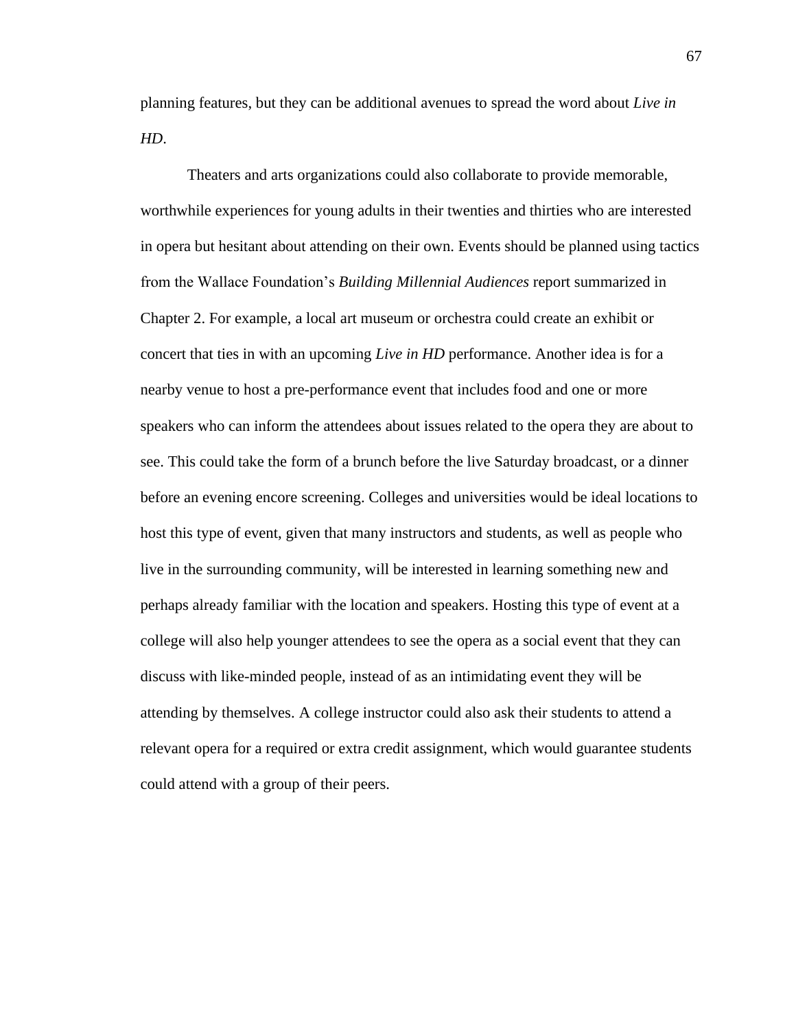planning features, but they can be additional avenues to spread the word about *Live in HD*.

Theaters and arts organizations could also collaborate to provide memorable, worthwhile experiences for young adults in their twenties and thirties who are interested in opera but hesitant about attending on their own. Events should be planned using tactics from the Wallace Foundation's *Building Millennial Audiences* report summarized in Chapter 2. For example, a local art museum or orchestra could create an exhibit or concert that ties in with an upcoming *Live in HD* performance. Another idea is for a nearby venue to host a pre-performance event that includes food and one or more speakers who can inform the attendees about issues related to the opera they are about to see. This could take the form of a brunch before the live Saturday broadcast, or a dinner before an evening encore screening. Colleges and universities would be ideal locations to host this type of event, given that many instructors and students, as well as people who live in the surrounding community, will be interested in learning something new and perhaps already familiar with the location and speakers. Hosting this type of event at a college will also help younger attendees to see the opera as a social event that they can discuss with like-minded people, instead of as an intimidating event they will be attending by themselves. A college instructor could also ask their students to attend a relevant opera for a required or extra credit assignment, which would guarantee students could attend with a group of their peers.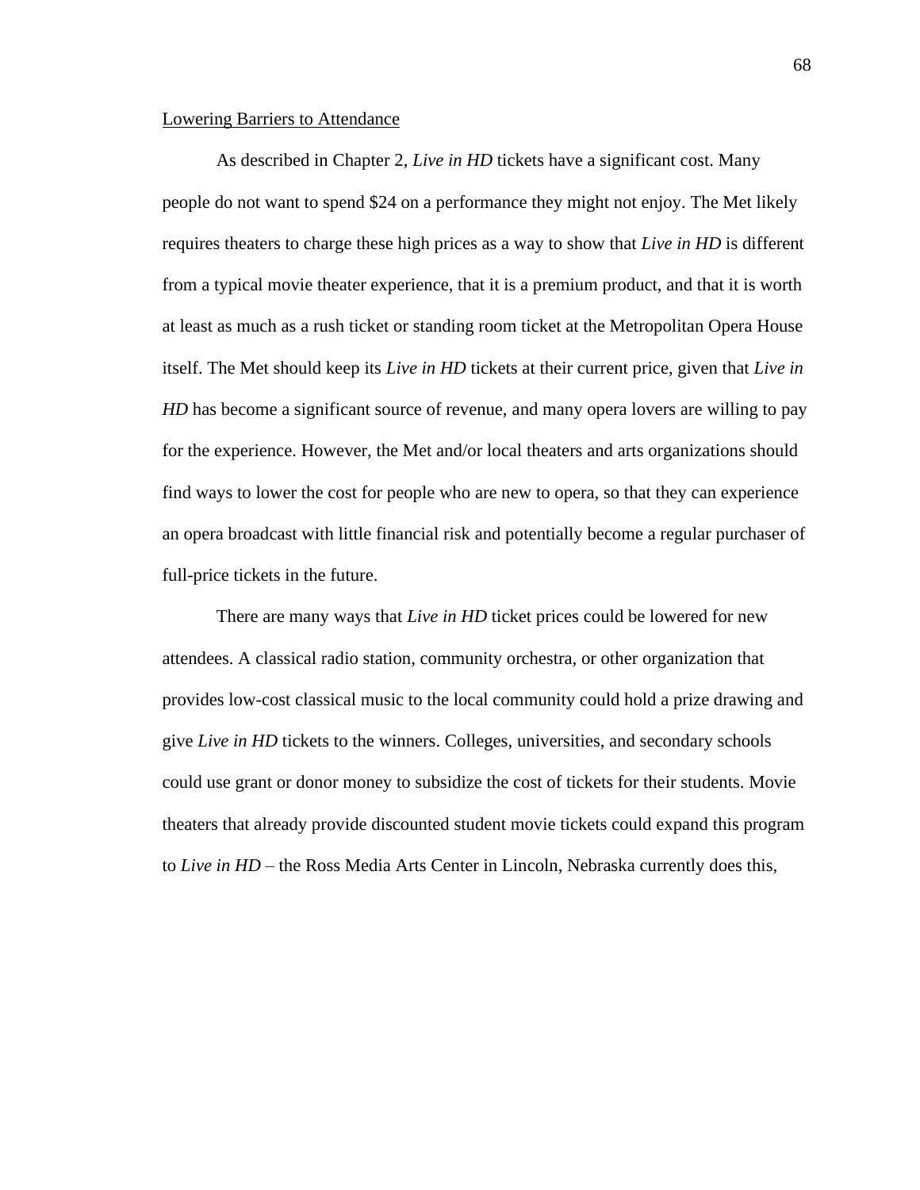Lowering Barriers to Attendance

As described in Chapter 2, *Live in HD* tickets have a significant cost. Many people do not want to spend $24 on a performance they might not enjoy. The Met likely requires theaters to charge these high prices as a way to show that *Live in HD* is different from a typical movie theater experience, that it is a premium product, and that it is worth at least as much as a rush ticket or standing room ticket at the Metropolitan Opera House itself. The Met should keep its *Live in HD* tickets at their current price, given that *Live in HD* has become a significant source of revenue, and many opera lovers are willing to pay for the experience. However, the Met and/or local theaters and arts organizations should find ways to lower the cost for people who are new to opera, so that they can experience an opera broadcast with little financial risk and potentially become a regular purchaser of full-price tickets in the future.

There are many ways that *Live in HD* ticket prices could be lowered for new attendees. A classical radio station, community orchestra, or other organization that provides low-cost classical music to the local community could hold a prize drawing and give *Live in HD* tickets to the winners. Colleges, universities, and secondary schools could use grant or donor money to subsidize the cost of tickets for their students. Movie theaters that already provide discounted student movie tickets could expand this program to *Live in HD* – the Ross Media Arts Center in Lincoln, Nebraska currently does this,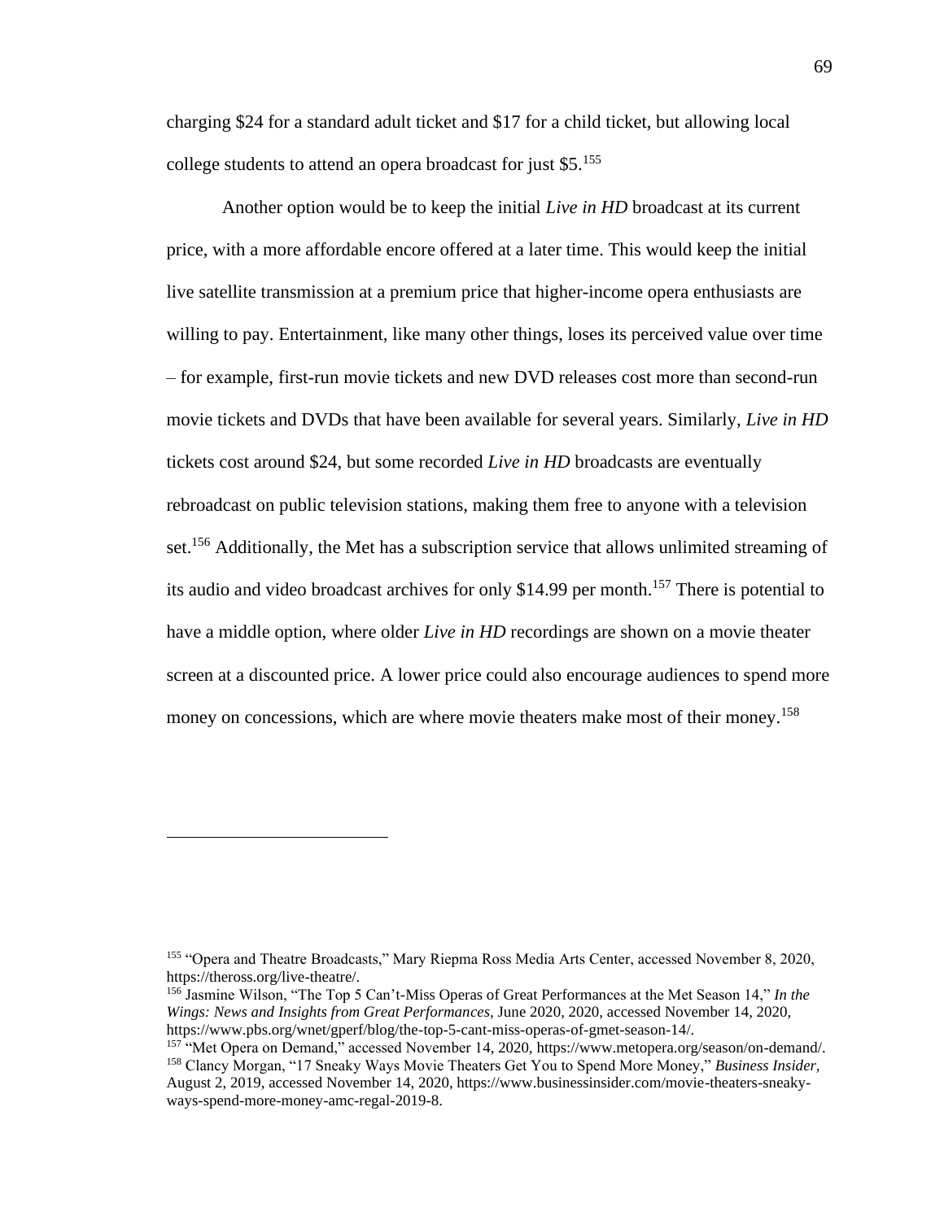charging $24 for a standard adult ticket and $17 for a child ticket, but allowing local college students to attend an opera broadcast for just $5.[155]

Another option would be to keep the initial *Live in HD* broadcast at its current price, with a more affordable encore offered at a later time. This would keep the initial live satellite transmission at a premium price that higher-income opera enthusiasts are willing to pay. Entertainment, like many other things, loses its perceived value over time – for example, first-run movie tickets and new DVD releases cost more than second-run movie tickets and DVDs that have been available for several years. Similarly, *Live in HD* tickets cost around $24, but some recorded *Live in HD* broadcasts are eventually rebroadcast on public television stations, making them free to anyone with a television set.[156] Additionally, the Met has a subscription service that allows unlimited streaming of its audio and video broadcast archives for only $14.99 per month.[157] There is potential to have a middle option, where older *Live in HD* recordings are shown on a movie theater screen at a discounted price. A lower price could also encourage audiences to spend more money on concessions, which are where movie theaters make most of their money.[158]

---

[155] "Opera and Theatre Broadcasts," Mary Riepma Ross Media Arts Center, accessed November 8, 2020, https://theross.org/live-theatre/.

[156] Jasmine Wilson, "The Top 5 Can't-Miss Operas of Great Performances at the Met Season 14," *In the Wings: News and Insights from Great Performances,* June 2020, 2020, accessed November 14, 2020, https://www.pbs.org/wnet/gperf/blog/the-top-5-cant-miss-operas-of-gmet-season-14/.

[157] "Met Opera on Demand," accessed November 14, 2020, https://www.metopera.org/season/on-demand/.

[158] Clancy Morgan, "17 Sneaky Ways Movie Theaters Get You to Spend More Money," *Business Insider,* August 2, 2019, accessed November 14, 2020, https://www.businessinsider.com/movie-theaters-sneaky-ways-spend-more-money-amc-regal-2019-8.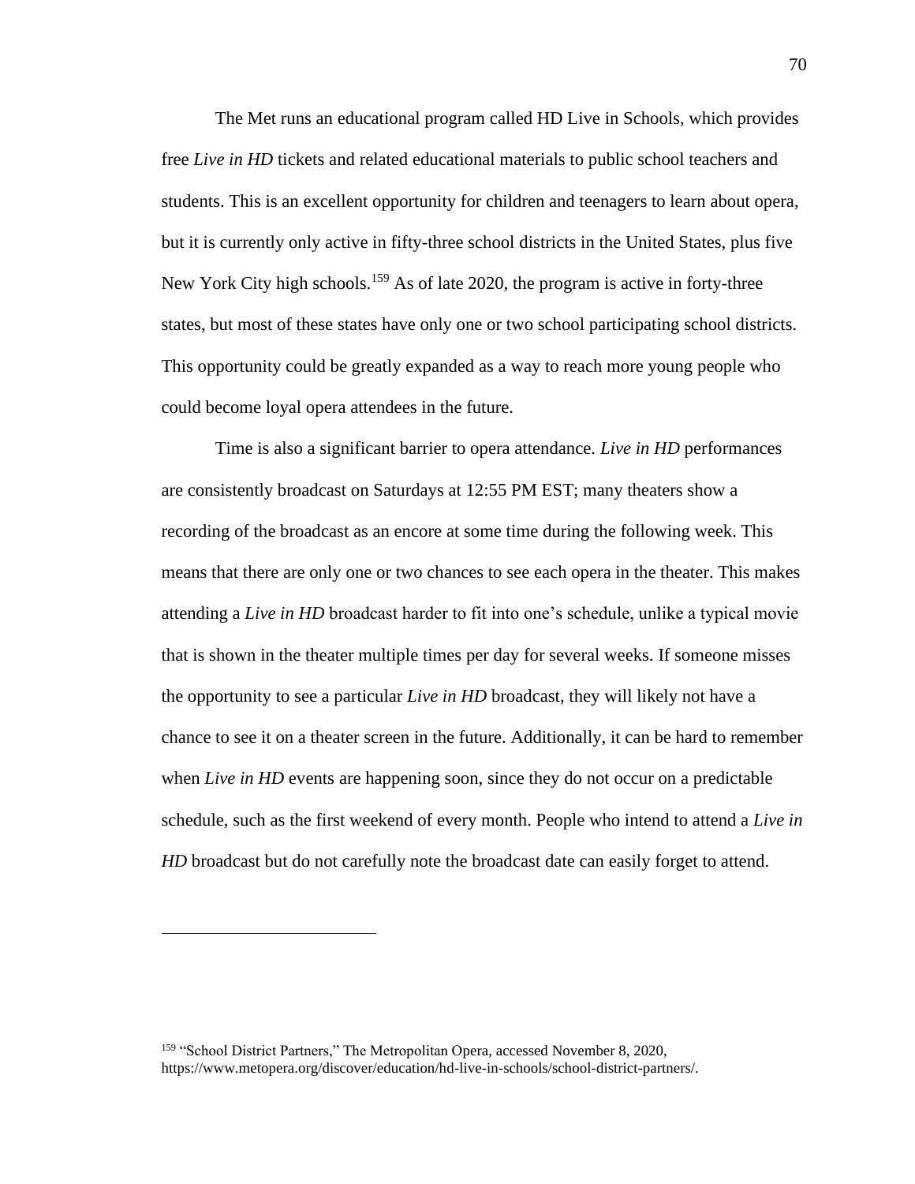The Met runs an educational program called HD Live in Schools, which provides free *Live in HD* tickets and related educational materials to public school teachers and students. This is an excellent opportunity for children and teenagers to learn about opera, but it is currently only active in fifty-three school districts in the United States, plus five New York City high schools.[159] As of late 2020, the program is active in forty-three states, but most of these states have only one or two school participating school districts. This opportunity could be greatly expanded as a way to reach more young people who could become loyal opera attendees in the future.

Time is also a significant barrier to opera attendance. *Live in HD* performances are consistently broadcast on Saturdays at 12:55 PM EST; many theaters show a recording of the broadcast as an encore at some time during the following week. This means that there are only one or two chances to see each opera in the theater. This makes attending a *Live in HD* broadcast harder to fit into one's schedule, unlike a typical movie that is shown in the theater multiple times per day for several weeks. If someone misses the opportunity to see a particular *Live in HD* broadcast, they will likely not have a chance to see it on a theater screen in the future. Additionally, it can be hard to remember when *Live in HD* events are happening soon, since they do not occur on a predictable schedule, such as the first weekend of every month. People who intend to attend a *Live in HD* broadcast but do not carefully note the broadcast date can easily forget to attend.

---

[159] "School District Partners," The Metropolitan Opera, accessed November 8, 2020, https://www.metopera.org/discover/education/hd-live-in-schools/school-district-partners/.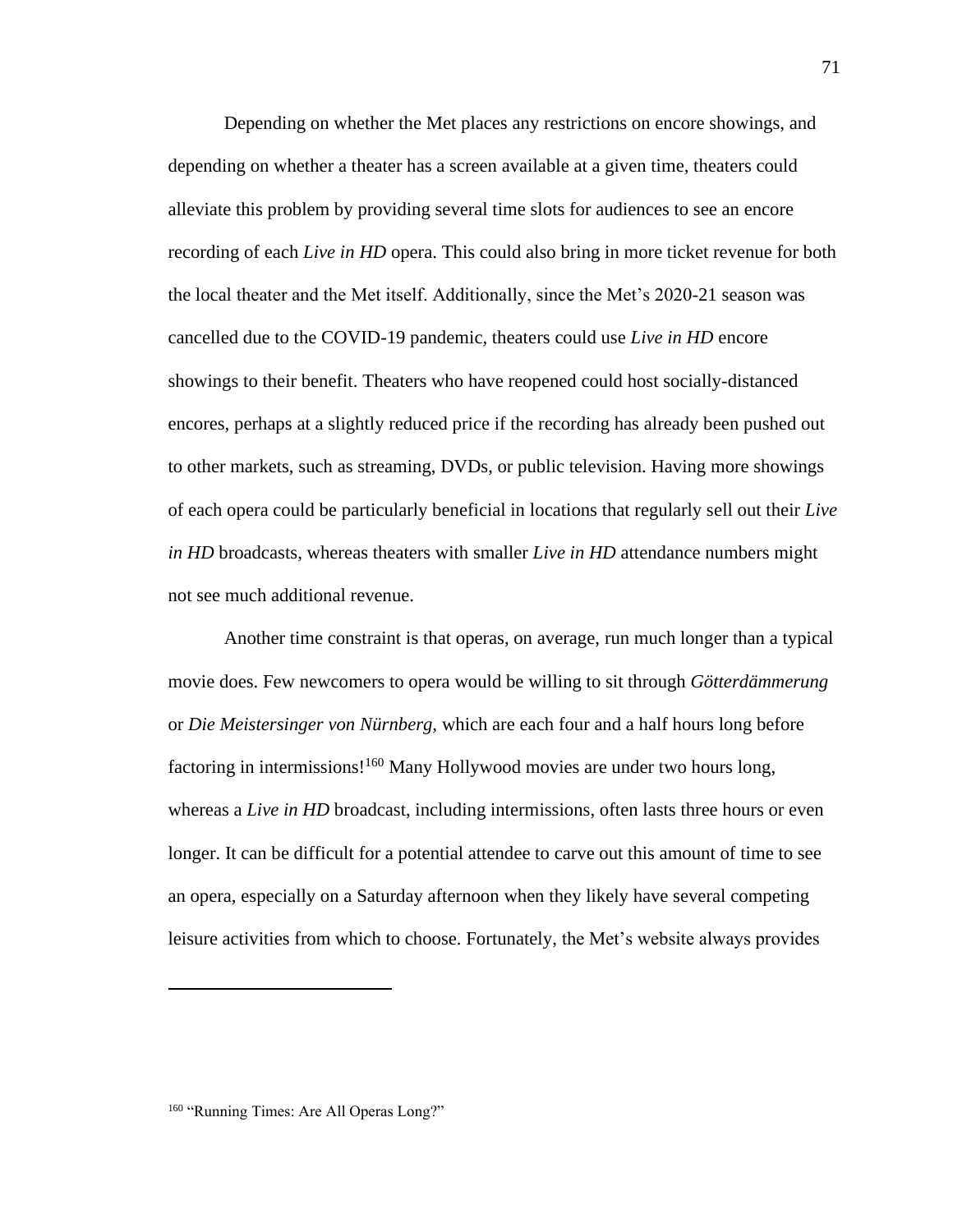Depending on whether the Met places any restrictions on encore showings, and depending on whether a theater has a screen available at a given time, theaters could alleviate this problem by providing several time slots for audiences to see an encore recording of each *Live in HD* opera. This could also bring in more ticket revenue for both the local theater and the Met itself. Additionally, since the Met's 2020-21 season was cancelled due to the COVID-19 pandemic, theaters could use *Live in HD* encore showings to their benefit. Theaters who have reopened could host socially-distanced encores, perhaps at a slightly reduced price if the recording has already been pushed out to other markets, such as streaming, DVDs, or public television. Having more showings of each opera could be particularly beneficial in locations that regularly sell out their *Live in HD* broadcasts, whereas theaters with smaller *Live in HD* attendance numbers might not see much additional revenue.

Another time constraint is that operas, on average, run much longer than a typical movie does. Few newcomers to opera would be willing to sit through *Götterdämmerung* or *Die Meistersinger von Nürnberg,* which are each four and a half hours long before factoring in intermissions![160] Many Hollywood movies are under two hours long, whereas a *Live in HD* broadcast, including intermissions, often lasts three hours or even longer. It can be difficult for a potential attendee to carve out this amount of time to see an opera, especially on a Saturday afternoon when they likely have several competing leisure activities from which to choose. Fortunately, the Met's website always provides

---

[160] "Running Times: Are All Operas Long?"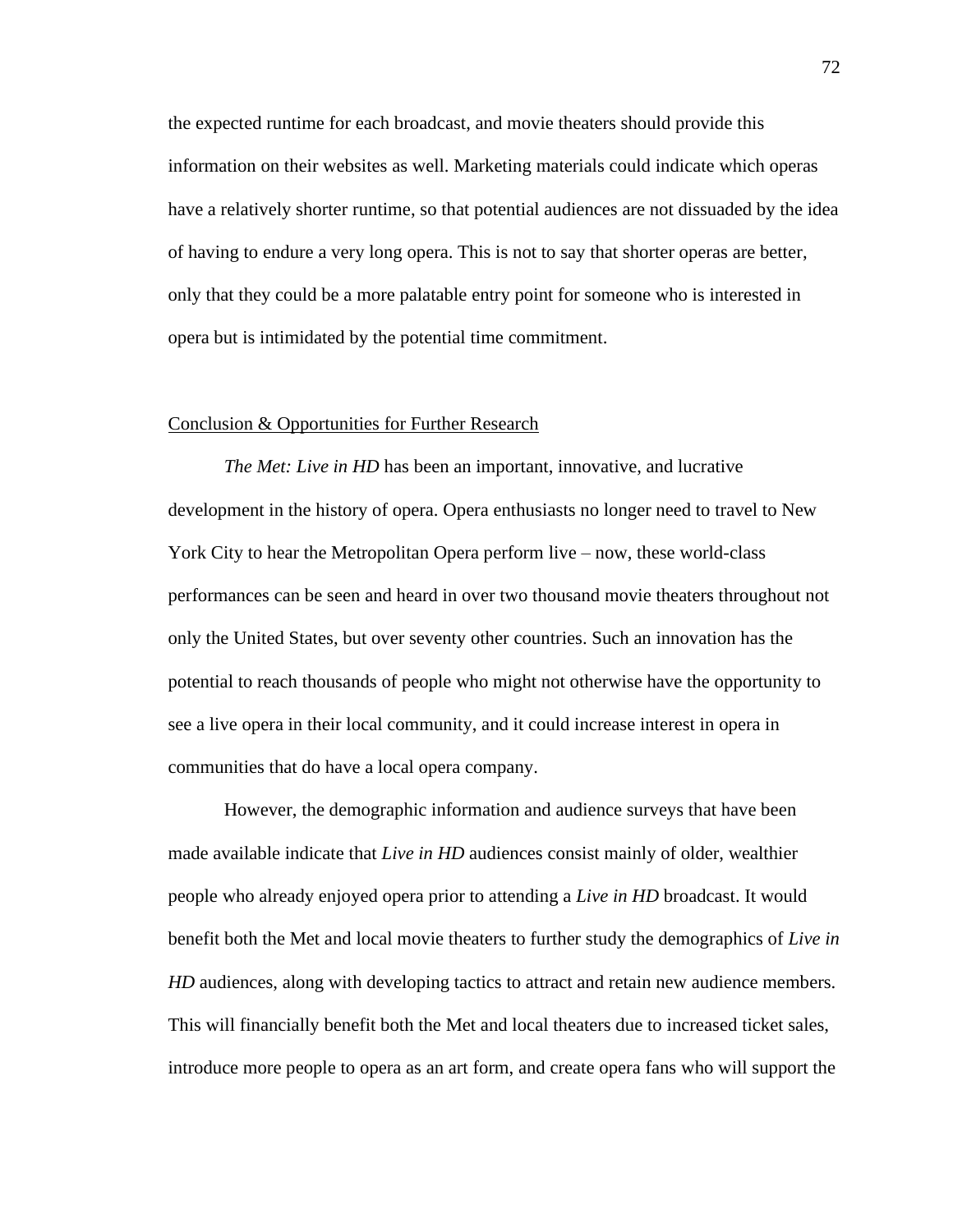the expected runtime for each broadcast, and movie theaters should provide this information on their websites as well. Marketing materials could indicate which operas have a relatively shorter runtime, so that potential audiences are not dissuaded by the idea of having to endure a very long opera. This is not to say that shorter operas are better, only that they could be a more palatable entry point for someone who is interested in opera but is intimidated by the potential time commitment.

## Conclusion & Opportunities for Further Research

*The Met: Live in HD* has been an important, innovative, and lucrative development in the history of opera. Opera enthusiasts no longer need to travel to New York City to hear the Metropolitan Opera perform live – now, these world-class performances can be seen and heard in over two thousand movie theaters throughout not only the United States, but over seventy other countries. Such an innovation has the potential to reach thousands of people who might not otherwise have the opportunity to see a live opera in their local community, and it could increase interest in opera in communities that do have a local opera company.

However, the demographic information and audience surveys that have been made available indicate that *Live in HD* audiences consist mainly of older, wealthier people who already enjoyed opera prior to attending a *Live in HD* broadcast. It would benefit both the Met and local movie theaters to further study the demographics of *Live in HD* audiences, along with developing tactics to attract and retain new audience members. This will financially benefit both the Met and local theaters due to increased ticket sales, introduce more people to opera as an art form, and create opera fans who will support the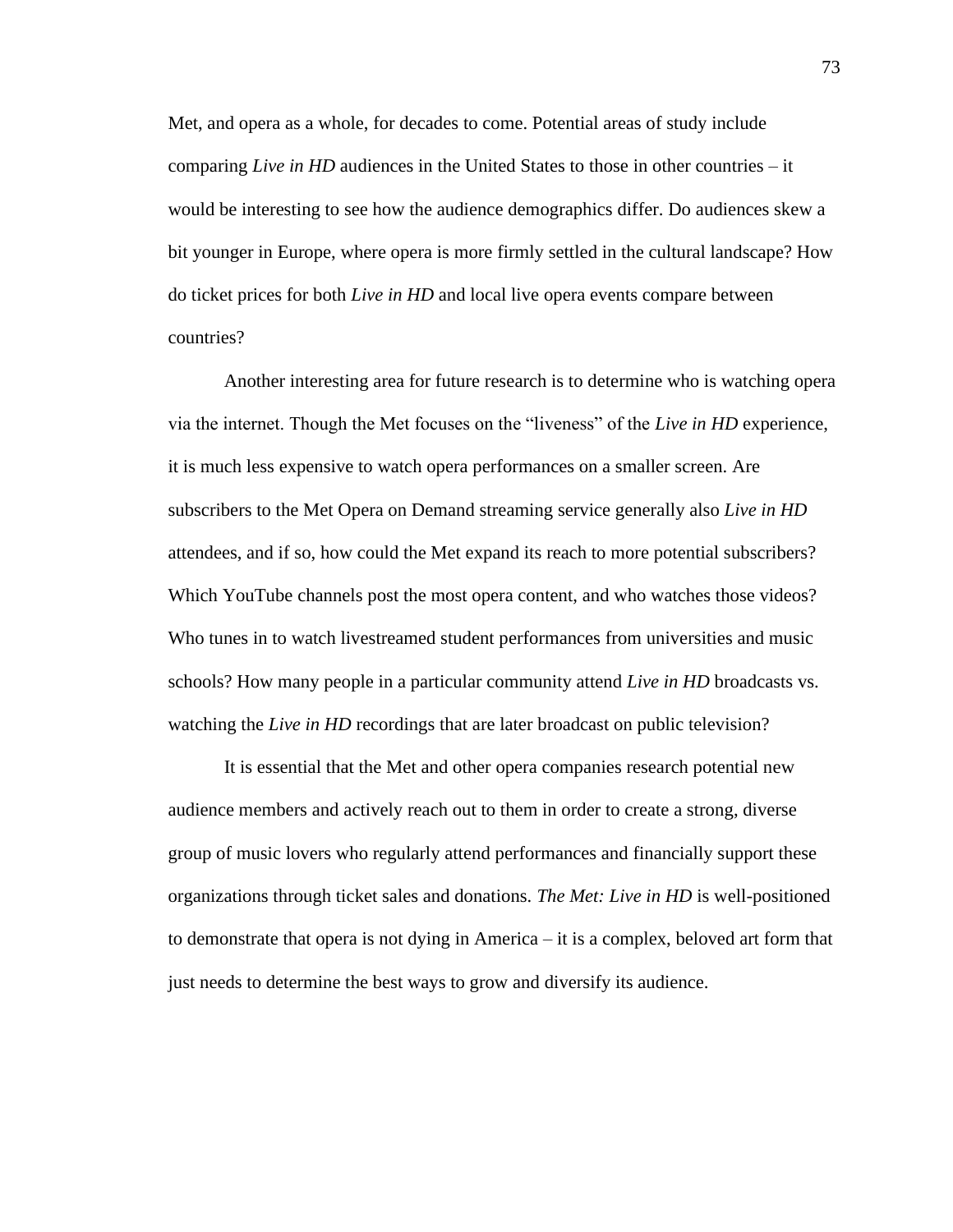Met, and opera as a whole, for decades to come. Potential areas of study include comparing *Live in HD* audiences in the United States to those in other countries – it would be interesting to see how the audience demographics differ. Do audiences skew a bit younger in Europe, where opera is more firmly settled in the cultural landscape? How do ticket prices for both *Live in HD* and local live opera events compare between countries?

Another interesting area for future research is to determine who is watching opera via the internet. Though the Met focuses on the "liveness" of the *Live in HD* experience, it is much less expensive to watch opera performances on a smaller screen. Are subscribers to the Met Opera on Demand streaming service generally also *Live in HD* attendees, and if so, how could the Met expand its reach to more potential subscribers? Which YouTube channels post the most opera content, and who watches those videos? Who tunes in to watch livestreamed student performances from universities and music schools? How many people in a particular community attend *Live in HD* broadcasts vs. watching the *Live in HD* recordings that are later broadcast on public television?

It is essential that the Met and other opera companies research potential new audience members and actively reach out to them in order to create a strong, diverse group of music lovers who regularly attend performances and financially support these organizations through ticket sales and donations. *The Met: Live in HD* is well-positioned to demonstrate that opera is not dying in America – it is a complex, beloved art form that just needs to determine the best ways to grow and diversify its audience.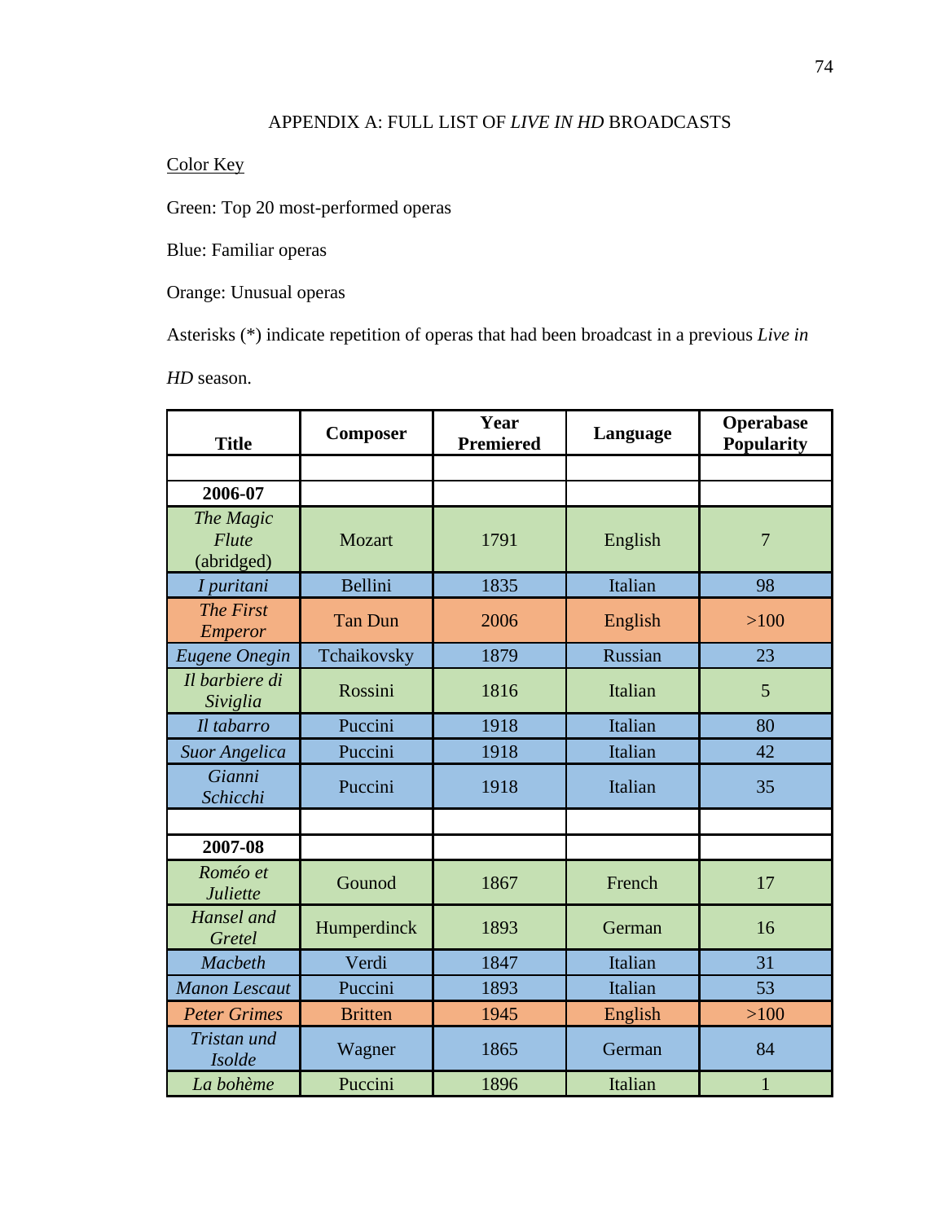## APPENDIX A: FULL LIST OF *LIVE IN HD* BROADCASTS

Color Key

Green: Top 20 most-performed operas

Blue: Familiar operas

Orange: Unusual operas

Asterisks (*) indicate repetition of operas that had been broadcast in a previous *Live in HD* season.

| Title | Composer | Year Premiered | Language | Operabase Popularity |
|---|---|---|---|---|
| | | | | |
| **2006-07** | | | | |
| *The Magic Flute* (abridged) | Mozart | 1791 | English | 7 |
| *I puritani* | Bellini | 1835 | Italian | 98 |
| *The First Emperor* | Tan Dun | 2006 | English | >100 |
| *Eugene Onegin* | Tchaikovsky | 1879 | Russian | 23 |
| *Il barbiere di Siviglia* | Rossini | 1816 | Italian | 5 |
| *Il tabarro* | Puccini | 1918 | Italian | 80 |
| *Suor Angelica* | Puccini | 1918 | Italian | 42 |
| *Gianni Schicchi* | Puccini | 1918 | Italian | 35 |
| | | | | |
| **2007-08** | | | | |
| *Roméo et Juliette* | Gounod | 1867 | French | 17 |
| *Hansel and Gretel* | Humperdinck | 1893 | German | 16 |
| *Macbeth* | Verdi | 1847 | Italian | 31 |
| *Manon Lescaut* | Puccini | 1893 | Italian | 53 |
| *Peter Grimes* | Britten | 1945 | English | >100 |
| *Tristan und Isolde* | Wagner | 1865 | German | 84 |
| *La bohème* | Puccini | 1896 | Italian | 1 |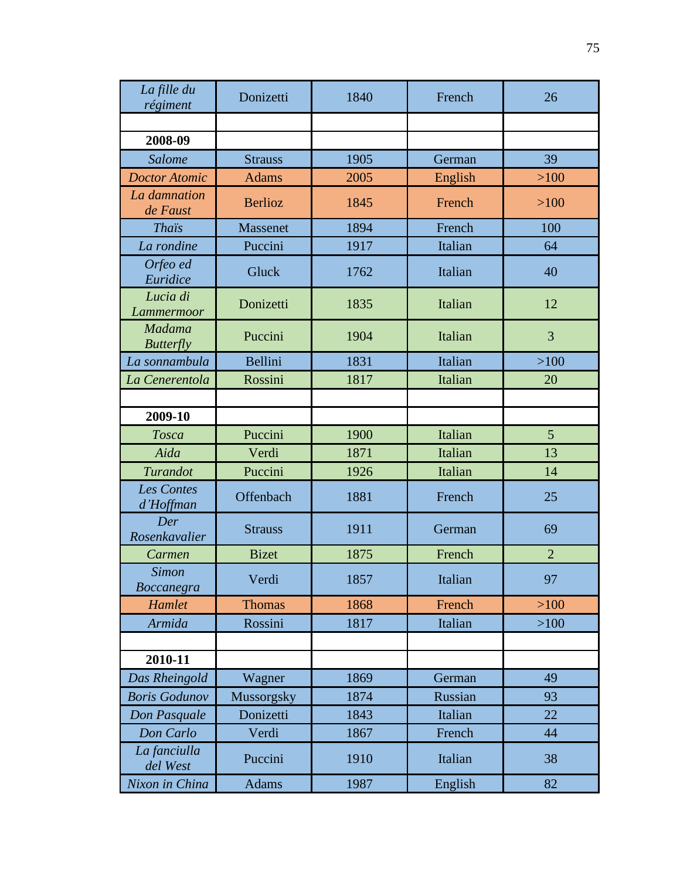| | | | | |
|---|---|---|---|---|
| *La fille du régiment* | Donizetti | 1840 | French | 26 |
| | | | | |
| **2008-09** | | | | |
| *Salome* | Strauss | 1905 | German | 39 |
| *Doctor Atomic* | Adams | 2005 | English | >100 |
| *La damnation de Faust* | Berlioz | 1845 | French | >100 |
| *Thaïs* | Massenet | 1894 | French | 100 |
| *La rondine* | Puccini | 1917 | Italian | 64 |
| *Orfeo ed Euridice* | Gluck | 1762 | Italian | 40 |
| *Lucia di Lammermoor* | Donizetti | 1835 | Italian | 12 |
| *Madama Butterfly* | Puccini | 1904 | Italian | 3 |
| *La sonnambula* | Bellini | 1831 | Italian | >100 |
| *La Cenerentola* | Rossini | 1817 | Italian | 20 |
| | | | | |
| **2009-10** | | | | |
| *Tosca* | Puccini | 1900 | Italian | 5 |
| *Aida* | Verdi | 1871 | Italian | 13 |
| *Turandot* | Puccini | 1926 | Italian | 14 |
| *Les Contes d'Hoffman* | Offenbach | 1881 | French | 25 |
| *Der Rosenkavalier* | Strauss | 1911 | German | 69 |
| *Carmen* | Bizet | 1875 | French | 2 |
| *Simon Boccanegra* | Verdi | 1857 | Italian | 97 |
| *Hamlet* | Thomas | 1868 | French | >100 |
| *Armida* | Rossini | 1817 | Italian | >100 |
| | | | | |
| **2010-11** | | | | |
| *Das Rheingold* | Wagner | 1869 | German | 49 |
| *Boris Godunov* | Mussorgsky | 1874 | Russian | 93 |
| *Don Pasquale* | Donizetti | 1843 | Italian | 22 |
| *Don Carlo* | Verdi | 1867 | French | 44 |
| *La fanciulla del West* | Puccini | 1910 | Italian | 38 |
| *Nixon in China* | Adams | 1987 | English | 82 |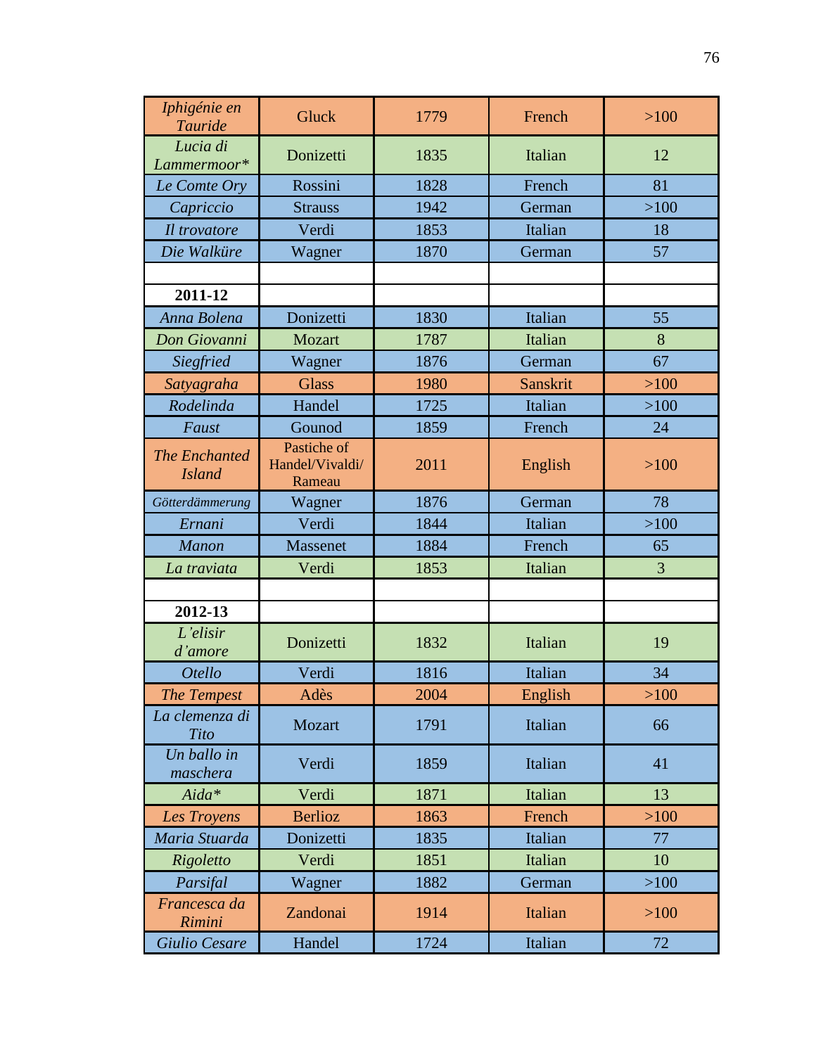| *Iphigénie en Tauride* | Gluck | 1779 | French | >100 |
|---|---|---|---|---|
| *Lucia di Lammermoor** | Donizetti | 1835 | Italian | 12 |
| *Le Comte Ory* | Rossini | 1828 | French | 81 |
| *Capriccio* | Strauss | 1942 | German | >100 |
| *Il trovatore* | Verdi | 1853 | Italian | 18 |
| *Die Walküre* | Wagner | 1870 | German | 57 |
| | | | | |
| **2011-12** | | | | |
| *Anna Bolena* | Donizetti | 1830 | Italian | 55 |
| *Don Giovanni* | Mozart | 1787 | Italian | 8 |
| *Siegfried* | Wagner | 1876 | German | 67 |
| *Satyagraha* | Glass | 1980 | Sanskrit | >100 |
| *Rodelinda* | Handel | 1725 | Italian | >100 |
| *Faust* | Gounod | 1859 | French | 24 |
| *The Enchanted Island* | Pastiche of Handel/Vivaldi/ Rameau | 2011 | English | >100 |
| *Götterdämmerung* | Wagner | 1876 | German | 78 |
| *Ernani* | Verdi | 1844 | Italian | >100 |
| *Manon* | Massenet | 1884 | French | 65 |
| *La traviata* | Verdi | 1853 | Italian | 3 |
| | | | | |
| **2012-13** | | | | |
| *L'elisir d'amore* | Donizetti | 1832 | Italian | 19 |
| *Otello* | Verdi | 1816 | Italian | 34 |
| *The Tempest* | Adès | 2004 | English | >100 |
| *La clemenza di Tito* | Mozart | 1791 | Italian | 66 |
| *Un ballo in maschera* | Verdi | 1859 | Italian | 41 |
| *Aida** | Verdi | 1871 | Italian | 13 |
| *Les Troyens* | Berlioz | 1863 | French | >100 |
| *Maria Stuarda* | Donizetti | 1835 | Italian | 77 |
| *Rigoletto* | Verdi | 1851 | Italian | 10 |
| *Parsifal* | Wagner | 1882 | German | >100 |
| *Francesca da Rimini* | Zandonai | 1914 | Italian | >100 |
| *Giulio Cesare* | Handel | 1724 | Italian | 72 |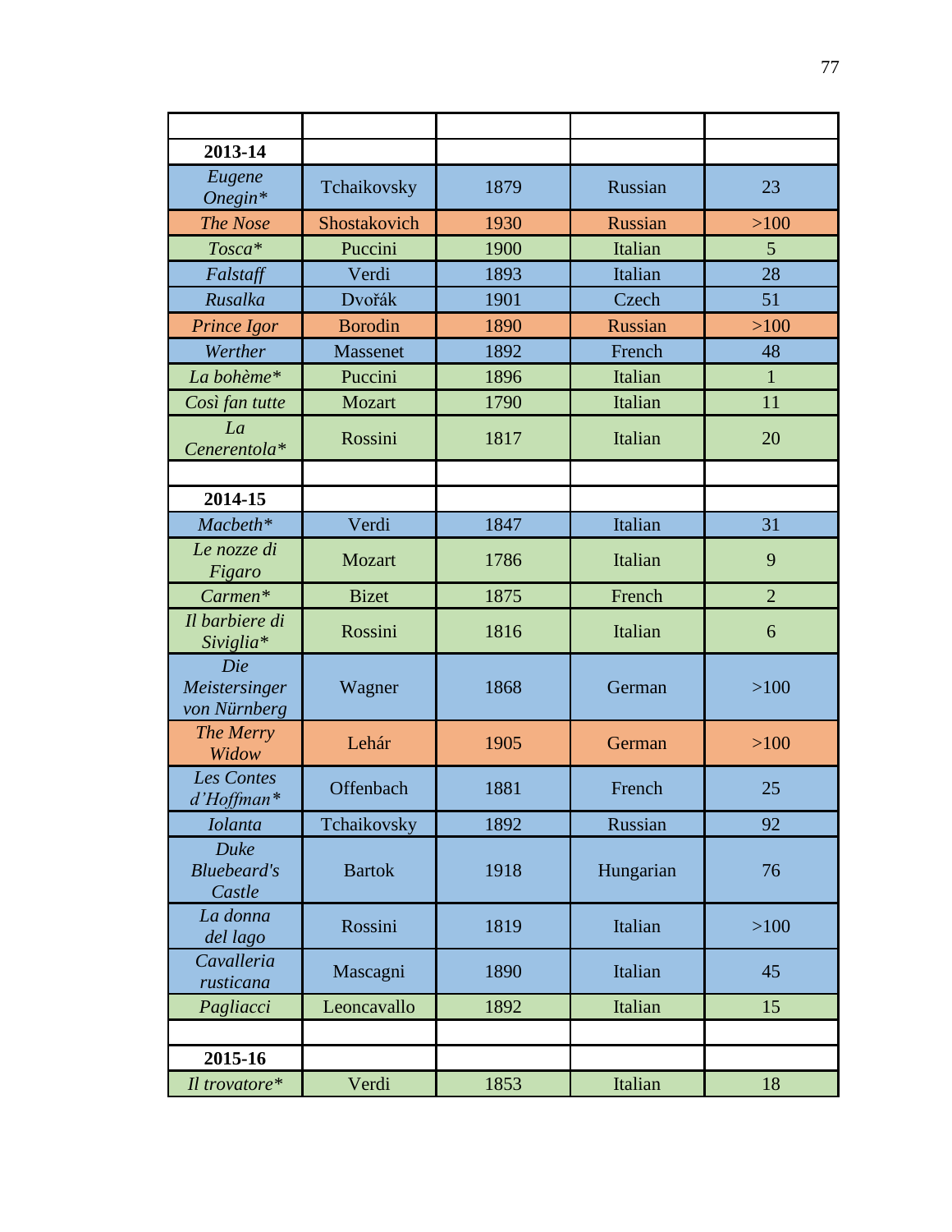| | | | | |
|---|---|---|---|---|
| **2013-14** | | | | |
| *Eugene Onegin\** | Tchaikovsky | 1879 | Russian | 23 |
| *The Nose* | Shostakovich | 1930 | Russian | >100 |
| *Tosca\** | Puccini | 1900 | Italian | 5 |
| *Falstaff* | Verdi | 1893 | Italian | 28 |
| *Rusalka* | Dvořák | 1901 | Czech | 51 |
| *Prince Igor* | Borodin | 1890 | Russian | >100 |
| *Werther* | Massenet | 1892 | French | 48 |
| *La bohème\** | Puccini | 1896 | Italian | 1 |
| *Così fan tutte* | Mozart | 1790 | Italian | 11 |
| *La Cenerentola\** | Rossini | 1817 | Italian | 20 |
| | | | | |
| **2014-15** | | | | |
| *Macbeth\** | Verdi | 1847 | Italian | 31 |
| *Le nozze di Figaro* | Mozart | 1786 | Italian | 9 |
| *Carmen\** | Bizet | 1875 | French | 2 |
| *Il barbiere di Siviglia\** | Rossini | 1816 | Italian | 6 |
| *Die Meistersinger von Nürnberg* | Wagner | 1868 | German | >100 |
| *The Merry Widow* | Lehár | 1905 | German | >100 |
| *Les Contes d'Hoffman\** | Offenbach | 1881 | French | 25 |
| *Iolanta* | Tchaikovsky | 1892 | Russian | 92 |
| *Duke Bluebeard's Castle* | Bartok | 1918 | Hungarian | 76 |
| *La donna del lago* | Rossini | 1819 | Italian | >100 |
| *Cavalleria rusticana* | Mascagni | 1890 | Italian | 45 |
| *Pagliacci* | Leoncavallo | 1892 | Italian | 15 |
| | | | | |
| **2015-16** | | | | |
| *Il trovatore\** | Verdi | 1853 | Italian | 18 |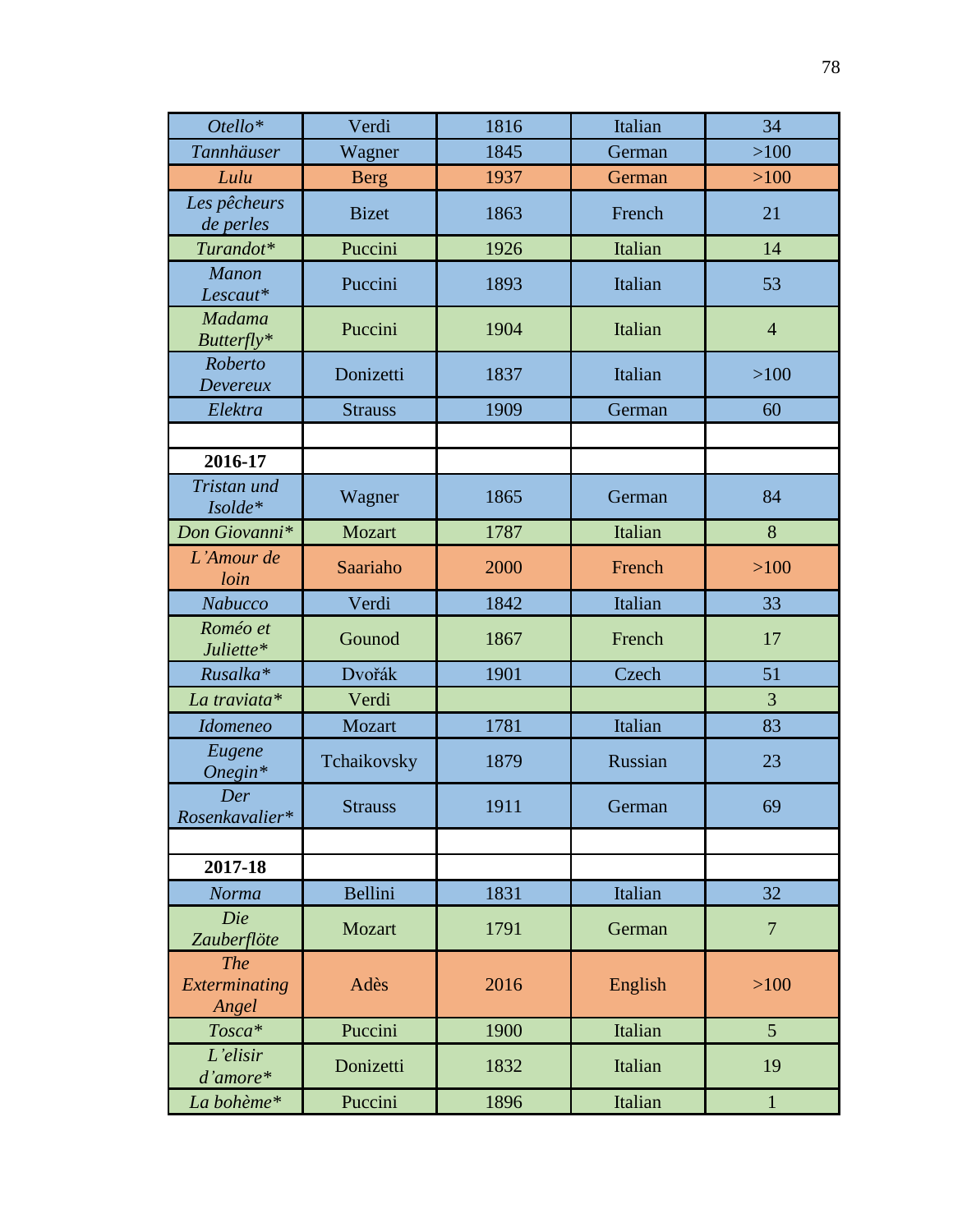| *Otello** | Verdi | 1816 | Italian | 34 |
|---|---|---|---|---|
| *Tannhäuser* | Wagner | 1845 | German | >100 |
| *Lulu* | Berg | 1937 | German | >100 |
| *Les pêcheurs de perles* | Bizet | 1863 | French | 21 |
| *Turandot** | Puccini | 1926 | Italian | 14 |
| *Manon Lescaut** | Puccini | 1893 | Italian | 53 |
| *Madama Butterfly** | Puccini | 1904 | Italian | 4 |
| *Roberto Devereux* | Donizetti | 1837 | Italian | >100 |
| *Elektra* | Strauss | 1909 | German | 60 |
| | | | | |
| **2016-17** | | | | |
| *Tristan und Isolde** | Wagner | 1865 | German | 84 |
| *Don Giovanni** | Mozart | 1787 | Italian | 8 |
| *L'Amour de loin* | Saariaho | 2000 | French | >100 |
| *Nabucco* | Verdi | 1842 | Italian | 33 |
| *Roméo et Juliette** | Gounod | 1867 | French | 17 |
| *Rusalka** | Dvořák | 1901 | Czech | 51 |
| *La traviata** | Verdi | | | 3 |
| *Idomeneo* | Mozart | 1781 | Italian | 83 |
| *Eugene Onegin** | Tchaikovsky | 1879 | Russian | 23 |
| *Der Rosenkavalier** | Strauss | 1911 | German | 69 |
| | | | | |
| **2017-18** | | | | |
| *Norma* | Bellini | 1831 | Italian | 32 |
| *Die Zauberflöte* | Mozart | 1791 | German | 7 |
| *The Exterminating Angel* | Adès | 2016 | English | >100 |
| *Tosca** | Puccini | 1900 | Italian | 5 |
| *L'elisir d'amore** | Donizetti | 1832 | Italian | 19 |
| *La bohème** | Puccini | 1896 | Italian | 1 |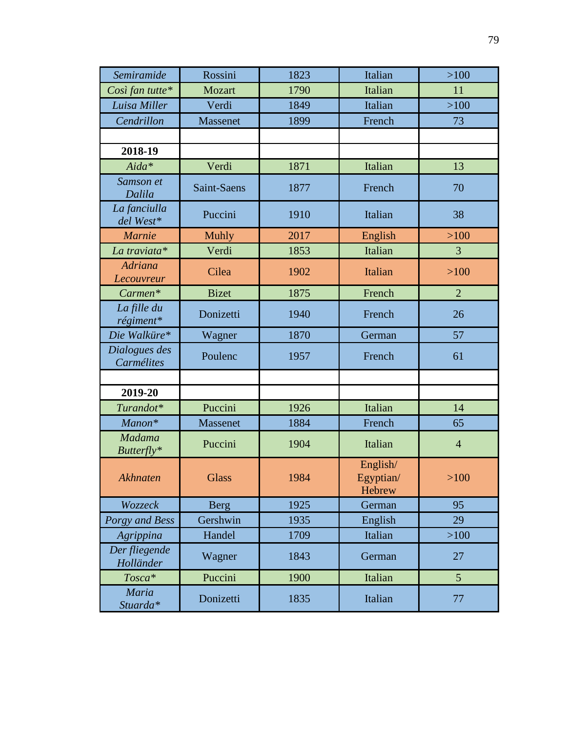| | | | | |
|---|---|---|---|---|
| *Semiramide* | Rossini | 1823 | Italian | >100 |
| *Così fan tutte** | Mozart | 1790 | Italian | 11 |
| *Luisa Miller* | Verdi | 1849 | Italian | >100 |
| *Cendrillon* | Massenet | 1899 | French | 73 |
| | | | | |
| **2018-19** | | | | |
| *Aida** | Verdi | 1871 | Italian | 13 |
| *Samson et Dalila* | Saint-Saens | 1877 | French | 70 |
| *La fanciulla del West** | Puccini | 1910 | Italian | 38 |
| *Marnie* | Muhly | 2017 | English | >100 |
| *La traviata** | Verdi | 1853 | Italian | 3 |
| *Adriana Lecouvreur* | Cilea | 1902 | Italian | >100 |
| *Carmen** | Bizet | 1875 | French | 2 |
| *La fille du régiment** | Donizetti | 1940 | French | 26 |
| *Die Walküre** | Wagner | 1870 | German | 57 |
| *Dialogues des Carmélites* | Poulenc | 1957 | French | 61 |
| | | | | |
| **2019-20** | | | | |
| *Turandot** | Puccini | 1926 | Italian | 14 |
| *Manon** | Massenet | 1884 | French | 65 |
| *Madama Butterfly** | Puccini | 1904 | Italian | 4 |
| *Akhnaten* | Glass | 1984 | English/ Egyptian/ Hebrew | >100 |
| *Wozzeck* | Berg | 1925 | German | 95 |
| *Porgy and Bess* | Gershwin | 1935 | English | 29 |
| *Agrippina* | Handel | 1709 | Italian | >100 |
| *Der fliegende Holländer* | Wagner | 1843 | German | 27 |
| *Tosca** | Puccini | 1900 | Italian | 5 |
| *Maria Stuarda** | Donizetti | 1835 | Italian | 77 |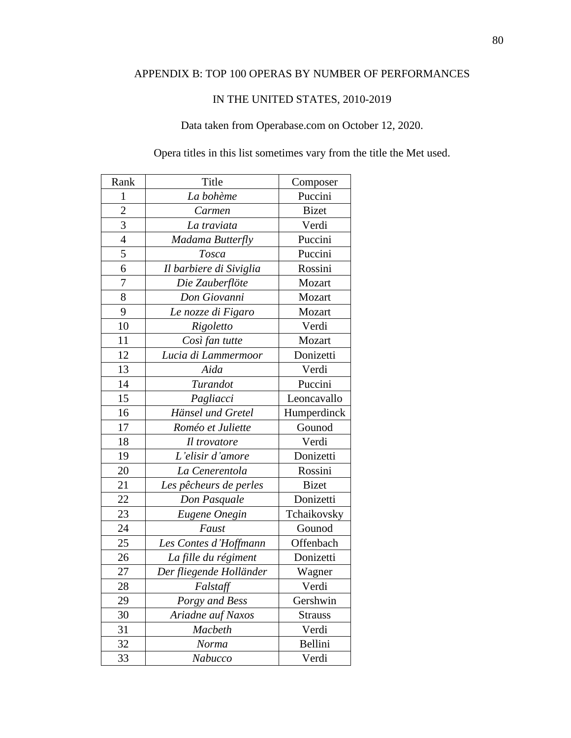## APPENDIX B: TOP 100 OPERAS BY NUMBER OF PERFORMANCES IN THE UNITED STATES, 2010-2019

Data taken from Operabase.com on October 12, 2020.

Opera titles in this list sometimes vary from the title the Met used.

| Rank | Title | Composer |
|---|---|---|
| 1 | *La bohème* | Puccini |
| 2 | *Carmen* | Bizet |
| 3 | *La traviata* | Verdi |
| 4 | *Madama Butterfly* | Puccini |
| 5 | *Tosca* | Puccini |
| 6 | *Il barbiere di Siviglia* | Rossini |
| 7 | *Die Zauberflöte* | Mozart |
| 8 | *Don Giovanni* | Mozart |
| 9 | *Le nozze di Figaro* | Mozart |
| 10 | *Rigoletto* | Verdi |
| 11 | *Così fan tutte* | Mozart |
| 12 | *Lucia di Lammermoor* | Donizetti |
| 13 | *Aida* | Verdi |
| 14 | *Turandot* | Puccini |
| 15 | *Pagliacci* | Leoncavallo |
| 16 | *Hänsel und Gretel* | Humperdinck |
| 17 | *Roméo et Juliette* | Gounod |
| 18 | *Il trovatore* | Verdi |
| 19 | *L'elisir d'amore* | Donizetti |
| 20 | *La Cenerentola* | Rossini |
| 21 | *Les pêcheurs de perles* | Bizet |
| 22 | *Don Pasquale* | Donizetti |
| 23 | *Eugene Onegin* | Tchaikovsky |
| 24 | *Faust* | Gounod |
| 25 | *Les Contes d'Hoffmann* | Offenbach |
| 26 | *La fille du régiment* | Donizetti |
| 27 | *Der fliegende Holländer* | Wagner |
| 28 | *Falstaff* | Verdi |
| 29 | *Porgy and Bess* | Gershwin |
| 30 | *Ariadne auf Naxos* | Strauss |
| 31 | *Macbeth* | Verdi |
| 32 | *Norma* | Bellini |
| 33 | *Nabucco* | Verdi |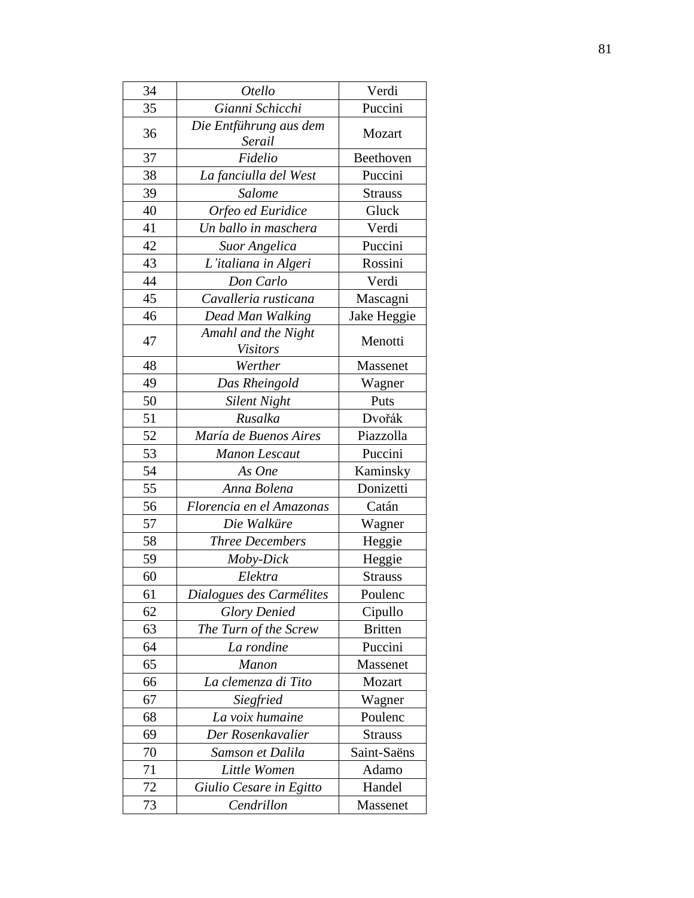| 34 | *Otello* | Verdi |
|---|---|---|
| 35 | *Gianni Schicchi* | Puccini |
| 36 | *Die Entführung aus dem Serail* | Mozart |
| 37 | *Fidelio* | Beethoven |
| 38 | *La fanciulla del West* | Puccini |
| 39 | *Salome* | Strauss |
| 40 | *Orfeo ed Euridice* | Gluck |
| 41 | *Un ballo in maschera* | Verdi |
| 42 | *Suor Angelica* | Puccini |
| 43 | *L'italiana in Algeri* | Rossini |
| 44 | *Don Carlo* | Verdi |
| 45 | *Cavalleria rusticana* | Mascagni |
| 46 | *Dead Man Walking* | Jake Heggie |
| 47 | *Amahl and the Night Visitors* | Menotti |
| 48 | *Werther* | Massenet |
| 49 | *Das Rheingold* | Wagner |
| 50 | *Silent Night* | Puts |
| 51 | *Rusalka* | Dvořák |
| 52 | *María de Buenos Aires* | Piazzolla |
| 53 | *Manon Lescaut* | Puccini |
| 54 | *As One* | Kaminsky |
| 55 | *Anna Bolena* | Donizetti |
| 56 | *Florencia en el Amazonas* | Catán |
| 57 | *Die Walküre* | Wagner |
| 58 | *Three Decembers* | Heggie |
| 59 | *Moby-Dick* | Heggie |
| 60 | *Elektra* | Strauss |
| 61 | *Dialogues des Carmélites* | Poulenc |
| 62 | *Glory Denied* | Cipullo |
| 63 | *The Turn of the Screw* | Britten |
| 64 | *La rondine* | Puccini |
| 65 | *Manon* | Massenet |
| 66 | *La clemenza di Tito* | Mozart |
| 67 | *Siegfried* | Wagner |
| 68 | *La voix humaine* | Poulenc |
| 69 | *Der Rosenkavalier* | Strauss |
| 70 | *Samson et Dalila* | Saint-Saëns |
| 71 | *Little Women* | Adamo |
| 72 | *Giulio Cesare in Egitto* | Handel |
| 73 | *Cendrillon* | Massenet |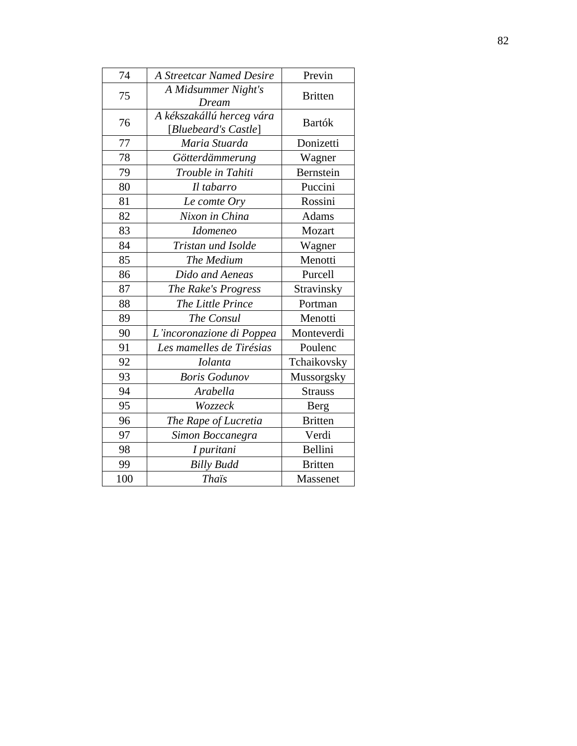| | | |
|---|---|---|
| 74 | *A Streetcar Named Desire* | Previn |
| 75 | *A Midsummer Night's Dream* | Britten |
| 76 | *A kékszakállú herceg vára* [*Bluebeard's Castle*] | Bartók |
| 77 | *Maria Stuarda* | Donizetti |
| 78 | *Götterdämmerung* | Wagner |
| 79 | *Trouble in Tahiti* | Bernstein |
| 80 | *Il tabarro* | Puccini |
| 81 | *Le comte Ory* | Rossini |
| 82 | *Nixon in China* | Adams |
| 83 | *Idomeneo* | Mozart |
| 84 | *Tristan und Isolde* | Wagner |
| 85 | *The Medium* | Menotti |
| 86 | *Dido and Aeneas* | Purcell |
| 87 | *The Rake's Progress* | Stravinsky |
| 88 | *The Little Prince* | Portman |
| 89 | *The Consul* | Menotti |
| 90 | *L'incoronazione di Poppea* | Monteverdi |
| 91 | *Les mamelles de Tirésias* | Poulenc |
| 92 | *Iolanta* | Tchaikovsky |
| 93 | *Boris Godunov* | Mussorgsky |
| 94 | *Arabella* | Strauss |
| 95 | *Wozzeck* | Berg |
| 96 | *The Rape of Lucretia* | Britten |
| 97 | *Simon Boccanegra* | Verdi |
| 98 | *I puritani* | Bellini |
| 99 | *Billy Budd* | Britten |
| 100 | *Thaïs* | Massenet |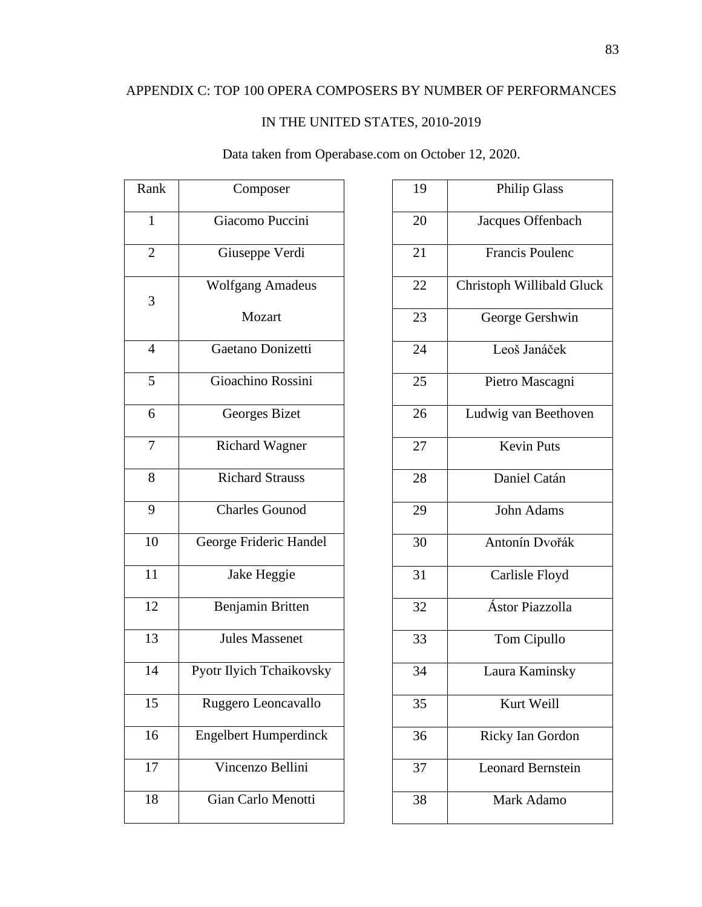## APPENDIX C: TOP 100 OPERA COMPOSERS BY NUMBER OF PERFORMANCES IN THE UNITED STATES, 2010-2019

Data taken from Operabase.com on October 12, 2020.

| Rank | Composer |
|---|---|
| 1 | Giacomo Puccini |
| 2 | Giuseppe Verdi |
| 3 | Wolfgang Amadeus Mozart |
| 4 | Gaetano Donizetti |
| 5 | Gioachino Rossini |
| 6 | Georges Bizet |
| 7 | Richard Wagner |
| 8 | Richard Strauss |
| 9 | Charles Gounod |
| 10 | George Frideric Handel |
| 11 | Jake Heggie |
| 12 | Benjamin Britten |
| 13 | Jules Massenet |
| 14 | Pyotr Ilyich Tchaikovsky |
| 15 | Ruggero Leoncavallo |
| 16 | Engelbert Humperdinck |
| 17 | Vincenzo Bellini |
| 18 | Gian Carlo Menotti |
| 19 | Philip Glass |
| 20 | Jacques Offenbach |
| 21 | Francis Poulenc |
| 22 | Christoph Willibald Gluck |
| 23 | George Gershwin |
| 24 | Leoš Janáček |
| 25 | Pietro Mascagni |
| 26 | Ludwig van Beethoven |
| 27 | Kevin Puts |
| 28 | Daniel Catán |
| 29 | John Adams |
| 30 | Antonín Dvořák |
| 31 | Carlisle Floyd |
| 32 | Ástor Piazzolla |
| 33 | Tom Cipullo |
| 34 | Laura Kaminsky |
| 35 | Kurt Weill |
| 36 | Ricky Ian Gordon |
| 37 | Leonard Bernstein |
| 38 | Mark Adamo |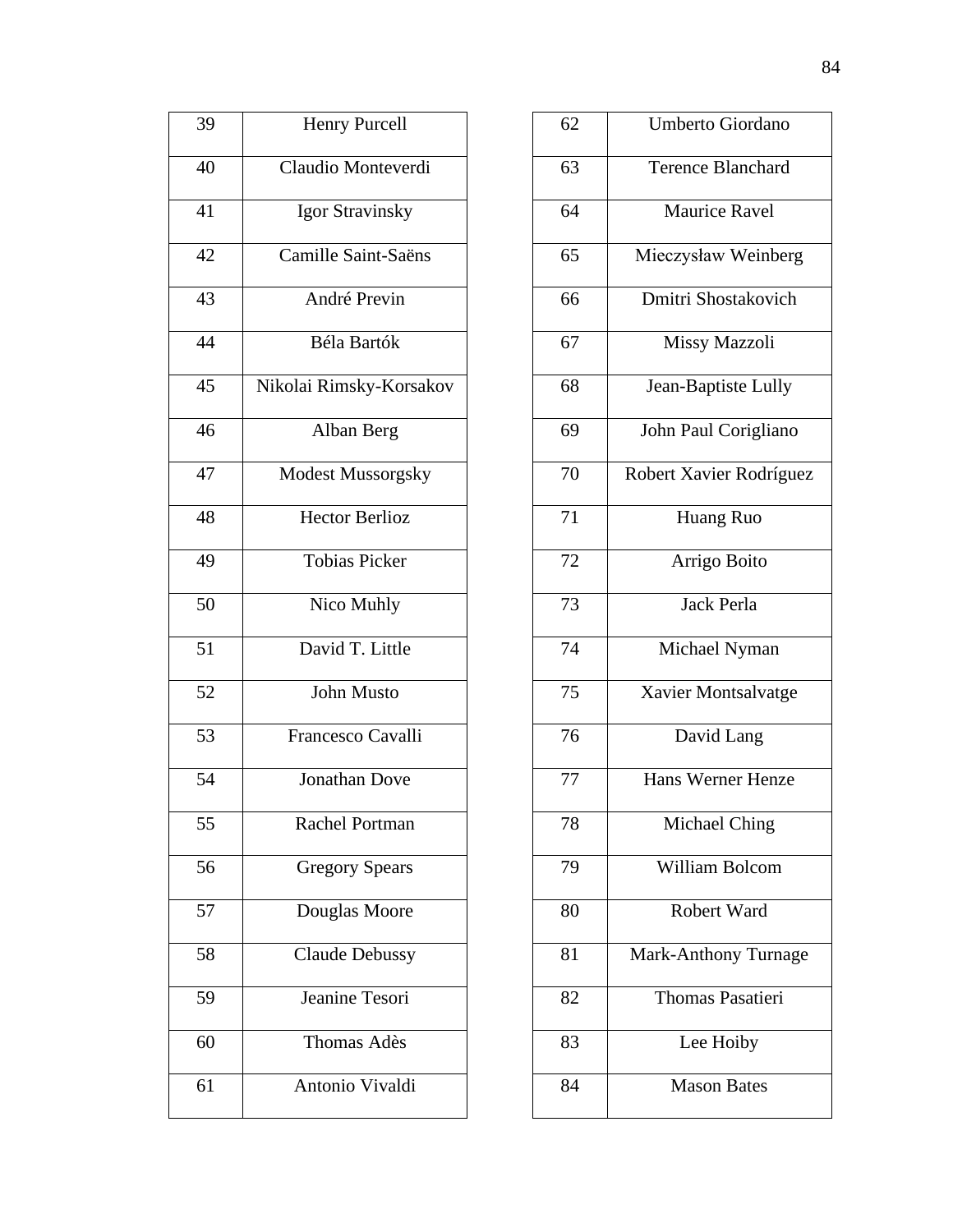| 39 | Henry Purcell |
|---|---|
| 40 | Claudio Monteverdi |
| 41 | Igor Stravinsky |
| 42 | Camille Saint-Saëns |
| 43 | André Previn |
| 44 | Béla Bartók |
| 45 | Nikolai Rimsky-Korsakov |
| 46 | Alban Berg |
| 47 | Modest Mussorgsky |
| 48 | Hector Berlioz |
| 49 | Tobias Picker |
| 50 | Nico Muhly |
| 51 | David T. Little |
| 52 | John Musto |
| 53 | Francesco Cavalli |
| 54 | Jonathan Dove |
| 55 | Rachel Portman |
| 56 | Gregory Spears |
| 57 | Douglas Moore |
| 58 | Claude Debussy |
| 59 | Jeanine Tesori |
| 60 | Thomas Adès |
| 61 | Antonio Vivaldi |

| 62 | Umberto Giordano |
|---|---|
| 63 | Terence Blanchard |
| 64 | Maurice Ravel |
| 65 | Mieczysław Weinberg |
| 66 | Dmitri Shostakovich |
| 67 | Missy Mazzoli |
| 68 | Jean-Baptiste Lully |
| 69 | John Paul Corigliano |
| 70 | Robert Xavier Rodríguez |
| 71 | Huang Ruo |
| 72 | Arrigo Boito |
| 73 | Jack Perla |
| 74 | Michael Nyman |
| 75 | Xavier Montsalvatge |
| 76 | David Lang |
| 77 | Hans Werner Henze |
| 78 | Michael Ching |
| 79 | William Bolcom |
| 80 | Robert Ward |
| 81 | Mark-Anthony Turnage |
| 82 | Thomas Pasatieri |
| 83 | Lee Hoiby |
| 84 | Mason Bates |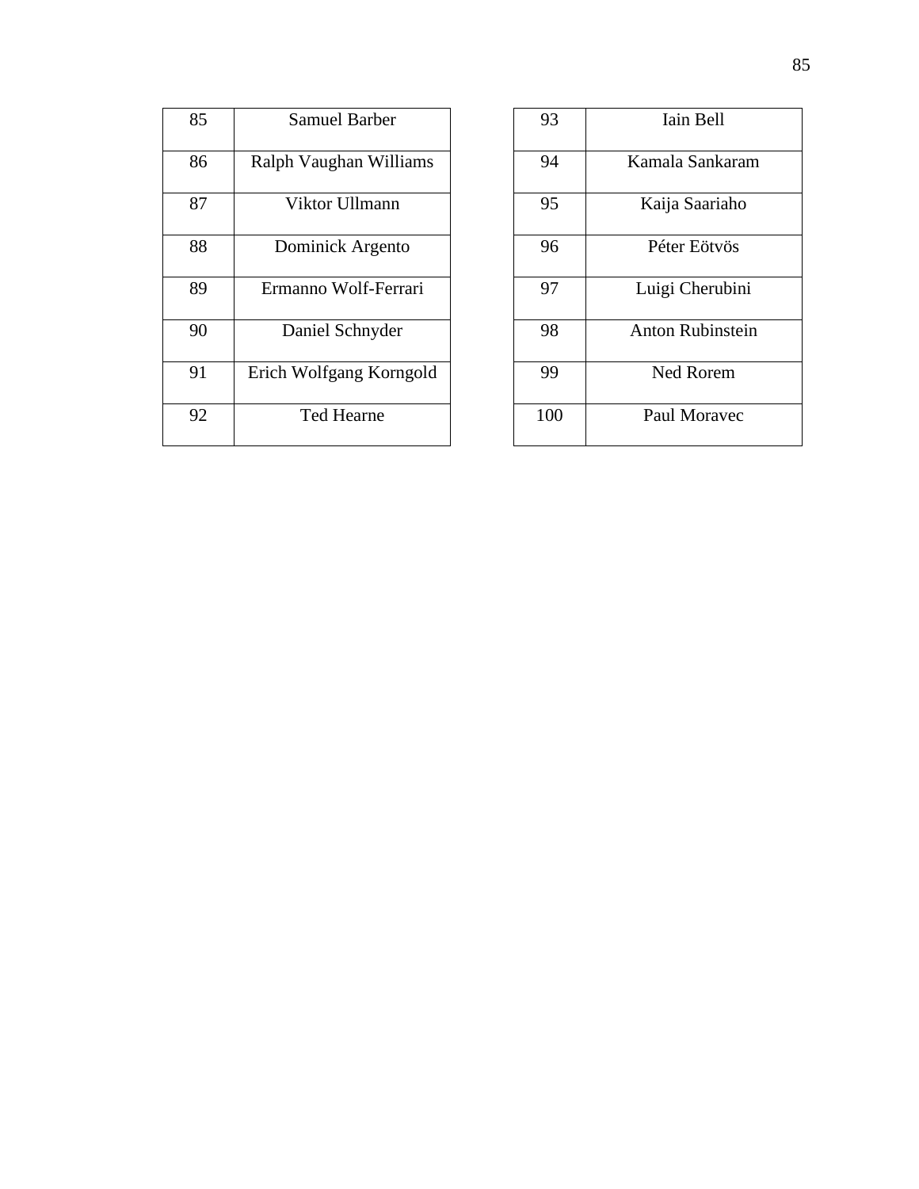| | |
|---|---|
| 85 | Samuel Barber |
| 86 | Ralph Vaughan Williams |
| 87 | Viktor Ullmann |
| 88 | Dominick Argento |
| 89 | Ermanno Wolf-Ferrari |
| 90 | Daniel Schnyder |
| 91 | Erich Wolfgang Korngold |
| 92 | Ted Hearne |
| 93 | Iain Bell |
| 94 | Kamala Sankaram |
| 95 | Kaija Saariaho |
| 96 | Péter Eötvös |
| 97 | Luigi Cherubini |
| 98 | Anton Rubinstein |
| 99 | Ned Rorem |
| 100 | Paul Moravec |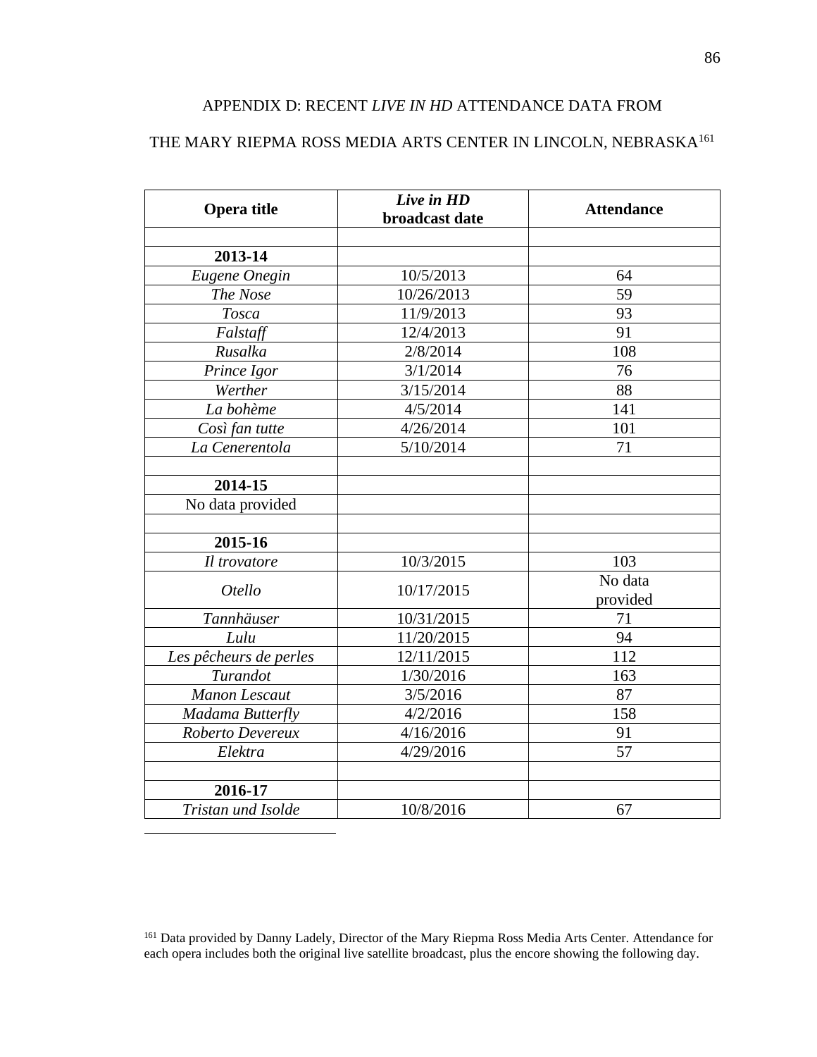## APPENDIX D: RECENT *LIVE IN HD* ATTENDANCE DATA FROM THE MARY RIEPMA ROSS MEDIA ARTS CENTER IN LINCOLN, NEBRASKA[161]

| Opera title | *Live in HD* broadcast date | Attendance |
|---|---|---|
| | | |
| **2013-14** | | |
| *Eugene Onegin* | 10/5/2013 | 64 |
| *The Nose* | 10/26/2013 | 59 |
| *Tosca* | 11/9/2013 | 93 |
| *Falstaff* | 12/4/2013 | 91 |
| *Rusalka* | 2/8/2014 | 108 |
| *Prince Igor* | 3/1/2014 | 76 |
| *Werther* | 3/15/2014 | 88 |
| *La bohème* | 4/5/2014 | 141 |
| *Così fan tutte* | 4/26/2014 | 101 |
| *La Cenerentola* | 5/10/2014 | 71 |
| | | |
| **2014-15** | | |
| No data provided | | |
| | | |
| **2015-16** | | |
| *Il trovatore* | 10/3/2015 | 103 |
| *Otello* | 10/17/2015 | No data provided |
| *Tannhäuser* | 10/31/2015 | 71 |
| *Lulu* | 11/20/2015 | 94 |
| *Les pêcheurs de perles* | 12/11/2015 | 112 |
| *Turandot* | 1/30/2016 | 163 |
| *Manon Lescaut* | 3/5/2016 | 87 |
| *Madama Butterfly* | 4/2/2016 | 158 |
| *Roberto Devereux* | 4/16/2016 | 91 |
| *Elektra* | 4/29/2016 | 57 |
| | | |
| **2016-17** | | |
| *Tristan und Isolde* | 10/8/2016 | 67 |

[161] Data provided by Danny Ladely, Director of the Mary Riepma Ross Media Arts Center. Attendance for each opera includes both the original live satellite broadcast, plus the encore showing the following day.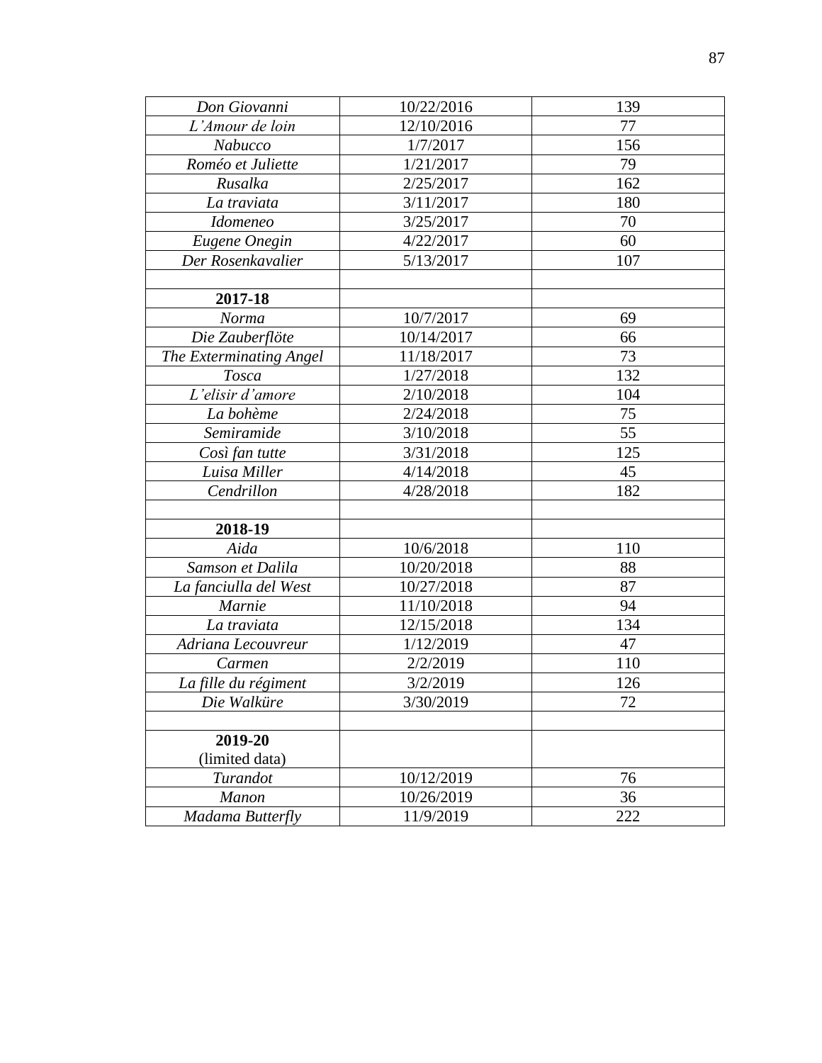| *Don Giovanni* | 10/22/2016 | 139 |
|---|---|---|
| *L'Amour de loin* | 12/10/2016 | 77 |
| *Nabucco* | 1/7/2017 | 156 |
| *Roméo et Juliette* | 1/21/2017 | 79 |
| *Rusalka* | 2/25/2017 | 162 |
| *La traviata* | 3/11/2017 | 180 |
| *Idomeneo* | 3/25/2017 | 70 |
| *Eugene Onegin* | 4/22/2017 | 60 |
| *Der Rosenkavalier* | 5/13/2017 | 107 |
| | | |
| **2017-18** | | |
| *Norma* | 10/7/2017 | 69 |
| *Die Zauberflöte* | 10/14/2017 | 66 |
| *The Exterminating Angel* | 11/18/2017 | 73 |
| *Tosca* | 1/27/2018 | 132 |
| *L'elisir d'amore* | 2/10/2018 | 104 |
| *La bohème* | 2/24/2018 | 75 |
| *Semiramide* | 3/10/2018 | 55 |
| *Così fan tutte* | 3/31/2018 | 125 |
| *Luisa Miller* | 4/14/2018 | 45 |
| *Cendrillon* | 4/28/2018 | 182 |
| | | |
| **2018-19** | | |
| *Aida* | 10/6/2018 | 110 |
| *Samson et Dalila* | 10/20/2018 | 88 |
| *La fanciulla del West* | 10/27/2018 | 87 |
| *Marnie* | 11/10/2018 | 94 |
| *La traviata* | 12/15/2018 | 134 |
| *Adriana Lecouvreur* | 1/12/2019 | 47 |
| *Carmen* | 2/2/2019 | 110 |
| *La fille du régiment* | 3/2/2019 | 126 |
| *Die Walküre* | 3/30/2019 | 72 |
| | | |
| **2019-20** (limited data) | | |
| *Turandot* | 10/12/2019 | 76 |
| *Manon* | 10/26/2019 | 36 |
| *Madama Butterfly* | 11/9/2019 | 222 |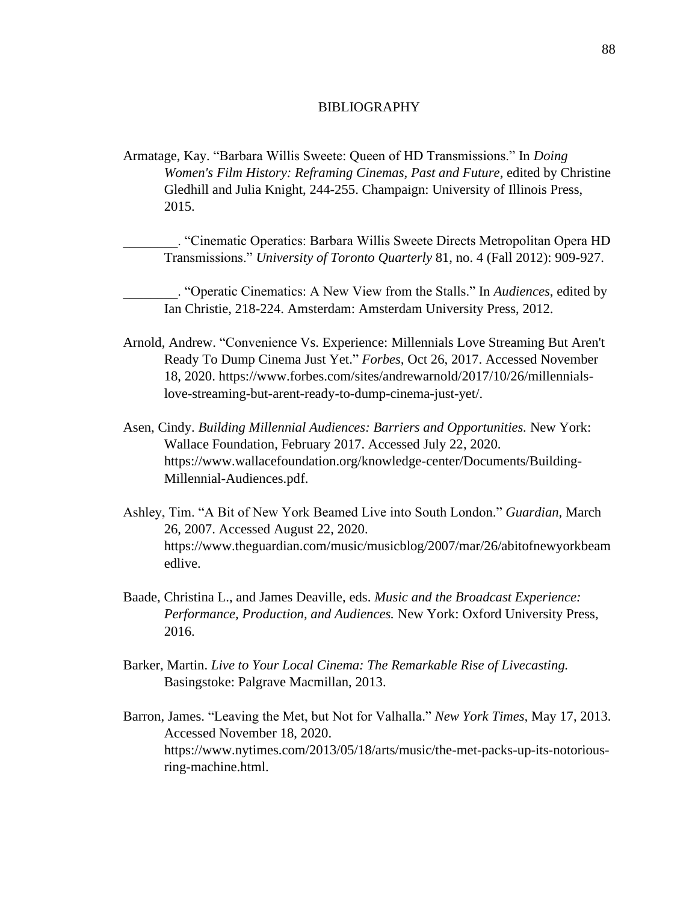# BIBLIOGRAPHY

Armatage, Kay. "Barbara Willis Sweete: Queen of HD Transmissions." In *Doing Women's Film History: Reframing Cinemas, Past and Future*, edited by Christine Gledhill and Julia Knight, 244-255. Champaign: University of Illinois Press, 2015.

________. "Cinematic Operatics: Barbara Willis Sweete Directs Metropolitan Opera HD Transmissions." *University of Toronto Quarterly* 81, no. 4 (Fall 2012): 909-927.

________. "Operatic Cinematics: A New View from the Stalls." In *Audiences*, edited by Ian Christie, 218-224. Amsterdam: Amsterdam University Press, 2012.

Arnold, Andrew. "Convenience Vs. Experience: Millennials Love Streaming But Aren't Ready To Dump Cinema Just Yet." *Forbes,* Oct 26, 2017. Accessed November 18, 2020. https://www.forbes.com/sites/andrewarnold/2017/10/26/millennials-love-streaming-but-arent-ready-to-dump-cinema-just-yet/.

Asen, Cindy. *Building Millennial Audiences: Barriers and Opportunities.* New York: Wallace Foundation, February 2017. Accessed July 22, 2020. https://www.wallacefoundation.org/knowledge-center/Documents/Building-Millennial-Audiences.pdf.

Ashley, Tim. "A Bit of New York Beamed Live into South London." *Guardian,* March 26, 2007. Accessed August 22, 2020. https://www.theguardian.com/music/musicblog/2007/mar/26/abitofnewyorkbeamedlive.

Baade, Christina L., and James Deaville, eds. *Music and the Broadcast Experience: Performance, Production, and Audiences.* New York: Oxford University Press, 2016.

Barker, Martin. *Live to Your Local Cinema: The Remarkable Rise of Livecasting.* Basingstoke: Palgrave Macmillan, 2013.

Barron, James. "Leaving the Met, but Not for Valhalla." *New York Times,* May 17, 2013. Accessed November 18, 2020. https://www.nytimes.com/2013/05/18/arts/music/the-met-packs-up-its-notorious-ring-machine.html.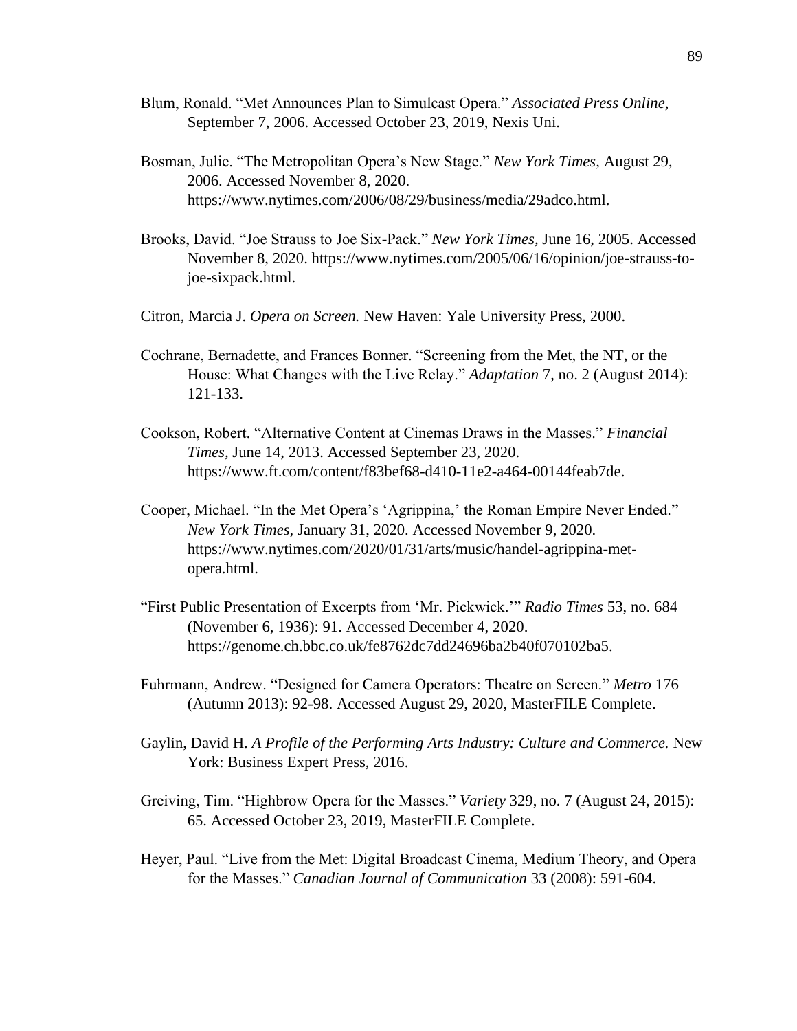Blum, Ronald. "Met Announces Plan to Simulcast Opera." *Associated Press Online,* September 7, 2006. Accessed October 23, 2019, Nexis Uni.

Bosman, Julie. "The Metropolitan Opera's New Stage." *New York Times,* August 29, 2006. Accessed November 8, 2020. https://www.nytimes.com/2006/08/29/business/media/29adco.html.

Brooks, David. "Joe Strauss to Joe Six-Pack." *New York Times,* June 16, 2005. Accessed November 8, 2020. https://www.nytimes.com/2005/06/16/opinion/joe-strauss-to-joe-sixpack.html.

Citron, Marcia J. *Opera on Screen.* New Haven: Yale University Press, 2000.

Cochrane, Bernadette, and Frances Bonner. "Screening from the Met, the NT, or the House: What Changes with the Live Relay." *Adaptation* 7, no. 2 (August 2014): 121-133.

Cookson, Robert. "Alternative Content at Cinemas Draws in the Masses." *Financial Times,* June 14, 2013. Accessed September 23, 2020. https://www.ft.com/content/f83bef68-d410-11e2-a464-00144feab7de.

Cooper, Michael. "In the Met Opera's 'Agrippina,' the Roman Empire Never Ended." *New York Times,* January 31, 2020. Accessed November 9, 2020. https://www.nytimes.com/2020/01/31/arts/music/handel-agrippina-met-opera.html.

"First Public Presentation of Excerpts from 'Mr. Pickwick.'" *Radio Times* 53, no. 684 (November 6, 1936): 91. Accessed December 4, 2020. https://genome.ch.bbc.co.uk/fe8762dc7dd24696ba2b40f070102ba5.

Fuhrmann, Andrew. "Designed for Camera Operators: Theatre on Screen." *Metro* 176 (Autumn 2013): 92-98. Accessed August 29, 2020, MasterFILE Complete.

Gaylin, David H. *A Profile of the Performing Arts Industry: Culture and Commerce.* New York: Business Expert Press, 2016.

Greiving, Tim. "Highbrow Opera for the Masses." *Variety* 329, no. 7 (August 24, 2015): 65. Accessed October 23, 2019, MasterFILE Complete.

Heyer, Paul. "Live from the Met: Digital Broadcast Cinema, Medium Theory, and Opera for the Masses." *Canadian Journal of Communication* 33 (2008): 591-604.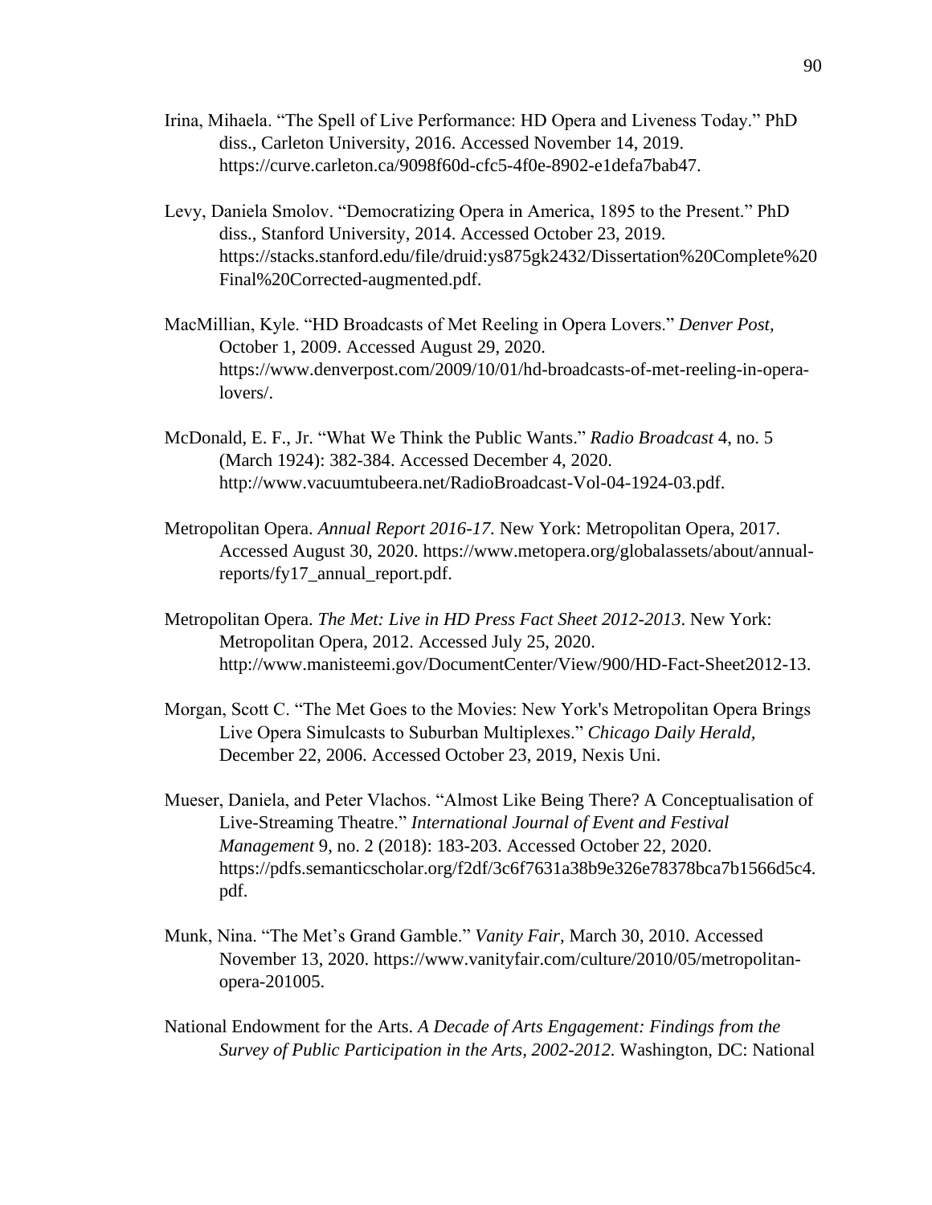Irina, Mihaela. "The Spell of Live Performance: HD Opera and Liveness Today." PhD diss., Carleton University, 2016. Accessed November 14, 2019. https://curve.carleton.ca/9098f60d-cfc5-4f0e-8902-e1defa7bab47.

Levy, Daniela Smolov. "Democratizing Opera in America, 1895 to the Present." PhD diss., Stanford University, 2014. Accessed October 23, 2019. https://stacks.stanford.edu/file/druid:ys875gk2432/Dissertation%20Complete%20Final%20Corrected-augmented.pdf.

MacMillian, Kyle. "HD Broadcasts of Met Reeling in Opera Lovers." *Denver Post*, October 1, 2009. Accessed August 29, 2020. https://www.denverpost.com/2009/10/01/hd-broadcasts-of-met-reeling-in-opera-lovers/.

McDonald, E. F., Jr. "What We Think the Public Wants." *Radio Broadcast* 4, no. 5 (March 1924): 382-384. Accessed December 4, 2020. http://www.vacuumtubeera.net/RadioBroadcast-Vol-04-1924-03.pdf.

Metropolitan Opera. *Annual Report 2016-17.* New York: Metropolitan Opera, 2017. Accessed August 30, 2020. https://www.metopera.org/globalassets/about/annual-reports/fy17_annual_report.pdf.

Metropolitan Opera. *The Met: Live in HD Press Fact Sheet 2012-2013*. New York: Metropolitan Opera, 2012. Accessed July 25, 2020. http://www.manisteemi.gov/DocumentCenter/View/900/HD-Fact-Sheet2012-13.

Morgan, Scott C. "The Met Goes to the Movies: New York's Metropolitan Opera Brings Live Opera Simulcasts to Suburban Multiplexes." *Chicago Daily Herald*, December 22, 2006. Accessed October 23, 2019, Nexis Uni.

Mueser, Daniela, and Peter Vlachos. "Almost Like Being There? A Conceptualisation of Live-Streaming Theatre." *International Journal of Event and Festival Management* 9, no. 2 (2018): 183-203. Accessed October 22, 2020. https://pdfs.semanticscholar.org/f2df/3c6f7631a38b9e326e78378bca7b1566d5c4.pdf.

Munk, Nina. "The Met's Grand Gamble." *Vanity Fair*, March 30, 2010. Accessed November 13, 2020. https://www.vanityfair.com/culture/2010/05/metropolitan-opera-201005.

National Endowment for the Arts. *A Decade of Arts Engagement: Findings from the Survey of Public Participation in the Arts, 2002-2012.* Washington, DC: National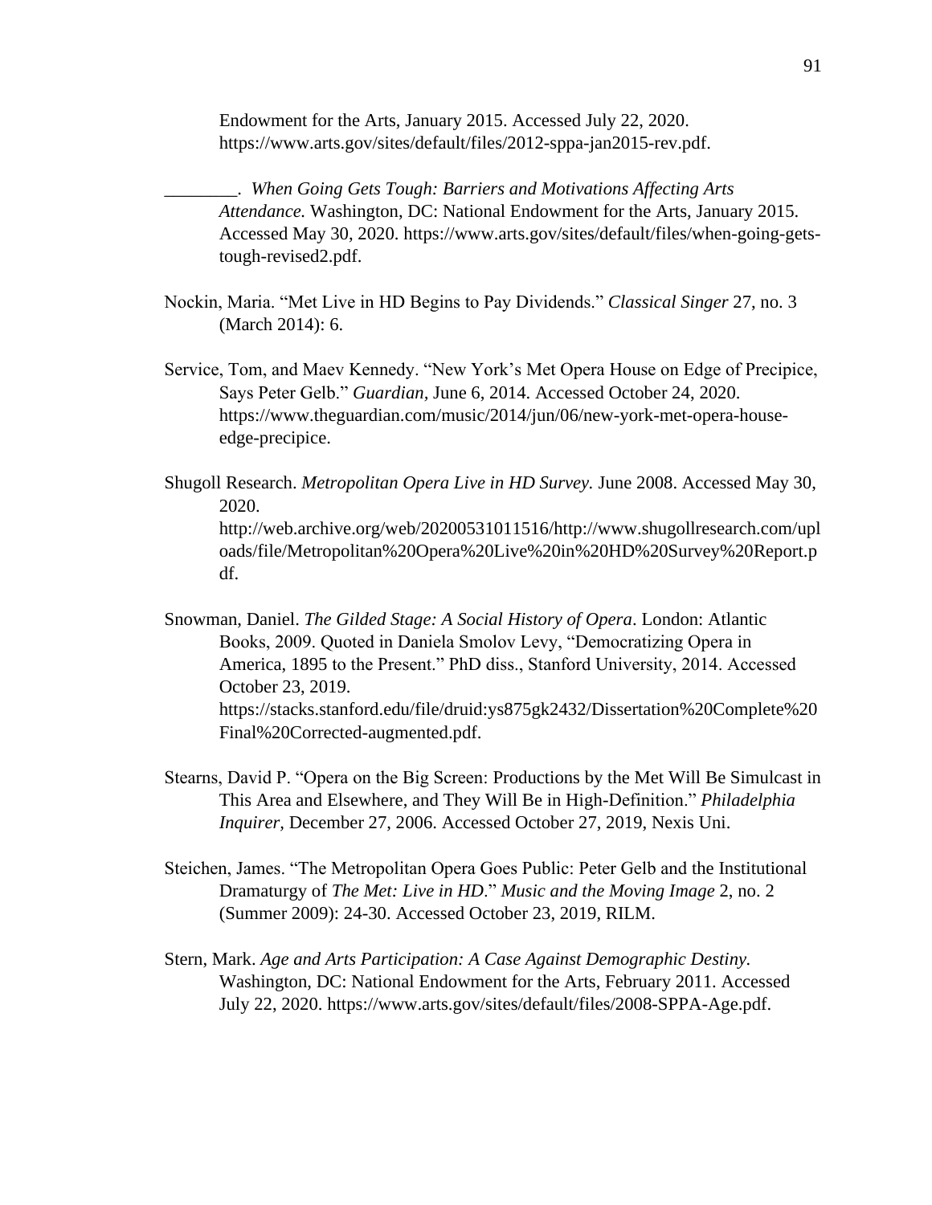Endowment for the Arts, January 2015. Accessed July 22, 2020. https://www.arts.gov/sites/default/files/2012-sppa-jan2015-rev.pdf.

________. *When Going Gets Tough: Barriers and Motivations Affecting Arts Attendance.* Washington, DC: National Endowment for the Arts, January 2015. Accessed May 30, 2020. https://www.arts.gov/sites/default/files/when-going-gets-tough-revised2.pdf.

Nockin, Maria. "Met Live in HD Begins to Pay Dividends." *Classical Singer* 27, no. 3 (March 2014): 6.

Service, Tom, and Maev Kennedy. "New York's Met Opera House on Edge of Precipice, Says Peter Gelb." *Guardian*, June 6, 2014. Accessed October 24, 2020. https://www.theguardian.com/music/2014/jun/06/new-york-met-opera-house-edge-precipice.

Shugoll Research. *Metropolitan Opera Live in HD Survey.* June 2008. Accessed May 30, 2020. http://web.archive.org/web/20200531011516/http://www.shugollresearch.com/uploads/file/Metropolitan%20Opera%20Live%20in%20HD%20Survey%20Report.pdf.

Snowman, Daniel. *The Gilded Stage: A Social History of Opera*. London: Atlantic Books, 2009. Quoted in Daniela Smolov Levy, "Democratizing Opera in America, 1895 to the Present." PhD diss., Stanford University, 2014. Accessed October 23, 2019. https://stacks.stanford.edu/file/druid:ys875gk2432/Dissertation%20Complete%20Final%20Corrected-augmented.pdf.

Stearns, David P. "Opera on the Big Screen: Productions by the Met Will Be Simulcast in This Area and Elsewhere, and They Will Be in High-Definition." *Philadelphia Inquirer,* December 27, 2006. Accessed October 27, 2019, Nexis Uni.

Steichen, James. "The Metropolitan Opera Goes Public: Peter Gelb and the Institutional Dramaturgy of *The Met: Live in HD*." *Music and the Moving Image* 2, no. 2 (Summer 2009): 24-30. Accessed October 23, 2019, RILM.

Stern, Mark. *Age and Arts Participation: A Case Against Demographic Destiny.* Washington, DC: National Endowment for the Arts, February 2011. Accessed July 22, 2020. https://www.arts.gov/sites/default/files/2008-SPPA-Age.pdf.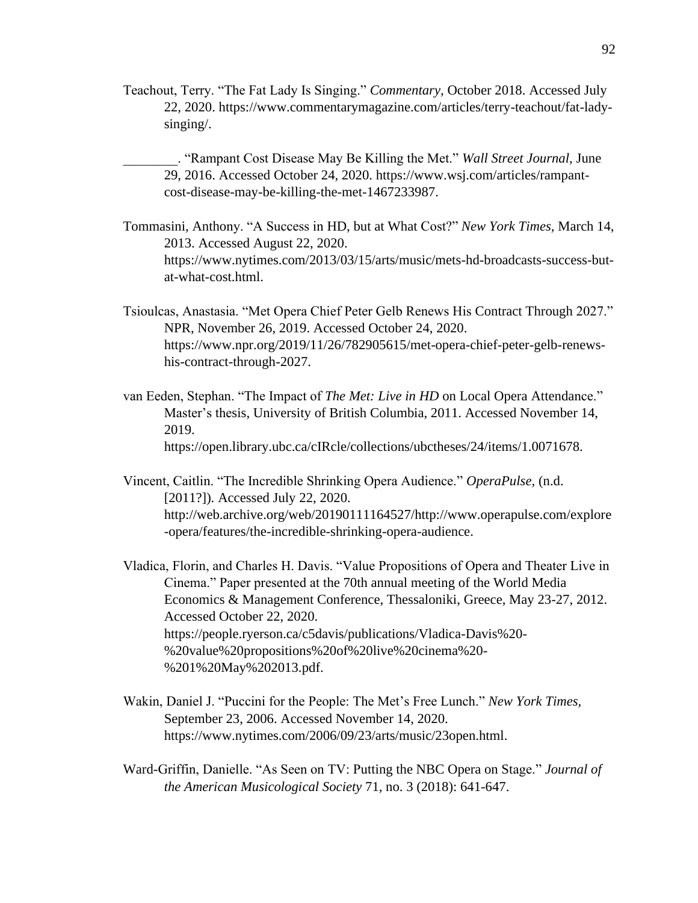Teachout, Terry. “The Fat Lady Is Singing.” *Commentary,* October 2018. Accessed July 22, 2020. https://www.commentarymagazine.com/articles/terry-teachout/fat-lady-singing/.

________. “Rampant Cost Disease May Be Killing the Met.” *Wall Street Journal,* June 29, 2016. Accessed October 24, 2020. https://www.wsj.com/articles/rampant-cost-disease-may-be-killing-the-met-1467233987.

Tommasini, Anthony. “A Success in HD, but at What Cost?” *New York Times,* March 14, 2013. Accessed August 22, 2020. https://www.nytimes.com/2013/03/15/arts/music/mets-hd-broadcasts-success-but-at-what-cost.html.

Tsioulcas, Anastasia. “Met Opera Chief Peter Gelb Renews His Contract Through 2027.” NPR, November 26, 2019. Accessed October 24, 2020. https://www.npr.org/2019/11/26/782905615/met-opera-chief-peter-gelb-renews-his-contract-through-2027.

van Eeden, Stephan. “The Impact of *The Met: Live in HD* on Local Opera Attendance.” Master’s thesis, University of British Columbia, 2011. Accessed November 14, 2019. https://open.library.ubc.ca/cIRcle/collections/ubctheses/24/items/1.0071678.

Vincent, Caitlin. “The Incredible Shrinking Opera Audience.” *OperaPulse,* (n.d. [2011?]). Accessed July 22, 2020. http://web.archive.org/web/20190111164527/http://www.operapulse.com/explore-opera/features/the-incredible-shrinking-opera-audience.

Vladica, Florin, and Charles H. Davis. “Value Propositions of Opera and Theater Live in Cinema.” Paper presented at the 70th annual meeting of the World Media Economics & Management Conference, Thessaloniki, Greece, May 23-27, 2012. Accessed October 22, 2020. https://people.ryerson.ca/c5davis/publications/Vladica-Davis%20-%20value%20propositions%20of%20live%20cinema%20-%201%20May%202013.pdf.

Wakin, Daniel J. “Puccini for the People: The Met’s Free Lunch.” *New York Times,* September 23, 2006. Accessed November 14, 2020. https://www.nytimes.com/2006/09/23/arts/music/23open.html.

Ward-Griffin, Danielle. “As Seen on TV: Putting the NBC Opera on Stage.” *Journal of the American Musicological Society* 71, no. 3 (2018): 641-647.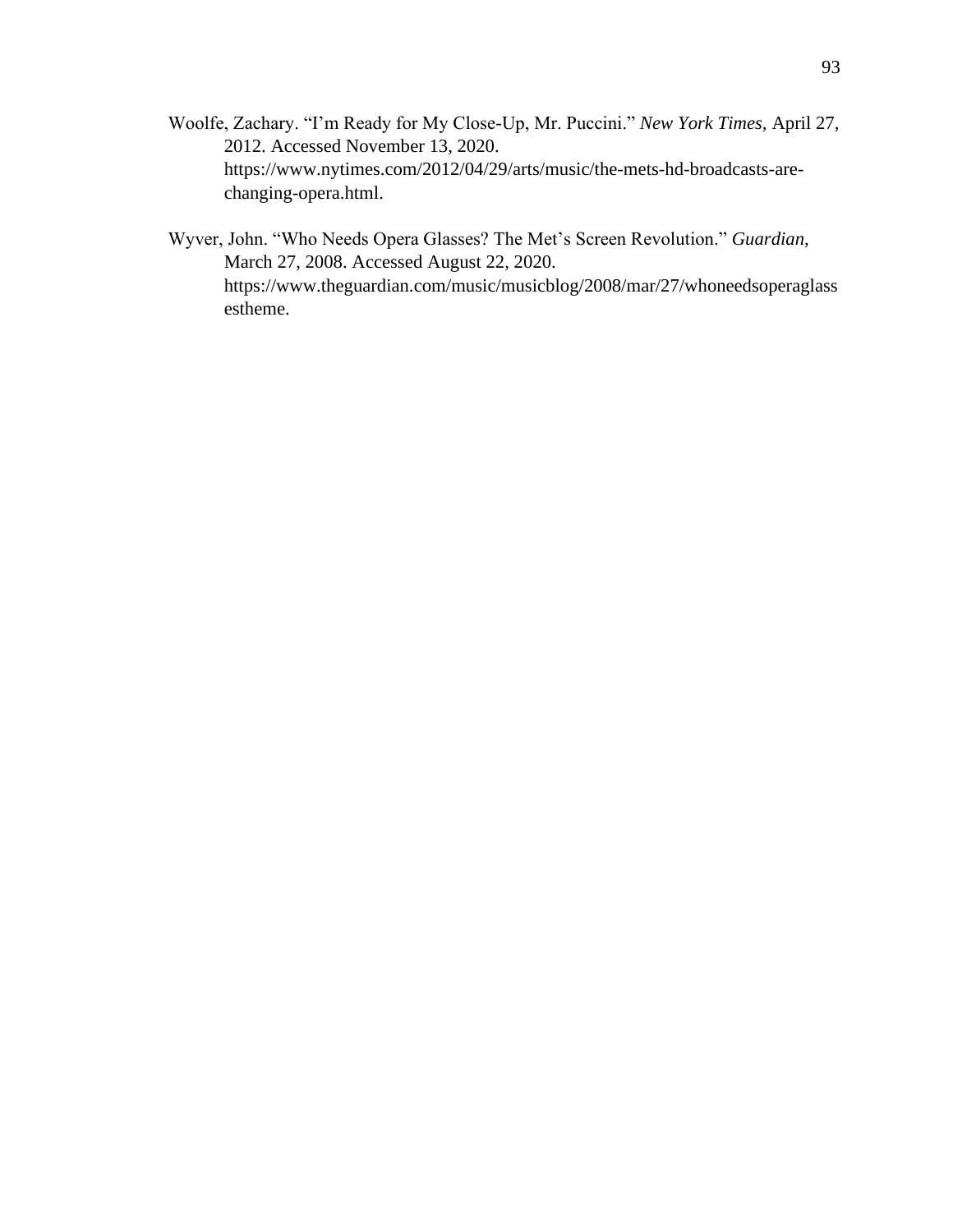Woolfe, Zachary. "I'm Ready for My Close-Up, Mr. Puccini." *New York Times,* April 27, 2012. Accessed November 13, 2020. https://www.nytimes.com/2012/04/29/arts/music/the-mets-hd-broadcasts-are-changing-opera.html.

Wyver, John. "Who Needs Opera Glasses? The Met's Screen Revolution." *Guardian,* March 27, 2008. Accessed August 22, 2020. https://www.theguardian.com/music/musicblog/2008/mar/27/whoneedsoperaglassestheme.